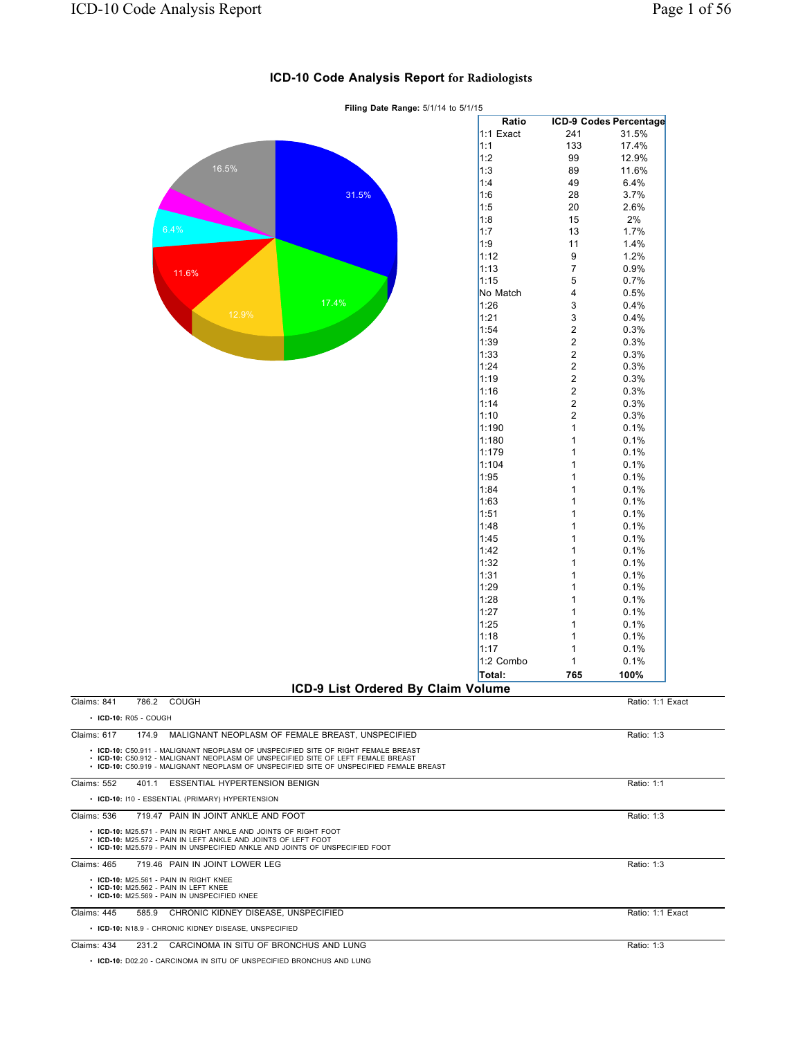# ICD-10 Code Analysis Report for Radiologists

**Filing Date Range:** 5/1/14 to 5/1/15

| Ratio | ICD-9 Codes | Percentage |
|---|---|---|
| 1:1 Exact | 241 | 31.5% |
| 1:1 | 133 | 17.4% |
| 1:2 | 99 | 12.9% |
| 1:3 | 89 | 11.6% |
| 1:4 | 49 | 6.4% |
| 1:6 | 28 | 3.7% |
| 1:5 | 20 | 2.6% |
| 1:8 | 15 | 2% |
| 1:7 | 13 | 1.7% |
| 1:9 | 11 | 1.4% |
| 1:12 | 9 | 1.2% |
| 1:13 | 7 | 0.9% |
| 1:15 | 5 | 0.7% |
| No Match | 4 | 0.5% |
| 1:26 | 3 | 0.4% |
| 1:21 | 3 | 0.4% |
| 1:54 | 2 | 0.3% |
| 1:39 | 2 | 0.3% |
| 1:33 | 2 | 0.3% |
| 1:24 | 2 | 0.3% |
| 1:19 | 2 | 0.3% |
| 1:16 | 2 | 0.3% |
| 1:14 | 2 | 0.3% |
| 1:10 | 2 | 0.3% |
| 1:190 | 1 | 0.1% |
| 1:180 | 1 | 0.1% |
| 1:179 | 1 | 0.1% |
| 1:104 | 1 | 0.1% |
| 1:95 | 1 | 0.1% |
| 1:84 | 1 | 0.1% |
| 1:63 | 1 | 0.1% |
| 1:51 | 1 | 0.1% |
| 1:48 | 1 | 0.1% |
| 1:45 | 1 | 0.1% |
| 1:42 | 1 | 0.1% |
| 1:32 | 1 | 0.1% |
| 1:31 | 1 | 0.1% |
| 1:29 | 1 | 0.1% |
| 1:28 | 1 | 0.1% |
| 1:27 | 1 | 0.1% |
| 1:25 | 1 | 0.1% |
| 1:18 | 1 | 0.1% |
| 1:17 | 1 | 0.1% |
| 1:2 Combo | 1 | 0.1% |
| **Total:** | **765** | **100%** |

## ICD-9 List Ordered By Claim Volume

Claims: 841 — 786.2 COUGH — Ratio: 1:1 Exact

- **ICD-10:** R05 - COUGH

Claims: 617 — 174.9 MALIGNANT NEOPLASM OF FEMALE BREAST, UNSPECIFIED — Ratio: 1:3

- **ICD-10:** C50.911 - MALIGNANT NEOPLASM OF UNSPECIFIED SITE OF RIGHT FEMALE BREAST
- **ICD-10:** C50.912 - MALIGNANT NEOPLASM OF UNSPECIFIED SITE OF LEFT FEMALE BREAST
- **ICD-10:** C50.919 - MALIGNANT NEOPLASM OF UNSPECIFIED SITE OF UNSPECIFIED FEMALE BREAST

Claims: 552 — 401.1 ESSENTIAL HYPERTENSION BENIGN — Ratio: 1:1

- **ICD-10:** I10 - ESSENTIAL (PRIMARY) HYPERTENSION

Claims: 536 — 719.47 PAIN IN JOINT ANKLE AND FOOT — Ratio: 1:3

- **ICD-10:** M25.571 - PAIN IN RIGHT ANKLE AND JOINTS OF RIGHT FOOT
- **ICD-10:** M25.572 - PAIN IN LEFT ANKLE AND JOINTS OF LEFT FOOT
- **ICD-10:** M25.579 - PAIN IN UNSPECIFIED ANKLE AND JOINTS OF UNSPECIFIED FOOT

Claims: 465 — 719.46 PAIN IN JOINT LOWER LEG — Ratio: 1:3

- **ICD-10:** M25.561 - PAIN IN RIGHT KNEE
- **ICD-10:** M25.562 - PAIN IN LEFT KNEE
- **ICD-10:** M25.569 - PAIN IN UNSPECIFIED KNEE

Claims: 445 — 585.9 CHRONIC KIDNEY DISEASE, UNSPECIFIED — Ratio: 1:1 Exact

- **ICD-10:** N18.9 - CHRONIC KIDNEY DISEASE, UNSPECIFIED

Claims: 434 — 231.2 CARCINOMA IN SITU OF BRONCHUS AND LUNG — Ratio: 1:3

- **ICD-10:** D02.20 - CARCINOMA IN SITU OF UNSPECIFIED BRONCHUS AND LUNG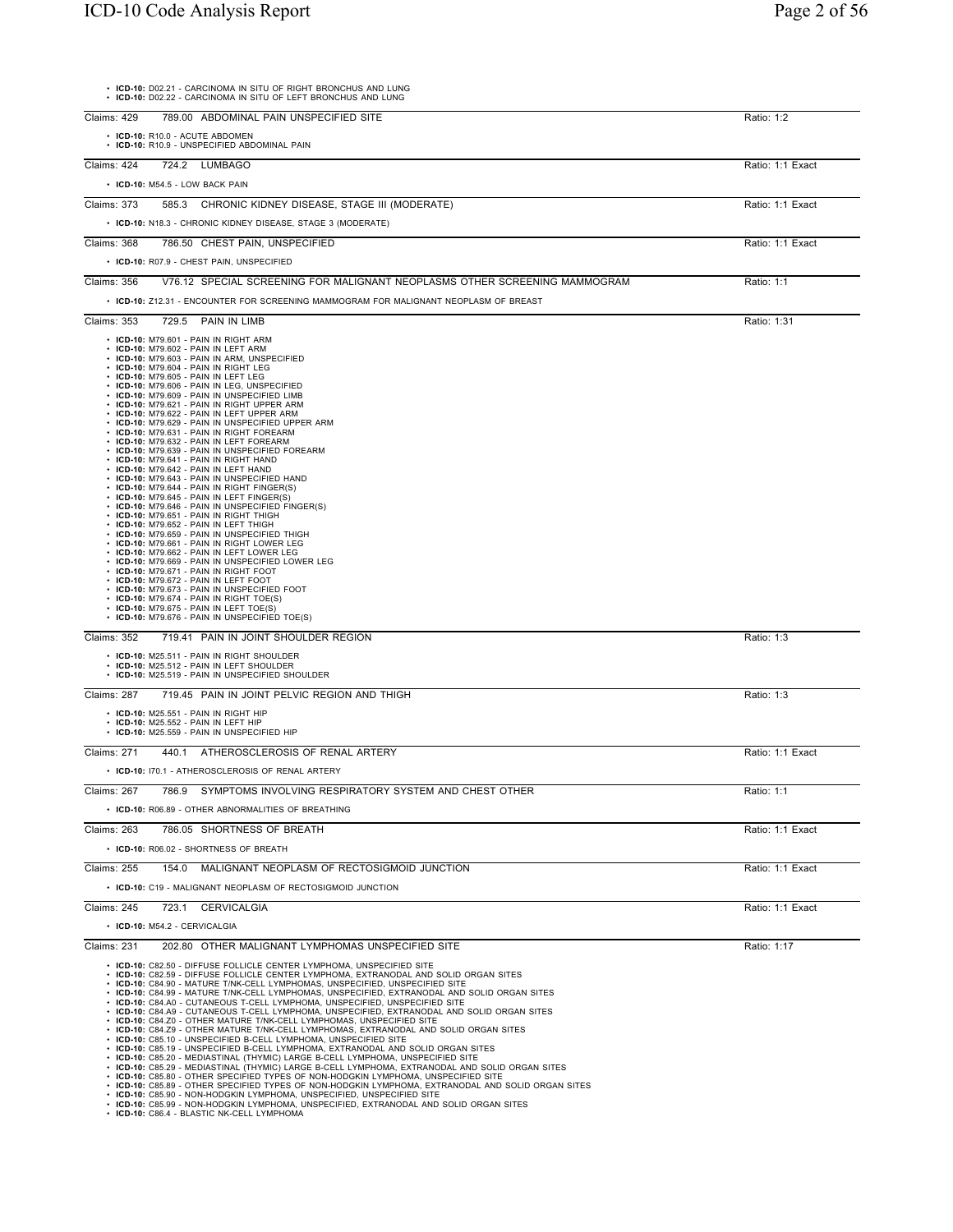- **ICD-10:** D02.21 - CARCINOMA IN SITU OF RIGHT BRONCHUS AND LUNG
- **ICD-10:** D02.22 - CARCINOMA IN SITU OF LEFT BRONCHUS AND LUNG

---

Claims: 429 — 789.00 ABDOMINAL PAIN UNSPECIFIED SITE — Ratio: 1:2

- **ICD-10:** R10.0 - ACUTE ABDOMEN
- **ICD-10:** R10.9 - UNSPECIFIED ABDOMINAL PAIN

---

Claims: 424 — 724.2 LUMBAGO — Ratio: 1:1 Exact

- **ICD-10:** M54.5 - LOW BACK PAIN

---

Claims: 373 — 585.3 CHRONIC KIDNEY DISEASE, STAGE III (MODERATE) — Ratio: 1:1 Exact

- **ICD-10:** N18.3 - CHRONIC KIDNEY DISEASE, STAGE 3 (MODERATE)

---

Claims: 368 — 786.50 CHEST PAIN, UNSPECIFIED — Ratio: 1:1 Exact

- **ICD-10:** R07.9 - CHEST PAIN, UNSPECIFIED

---

Claims: 356 — V76.12 SPECIAL SCREENING FOR MALIGNANT NEOPLASMS OTHER SCREENING MAMMOGRAM — Ratio: 1:1

- **ICD-10:** Z12.31 - ENCOUNTER FOR SCREENING MAMMOGRAM FOR MALIGNANT NEOPLASM OF BREAST

---

Claims: 353 — 729.5 PAIN IN LIMB — Ratio: 1:31

- **ICD-10:** M79.601 - PAIN IN RIGHT ARM
- **ICD-10:** M79.602 - PAIN IN LEFT ARM
- **ICD-10:** M79.603 - PAIN IN ARM, UNSPECIFIED
- **ICD-10:** M79.604 - PAIN IN RIGHT LEG
- **ICD-10:** M79.605 - PAIN IN LEFT LEG
- **ICD-10:** M79.606 - PAIN IN LEG, UNSPECIFIED
- **ICD-10:** M79.609 - PAIN IN UNSPECIFIED LIMB
- **ICD-10:** M79.621 - PAIN IN RIGHT UPPER ARM
- **ICD-10:** M79.622 - PAIN IN LEFT UPPER ARM
- **ICD-10:** M79.629 - PAIN IN UNSPECIFIED UPPER ARM
- **ICD-10:** M79.631 - PAIN IN RIGHT FOREARM
- **ICD-10:** M79.632 - PAIN IN LEFT FOREARM
- **ICD-10:** M79.639 - PAIN IN UNSPECIFIED FOREARM
- **ICD-10:** M79.641 - PAIN IN RIGHT HAND
- **ICD-10:** M79.642 - PAIN IN LEFT HAND
- **ICD-10:** M79.643 - PAIN IN UNSPECIFIED HAND
- **ICD-10:** M79.644 - PAIN IN RIGHT FINGER(S)
- **ICD-10:** M79.645 - PAIN IN LEFT FINGER(S)
- **ICD-10:** M79.646 - PAIN IN UNSPECIFIED FINGER(S)
- **ICD-10:** M79.651 - PAIN IN RIGHT THIGH
- **ICD-10:** M79.652 - PAIN IN LEFT THIGH
- **ICD-10:** M79.659 - PAIN IN UNSPECIFIED THIGH
- **ICD-10:** M79.661 - PAIN IN RIGHT LOWER LEG
- **ICD-10:** M79.662 - PAIN IN LEFT LOWER LEG
- **ICD-10:** M79.669 - PAIN IN UNSPECIFIED LOWER LEG
- **ICD-10:** M79.671 - PAIN IN RIGHT FOOT
- **ICD-10:** M79.672 - PAIN IN LEFT FOOT
- **ICD-10:** M79.673 - PAIN IN UNSPECIFIED FOOT
- **ICD-10:** M79.674 - PAIN IN RIGHT TOE(S)
- **ICD-10:** M79.675 - PAIN IN LEFT TOE(S)
- **ICD-10:** M79.676 - PAIN IN UNSPECIFIED TOE(S)

---

Claims: 352 — 719.41 PAIN IN JOINT SHOULDER REGION — Ratio: 1:3

- **ICD-10:** M25.511 - PAIN IN RIGHT SHOULDER
- **ICD-10:** M25.512 - PAIN IN LEFT SHOULDER
- **ICD-10:** M25.519 - PAIN IN UNSPECIFIED SHOULDER

---

Claims: 287 — 719.45 PAIN IN JOINT PELVIC REGION AND THIGH — Ratio: 1:3

- **ICD-10:** M25.551 - PAIN IN RIGHT HIP
- **ICD-10:** M25.552 - PAIN IN LEFT HIP
- **ICD-10:** M25.559 - PAIN IN UNSPECIFIED HIP

---

Claims: 271 — 440.1 ATHEROSCLEROSIS OF RENAL ARTERY — Ratio: 1:1 Exact

- **ICD-10:** I70.1 - ATHEROSCLEROSIS OF RENAL ARTERY

---

Claims: 267 — 786.9 SYMPTOMS INVOLVING RESPIRATORY SYSTEM AND CHEST OTHER — Ratio: 1:1

- **ICD-10:** R06.89 - OTHER ABNORMALITIES OF BREATHING

---

Claims: 263 — 786.05 SHORTNESS OF BREATH — Ratio: 1:1 Exact

- **ICD-10:** R06.02 - SHORTNESS OF BREATH

---

Claims: 255 — 154.0 MALIGNANT NEOPLASM OF RECTOSIGMOID JUNCTION — Ratio: 1:1 Exact

- **ICD-10:** C19 - MALIGNANT NEOPLASM OF RECTOSIGMOID JUNCTION

---

Claims: 245 — 723.1 CERVICALGIA — Ratio: 1:1 Exact

- **ICD-10:** M54.2 - CERVICALGIA

---

Claims: 231 — 202.80 OTHER MALIGNANT LYMPHOMAS UNSPECIFIED SITE — Ratio: 1:17

- **ICD-10:** C82.50 - DIFFUSE FOLLICLE CENTER LYMPHOMA, UNSPECIFIED SITE
- **ICD-10:** C82.59 - DIFFUSE FOLLICLE CENTER LYMPHOMA, EXTRANODAL AND SOLID ORGAN SITES
- **ICD-10:** C84.90 - MATURE T/NK-CELL LYMPHOMAS, UNSPECIFIED, UNSPECIFIED SITE
- **ICD-10:** C84.99 - MATURE T/NK-CELL LYMPHOMAS, UNSPECIFIED, EXTRANODAL AND SOLID ORGAN SITES
- **ICD-10:** C84.A0 - CUTANEOUS T-CELL LYMPHOMA, UNSPECIFIED, UNSPECIFIED SITE
- **ICD-10:** C84.A9 - CUTANEOUS T-CELL LYMPHOMA, UNSPECIFIED, EXTRANODAL AND SOLID ORGAN SITES
- **ICD-10:** C84.Z0 - OTHER MATURE T/NK-CELL LYMPHOMAS, UNSPECIFIED SITE
- **ICD-10:** C84.Z9 - OTHER MATURE T/NK-CELL LYMPHOMAS, EXTRANODAL AND SOLID ORGAN SITES
- **ICD-10:** C85.10 - UNSPECIFIED B-CELL LYMPHOMA, UNSPECIFIED SITE
- **ICD-10:** C85.19 - UNSPECIFIED B-CELL LYMPHOMA, EXTRANODAL AND SOLID ORGAN SITES
- **ICD-10:** C85.20 - MEDIASTINAL (THYMIC) LARGE B-CELL LYMPHOMA, UNSPECIFIED SITE
- **ICD-10:** C85.29 - MEDIASTINAL (THYMIC) LARGE B-CELL LYMPHOMA, EXTRANODAL AND SOLID ORGAN SITES
- **ICD-10:** C85.80 - OTHER SPECIFIED TYPES OF NON-HODGKIN LYMPHOMA, UNSPECIFIED SITE
- **ICD-10:** C85.89 - OTHER SPECIFIED TYPES OF NON-HODGKIN LYMPHOMA, EXTRANODAL AND SOLID ORGAN SITES
- **ICD-10:** C85.90 - NON-HODGKIN LYMPHOMA, UNSPECIFIED, UNSPECIFIED SITE
- **ICD-10:** C85.99 - NON-HODGKIN LYMPHOMA, UNSPECIFIED, EXTRANODAL AND SOLID ORGAN SITES
- **ICD-10:** C86.4 - BLASTIC NK-CELL LYMPHOMA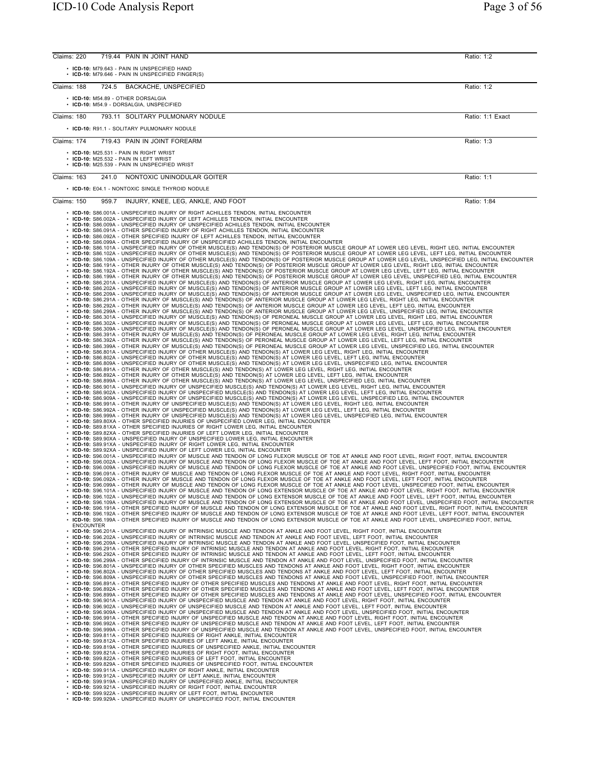Claims: 220 719.44 PAIN IN JOINT HAND Ratio: 1:2

- **ICD-10:** M79.643 - PAIN IN UNSPECIFIED HAND
- **ICD-10:** M79.646 - PAIN IN UNSPECIFIED FINGER(S)

Claims: 188 724.5 BACKACHE, UNSPECIFIED Ratio: 1:2

- **ICD-10:** M54.89 - OTHER DORSALGIA
- **ICD-10:** M54.9 - DORSALGIA, UNSPECIFIED

Claims: 180 793.11 SOLITARY PULMONARY NODULE Ratio: 1:1 Exact

- **ICD-10:** R91.1 - SOLITARY PULMONARY NODULE

Claims: 174 719.43 PAIN IN JOINT FOREARM Ratio: 1:3

- **ICD-10:** M25.531 - PAIN IN RIGHT WRIST
- **ICD-10:** M25.532 - PAIN IN LEFT WRIST
- **ICD-10:** M25.539 - PAIN IN UNSPECIFIED WRIST

Claims: 163 241.0 NONTOXIC UNINODULAR GOITER Ratio: 1:1

- **ICD-10:** E04.1 - NONTOXIC SINGLE THYROID NODULE

Claims: 150 959.7 INJURY, KNEE, LEG, ANKLE, AND FOOT Ratio: 1:84

- **ICD-10:** S86.001A - UNSPECIFIED INJURY OF RIGHT ACHILLES TENDON, INITIAL ENCOUNTER
- **ICD-10:** S86.002A - UNSPECIFIED INJURY OF LEFT ACHILLES TENDON, INITIAL ENCOUNTER
- **ICD-10:** S86.009A - UNSPECIFIED INJURY OF UNSPECIFIED ACHILLES TENDON, INITIAL ENCOUNTER
- **ICD-10:** S86.091A - OTHER SPECIFIED INJURY OF RIGHT ACHILLES TENDON, INITIAL ENCOUNTER
- **ICD-10:** S86.092A - OTHER SPECIFIED INJURY OF LEFT ACHILLES TENDON, INITIAL ENCOUNTER
- **ICD-10:** S86.099A - OTHER SPECIFIED INJURY OF UNSPECIFIED ACHILLES TENDON, INITIAL ENCOUNTER
- **ICD-10:** S86.101A - UNSPECIFIED INJURY OF OTHER MUSCLE(S) AND TENDON(S) OF POSTERIOR MUSCLE GROUP AT LOWER LEG LEVEL, RIGHT LEG, INITIAL ENCOUNTER
- **ICD-10:** S86.102A - UNSPECIFIED INJURY OF OTHER MUSCLE(S) AND TENDON(S) OF POSTERIOR MUSCLE GROUP AT LOWER LEG LEVEL, LEFT LEG, INITIAL ENCOUNTER
- **ICD-10:** S86.109A - UNSPECIFIED INJURY OF OTHER MUSCLE(S) AND TENDON(S) OF POSTERIOR MUSCLE GROUP AT LOWER LEG LEVEL, UNSPECIFIED LEG, INITIAL ENCOUNTER
- **ICD-10:** S86.191A - OTHER INJURY OF OTHER MUSCLE(S) AND TENDON(S) OF POSTERIOR MUSCLE GROUP AT LOWER LEG LEVEL, RIGHT LEG, INITIAL ENCOUNTER
- **ICD-10:** S86.192A - OTHER INJURY OF OTHER MUSCLE(S) AND TENDON(S) OF POSTERIOR MUSCLE GROUP AT LOWER LEG LEVEL, LEFT LEG, INITIAL ENCOUNTER
- **ICD-10:** S86.199A - OTHER INJURY OF OTHER MUSCLE(S) AND TENDON(S) OF POSTERIOR MUSCLE GROUP AT LOWER LEG LEVEL, UNSPECIFIED LEG, INITIAL ENCOUNTER
- **ICD-10:** S86.201A - UNSPECIFIED INJURY OF MUSCLE(S) AND TENDON(S) OF ANTERIOR MUSCLE GROUP AT LOWER LEG LEVEL, RIGHT LEG, INITIAL ENCOUNTER
- **ICD-10:** S86.202A - UNSPECIFIED INJURY OF MUSCLE(S) AND TENDON(S) OF ANTERIOR MUSCLE GROUP AT LOWER LEG LEVEL, LEFT LEG, INITIAL ENCOUNTER
- **ICD-10:** S86.209A - UNSPECIFIED INJURY OF MUSCLE(S) AND TENDON(S) OF ANTERIOR MUSCLE GROUP AT LOWER LEG LEVEL, UNSPECIFIED LEG, INITIAL ENCOUNTER
- **ICD-10:** S86.291A - OTHER INJURY OF MUSCLE(S) AND TENDON(S) OF ANTERIOR MUSCLE GROUP AT LOWER LEG LEVEL, RIGHT LEG, INITIAL ENCOUNTER
- **ICD-10:** S86.292A - OTHER INJURY OF MUSCLE(S) AND TENDON(S) OF ANTERIOR MUSCLE GROUP AT LOWER LEG LEVEL, LEFT LEG, INITIAL ENCOUNTER
- **ICD-10:** S86.299A - OTHER INJURY OF MUSCLE(S) AND TENDON(S) OF ANTERIOR MUSCLE GROUP AT LOWER LEG LEVEL, UNSPECIFIED LEG, INITIAL ENCOUNTER
- **ICD-10:** S86.301A - UNSPECIFIED INJURY OF MUSCLE(S) AND TENDON(S) OF PERONEAL MUSCLE GROUP AT LOWER LEG LEVEL, RIGHT LEG, INITIAL ENCOUNTER
- **ICD-10:** S86.302A - UNSPECIFIED INJURY OF MUSCLE(S) AND TENDON(S) OF PERONEAL MUSCLE GROUP AT LOWER LEG LEVEL, LEFT LEG, INITIAL ENCOUNTER
- **ICD-10:** S86.309A - UNSPECIFIED INJURY OF MUSCLE(S) AND TENDON(S) OF PERONEAL MUSCLE GROUP AT LOWER LEG LEVEL, UNSPECIFIED LEG, INITIAL ENCOUNTER
- **ICD-10:** S86.391A - OTHER INJURY OF MUSCLE(S) AND TENDON(S) OF PERONEAL MUSCLE GROUP AT LOWER LEG LEVEL, RIGHT LEG, INITIAL ENCOUNTER
- **ICD-10:** S86.392A - OTHER INJURY OF MUSCLE(S) AND TENDON(S) OF PERONEAL MUSCLE GROUP AT LOWER LEG LEVEL, LEFT LEG, INITIAL ENCOUNTER
- **ICD-10:** S86.399A - OTHER INJURY OF MUSCLE(S) AND TENDON(S) OF PERONEAL MUSCLE GROUP AT LOWER LEG LEVEL, UNSPECIFIED LEG, INITIAL ENCOUNTER
- **ICD-10:** S86.801A - UNSPECIFIED INJURY OF OTHER MUSCLE(S) AND TENDON(S) AT LOWER LEG LEVEL, RIGHT LEG, INITIAL ENCOUNTER
- **ICD-10:** S86.802A - UNSPECIFIED INJURY OF OTHER MUSCLE(S) AND TENDON(S) AT LOWER LEG LEVEL, LEFT LEG, INITIAL ENCOUNTER
- **ICD-10:** S86.809A - UNSPECIFIED INJURY OF OTHER MUSCLE(S) AND TENDON(S) AT LOWER LEG LEVEL, UNSPECIFIED LEG, INITIAL ENCOUNTER
- **ICD-10:** S86.891A - OTHER INJURY OF OTHER MUSCLE(S) AND TENDON(S) AT LOWER LEG LEVEL, RIGHT LEG, INITIAL ENCOUNTER
- **ICD-10:** S86.892A - OTHER INJURY OF OTHER MUSCLE(S) AND TENDON(S) AT LOWER LEG LEVEL, LEFT LEG, INITIAL ENCOUNTER
- **ICD-10:** S86.899A - OTHER INJURY OF OTHER MUSCLE(S) AND TENDON(S) AT LOWER LEG LEVEL, UNSPECIFIED LEG, INITIAL ENCOUNTER
- **ICD-10:** S86.901A - UNSPECIFIED INJURY OF UNSPECIFIED MUSCLE(S) AND TENDON(S) AT LOWER LEG LEVEL, RIGHT LEG, INITIAL ENCOUNTER
- **ICD-10:** S86.902A - UNSPECIFIED INJURY OF UNSPECIFIED MUSCLE(S) AND TENDON(S) AT LOWER LEG LEVEL, LEFT LEG, INITIAL ENCOUNTER
- **ICD-10:** S86.909A - UNSPECIFIED INJURY OF UNSPECIFIED MUSCLE(S) AND TENDON(S) AT LOWER LEG LEVEL, UNSPECIFIED LEG, INITIAL ENCOUNTER
- **ICD-10:** S86.991A - OTHER INJURY OF UNSPECIFIED MUSCLE(S) AND TENDON(S) AT LOWER LEG LEVEL, RIGHT LEG, INITIAL ENCOUNTER
- **ICD-10:** S86.992A - OTHER INJURY OF UNSPECIFIED MUSCLE(S) AND TENDON(S) AT LOWER LEG LEVEL, LEFT LEG, INITIAL ENCOUNTER
- **ICD-10:** S86.999A - OTHER INJURY OF UNSPECIFIED MUSCLE(S) AND TENDON(S) AT LOWER LEG LEVEL, UNSPECIFIED LEG, INITIAL ENCOUNTER
- **ICD-10:** S89.80XA - OTHER SPECIFIED INJURIES OF UNSPECIFIED LOWER LEG, INITIAL ENCOUNTER
- **ICD-10:** S89.81XA - OTHER SPECIFIED INJURIES OF RIGHT LOWER LEG, INITIAL ENCOUNTER
- **ICD-10:** S89.82XA - OTHER SPECIFIED INJURIES OF LEFT LOWER LEG, INITIAL ENCOUNTER
- **ICD-10:** S89.90XA - UNSPECIFIED INJURY OF UNSPECIFIED LOWER LEG, INITIAL ENCOUNTER
- **ICD-10:** S89.91XA - UNSPECIFIED INJURY OF RIGHT LOWER LEG, INITIAL ENCOUNTER
- **ICD-10:** S89.92XA - UNSPECIFIED INJURY OF LEFT LOWER LEG, INITIAL ENCOUNTER
- **ICD-10:** S96.001A - UNSPECIFIED INJURY OF MUSCLE AND TENDON OF LONG FLEXOR MUSCLE OF TOE AT ANKLE AND FOOT LEVEL, RIGHT FOOT, INITIAL ENCOUNTER
- **ICD-10:** S96.002A - UNSPECIFIED INJURY OF MUSCLE AND TENDON OF LONG FLEXOR MUSCLE OF TOE AT ANKLE AND FOOT LEVEL, LEFT FOOT, INITIAL ENCOUNTER
- **ICD-10:** S96.009A - UNSPECIFIED INJURY OF MUSCLE AND TENDON OF LONG FLEXOR MUSCLE OF TOE AT ANKLE AND FOOT LEVEL, UNSPECIFIED FOOT, INITIAL ENCOUNTER
- **ICD-10:** S96.091A - OTHER INJURY OF MUSCLE AND TENDON OF LONG FLEXOR MUSCLE OF TOE AT ANKLE AND FOOT LEVEL, RIGHT FOOT, INITIAL ENCOUNTER
- **ICD-10:** S96.092A - OTHER INJURY OF MUSCLE AND TENDON OF LONG FLEXOR MUSCLE OF TOE AT ANKLE AND FOOT LEVEL, LEFT FOOT, INITIAL ENCOUNTER
- **ICD-10:** S96.099A - OTHER INJURY OF MUSCLE AND TENDON OF LONG FLEXOR MUSCLE OF TOE AT ANKLE AND FOOT LEVEL, UNSPECIFIED FOOT, INITIAL ENCOUNTER
- **ICD-10:** S96.101A - UNSPECIFIED INJURY OF MUSCLE AND TENDON OF LONG EXTENSOR MUSCLE OF TOE AT ANKLE AND FOOT LEVEL, RIGHT FOOT, INITIAL ENCOUNTER
- **ICD-10:** S96.102A - UNSPECIFIED INJURY OF MUSCLE AND TENDON OF LONG EXTENSOR MUSCLE OF TOE AT ANKLE AND FOOT LEVEL, LEFT FOOT, INITIAL ENCOUNTER
- **ICD-10:** S96.109A - UNSPECIFIED INJURY OF MUSCLE AND TENDON OF LONG EXTENSOR MUSCLE OF TOE AT ANKLE AND FOOT LEVEL, UNSPECIFIED FOOT, INITIAL ENCOUNTER
- **ICD-10:** S96.191A - OTHER SPECIFIED INJURY OF MUSCLE AND TENDON OF LONG EXTENSOR MUSCLE OF TOE AT ANKLE AND FOOT LEVEL, RIGHT FOOT, INITIAL ENCOUNTER
- **ICD-10:** S96.192A - OTHER SPECIFIED INJURY OF MUSCLE AND TENDON OF LONG EXTENSOR MUSCLE OF TOE AT ANKLE AND FOOT LEVEL, LEFT FOOT, INITIAL ENCOUNTER
- **ICD-10:** S96.199A - OTHER SPECIFIED INJURY OF MUSCLE AND TENDON OF LONG EXTENSOR MUSCLE OF TOE AT ANKLE AND FOOT LEVEL, UNSPECIFIED FOOT, INITIAL ENCOUNTER
- **ICD-10:** S96.201A - UNSPECIFIED INJURY OF INTRINSIC MUSCLE AND TENDON AT ANKLE AND FOOT LEVEL, RIGHT FOOT, INITIAL ENCOUNTER
- **ICD-10:** S96.202A - UNSPECIFIED INJURY OF INTRINSIC MUSCLE AND TENDON AT ANKLE AND FOOT LEVEL, LEFT FOOT, INITIAL ENCOUNTER
- **ICD-10:** S96.209A - UNSPECIFIED INJURY OF INTRINSIC MUSCLE AND TENDON AT ANKLE AND FOOT LEVEL, UNSPECIFIED FOOT, INITIAL ENCOUNTER
- **ICD-10:** S96.291A - OTHER SPECIFIED INJURY OF INTRINSIC MUSCLE AND TENDON AT ANKLE AND FOOT LEVEL, RIGHT FOOT, INITIAL ENCOUNTER
- **ICD-10:** S96.292A - OTHER SPECIFIED INJURY OF INTRINSIC MUSCLE AND TENDON AT ANKLE AND FOOT LEVEL, LEFT FOOT, INITIAL ENCOUNTER
- **ICD-10:** S96.299A - OTHER SPECIFIED INJURY OF INTRINSIC MUSCLE AND TENDON AT ANKLE AND FOOT LEVEL, UNSPECIFIED FOOT, INITIAL ENCOUNTER
- **ICD-10:** S96.801A - UNSPECIFIED INJURY OF OTHER SPECIFIED MUSCLES AND TENDONS AT ANKLE AND FOOT LEVEL, RIGHT FOOT, INITIAL ENCOUNTER
- **ICD-10:** S96.802A - UNSPECIFIED INJURY OF OTHER SPECIFIED MUSCLES AND TENDONS AT ANKLE AND FOOT LEVEL, LEFT FOOT, INITIAL ENCOUNTER
- **ICD-10:** S96.809A - UNSPECIFIED INJURY OF OTHER SPECIFIED MUSCLES AND TENDONS AT ANKLE AND FOOT LEVEL, UNSPECIFIED FOOT, INITIAL ENCOUNTER
- **ICD-10:** S96.891A - OTHER SPECIFIED INJURY OF OTHER SPECIFIED MUSCLES AND TENDONS AT ANKLE AND FOOT LEVEL, RIGHT FOOT, INITIAL ENCOUNTER
- **ICD-10:** S96.892A - OTHER SPECIFIED INJURY OF OTHER SPECIFIED MUSCLES AND TENDONS AT ANKLE AND FOOT LEVEL, LEFT FOOT, INITIAL ENCOUNTER
- **ICD-10:** S96.899A - OTHER SPECIFIED INJURY OF OTHER SPECIFIED MUSCLES AND TENDONS AT ANKLE AND FOOT LEVEL, UNSPECIFIED FOOT, INITIAL ENCOUNTER
- **ICD-10:** S96.901A - UNSPECIFIED INJURY OF UNSPECIFIED MUSCLE AND TENDON AT ANKLE AND FOOT LEVEL, RIGHT FOOT, INITIAL ENCOUNTER
- **ICD-10:** S96.902A - UNSPECIFIED INJURY OF UNSPECIFIED MUSCLE AND TENDON AT ANKLE AND FOOT LEVEL, LEFT FOOT, INITIAL ENCOUNTER
- **ICD-10:** S96.909A - UNSPECIFIED INJURY OF UNSPECIFIED MUSCLE AND TENDON AT ANKLE AND FOOT LEVEL, UNSPECIFIED FOOT, INITIAL ENCOUNTER
- **ICD-10:** S96.991A - OTHER SPECIFIED INJURY OF UNSPECIFIED MUSCLE AND TENDON AT ANKLE AND FOOT LEVEL, RIGHT FOOT, INITIAL ENCOUNTER
- **ICD-10:** S96.992A - OTHER SPECIFIED INJURY OF UNSPECIFIED MUSCLE AND TENDON AT ANKLE AND FOOT LEVEL, LEFT FOOT, INITIAL ENCOUNTER
- **ICD-10:** S96.999A - OTHER SPECIFIED INJURY OF UNSPECIFIED MUSCLE AND TENDON AT ANKLE AND FOOT LEVEL, UNSPECIFIED FOOT, INITIAL ENCOUNTER
- **ICD-10:** S99.811A - OTHER SPECIFIED INJURIES OF RIGHT ANKLE, INITIAL ENCOUNTER
- **ICD-10:** S99.812A - OTHER SPECIFIED INJURIES OF LEFT ANKLE, INITIAL ENCOUNTER
- **ICD-10:** S99.819A - OTHER SPECIFIED INJURIES OF UNSPECIFIED ANKLE, INITIAL ENCOUNTER
- **ICD-10:** S99.821A - OTHER SPECIFIED INJURIES OF RIGHT FOOT, INITIAL ENCOUNTER
- **ICD-10:** S99.822A - OTHER SPECIFIED INJURIES OF LEFT FOOT, INITIAL ENCOUNTER
- **ICD-10:** S99.829A - OTHER SPECIFIED INJURIES OF UNSPECIFIED FOOT, INITIAL ENCOUNTER
- **ICD-10:** S99.911A - UNSPECIFIED INJURY OF RIGHT ANKLE, INITIAL ENCOUNTER
- **ICD-10:** S99.912A - UNSPECIFIED INJURY OF LEFT ANKLE, INITIAL ENCOUNTER
- **ICD-10:** S99.919A - UNSPECIFIED INJURY OF UNSPECIFIED ANKLE, INITIAL ENCOUNTER
- **ICD-10:** S99.921A - UNSPECIFIED INJURY OF RIGHT FOOT, INITIAL ENCOUNTER
- **ICD-10:** S99.922A - UNSPECIFIED INJURY OF LEFT FOOT, INITIAL ENCOUNTER
- **ICD-10:** S99.929A - UNSPECIFIED INJURY OF UNSPECIFIED FOOT, INITIAL ENCOUNTER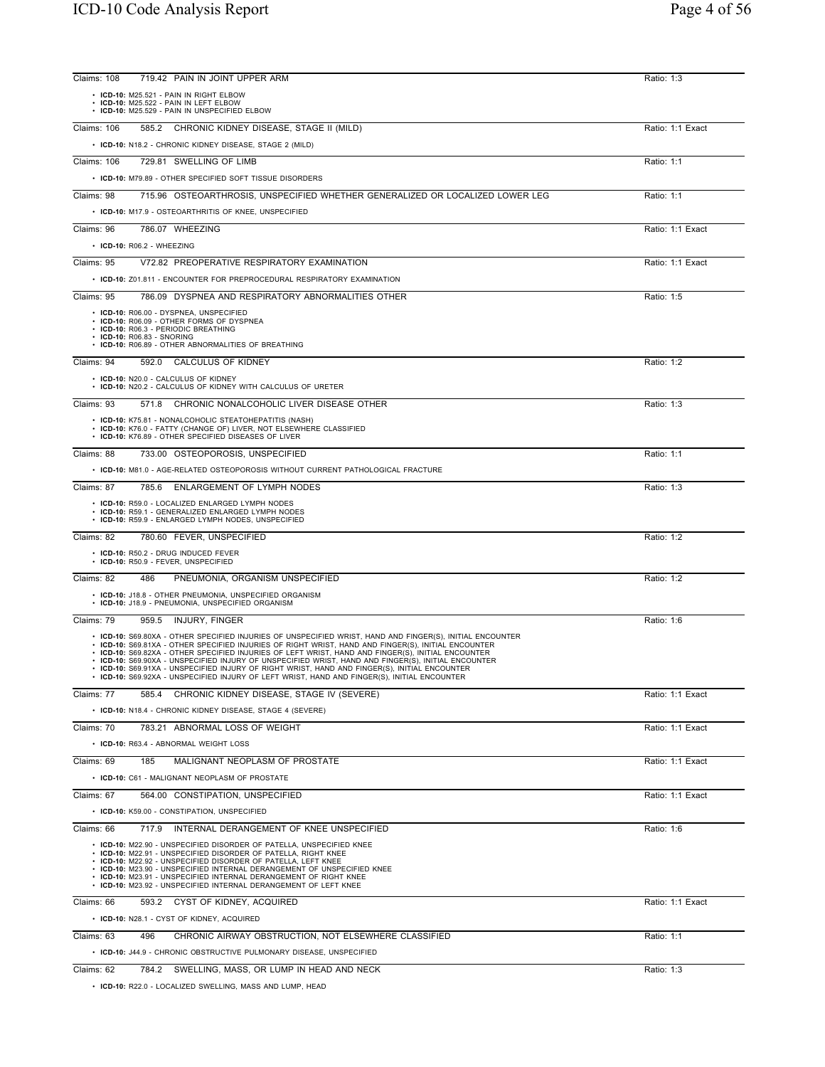Claims: 108 — 719.42 PAIN IN JOINT UPPER ARM — Ratio: 1:3

- **ICD-10:** M25.521 - PAIN IN RIGHT ELBOW
- **ICD-10:** M25.522 - PAIN IN LEFT ELBOW
- **ICD-10:** M25.529 - PAIN IN UNSPECIFIED ELBOW

Claims: 106 — 585.2 CHRONIC KIDNEY DISEASE, STAGE II (MILD) — Ratio: 1:1 Exact

- **ICD-10:** N18.2 - CHRONIC KIDNEY DISEASE, STAGE 2 (MILD)

Claims: 106 — 729.81 SWELLING OF LIMB — Ratio: 1:1

- **ICD-10:** M79.89 - OTHER SPECIFIED SOFT TISSUE DISORDERS

Claims: 98 — 715.96 OSTEOARTHROSIS, UNSPECIFIED WHETHER GENERALIZED OR LOCALIZED LOWER LEG — Ratio: 1:1

- **ICD-10:** M17.9 - OSTEOARTHRITIS OF KNEE, UNSPECIFIED

Claims: 96 — 786.07 WHEEZING — Ratio: 1:1 Exact

- **ICD-10:** R06.2 - WHEEZING

Claims: 95 — V72.82 PREOPERATIVE RESPIRATORY EXAMINATION — Ratio: 1:1 Exact

- **ICD-10:** Z01.811 - ENCOUNTER FOR PREPROCEDURAL RESPIRATORY EXAMINATION

Claims: 95 — 786.09 DYSPNEA AND RESPIRATORY ABNORMALITIES OTHER — Ratio: 1:5

- **ICD-10:** R06.00 - DYSPNEA, UNSPECIFIED
- **ICD-10:** R06.09 - OTHER FORMS OF DYSPNEA
- **ICD-10:** R06.3 - PERIODIC BREATHING
- **ICD-10:** R06.83 - SNORING
- **ICD-10:** R06.89 - OTHER ABNORMALITIES OF BREATHING

Claims: 94 — 592.0 CALCULUS OF KIDNEY — Ratio: 1:2

- **ICD-10:** N20.0 - CALCULUS OF KIDNEY
- **ICD-10:** N20.2 - CALCULUS OF KIDNEY WITH CALCULUS OF URETER

Claims: 93 — 571.8 CHRONIC NONALCOHOLIC LIVER DISEASE OTHER — Ratio: 1:3

- **ICD-10:** K75.81 - NONALCOHOLIC STEATOHEPATITIS (NASH)
- **ICD-10:** K76.0 - FATTY (CHANGE OF) LIVER, NOT ELSEWHERE CLASSIFIED
- **ICD-10:** K76.89 - OTHER SPECIFIED DISEASES OF LIVER

Claims: 88 — 733.00 OSTEOPOROSIS, UNSPECIFIED — Ratio: 1:1

- **ICD-10:** M81.0 - AGE-RELATED OSTEOPOROSIS WITHOUT CURRENT PATHOLOGICAL FRACTURE

Claims: 87 — 785.6 ENLARGEMENT OF LYMPH NODES — Ratio: 1:3

- **ICD-10:** R59.0 - LOCALIZED ENLARGED LYMPH NODES
- **ICD-10:** R59.1 - GENERALIZED ENLARGED LYMPH NODES
- **ICD-10:** R59.9 - ENLARGED LYMPH NODES, UNSPECIFIED

Claims: 82 — 780.60 FEVER, UNSPECIFIED — Ratio: 1:2

- **ICD-10:** R50.2 - DRUG INDUCED FEVER
- **ICD-10:** R50.9 - FEVER, UNSPECIFIED

Claims: 82 — 486 PNEUMONIA, ORGANISM UNSPECIFIED — Ratio: 1:2

- **ICD-10:** J18.8 - OTHER PNEUMONIA, UNSPECIFIED ORGANISM
- **ICD-10:** J18.9 - PNEUMONIA, UNSPECIFIED ORGANISM

Claims: 79 — 959.5 INJURY, FINGER — Ratio: 1:6

- **ICD-10:** S69.80XA - OTHER SPECIFIED INJURIES OF UNSPECIFIED WRIST, HAND AND FINGER(S), INITIAL ENCOUNTER
- **ICD-10:** S69.81XA - OTHER SPECIFIED INJURIES OF RIGHT WRIST, HAND AND FINGER(S), INITIAL ENCOUNTER
- **ICD-10:** S69.82XA - OTHER SPECIFIED INJURIES OF LEFT WRIST, HAND AND FINGER(S), INITIAL ENCOUNTER
- **ICD-10:** S69.90XA - UNSPECIFIED INJURY OF UNSPECIFIED WRIST, HAND AND FINGER(S), INITIAL ENCOUNTER
- **ICD-10:** S69.91XA - UNSPECIFIED INJURY OF RIGHT WRIST, HAND AND FINGER(S), INITIAL ENCOUNTER
- **ICD-10:** S69.92XA - UNSPECIFIED INJURY OF LEFT WRIST, HAND AND FINGER(S), INITIAL ENCOUNTER

Claims: 77 — 585.4 CHRONIC KIDNEY DISEASE, STAGE IV (SEVERE) — Ratio: 1:1 Exact

- **ICD-10:** N18.4 - CHRONIC KIDNEY DISEASE, STAGE 4 (SEVERE)

Claims: 70 — 783.21 ABNORMAL LOSS OF WEIGHT — Ratio: 1:1 Exact

- **ICD-10:** R63.4 - ABNORMAL WEIGHT LOSS

Claims: 69 — 185 MALIGNANT NEOPLASM OF PROSTATE — Ratio: 1:1 Exact

- **ICD-10:** C61 - MALIGNANT NEOPLASM OF PROSTATE

Claims: 67 — 564.00 CONSTIPATION, UNSPECIFIED — Ratio: 1:1 Exact

- **ICD-10:** K59.00 - CONSTIPATION, UNSPECIFIED

Claims: 66 — 717.9 INTERNAL DERANGEMENT OF KNEE UNSPECIFIED — Ratio: 1:6

- **ICD-10:** M22.90 - UNSPECIFIED DISORDER OF PATELLA, UNSPECIFIED KNEE
- **ICD-10:** M22.91 - UNSPECIFIED DISORDER OF PATELLA, RIGHT KNEE
- **ICD-10:** M22.92 - UNSPECIFIED DISORDER OF PATELLA, LEFT KNEE
- **ICD-10:** M23.90 - UNSPECIFIED INTERNAL DERANGEMENT OF UNSPECIFIED KNEE
- **ICD-10:** M23.91 - UNSPECIFIED INTERNAL DERANGEMENT OF RIGHT KNEE
- **ICD-10:** M23.92 - UNSPECIFIED INTERNAL DERANGEMENT OF LEFT KNEE

Claims: 66 — 593.2 CYST OF KIDNEY, ACQUIRED — Ratio: 1:1 Exact

- **ICD-10:** N28.1 - CYST OF KIDNEY, ACQUIRED

Claims: 63 — 496 CHRONIC AIRWAY OBSTRUCTION, NOT ELSEWHERE CLASSIFIED — Ratio: 1:1

- **ICD-10:** J44.9 - CHRONIC OBSTRUCTIVE PULMONARY DISEASE, UNSPECIFIED

Claims: 62 — 784.2 SWELLING, MASS, OR LUMP IN HEAD AND NECK — Ratio: 1:3

- **ICD-10:** R22.0 - LOCALIZED SWELLING, MASS AND LUMP, HEAD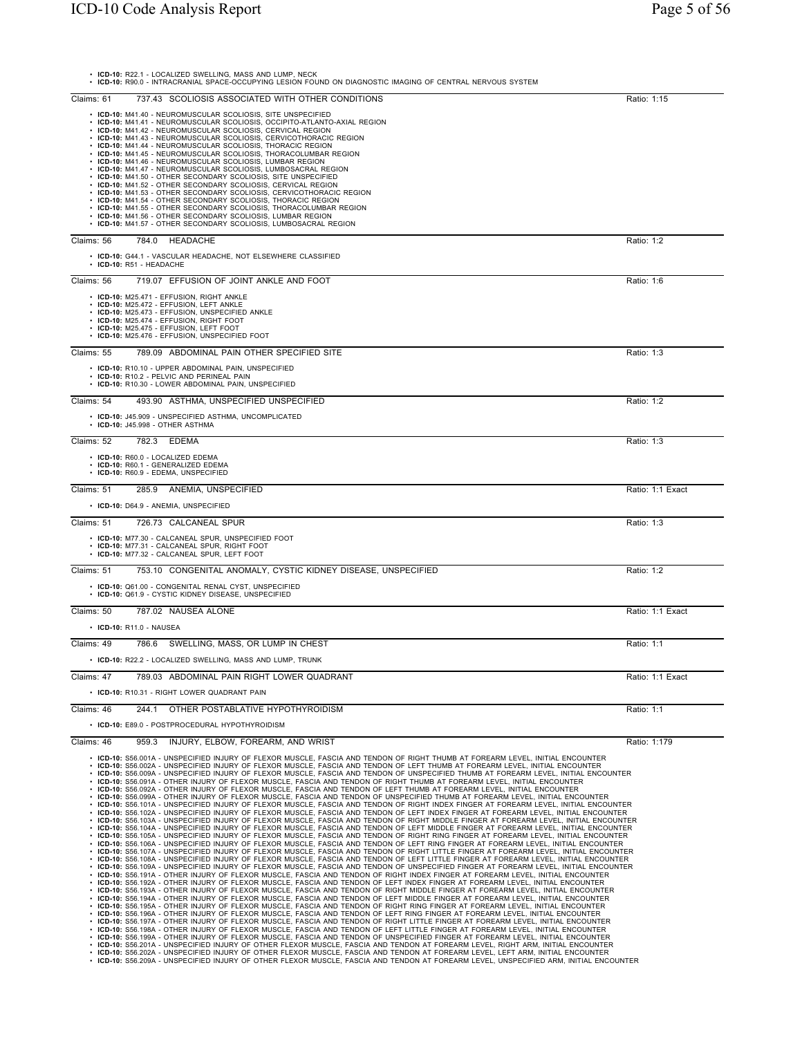- **ICD-10:** R22.1 - LOCALIZED SWELLING, MASS AND LUMP, NECK
- **ICD-10:** R90.0 - INTRACRANIAL SPACE-OCCUPYING LESION FOUND ON DIAGNOSTIC IMAGING OF CENTRAL NERVOUS SYSTEM

---

Claims: 61 737.43 SCOLIOSIS ASSOCIATED WITH OTHER CONDITIONS Ratio: 1:15

- **ICD-10:** M41.40 - NEUROMUSCULAR SCOLIOSIS, SITE UNSPECIFIED
- **ICD-10:** M41.41 - NEUROMUSCULAR SCOLIOSIS, OCCIPITO-ATLANTO-AXIAL REGION
- **ICD-10:** M41.42 - NEUROMUSCULAR SCOLIOSIS, CERVICAL REGION
- **ICD-10:** M41.43 - NEUROMUSCULAR SCOLIOSIS, CERVICOTHORACIC REGION
- **ICD-10:** M41.44 - NEUROMUSCULAR SCOLIOSIS, THORACIC REGION
- **ICD-10:** M41.45 - NEUROMUSCULAR SCOLIOSIS, THORACOLUMBAR REGION
- **ICD-10:** M41.46 - NEUROMUSCULAR SCOLIOSIS, LUMBAR REGION
- **ICD-10:** M41.47 - NEUROMUSCULAR SCOLIOSIS, LUMBOSACRAL REGION
- **ICD-10:** M41.50 - OTHER SECONDARY SCOLIOSIS, SITE UNSPECIFIED
- **ICD-10:** M41.52 - OTHER SECONDARY SCOLIOSIS, CERVICAL REGION
- **ICD-10:** M41.53 - OTHER SECONDARY SCOLIOSIS, CERVICOTHORACIC REGION
- **ICD-10:** M41.54 - OTHER SECONDARY SCOLIOSIS, THORACIC REGION
- **ICD-10:** M41.55 - OTHER SECONDARY SCOLIOSIS, THORACOLUMBAR REGION
- **ICD-10:** M41.56 - OTHER SECONDARY SCOLIOSIS, LUMBAR REGION
- **ICD-10:** M41.57 - OTHER SECONDARY SCOLIOSIS, LUMBOSACRAL REGION

---

Claims: 56 784.0 HEADACHE Ratio: 1:2

- **ICD-10:** G44.1 - VASCULAR HEADACHE, NOT ELSEWHERE CLASSIFIED
- **ICD-10:** R51 - HEADACHE

---

Claims: 56 719.07 EFFUSION OF JOINT ANKLE AND FOOT Ratio: 1:6

- **ICD-10:** M25.471 - EFFUSION, RIGHT ANKLE
- **ICD-10:** M25.472 - EFFUSION, LEFT ANKLE
- **ICD-10:** M25.473 - EFFUSION, UNSPECIFIED ANKLE
- **ICD-10:** M25.474 - EFFUSION, RIGHT FOOT
- **ICD-10:** M25.475 - EFFUSION, LEFT FOOT
- **ICD-10:** M25.476 - EFFUSION, UNSPECIFIED FOOT

---

Claims: 55 789.09 ABDOMINAL PAIN OTHER SPECIFIED SITE Ratio: 1:3

- **ICD-10:** R10.10 - UPPER ABDOMINAL PAIN, UNSPECIFIED
- **ICD-10:** R10.2 - PELVIC AND PERINEAL PAIN
- **ICD-10:** R10.30 - LOWER ABDOMINAL PAIN, UNSPECIFIED

---

Claims: 54 493.90 ASTHMA, UNSPECIFIED UNSPECIFIED Ratio: 1:2

- **ICD-10:** J45.909 - UNSPECIFIED ASTHMA, UNCOMPLICATED
- **ICD-10:** J45.998 - OTHER ASTHMA

---

Claims: 52 782.3 EDEMA Ratio: 1:3

- **ICD-10:** R60.0 - LOCALIZED EDEMA
- **ICD-10:** R60.1 - GENERALIZED EDEMA
- **ICD-10:** R60.9 - EDEMA, UNSPECIFIED

---

Claims: 51 285.9 ANEMIA, UNSPECIFIED Ratio: 1:1 Exact

- **ICD-10:** D64.9 - ANEMIA, UNSPECIFIED

---

Claims: 51 726.73 CALCANEAL SPUR Ratio: 1:3

- **ICD-10:** M77.30 - CALCANEAL SPUR, UNSPECIFIED FOOT
- **ICD-10:** M77.31 - CALCANEAL SPUR, RIGHT FOOT
- **ICD-10:** M77.32 - CALCANEAL SPUR, LEFT FOOT

---

Claims: 51 753.10 CONGENITAL ANOMALY, CYSTIC KIDNEY DISEASE, UNSPECIFIED Ratio: 1:2

- **ICD-10:** Q61.00 - CONGENITAL RENAL CYST, UNSPECIFIED
- **ICD-10:** Q61.9 - CYSTIC KIDNEY DISEASE, UNSPECIFIED

---

Claims: 50 787.02 NAUSEA ALONE Ratio: 1:1 Exact

- **ICD-10:** R11.0 - NAUSEA

---

Claims: 49 786.6 SWELLING, MASS, OR LUMP IN CHEST Ratio: 1:1

- **ICD-10:** R22.2 - LOCALIZED SWELLING, MASS AND LUMP, TRUNK

---

Claims: 47 789.03 ABDOMINAL PAIN RIGHT LOWER QUADRANT Ratio: 1:1 Exact

- **ICD-10:** R10.31 - RIGHT LOWER QUADRANT PAIN

---

Claims: 46 244.1 OTHER POSTABLATIVE HYPOTHYROIDISM Ratio: 1:1

- **ICD-10:** E89.0 - POSTPROCEDURAL HYPOTHYROIDISM

---

Claims: 46 959.3 INJURY, ELBOW, FOREARM, AND WRIST Ratio: 1:179

- **ICD-10:** S56.001A - UNSPECIFIED INJURY OF FLEXOR MUSCLE, FASCIA AND TENDON OF RIGHT THUMB AT FOREARM LEVEL, INITIAL ENCOUNTER
- **ICD-10:** S56.002A - UNSPECIFIED INJURY OF FLEXOR MUSCLE, FASCIA AND TENDON OF LEFT THUMB AT FOREARM LEVEL, INITIAL ENCOUNTER
- **ICD-10:** S56.009A - UNSPECIFIED INJURY OF FLEXOR MUSCLE, FASCIA AND TENDON OF UNSPECIFIED THUMB AT FOREARM LEVEL, INITIAL ENCOUNTER
- **ICD-10:** S56.091A - OTHER INJURY OF FLEXOR MUSCLE, FASCIA AND TENDON OF RIGHT THUMB AT FOREARM LEVEL, INITIAL ENCOUNTER
- **ICD-10:** S56.092A - OTHER INJURY OF FLEXOR MUSCLE, FASCIA AND TENDON OF LEFT THUMB AT FOREARM LEVEL, INITIAL ENCOUNTER
- **ICD-10:** S56.099A - OTHER INJURY OF FLEXOR MUSCLE, FASCIA AND TENDON OF UNSPECIFIED THUMB AT FOREARM LEVEL, INITIAL ENCOUNTER
- **ICD-10:** S56.101A - UNSPECIFIED INJURY OF FLEXOR MUSCLE, FASCIA AND TENDON OF RIGHT INDEX FINGER AT FOREARM LEVEL, INITIAL ENCOUNTER
- **ICD-10:** S56.102A - UNSPECIFIED INJURY OF FLEXOR MUSCLE, FASCIA AND TENDON OF LEFT INDEX FINGER AT FOREARM LEVEL, INITIAL ENCOUNTER
- **ICD-10:** S56.103A - UNSPECIFIED INJURY OF FLEXOR MUSCLE, FASCIA AND TENDON OF RIGHT MIDDLE FINGER AT FOREARM LEVEL, INITIAL ENCOUNTER
- **ICD-10:** S56.104A - UNSPECIFIED INJURY OF FLEXOR MUSCLE, FASCIA AND TENDON OF LEFT MIDDLE FINGER AT FOREARM LEVEL, INITIAL ENCOUNTER
- **ICD-10:** S56.105A - UNSPECIFIED INJURY OF FLEXOR MUSCLE, FASCIA AND TENDON OF RIGHT RING FINGER AT FOREARM LEVEL, INITIAL ENCOUNTER
- **ICD-10:** S56.106A - UNSPECIFIED INJURY OF FLEXOR MUSCLE, FASCIA AND TENDON OF LEFT RING FINGER AT FOREARM LEVEL, INITIAL ENCOUNTER
- **ICD-10:** S56.107A - UNSPECIFIED INJURY OF FLEXOR MUSCLE, FASCIA AND TENDON OF RIGHT LITTLE FINGER AT FOREARM LEVEL, INITIAL ENCOUNTER
- **ICD-10:** S56.108A - UNSPECIFIED INJURY OF FLEXOR MUSCLE, FASCIA AND TENDON OF LEFT LITTLE FINGER AT FOREARM LEVEL, INITIAL ENCOUNTER
- **ICD-10:** S56.109A - UNSPECIFIED INJURY OF FLEXOR MUSCLE, FASCIA AND TENDON OF UNSPECIFIED FINGER AT FOREARM LEVEL, INITIAL ENCOUNTER
- **ICD-10:** S56.191A - OTHER INJURY OF FLEXOR MUSCLE, FASCIA AND TENDON OF RIGHT INDEX FINGER AT FOREARM LEVEL, INITIAL ENCOUNTER
- **ICD-10:** S56.192A - OTHER INJURY OF FLEXOR MUSCLE, FASCIA AND TENDON OF LEFT INDEX FINGER AT FOREARM LEVEL, INITIAL ENCOUNTER
- **ICD-10:** S56.193A - OTHER INJURY OF FLEXOR MUSCLE, FASCIA AND TENDON OF RIGHT MIDDLE FINGER AT FOREARM LEVEL, INITIAL ENCOUNTER
- **ICD-10:** S56.194A - OTHER INJURY OF FLEXOR MUSCLE, FASCIA AND TENDON OF LEFT MIDDLE FINGER AT FOREARM LEVEL, INITIAL ENCOUNTER
- **ICD-10:** S56.195A - OTHER INJURY OF FLEXOR MUSCLE, FASCIA AND TENDON OF RIGHT RING FINGER AT FOREARM LEVEL, INITIAL ENCOUNTER
- **ICD-10:** S56.196A - OTHER INJURY OF FLEXOR MUSCLE, FASCIA AND TENDON OF LEFT RING FINGER AT FOREARM LEVEL, INITIAL ENCOUNTER
- **ICD-10:** S56.197A - OTHER INJURY OF FLEXOR MUSCLE, FASCIA AND TENDON OF RIGHT LITTLE FINGER AT FOREARM LEVEL, INITIAL ENCOUNTER
- **ICD-10:** S56.198A - OTHER INJURY OF FLEXOR MUSCLE, FASCIA AND TENDON OF LEFT LITTLE FINGER AT FOREARM LEVEL, INITIAL ENCOUNTER
- **ICD-10:** S56.199A - OTHER INJURY OF FLEXOR MUSCLE, FASCIA AND TENDON OF UNSPECIFIED FINGER AT FOREARM LEVEL, INITIAL ENCOUNTER
- **ICD-10:** S56.201A - UNSPECIFIED INJURY OF OTHER FLEXOR MUSCLE, FASCIA AND TENDON AT FOREARM LEVEL, RIGHT ARM, INITIAL ENCOUNTER
- **ICD-10:** S56.202A - UNSPECIFIED INJURY OF OTHER FLEXOR MUSCLE, FASCIA AND TENDON AT FOREARM LEVEL, LEFT ARM, INITIAL ENCOUNTER
- **ICD-10:** S56.209A - UNSPECIFIED INJURY OF OTHER FLEXOR MUSCLE, FASCIA AND TENDON AT FOREARM LEVEL, UNSPECIFIED ARM, INITIAL ENCOUNTER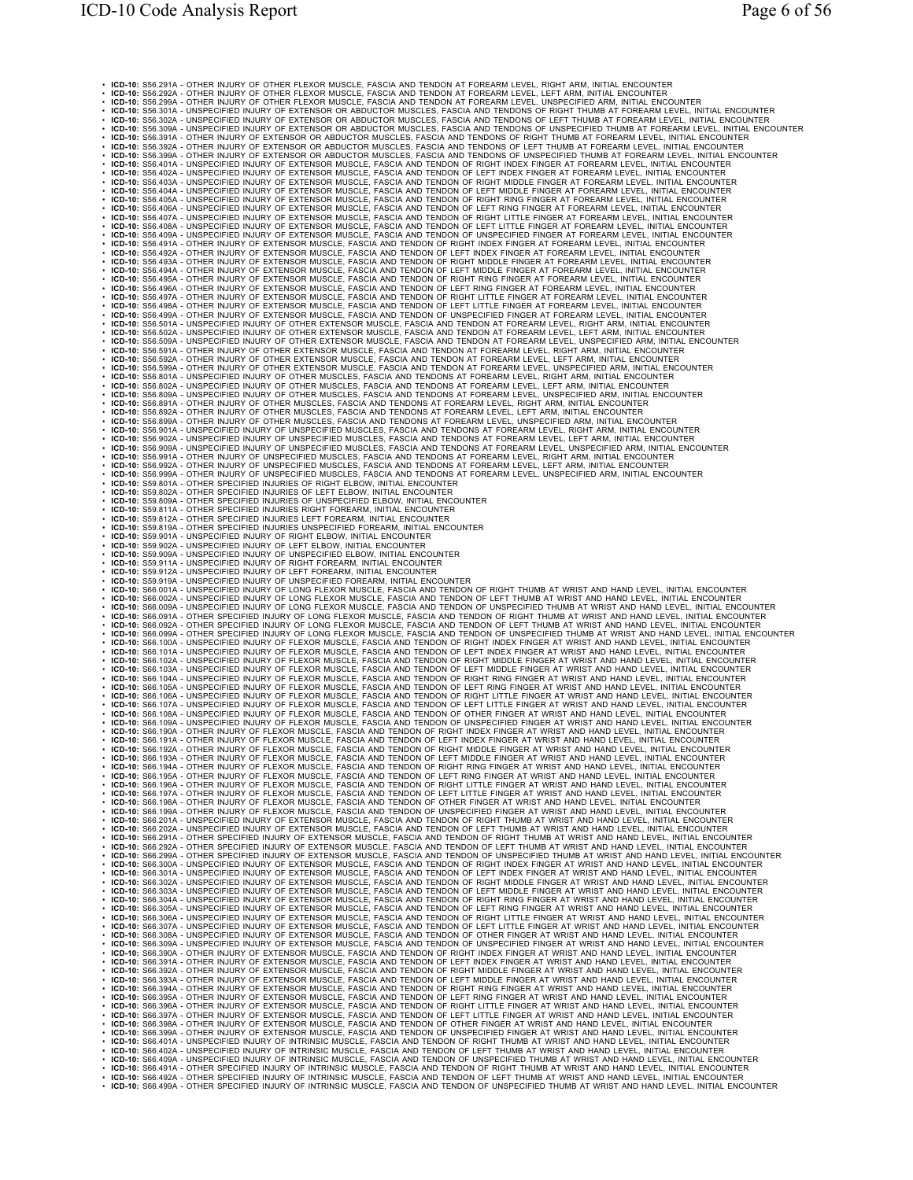- **ICD-10:** S56.291A - OTHER INJURY OF OTHER FLEXOR MUSCLE, FASCIA AND TENDON AT FOREARM LEVEL, RIGHT ARM, INITIAL ENCOUNTER
- **ICD-10:** S56.292A - OTHER INJURY OF OTHER FLEXOR MUSCLE, FASCIA AND TENDON AT FOREARM LEVEL, LEFT ARM, INITIAL ENCOUNTER
- **ICD-10:** S56.299A - OTHER INJURY OF OTHER FLEXOR MUSCLE, FASCIA AND TENDON AT FOREARM LEVEL, UNSPECIFIED ARM, INITIAL ENCOUNTER
- **ICD-10:** S56.301A - UNSPECIFIED INJURY OF EXTENSOR OR ABDUCTOR MUSCLES, FASCIA AND TENDONS OF RIGHT THUMB AT FOREARM LEVEL, INITIAL ENCOUNTER
- **ICD-10:** S56.302A - UNSPECIFIED INJURY OF EXTENSOR OR ABDUCTOR MUSCLES, FASCIA AND TENDONS OF LEFT THUMB AT FOREARM LEVEL, INITIAL ENCOUNTER
- **ICD-10:** S56.309A - UNSPECIFIED INJURY OF EXTENSOR OR ABDUCTOR MUSCLES, FASCIA AND TENDONS OF UNSPECIFIED THUMB AT FOREARM LEVEL, INITIAL ENCOUNTER
- **ICD-10:** S56.391A - OTHER INJURY OF EXTENSOR OR ABDUCTOR MUSCLES, FASCIA AND TENDONS OF RIGHT THUMB AT FOREARM LEVEL, INITIAL ENCOUNTER
- **ICD-10:** S56.392A - OTHER INJURY OF EXTENSOR OR ABDUCTOR MUSCLES, FASCIA AND TENDONS OF LEFT THUMB AT FOREARM LEVEL, INITIAL ENCOUNTER
- **ICD-10:** S56.399A - OTHER INJURY OF EXTENSOR OR ABDUCTOR MUSCLES, FASCIA AND TENDONS OF UNSPECIFIED THUMB AT FOREARM LEVEL, INITIAL ENCOUNTER
- **ICD-10:** S56.401A - UNSPECIFIED INJURY OF EXTENSOR MUSCLE, FASCIA AND TENDON OF RIGHT INDEX FINGER AT FOREARM LEVEL, INITIAL ENCOUNTER
- **ICD-10:** S56.402A - UNSPECIFIED INJURY OF EXTENSOR MUSCLE, FASCIA AND TENDON OF LEFT INDEX FINGER AT FOREARM LEVEL, INITIAL ENCOUNTER
- **ICD-10:** S56.403A - UNSPECIFIED INJURY OF EXTENSOR MUSCLE, FASCIA AND TENDON OF RIGHT MIDDLE FINGER AT FOREARM LEVEL, INITIAL ENCOUNTER
- **ICD-10:** S56.404A - UNSPECIFIED INJURY OF EXTENSOR MUSCLE, FASCIA AND TENDON OF LEFT MIDDLE FINGER AT FOREARM LEVEL, INITIAL ENCOUNTER
- **ICD-10:** S56.405A - UNSPECIFIED INJURY OF EXTENSOR MUSCLE, FASCIA AND TENDON OF RIGHT RING FINGER AT FOREARM LEVEL, INITIAL ENCOUNTER
- **ICD-10:** S56.406A - UNSPECIFIED INJURY OF EXTENSOR MUSCLE, FASCIA AND TENDON OF LEFT RING FINGER AT FOREARM LEVEL, INITIAL ENCOUNTER
- **ICD-10:** S56.407A - UNSPECIFIED INJURY OF EXTENSOR MUSCLE, FASCIA AND TENDON OF RIGHT LITTLE FINGER AT FOREARM LEVEL, INITIAL ENCOUNTER
- **ICD-10:** S56.408A - UNSPECIFIED INJURY OF EXTENSOR MUSCLE, FASCIA AND TENDON OF LEFT LITTLE FINGER AT FOREARM LEVEL, INITIAL ENCOUNTER
- **ICD-10:** S56.409A - UNSPECIFIED INJURY OF EXTENSOR MUSCLE, FASCIA AND TENDON OF UNSPECIFIED FINGER AT FOREARM LEVEL, INITIAL ENCOUNTER
- **ICD-10:** S56.491A - OTHER INJURY OF EXTENSOR MUSCLE, FASCIA AND TENDON OF RIGHT INDEX FINGER AT FOREARM LEVEL, INITIAL ENCOUNTER
- **ICD-10:** S56.492A - OTHER INJURY OF EXTENSOR MUSCLE, FASCIA AND TENDON OF LEFT INDEX FINGER AT FOREARM LEVEL, INITIAL ENCOUNTER
- **ICD-10:** S56.493A - OTHER INJURY OF EXTENSOR MUSCLE, FASCIA AND TENDON OF RIGHT MIDDLE FINGER AT FOREARM LEVEL, INITIAL ENCOUNTER
- **ICD-10:** S56.494A - OTHER INJURY OF EXTENSOR MUSCLE, FASCIA AND TENDON OF LEFT MIDDLE FINGER AT FOREARM LEVEL, INITIAL ENCOUNTER
- **ICD-10:** S56.495A - OTHER INJURY OF EXTENSOR MUSCLE, FASCIA AND TENDON OF RIGHT RING FINGER AT FOREARM LEVEL, INITIAL ENCOUNTER
- **ICD-10:** S56.496A - OTHER INJURY OF EXTENSOR MUSCLE, FASCIA AND TENDON OF LEFT RING FINGER AT FOREARM LEVEL, INITIAL ENCOUNTER
- **ICD-10:** S56.497A - OTHER INJURY OF EXTENSOR MUSCLE, FASCIA AND TENDON OF RIGHT LITTLE FINGER AT FOREARM LEVEL, INITIAL ENCOUNTER
- **ICD-10:** S56.498A - OTHER INJURY OF EXTENSOR MUSCLE, FASCIA AND TENDON OF LEFT LITTLE FINGER AT FOREARM LEVEL, INITIAL ENCOUNTER
- **ICD-10:** S56.499A - OTHER INJURY OF EXTENSOR MUSCLE, FASCIA AND TENDON OF UNSPECIFIED FINGER AT FOREARM LEVEL, INITIAL ENCOUNTER
- **ICD-10:** S56.501A - UNSPECIFIED INJURY OF OTHER EXTENSOR MUSCLE, FASCIA AND TENDON AT FOREARM LEVEL, RIGHT ARM, INITIAL ENCOUNTER
- **ICD-10:** S56.502A - UNSPECIFIED INJURY OF OTHER EXTENSOR MUSCLE, FASCIA AND TENDON AT FOREARM LEVEL, LEFT ARM, INITIAL ENCOUNTER
- **ICD-10:** S56.509A - UNSPECIFIED INJURY OF OTHER EXTENSOR MUSCLE, FASCIA AND TENDON AT FOREARM LEVEL, UNSPECIFIED ARM, INITIAL ENCOUNTER
- **ICD-10:** S56.591A - OTHER INJURY OF OTHER EXTENSOR MUSCLE, FASCIA AND TENDON AT FOREARM LEVEL, RIGHT ARM, INITIAL ENCOUNTER
- **ICD-10:** S56.592A - OTHER INJURY OF OTHER EXTENSOR MUSCLE, FASCIA AND TENDON AT FOREARM LEVEL, LEFT ARM, INITIAL ENCOUNTER
- **ICD-10:** S56.599A - OTHER INJURY OF OTHER EXTENSOR MUSCLE, FASCIA AND TENDON AT FOREARM LEVEL, UNSPECIFIED ARM, INITIAL ENCOUNTER
- **ICD-10:** S56.801A - UNSPECIFIED INJURY OF OTHER MUSCLES, FASCIA AND TENDONS AT FOREARM LEVEL, RIGHT ARM, INITIAL ENCOUNTER
- **ICD-10:** S56.802A - UNSPECIFIED INJURY OF OTHER MUSCLES, FASCIA AND TENDONS AT FOREARM LEVEL, LEFT ARM, INITIAL ENCOUNTER
- **ICD-10:** S56.809A - UNSPECIFIED INJURY OF OTHER MUSCLES, FASCIA AND TENDONS AT FOREARM LEVEL, UNSPECIFIED ARM, INITIAL ENCOUNTER
- **ICD-10:** S56.891A - OTHER INJURY OF OTHER MUSCLES, FASCIA AND TENDONS AT FOREARM LEVEL, RIGHT ARM, INITIAL ENCOUNTER
- **ICD-10:** S56.892A - OTHER INJURY OF OTHER MUSCLES, FASCIA AND TENDONS AT FOREARM LEVEL, LEFT ARM, INITIAL ENCOUNTER
- **ICD-10:** S56.899A - OTHER INJURY OF OTHER MUSCLES, FASCIA AND TENDONS AT FOREARM LEVEL, UNSPECIFIED ARM, INITIAL ENCOUNTER
- **ICD-10:** S56.901A - UNSPECIFIED INJURY OF UNSPECIFIED MUSCLES, FASCIA AND TENDONS AT FOREARM LEVEL, RIGHT ARM, INITIAL ENCOUNTER
- **ICD-10:** S56.902A - UNSPECIFIED INJURY OF UNSPECIFIED MUSCLES, FASCIA AND TENDONS AT FOREARM LEVEL, LEFT ARM, INITIAL ENCOUNTER
- **ICD-10:** S56.909A - UNSPECIFIED INJURY OF UNSPECIFIED MUSCLES, FASCIA AND TENDONS AT FOREARM LEVEL, UNSPECIFIED ARM, INITIAL ENCOUNTER
- **ICD-10:** S56.991A - OTHER INJURY OF UNSPECIFIED MUSCLES, FASCIA AND TENDONS AT FOREARM LEVEL, RIGHT ARM, INITIAL ENCOUNTER
- **ICD-10:** S56.992A - OTHER INJURY OF UNSPECIFIED MUSCLES, FASCIA AND TENDONS AT FOREARM LEVEL, LEFT ARM, INITIAL ENCOUNTER
- **ICD-10:** S56.999A - OTHER INJURY OF UNSPECIFIED MUSCLES, FASCIA AND TENDONS AT FOREARM LEVEL, UNSPECIFIED ARM, INITIAL ENCOUNTER
- **ICD-10:** S59.801A - OTHER SPECIFIED INJURIES OF RIGHT ELBOW, INITIAL ENCOUNTER
- **ICD-10:** S59.802A - OTHER SPECIFIED INJURIES OF LEFT ELBOW, INITIAL ENCOUNTER
- **ICD-10:** S59.809A - OTHER SPECIFIED INJURIES OF UNSPECIFIED ELBOW, INITIAL ENCOUNTER
- **ICD-10:** S59.811A - OTHER SPECIFIED INJURIES RIGHT FOREARM, INITIAL ENCOUNTER
- **ICD-10:** S59.812A - OTHER SPECIFIED INJURIES LEFT FOREARM, INITIAL ENCOUNTER
- **ICD-10:** S59.819A - OTHER SPECIFIED INJURIES UNSPECIFIED FOREARM, INITIAL ENCOUNTER
- **ICD-10:** S59.901A - UNSPECIFIED INJURY OF RIGHT ELBOW, INITIAL ENCOUNTER
- **ICD-10:** S59.902A - UNSPECIFIED INJURY OF LEFT ELBOW, INITIAL ENCOUNTER
- **ICD-10:** S59.909A - UNSPECIFIED INJURY OF UNSPECIFIED ELBOW, INITIAL ENCOUNTER
- **ICD-10:** S59.911A - UNSPECIFIED INJURY OF RIGHT FOREARM, INITIAL ENCOUNTER
- **ICD-10:** S59.912A - UNSPECIFIED INJURY OF LEFT FOREARM, INITIAL ENCOUNTER
- **ICD-10:** S59.919A - UNSPECIFIED INJURY OF UNSPECIFIED FOREARM, INITIAL ENCOUNTER
- **ICD-10:** S66.001A - UNSPECIFIED INJURY OF LONG FLEXOR MUSCLE, FASCIA AND TENDON OF RIGHT THUMB AT WRIST AND HAND LEVEL, INITIAL ENCOUNTER
- **ICD-10:** S66.002A - UNSPECIFIED INJURY OF LONG FLEXOR MUSCLE, FASCIA AND TENDON OF LEFT THUMB AT WRIST AND HAND LEVEL, INITIAL ENCOUNTER
- **ICD-10:** S66.009A - UNSPECIFIED INJURY OF LONG FLEXOR MUSCLE, FASCIA AND TENDON OF UNSPECIFIED THUMB AT WRIST AND HAND LEVEL, INITIAL ENCOUNTER
- **ICD-10:** S66.091A - OTHER SPECIFIED INJURY OF LONG FLEXOR MUSCLE, FASCIA AND TENDON OF RIGHT THUMB AT WRIST AND HAND LEVEL, INITIAL ENCOUNTER
- **ICD-10:** S66.092A - OTHER SPECIFIED INJURY OF LONG FLEXOR MUSCLE, FASCIA AND TENDON OF LEFT THUMB AT WRIST AND HAND LEVEL, INITIAL ENCOUNTER
- **ICD-10:** S66.099A - OTHER SPECIFIED INJURY OF LONG FLEXOR MUSCLE, FASCIA AND TENDON OF UNSPECIFIED THUMB AT WRIST AND HAND LEVEL, INITIAL ENCOUNTER
- **ICD-10:** S66.100A - UNSPECIFIED INJURY OF FLEXOR MUSCLE, FASCIA AND TENDON OF RIGHT INDEX FINGER AT WRIST AND HAND LEVEL, INITIAL ENCOUNTER
- **ICD-10:** S66.101A - UNSPECIFIED INJURY OF FLEXOR MUSCLE, FASCIA AND TENDON OF LEFT INDEX FINGER AT WRIST AND HAND LEVEL, INITIAL ENCOUNTER
- **ICD-10:** S66.102A - UNSPECIFIED INJURY OF FLEXOR MUSCLE, FASCIA AND TENDON OF RIGHT MIDDLE FINGER AT WRIST AND HAND LEVEL, INITIAL ENCOUNTER
- **ICD-10:** S66.103A - UNSPECIFIED INJURY OF FLEXOR MUSCLE, FASCIA AND TENDON OF LEFT MIDDLE FINGER AT WRIST AND HAND LEVEL, INITIAL ENCOUNTER
- **ICD-10:** S66.104A - UNSPECIFIED INJURY OF FLEXOR MUSCLE, FASCIA AND TENDON OF RIGHT RING FINGER AT WRIST AND HAND LEVEL, INITIAL ENCOUNTER
- **ICD-10:** S66.105A - UNSPECIFIED INJURY OF FLEXOR MUSCLE, FASCIA AND TENDON OF LEFT RING FINGER AT WRIST AND HAND LEVEL, INITIAL ENCOUNTER
- **ICD-10:** S66.106A - UNSPECIFIED INJURY OF FLEXOR MUSCLE, FASCIA AND TENDON OF RIGHT LITTLE FINGER AT WRIST AND HAND LEVEL, INITIAL ENCOUNTER
- **ICD-10:** S66.107A - UNSPECIFIED INJURY OF FLEXOR MUSCLE, FASCIA AND TENDON OF LEFT LITTLE FINGER AT WRIST AND HAND LEVEL, INITIAL ENCOUNTER
- **ICD-10:** S66.108A - UNSPECIFIED INJURY OF FLEXOR MUSCLE, FASCIA AND TENDON OF OTHER FINGER AT WRIST AND HAND LEVEL, INITIAL ENCOUNTER
- **ICD-10:** S66.109A - UNSPECIFIED INJURY OF FLEXOR MUSCLE, FASCIA AND TENDON OF UNSPECIFIED FINGER AT WRIST AND HAND LEVEL, INITIAL ENCOUNTER
- **ICD-10:** S66.190A - OTHER INJURY OF FLEXOR MUSCLE, FASCIA AND TENDON OF RIGHT INDEX FINGER AT WRIST AND HAND LEVEL, INITIAL ENCOUNTER
- **ICD-10:** S66.191A - OTHER INJURY OF FLEXOR MUSCLE, FASCIA AND TENDON OF LEFT INDEX FINGER AT WRIST AND HAND LEVEL, INITIAL ENCOUNTER
- **ICD-10:** S66.192A - OTHER INJURY OF FLEXOR MUSCLE, FASCIA AND TENDON OF RIGHT MIDDLE FINGER AT WRIST AND HAND LEVEL, INITIAL ENCOUNTER
- **ICD-10:** S66.193A - OTHER INJURY OF FLEXOR MUSCLE, FASCIA AND TENDON OF LEFT MIDDLE FINGER AT WRIST AND HAND LEVEL, INITIAL ENCOUNTER
- **ICD-10:** S66.194A - OTHER INJURY OF FLEXOR MUSCLE, FASCIA AND TENDON OF RIGHT RING FINGER AT WRIST AND HAND LEVEL, INITIAL ENCOUNTER
- **ICD-10:** S66.195A - OTHER INJURY OF FLEXOR MUSCLE, FASCIA AND TENDON OF LEFT RING FINGER AT WRIST AND HAND LEVEL, INITIAL ENCOUNTER
- **ICD-10:** S66.196A - OTHER INJURY OF FLEXOR MUSCLE, FASCIA AND TENDON OF RIGHT LITTLE FINGER AT WRIST AND HAND LEVEL, INITIAL ENCOUNTER
- **ICD-10:** S66.197A - OTHER INJURY OF FLEXOR MUSCLE, FASCIA AND TENDON OF LEFT LITTLE FINGER AT WRIST AND HAND LEVEL, INITIAL ENCOUNTER
- **ICD-10:** S66.198A - OTHER INJURY OF FLEXOR MUSCLE, FASCIA AND TENDON OF OTHER FINGER AT WRIST AND HAND LEVEL, INITIAL ENCOUNTER
- **ICD-10:** S66.199A - OTHER INJURY OF FLEXOR MUSCLE, FASCIA AND TENDON OF UNSPECIFIED FINGER AT WRIST AND HAND LEVEL, INITIAL ENCOUNTER
- **ICD-10:** S66.201A - UNSPECIFIED INJURY OF EXTENSOR MUSCLE, FASCIA AND TENDON OF RIGHT THUMB AT WRIST AND HAND LEVEL, INITIAL ENCOUNTER
- **ICD-10:** S66.202A - UNSPECIFIED INJURY OF EXTENSOR MUSCLE, FASCIA AND TENDON OF LEFT THUMB AT WRIST AND HAND LEVEL, INITIAL ENCOUNTER
- **ICD-10:** S66.291A - OTHER SPECIFIED INJURY OF EXTENSOR MUSCLE, FASCIA AND TENDON OF RIGHT THUMB AT WRIST AND HAND LEVEL, INITIAL ENCOUNTER
- **ICD-10:** S66.292A - OTHER SPECIFIED INJURY OF EXTENSOR MUSCLE, FASCIA AND TENDON OF LEFT THUMB AT WRIST AND HAND LEVEL, INITIAL ENCOUNTER
- **ICD-10:** S66.299A - OTHER SPECIFIED INJURY OF EXTENSOR MUSCLE, FASCIA AND TENDON OF UNSPECIFIED THUMB AT WRIST AND HAND LEVEL, INITIAL ENCOUNTER
- **ICD-10:** S66.300A - UNSPECIFIED INJURY OF EXTENSOR MUSCLE, FASCIA AND TENDON OF RIGHT INDEX FINGER AT WRIST AND HAND LEVEL, INITIAL ENCOUNTER
- **ICD-10:** S66.301A - UNSPECIFIED INJURY OF EXTENSOR MUSCLE, FASCIA AND TENDON OF LEFT INDEX FINGER AT WRIST AND HAND LEVEL, INITIAL ENCOUNTER
- **ICD-10:** S66.302A - UNSPECIFIED INJURY OF EXTENSOR MUSCLE, FASCIA AND TENDON OF RIGHT MIDDLE FINGER AT WRIST AND HAND LEVEL, INITIAL ENCOUNTER
- **ICD-10:** S66.303A - UNSPECIFIED INJURY OF EXTENSOR MUSCLE, FASCIA AND TENDON OF LEFT MIDDLE FINGER AT WRIST AND HAND LEVEL, INITIAL ENCOUNTER
- **ICD-10:** S66.304A - UNSPECIFIED INJURY OF EXTENSOR MUSCLE, FASCIA AND TENDON OF RIGHT RING FINGER AT WRIST AND HAND LEVEL, INITIAL ENCOUNTER
- **ICD-10:** S66.305A - UNSPECIFIED INJURY OF EXTENSOR MUSCLE, FASCIA AND TENDON OF LEFT RING FINGER AT WRIST AND HAND LEVEL, INITIAL ENCOUNTER
- **ICD-10:** S66.306A - UNSPECIFIED INJURY OF EXTENSOR MUSCLE, FASCIA AND TENDON OF RIGHT LITTLE FINGER AT WRIST AND HAND LEVEL, INITIAL ENCOUNTER
- **ICD-10:** S66.307A - UNSPECIFIED INJURY OF EXTENSOR MUSCLE, FASCIA AND TENDON OF LEFT LITTLE FINGER AT WRIST AND HAND LEVEL, INITIAL ENCOUNTER
- **ICD-10:** S66.308A - UNSPECIFIED INJURY OF EXTENSOR MUSCLE, FASCIA AND TENDON OF OTHER FINGER AT WRIST AND HAND LEVEL, INITIAL ENCOUNTER
- **ICD-10:** S66.309A - UNSPECIFIED INJURY OF EXTENSOR MUSCLE, FASCIA AND TENDON OF UNSPECIFIED FINGER AT WRIST AND HAND LEVEL, INITIAL ENCOUNTER
- **ICD-10:** S66.390A - OTHER INJURY OF EXTENSOR MUSCLE, FASCIA AND TENDON OF RIGHT INDEX FINGER AT WRIST AND HAND LEVEL, INITIAL ENCOUNTER
- **ICD-10:** S66.391A - OTHER INJURY OF EXTENSOR MUSCLE, FASCIA AND TENDON OF LEFT INDEX FINGER AT WRIST AND HAND LEVEL, INITIAL ENCOUNTER
- **ICD-10:** S66.392A - OTHER INJURY OF EXTENSOR MUSCLE, FASCIA AND TENDON OF RIGHT MIDDLE FINGER AT WRIST AND HAND LEVEL, INITIAL ENCOUNTER
- **ICD-10:** S66.393A - OTHER INJURY OF EXTENSOR MUSCLE, FASCIA AND TENDON OF LEFT MIDDLE FINGER AT WRIST AND HAND LEVEL, INITIAL ENCOUNTER
- **ICD-10:** S66.394A - OTHER INJURY OF EXTENSOR MUSCLE, FASCIA AND TENDON OF RIGHT RING FINGER AT WRIST AND HAND LEVEL, INITIAL ENCOUNTER
- **ICD-10:** S66.395A - OTHER INJURY OF EXTENSOR MUSCLE, FASCIA AND TENDON OF LEFT RING FINGER AT WRIST AND HAND LEVEL, INITIAL ENCOUNTER
- **ICD-10:** S66.396A - OTHER INJURY OF EXTENSOR MUSCLE, FASCIA AND TENDON OF RIGHT LITTLE FINGER AT WRIST AND HAND LEVEL, INITIAL ENCOUNTER
- **ICD-10:** S66.397A - OTHER INJURY OF EXTENSOR MUSCLE, FASCIA AND TENDON OF LEFT LITTLE FINGER AT WRIST AND HAND LEVEL, INITIAL ENCOUNTER
- **ICD-10:** S66.398A - OTHER INJURY OF EXTENSOR MUSCLE, FASCIA AND TENDON OF OTHER FINGER AT WRIST AND HAND LEVEL, INITIAL ENCOUNTER
- **ICD-10:** S66.399A - OTHER INJURY OF EXTENSOR MUSCLE, FASCIA AND TENDON OF UNSPECIFIED FINGER AT WRIST AND HAND LEVEL, INITIAL ENCOUNTER
- **ICD-10:** S66.401A - UNSPECIFIED INJURY OF INTRINSIC MUSCLE, FASCIA AND TENDON OF RIGHT THUMB AT WRIST AND HAND LEVEL, INITIAL ENCOUNTER
- **ICD-10:** S66.402A - UNSPECIFIED INJURY OF INTRINSIC MUSCLE, FASCIA AND TENDON OF LEFT THUMB AT WRIST AND HAND LEVEL, INITIAL ENCOUNTER
- **ICD-10:** S66.409A - UNSPECIFIED INJURY OF INTRINSIC MUSCLE, FASCIA AND TENDON OF UNSPECIFIED THUMB AT WRIST AND HAND LEVEL, INITIAL ENCOUNTER
- **ICD-10:** S66.491A - OTHER SPECIFIED INJURY OF INTRINSIC MUSCLE, FASCIA AND TENDON OF RIGHT THUMB AT WRIST AND HAND LEVEL, INITIAL ENCOUNTER
- **ICD-10:** S66.492A - OTHER SPECIFIED INJURY OF INTRINSIC MUSCLE, FASCIA AND TENDON OF LEFT THUMB AT WRIST AND HAND LEVEL, INITIAL ENCOUNTER
- **ICD-10:** S66.499A - OTHER SPECIFIED INJURY OF INTRINSIC MUSCLE, FASCIA AND TENDON OF UNSPECIFIED THUMB AT WRIST AND HAND LEVEL, INITIAL ENCOUNTER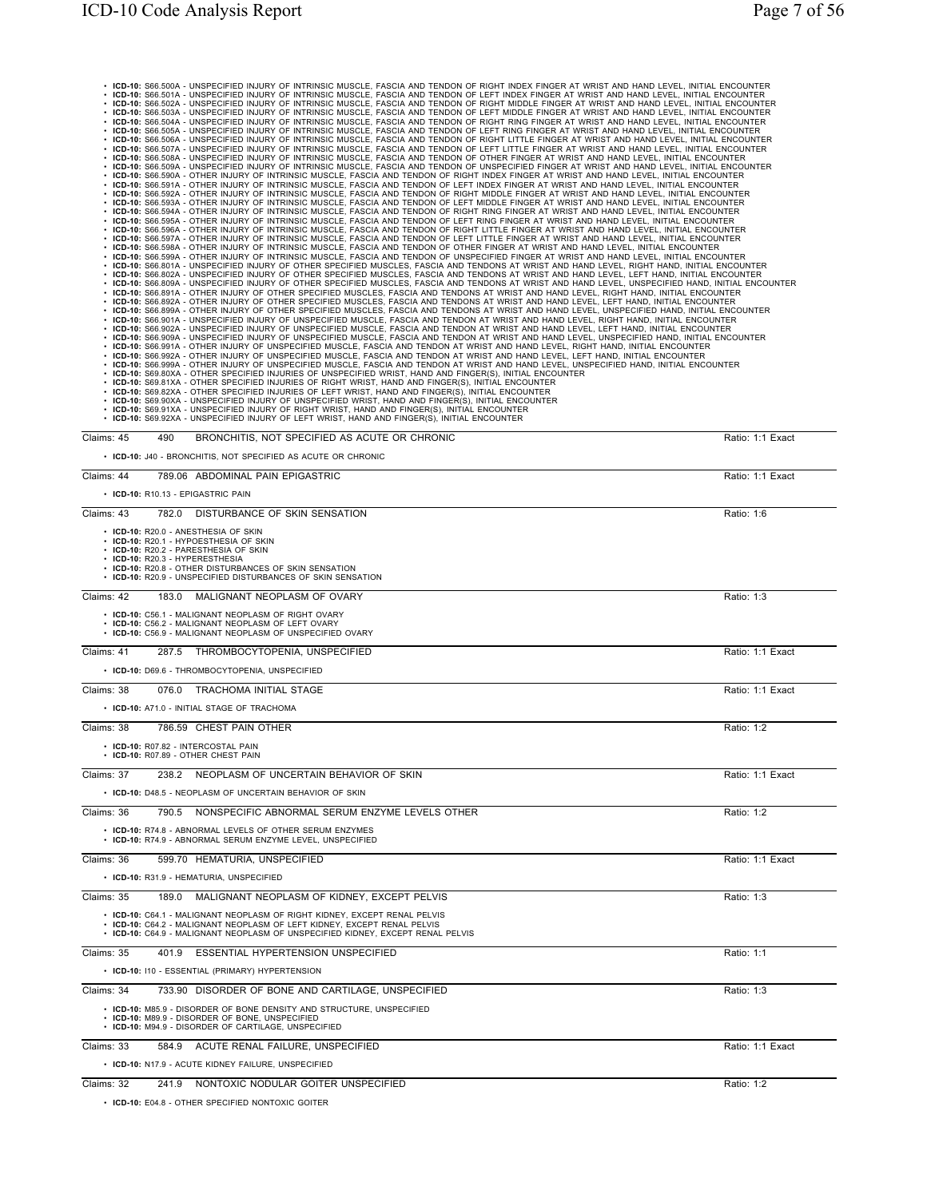- **ICD-10:** S66.500A - UNSPECIFIED INJURY OF INTRINSIC MUSCLE, FASCIA AND TENDON OF RIGHT INDEX FINGER AT WRIST AND HAND LEVEL, INITIAL ENCOUNTER
- **ICD-10:** S66.501A - UNSPECIFIED INJURY OF INTRINSIC MUSCLE, FASCIA AND TENDON OF LEFT INDEX FINGER AT WRIST AND HAND LEVEL, INITIAL ENCOUNTER
- **ICD-10:** S66.502A - UNSPECIFIED INJURY OF INTRINSIC MUSCLE, FASCIA AND TENDON OF RIGHT MIDDLE FINGER AT WRIST AND HAND LEVEL, INITIAL ENCOUNTER
- **ICD-10:** S66.503A - UNSPECIFIED INJURY OF INTRINSIC MUSCLE, FASCIA AND TENDON OF LEFT MIDDLE FINGER AT WRIST AND HAND LEVEL, INITIAL ENCOUNTER
- **ICD-10:** S66.504A - UNSPECIFIED INJURY OF INTRINSIC MUSCLE, FASCIA AND TENDON OF RIGHT RING FINGER AT WRIST AND HAND LEVEL, INITIAL ENCOUNTER
- **ICD-10:** S66.505A - UNSPECIFIED INJURY OF INTRINSIC MUSCLE, FASCIA AND TENDON OF LEFT RING FINGER AT WRIST AND HAND LEVEL, INITIAL ENCOUNTER
- **ICD-10:** S66.506A - UNSPECIFIED INJURY OF INTRINSIC MUSCLE, FASCIA AND TENDON OF RIGHT LITTLE FINGER AT WRIST AND HAND LEVEL, INITIAL ENCOUNTER
- **ICD-10:** S66.507A - UNSPECIFIED INJURY OF INTRINSIC MUSCLE, FASCIA AND TENDON OF LEFT LITTLE FINGER AT WRIST AND HAND LEVEL, INITIAL ENCOUNTER
- **ICD-10:** S66.508A - UNSPECIFIED INJURY OF INTRINSIC MUSCLE, FASCIA AND TENDON OF OTHER FINGER AT WRIST AND HAND LEVEL, INITIAL ENCOUNTER
- **ICD-10:** S66.509A - UNSPECIFIED INJURY OF INTRINSIC MUSCLE, FASCIA AND TENDON OF UNSPECIFIED FINGER AT WRIST AND HAND LEVEL, INITIAL ENCOUNTER
- **ICD-10:** S66.590A - OTHER INJURY OF INTRINSIC MUSCLE, FASCIA AND TENDON OF RIGHT INDEX FINGER AT WRIST AND HAND LEVEL, INITIAL ENCOUNTER
- **ICD-10:** S66.591A - OTHER INJURY OF INTRINSIC MUSCLE, FASCIA AND TENDON OF LEFT INDEX FINGER AT WRIST AND HAND LEVEL, INITIAL ENCOUNTER
- **ICD-10:** S66.592A - OTHER INJURY OF INTRINSIC MUSCLE, FASCIA AND TENDON OF RIGHT MIDDLE FINGER AT WRIST AND HAND LEVEL, INITIAL ENCOUNTER
- **ICD-10:** S66.593A - OTHER INJURY OF INTRINSIC MUSCLE, FASCIA AND TENDON OF LEFT MIDDLE FINGER AT WRIST AND HAND LEVEL, INITIAL ENCOUNTER
- **ICD-10:** S66.594A - OTHER INJURY OF INTRINSIC MUSCLE, FASCIA AND TENDON OF RIGHT RING FINGER AT WRIST AND HAND LEVEL, INITIAL ENCOUNTER
- **ICD-10:** S66.595A - OTHER INJURY OF INTRINSIC MUSCLE, FASCIA AND TENDON OF LEFT RING FINGER AT WRIST AND HAND LEVEL, INITIAL ENCOUNTER
- **ICD-10:** S66.596A - OTHER INJURY OF INTRINSIC MUSCLE, FASCIA AND TENDON OF RIGHT LITTLE FINGER AT WRIST AND HAND LEVEL, INITIAL ENCOUNTER
- **ICD-10:** S66.597A - OTHER INJURY OF INTRINSIC MUSCLE, FASCIA AND TENDON OF LEFT LITTLE FINGER AT WRIST AND HAND LEVEL, INITIAL ENCOUNTER
- **ICD-10:** S66.598A - OTHER INJURY OF INTRINSIC MUSCLE, FASCIA AND TENDON OF OTHER FINGER AT WRIST AND HAND LEVEL, INITIAL ENCOUNTER
- **ICD-10:** S66.599A - OTHER INJURY OF INTRINSIC MUSCLE, FASCIA AND TENDON OF UNSPECIFIED FINGER AT WRIST AND HAND LEVEL, INITIAL ENCOUNTER
- **ICD-10:** S66.801A - UNSPECIFIED INJURY OF OTHER SPECIFIED MUSCLES, FASCIA AND TENDONS AT WRIST AND HAND LEVEL, RIGHT HAND, INITIAL ENCOUNTER
- **ICD-10:** S66.802A - UNSPECIFIED INJURY OF OTHER SPECIFIED MUSCLES, FASCIA AND TENDONS AT WRIST AND HAND LEVEL, LEFT HAND, INITIAL ENCOUNTER
- **ICD-10:** S66.809A - UNSPECIFIED INJURY OF OTHER SPECIFIED MUSCLES, FASCIA AND TENDONS AT WRIST AND HAND LEVEL, UNSPECIFIED HAND, INITIAL ENCOUNTER
- **ICD-10:** S66.891A - OTHER INJURY OF OTHER SPECIFIED MUSCLES, FASCIA AND TENDONS AT WRIST AND HAND LEVEL, RIGHT HAND, INITIAL ENCOUNTER
- **ICD-10:** S66.892A - OTHER INJURY OF OTHER SPECIFIED MUSCLES, FASCIA AND TENDONS AT WRIST AND HAND LEVEL, LEFT HAND, INITIAL ENCOUNTER
- **ICD-10:** S66.899A - OTHER INJURY OF OTHER SPECIFIED MUSCLES, FASCIA AND TENDONS AT WRIST AND HAND LEVEL, UNSPECIFIED HAND, INITIAL ENCOUNTER
- **ICD-10:** S66.901A - UNSPECIFIED INJURY OF UNSPECIFIED MUSCLE, FASCIA AND TENDON AT WRIST AND HAND LEVEL, RIGHT HAND, INITIAL ENCOUNTER
- **ICD-10:** S66.902A - UNSPECIFIED INJURY OF UNSPECIFIED MUSCLE, FASCIA AND TENDON AT WRIST AND HAND LEVEL, LEFT HAND, INITIAL ENCOUNTER
- **ICD-10:** S66.909A - UNSPECIFIED INJURY OF UNSPECIFIED MUSCLE, FASCIA AND TENDON AT WRIST AND HAND LEVEL, UNSPECIFIED HAND, INITIAL ENCOUNTER
- **ICD-10:** S66.991A - OTHER INJURY OF UNSPECIFIED MUSCLE, FASCIA AND TENDON AT WRIST AND HAND LEVEL, RIGHT HAND, INITIAL ENCOUNTER
- **ICD-10:** S66.992A - OTHER INJURY OF UNSPECIFIED MUSCLE, FASCIA AND TENDON AT WRIST AND HAND LEVEL, LEFT HAND, INITIAL ENCOUNTER
- **ICD-10:** S66.999A - OTHER INJURY OF UNSPECIFIED MUSCLE, FASCIA AND TENDON AT WRIST AND HAND LEVEL, UNSPECIFIED HAND, INITIAL ENCOUNTER
- **ICD-10:** S69.80XA - OTHER SPECIFIED INJURIES OF UNSPECIFIED WRIST, HAND AND FINGER(S), INITIAL ENCOUNTER
- **ICD-10:** S69.81XA - OTHER SPECIFIED INJURIES OF RIGHT WRIST, HAND AND FINGER(S), INITIAL ENCOUNTER
- **ICD-10:** S69.82XA - OTHER SPECIFIED INJURIES OF LEFT WRIST, HAND AND FINGER(S), INITIAL ENCOUNTER
- **ICD-10:** S69.90XA - UNSPECIFIED INJURY OF UNSPECIFIED WRIST, HAND AND FINGER(S), INITIAL ENCOUNTER
- **ICD-10:** S69.91XA - UNSPECIFIED INJURY OF RIGHT WRIST, HAND AND FINGER(S), INITIAL ENCOUNTER
- **ICD-10:** S69.92XA - UNSPECIFIED INJURY OF LEFT WRIST, HAND AND FINGER(S), INITIAL ENCOUNTER

---

Claims: 45 | 490 BRONCHITIS, NOT SPECIFIED AS ACUTE OR CHRONIC | Ratio: 1:1 Exact

- **ICD-10:** J40 - BRONCHITIS, NOT SPECIFIED AS ACUTE OR CHRONIC

---

Claims: 44 | 789.06 ABDOMINAL PAIN EPIGASTRIC | Ratio: 1:1 Exact

- **ICD-10:** R10.13 - EPIGASTRIC PAIN

---

Claims: 43 | 782.0 DISTURBANCE OF SKIN SENSATION | Ratio: 1:6

- **ICD-10:** R20.0 - ANESTHESIA OF SKIN
- **ICD-10:** R20.1 - HYPOESTHESIA OF SKIN
- **ICD-10:** R20.2 - PARESTHESIA OF SKIN
- **ICD-10:** R20.3 - HYPERESTHESIA
- **ICD-10:** R20.8 - OTHER DISTURBANCES OF SKIN SENSATION
- **ICD-10:** R20.9 - UNSPECIFIED DISTURBANCES OF SKIN SENSATION

---

Claims: 42 | 183.0 MALIGNANT NEOPLASM OF OVARY | Ratio: 1:3

- **ICD-10:** C56.1 - MALIGNANT NEOPLASM OF RIGHT OVARY
- **ICD-10:** C56.2 - MALIGNANT NEOPLASM OF LEFT OVARY
- **ICD-10:** C56.9 - MALIGNANT NEOPLASM OF UNSPECIFIED OVARY

---

Claims: 41 | 287.5 THROMBOCYTOPENIA, UNSPECIFIED | Ratio: 1:1 Exact

- **ICD-10:** D69.6 - THROMBOCYTOPENIA, UNSPECIFIED

---

Claims: 38 | 076.0 TRACHOMA INITIAL STAGE | Ratio: 1:1 Exact

- **ICD-10:** A71.0 - INITIAL STAGE OF TRACHOMA

---

Claims: 38 | 786.59 CHEST PAIN OTHER | Ratio: 1:2

- **ICD-10:** R07.82 - INTERCOSTAL PAIN
- **ICD-10:** R07.89 - OTHER CHEST PAIN

---

Claims: 37 | 238.2 NEOPLASM OF UNCERTAIN BEHAVIOR OF SKIN | Ratio: 1:1 Exact

- **ICD-10:** D48.5 - NEOPLASM OF UNCERTAIN BEHAVIOR OF SKIN

---

Claims: 36 | 790.5 NONSPECIFIC ABNORMAL SERUM ENZYME LEVELS OTHER | Ratio: 1:2

- **ICD-10:** R74.8 - ABNORMAL LEVELS OF OTHER SERUM ENZYMES
- **ICD-10:** R74.9 - ABNORMAL SERUM ENZYME LEVEL, UNSPECIFIED

---

Claims: 36 | 599.70 HEMATURIA, UNSPECIFIED | Ratio: 1:1 Exact

- **ICD-10:** R31.9 - HEMATURIA, UNSPECIFIED

---

Claims: 35 | 189.0 MALIGNANT NEOPLASM OF KIDNEY, EXCEPT PELVIS | Ratio: 1:3

- **ICD-10:** C64.1 - MALIGNANT NEOPLASM OF RIGHT KIDNEY, EXCEPT RENAL PELVIS
- **ICD-10:** C64.2 - MALIGNANT NEOPLASM OF LEFT KIDNEY, EXCEPT RENAL PELVIS
- **ICD-10:** C64.9 - MALIGNANT NEOPLASM OF UNSPECIFIED KIDNEY, EXCEPT RENAL PELVIS

---

Claims: 35 | 401.9 ESSENTIAL HYPERTENSION UNSPECIFIED | Ratio: 1:1

- **ICD-10:** I10 - ESSENTIAL (PRIMARY) HYPERTENSION

---

Claims: 34 | 733.90 DISORDER OF BONE AND CARTILAGE, UNSPECIFIED | Ratio: 1:3

- **ICD-10:** M85.9 - DISORDER OF BONE DENSITY AND STRUCTURE, UNSPECIFIED
- **ICD-10:** M89.9 - DISORDER OF BONE, UNSPECIFIED
- **ICD-10:** M94.9 - DISORDER OF CARTILAGE, UNSPECIFIED

---

Claims: 33 | 584.9 ACUTE RENAL FAILURE, UNSPECIFIED | Ratio: 1:1 Exact

- **ICD-10:** N17.9 - ACUTE KIDNEY FAILURE, UNSPECIFIED

---

Claims: 32 | 241.9 NONTOXIC NODULAR GOITER UNSPECIFIED | Ratio: 1:2

- **ICD-10:** E04.8 - OTHER SPECIFIED NONTOXIC GOITER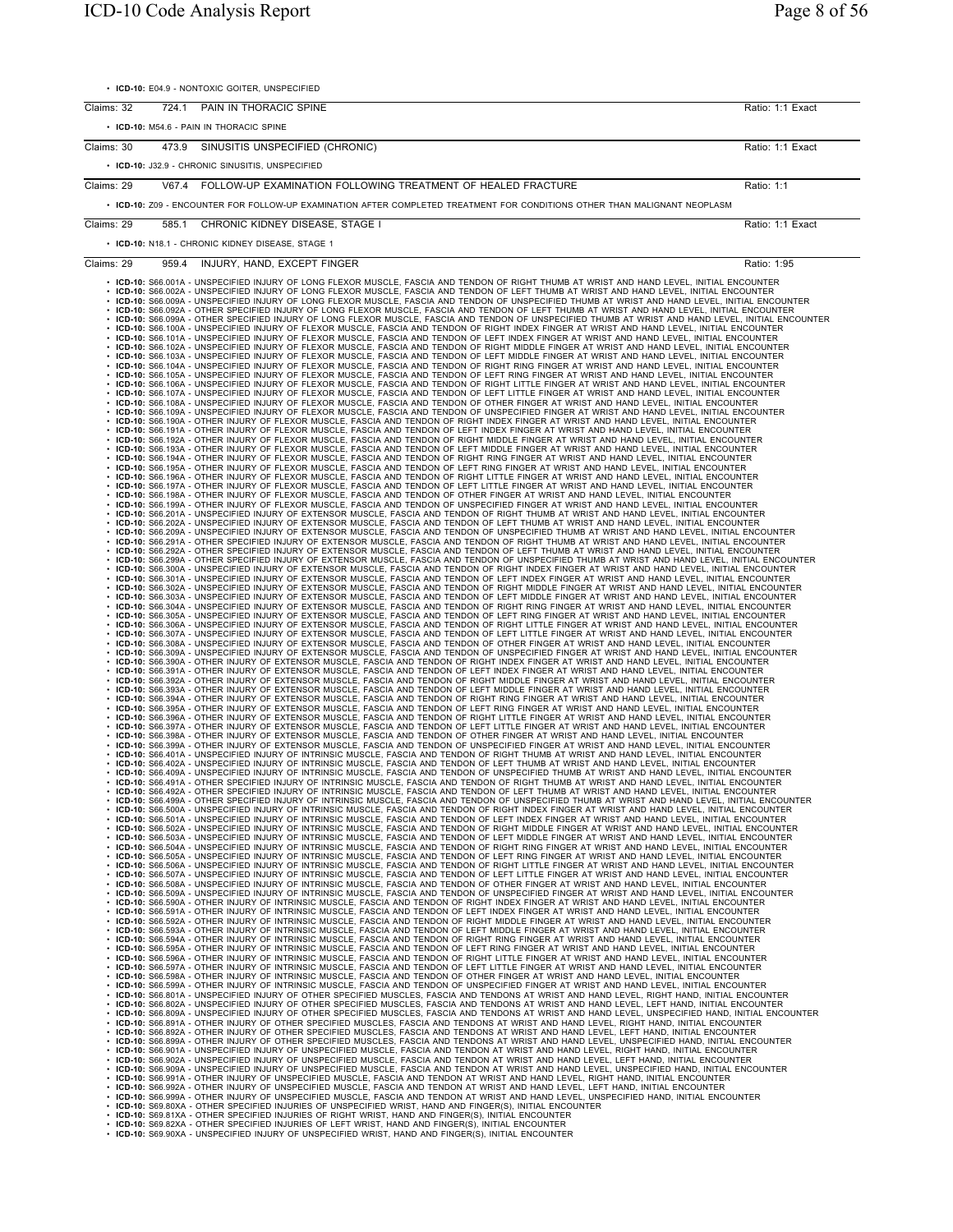- **ICD-10:** E04.9 - NONTOXIC GOITER, UNSPECIFIED

---

Claims: 32 724.1 PAIN IN THORACIC SPINE — Ratio: 1:1 Exact

- **ICD-10:** M54.6 - PAIN IN THORACIC SPINE

---

Claims: 30 473.9 SINUSITIS UNSPECIFIED (CHRONIC) — Ratio: 1:1 Exact

- **ICD-10:** J32.9 - CHRONIC SINUSITIS, UNSPECIFIED

---

Claims: 29 V67.4 FOLLOW-UP EXAMINATION FOLLOWING TREATMENT OF HEALED FRACTURE — Ratio: 1:1

- **ICD-10:** Z09 - ENCOUNTER FOR FOLLOW-UP EXAMINATION AFTER COMPLETED TREATMENT FOR CONDITIONS OTHER THAN MALIGNANT NEOPLASM

---

Claims: 29 585.1 CHRONIC KIDNEY DISEASE, STAGE I — Ratio: 1:1 Exact

- **ICD-10:** N18.1 - CHRONIC KIDNEY DISEASE, STAGE 1

---

Claims: 29 959.4 INJURY, HAND, EXCEPT FINGER — Ratio: 1:95

- **ICD-10:** S66.001A - UNSPECIFIED INJURY OF LONG FLEXOR MUSCLE, FASCIA AND TENDON OF RIGHT THUMB AT WRIST AND HAND LEVEL, INITIAL ENCOUNTER
- **ICD-10:** S66.002A - UNSPECIFIED INJURY OF LONG FLEXOR MUSCLE, FASCIA AND TENDON OF LEFT THUMB AT WRIST AND HAND LEVEL, INITIAL ENCOUNTER
- **ICD-10:** S66.009A - UNSPECIFIED INJURY OF LONG FLEXOR MUSCLE, FASCIA AND TENDON OF UNSPECIFIED THUMB AT WRIST AND HAND LEVEL, INITIAL ENCOUNTER
- **ICD-10:** S66.092A - OTHER SPECIFIED INJURY OF LONG FLEXOR MUSCLE, FASCIA AND TENDON OF LEFT THUMB AT WRIST AND HAND LEVEL, INITIAL ENCOUNTER
- **ICD-10:** S66.099A - OTHER SPECIFIED INJURY OF LONG FLEXOR MUSCLE, FASCIA AND TENDON OF UNSPECIFIED THUMB AT WRIST AND HAND LEVEL, INITIAL ENCOUNTER
- **ICD-10:** S66.100A - UNSPECIFIED INJURY OF FLEXOR MUSCLE, FASCIA AND TENDON OF RIGHT INDEX FINGER AT WRIST AND HAND LEVEL, INITIAL ENCOUNTER
- **ICD-10:** S66.101A - UNSPECIFIED INJURY OF FLEXOR MUSCLE, FASCIA AND TENDON OF LEFT INDEX FINGER AT WRIST AND HAND LEVEL, INITIAL ENCOUNTER
- **ICD-10:** S66.102A - UNSPECIFIED INJURY OF FLEXOR MUSCLE, FASCIA AND TENDON OF RIGHT MIDDLE FINGER AT WRIST AND HAND LEVEL, INITIAL ENCOUNTER
- **ICD-10:** S66.103A - UNSPECIFIED INJURY OF FLEXOR MUSCLE, FASCIA AND TENDON OF LEFT MIDDLE FINGER AT WRIST AND HAND LEVEL, INITIAL ENCOUNTER
- **ICD-10:** S66.104A - UNSPECIFIED INJURY OF FLEXOR MUSCLE, FASCIA AND TENDON OF RIGHT RING FINGER AT WRIST AND HAND LEVEL, INITIAL ENCOUNTER
- **ICD-10:** S66.105A - UNSPECIFIED INJURY OF FLEXOR MUSCLE, FASCIA AND TENDON OF LEFT RING FINGER AT WRIST AND HAND LEVEL, INITIAL ENCOUNTER
- **ICD-10:** S66.106A - UNSPECIFIED INJURY OF FLEXOR MUSCLE, FASCIA AND TENDON OF RIGHT LITTLE FINGER AT WRIST AND HAND LEVEL, INITIAL ENCOUNTER
- **ICD-10:** S66.107A - UNSPECIFIED INJURY OF FLEXOR MUSCLE, FASCIA AND TENDON OF LEFT LITTLE FINGER AT WRIST AND HAND LEVEL, INITIAL ENCOUNTER
- **ICD-10:** S66.108A - UNSPECIFIED INJURY OF FLEXOR MUSCLE, FASCIA AND TENDON OF OTHER FINGER AT WRIST AND HAND LEVEL, INITIAL ENCOUNTER
- **ICD-10:** S66.109A - UNSPECIFIED INJURY OF FLEXOR MUSCLE, FASCIA AND TENDON OF UNSPECIFIED FINGER AT WRIST AND HAND LEVEL, INITIAL ENCOUNTER
- **ICD-10:** S66.190A - OTHER INJURY OF FLEXOR MUSCLE, FASCIA AND TENDON OF RIGHT INDEX FINGER AT WRIST AND HAND LEVEL, INITIAL ENCOUNTER
- **ICD-10:** S66.191A - OTHER INJURY OF FLEXOR MUSCLE, FASCIA AND TENDON OF LEFT INDEX FINGER AT WRIST AND HAND LEVEL, INITIAL ENCOUNTER
- **ICD-10:** S66.192A - OTHER INJURY OF FLEXOR MUSCLE, FASCIA AND TENDON OF RIGHT MIDDLE FINGER AT WRIST AND HAND LEVEL, INITIAL ENCOUNTER
- **ICD-10:** S66.193A - OTHER INJURY OF FLEXOR MUSCLE, FASCIA AND TENDON OF LEFT MIDDLE FINGER AT WRIST AND HAND LEVEL, INITIAL ENCOUNTER
- **ICD-10:** S66.194A - OTHER INJURY OF FLEXOR MUSCLE, FASCIA AND TENDON OF RIGHT RING FINGER AT WRIST AND HAND LEVEL, INITIAL ENCOUNTER
- **ICD-10:** S66.195A - OTHER INJURY OF FLEXOR MUSCLE, FASCIA AND TENDON OF LEFT RING FINGER AT WRIST AND HAND LEVEL, INITIAL ENCOUNTER
- **ICD-10:** S66.196A - OTHER INJURY OF FLEXOR MUSCLE, FASCIA AND TENDON OF RIGHT LITTLE FINGER AT WRIST AND HAND LEVEL, INITIAL ENCOUNTER
- **ICD-10:** S66.197A - OTHER INJURY OF FLEXOR MUSCLE, FASCIA AND TENDON OF LEFT LITTLE FINGER AT WRIST AND HAND LEVEL, INITIAL ENCOUNTER
- **ICD-10:** S66.198A - OTHER INJURY OF FLEXOR MUSCLE, FASCIA AND TENDON OF OTHER FINGER AT WRIST AND HAND LEVEL, INITIAL ENCOUNTER
- **ICD-10:** S66.199A - OTHER INJURY OF FLEXOR MUSCLE, FASCIA AND TENDON OF UNSPECIFIED FINGER AT WRIST AND HAND LEVEL, INITIAL ENCOUNTER
- **ICD-10:** S66.201A - UNSPECIFIED INJURY OF EXTENSOR MUSCLE, FASCIA AND TENDON OF RIGHT THUMB AT WRIST AND HAND LEVEL, INITIAL ENCOUNTER
- **ICD-10:** S66.202A - UNSPECIFIED INJURY OF EXTENSOR MUSCLE, FASCIA AND TENDON OF LEFT THUMB AT WRIST AND HAND LEVEL, INITIAL ENCOUNTER
- **ICD-10:** S66.209A - UNSPECIFIED INJURY OF EXTENSOR MUSCLE, FASCIA AND TENDON OF UNSPECIFIED THUMB AT WRIST AND HAND LEVEL, INITIAL ENCOUNTER
- **ICD-10:** S66.291A - OTHER SPECIFIED INJURY OF EXTENSOR MUSCLE, FASCIA AND TENDON OF RIGHT THUMB AT WRIST AND HAND LEVEL, INITIAL ENCOUNTER
- **ICD-10:** S66.292A - OTHER SPECIFIED INJURY OF EXTENSOR MUSCLE, FASCIA AND TENDON OF LEFT THUMB AT WRIST AND HAND LEVEL, INITIAL ENCOUNTER
- **ICD-10:** S66.299A - OTHER SPECIFIED INJURY OF EXTENSOR MUSCLE, FASCIA AND TENDON OF UNSPECIFIED THUMB AT WRIST AND HAND LEVEL, INITIAL ENCOUNTER
- **ICD-10:** S66.300A - UNSPECIFIED INJURY OF EXTENSOR MUSCLE, FASCIA AND TENDON OF RIGHT INDEX FINGER AT WRIST AND HAND LEVEL, INITIAL ENCOUNTER
- **ICD-10:** S66.301A - UNSPECIFIED INJURY OF EXTENSOR MUSCLE, FASCIA AND TENDON OF LEFT INDEX FINGER AT WRIST AND HAND LEVEL, INITIAL ENCOUNTER
- **ICD-10:** S66.302A - UNSPECIFIED INJURY OF EXTENSOR MUSCLE, FASCIA AND TENDON OF RIGHT MIDDLE FINGER AT WRIST AND HAND LEVEL, INITIAL ENCOUNTER
- **ICD-10:** S66.303A - UNSPECIFIED INJURY OF EXTENSOR MUSCLE, FASCIA AND TENDON OF LEFT MIDDLE FINGER AT WRIST AND HAND LEVEL, INITIAL ENCOUNTER
- **ICD-10:** S66.304A - UNSPECIFIED INJURY OF EXTENSOR MUSCLE, FASCIA AND TENDON OF RIGHT RING FINGER AT WRIST AND HAND LEVEL, INITIAL ENCOUNTER
- **ICD-10:** S66.305A - UNSPECIFIED INJURY OF EXTENSOR MUSCLE, FASCIA AND TENDON OF LEFT RING FINGER AT WRIST AND HAND LEVEL, INITIAL ENCOUNTER
- **ICD-10:** S66.306A - UNSPECIFIED INJURY OF EXTENSOR MUSCLE, FASCIA AND TENDON OF RIGHT LITTLE FINGER AT WRIST AND HAND LEVEL, INITIAL ENCOUNTER
- **ICD-10:** S66.307A - UNSPECIFIED INJURY OF EXTENSOR MUSCLE, FASCIA AND TENDON OF LEFT LITTLE FINGER AT WRIST AND HAND LEVEL, INITIAL ENCOUNTER
- **ICD-10:** S66.308A - UNSPECIFIED INJURY OF EXTENSOR MUSCLE, FASCIA AND TENDON OF OTHER FINGER AT WRIST AND HAND LEVEL, INITIAL ENCOUNTER
- **ICD-10:** S66.309A - UNSPECIFIED INJURY OF EXTENSOR MUSCLE, FASCIA AND TENDON OF UNSPECIFIED FINGER AT WRIST AND HAND LEVEL, INITIAL ENCOUNTER
- **ICD-10:** S66.390A - OTHER INJURY OF EXTENSOR MUSCLE, FASCIA AND TENDON OF RIGHT INDEX FINGER AT WRIST AND HAND LEVEL, INITIAL ENCOUNTER
- **ICD-10:** S66.391A - OTHER INJURY OF EXTENSOR MUSCLE, FASCIA AND TENDON OF LEFT INDEX FINGER AT WRIST AND HAND LEVEL, INITIAL ENCOUNTER
- **ICD-10:** S66.392A - OTHER INJURY OF EXTENSOR MUSCLE, FASCIA AND TENDON OF RIGHT MIDDLE FINGER AT WRIST AND HAND LEVEL, INITIAL ENCOUNTER
- **ICD-10:** S66.393A - OTHER INJURY OF EXTENSOR MUSCLE, FASCIA AND TENDON OF LEFT MIDDLE FINGER AT WRIST AND HAND LEVEL, INITIAL ENCOUNTER
- **ICD-10:** S66.394A - OTHER INJURY OF EXTENSOR MUSCLE, FASCIA AND TENDON OF RIGHT RING FINGER AT WRIST AND HAND LEVEL, INITIAL ENCOUNTER
- **ICD-10:** S66.395A - OTHER INJURY OF EXTENSOR MUSCLE, FASCIA AND TENDON OF LEFT RING FINGER AT WRIST AND HAND LEVEL, INITIAL ENCOUNTER
- **ICD-10:** S66.396A - OTHER INJURY OF EXTENSOR MUSCLE, FASCIA AND TENDON OF RIGHT LITTLE FINGER AT WRIST AND HAND LEVEL, INITIAL ENCOUNTER
- **ICD-10:** S66.397A - OTHER INJURY OF EXTENSOR MUSCLE, FASCIA AND TENDON OF LEFT LITTLE FINGER AT WRIST AND HAND LEVEL, INITIAL ENCOUNTER
- **ICD-10:** S66.398A - OTHER INJURY OF EXTENSOR MUSCLE, FASCIA AND TENDON OF OTHER FINGER AT WRIST AND HAND LEVEL, INITIAL ENCOUNTER
- **ICD-10:** S66.399A - OTHER INJURY OF EXTENSOR MUSCLE, FASCIA AND TENDON OF UNSPECIFIED FINGER AT WRIST AND HAND LEVEL, INITIAL ENCOUNTER
- **ICD-10:** S66.401A - UNSPECIFIED INJURY OF INTRINSIC MUSCLE, FASCIA AND TENDON OF RIGHT THUMB AT WRIST AND HAND LEVEL, INITIAL ENCOUNTER
- **ICD-10:** S66.402A - UNSPECIFIED INJURY OF INTRINSIC MUSCLE, FASCIA AND TENDON OF LEFT THUMB AT WRIST AND HAND LEVEL, INITIAL ENCOUNTER
- **ICD-10:** S66.409A - UNSPECIFIED INJURY OF INTRINSIC MUSCLE, FASCIA AND TENDON OF UNSPECIFIED THUMB AT WRIST AND HAND LEVEL, INITIAL ENCOUNTER
- **ICD-10:** S66.491A - OTHER SPECIFIED INJURY OF INTRINSIC MUSCLE, FASCIA AND TENDON OF RIGHT THUMB AT WRIST AND HAND LEVEL, INITIAL ENCOUNTER
- **ICD-10:** S66.492A - OTHER SPECIFIED INJURY OF INTRINSIC MUSCLE, FASCIA AND TENDON OF LEFT THUMB AT WRIST AND HAND LEVEL, INITIAL ENCOUNTER
- **ICD-10:** S66.499A - OTHER SPECIFIED INJURY OF INTRINSIC MUSCLE, FASCIA AND TENDON OF UNSPECIFIED THUMB AT WRIST AND HAND LEVEL, INITIAL ENCOUNTER
- **ICD-10:** S66.500A - UNSPECIFIED INJURY OF INTRINSIC MUSCLE, FASCIA AND TENDON OF RIGHT INDEX FINGER AT WRIST AND HAND LEVEL, INITIAL ENCOUNTER
- **ICD-10:** S66.501A - UNSPECIFIED INJURY OF INTRINSIC MUSCLE, FASCIA AND TENDON OF LEFT INDEX FINGER AT WRIST AND HAND LEVEL, INITIAL ENCOUNTER
- **ICD-10:** S66.502A - UNSPECIFIED INJURY OF INTRINSIC MUSCLE, FASCIA AND TENDON OF RIGHT MIDDLE FINGER AT WRIST AND HAND LEVEL, INITIAL ENCOUNTER
- **ICD-10:** S66.503A - UNSPECIFIED INJURY OF INTRINSIC MUSCLE, FASCIA AND TENDON OF LEFT MIDDLE FINGER AT WRIST AND HAND LEVEL, INITIAL ENCOUNTER
- **ICD-10:** S66.504A - UNSPECIFIED INJURY OF INTRINSIC MUSCLE, FASCIA AND TENDON OF RIGHT RING FINGER AT WRIST AND HAND LEVEL, INITIAL ENCOUNTER
- **ICD-10:** S66.505A - UNSPECIFIED INJURY OF INTRINSIC MUSCLE, FASCIA AND TENDON OF LEFT RING FINGER AT WRIST AND HAND LEVEL, INITIAL ENCOUNTER
- **ICD-10:** S66.506A - UNSPECIFIED INJURY OF INTRINSIC MUSCLE, FASCIA AND TENDON OF RIGHT LITTLE FINGER AT WRIST AND HAND LEVEL, INITIAL ENCOUNTER
- **ICD-10:** S66.507A - UNSPECIFIED INJURY OF INTRINSIC MUSCLE, FASCIA AND TENDON OF LEFT LITTLE FINGER AT WRIST AND HAND LEVEL, INITIAL ENCOUNTER
- **ICD-10:** S66.508A - UNSPECIFIED INJURY OF INTRINSIC MUSCLE, FASCIA AND TENDON OF OTHER FINGER AT WRIST AND HAND LEVEL, INITIAL ENCOUNTER
- **ICD-10:** S66.509A - UNSPECIFIED INJURY OF INTRINSIC MUSCLE, FASCIA AND TENDON OF UNSPECIFIED FINGER AT WRIST AND HAND LEVEL, INITIAL ENCOUNTER
- **ICD-10:** S66.590A - OTHER INJURY OF INTRINSIC MUSCLE, FASCIA AND TENDON OF RIGHT INDEX FINGER AT WRIST AND HAND LEVEL, INITIAL ENCOUNTER
- **ICD-10:** S66.591A - OTHER INJURY OF INTRINSIC MUSCLE, FASCIA AND TENDON OF LEFT INDEX FINGER AT WRIST AND HAND LEVEL, INITIAL ENCOUNTER
- **ICD-10:** S66.592A - OTHER INJURY OF INTRINSIC MUSCLE, FASCIA AND TENDON OF RIGHT MIDDLE FINGER AT WRIST AND HAND LEVEL, INITIAL ENCOUNTER
- **ICD-10:** S66.593A - OTHER INJURY OF INTRINSIC MUSCLE, FASCIA AND TENDON OF LEFT MIDDLE FINGER AT WRIST AND HAND LEVEL, INITIAL ENCOUNTER
- **ICD-10:** S66.594A - OTHER INJURY OF INTRINSIC MUSCLE, FASCIA AND TENDON OF RIGHT RING FINGER AT WRIST AND HAND LEVEL, INITIAL ENCOUNTER
- **ICD-10:** S66.595A - OTHER INJURY OF INTRINSIC MUSCLE, FASCIA AND TENDON OF LEFT RING FINGER AT WRIST AND HAND LEVEL, INITIAL ENCOUNTER
- **ICD-10:** S66.596A - OTHER INJURY OF INTRINSIC MUSCLE, FASCIA AND TENDON OF RIGHT LITTLE FINGER AT WRIST AND HAND LEVEL, INITIAL ENCOUNTER
- **ICD-10:** S66.597A - OTHER INJURY OF INTRINSIC MUSCLE, FASCIA AND TENDON OF LEFT LITTLE FINGER AT WRIST AND HAND LEVEL, INITIAL ENCOUNTER
- **ICD-10:** S66.598A - OTHER INJURY OF INTRINSIC MUSCLE, FASCIA AND TENDON OF OTHER FINGER AT WRIST AND HAND LEVEL, INITIAL ENCOUNTER
- **ICD-10:** S66.599A - OTHER INJURY OF INTRINSIC MUSCLE, FASCIA AND TENDON OF UNSPECIFIED FINGER AT WRIST AND HAND LEVEL, INITIAL ENCOUNTER
- **ICD-10:** S66.801A - UNSPECIFIED INJURY OF OTHER SPECIFIED MUSCLES, FASCIA AND TENDONS AT WRIST AND HAND LEVEL, RIGHT HAND, INITIAL ENCOUNTER
- **ICD-10:** S66.802A - UNSPECIFIED INJURY OF OTHER SPECIFIED MUSCLES, FASCIA AND TENDONS AT WRIST AND HAND LEVEL, LEFT HAND, INITIAL ENCOUNTER
- **ICD-10:** S66.809A - UNSPECIFIED INJURY OF OTHER SPECIFIED MUSCLES, FASCIA AND TENDONS AT WRIST AND HAND LEVEL, UNSPECIFIED HAND, INITIAL ENCOUNTER
- **ICD-10:** S66.891A - OTHER INJURY OF OTHER SPECIFIED MUSCLES, FASCIA AND TENDONS AT WRIST AND HAND LEVEL, RIGHT HAND, INITIAL ENCOUNTER
- **ICD-10:** S66.892A - OTHER INJURY OF OTHER SPECIFIED MUSCLES, FASCIA AND TENDONS AT WRIST AND HAND LEVEL, LEFT HAND, INITIAL ENCOUNTER
- **ICD-10:** S66.899A - OTHER INJURY OF OTHER SPECIFIED MUSCLES, FASCIA AND TENDONS AT WRIST AND HAND LEVEL, UNSPECIFIED HAND, INITIAL ENCOUNTER
- **ICD-10:** S66.901A - UNSPECIFIED INJURY OF UNSPECIFIED MUSCLE, FASCIA AND TENDON AT WRIST AND HAND LEVEL, RIGHT HAND, INITIAL ENCOUNTER
- **ICD-10:** S66.902A - UNSPECIFIED INJURY OF UNSPECIFIED MUSCLE, FASCIA AND TENDON AT WRIST AND HAND LEVEL, LEFT HAND, INITIAL ENCOUNTER
- **ICD-10:** S66.909A - UNSPECIFIED INJURY OF UNSPECIFIED MUSCLE, FASCIA AND TENDON AT WRIST AND HAND LEVEL, UNSPECIFIED HAND, INITIAL ENCOUNTER
- **ICD-10:** S66.991A - OTHER INJURY OF UNSPECIFIED MUSCLE, FASCIA AND TENDON AT WRIST AND HAND LEVEL, RIGHT HAND, INITIAL ENCOUNTER
- **ICD-10:** S66.992A - OTHER INJURY OF UNSPECIFIED MUSCLE, FASCIA AND TENDON AT WRIST AND HAND LEVEL, LEFT HAND, INITIAL ENCOUNTER
- **ICD-10:** S66.999A - OTHER INJURY OF UNSPECIFIED MUSCLE, FASCIA AND TENDON AT WRIST AND HAND LEVEL, UNSPECIFIED HAND, INITIAL ENCOUNTER
- **ICD-10:** S69.80XA - OTHER SPECIFIED INJURIES OF UNSPECIFIED WRIST, HAND AND FINGER(S), INITIAL ENCOUNTER
- **ICD-10:** S69.81XA - OTHER SPECIFIED INJURIES OF RIGHT WRIST, HAND AND FINGER(S), INITIAL ENCOUNTER
- **ICD-10:** S69.82XA - OTHER SPECIFIED INJURIES OF LEFT WRIST, HAND AND FINGER(S), INITIAL ENCOUNTER
- **ICD-10:** S69.90XA - UNSPECIFIED INJURY OF UNSPECIFIED WRIST, HAND AND FINGER(S), INITIAL ENCOUNTER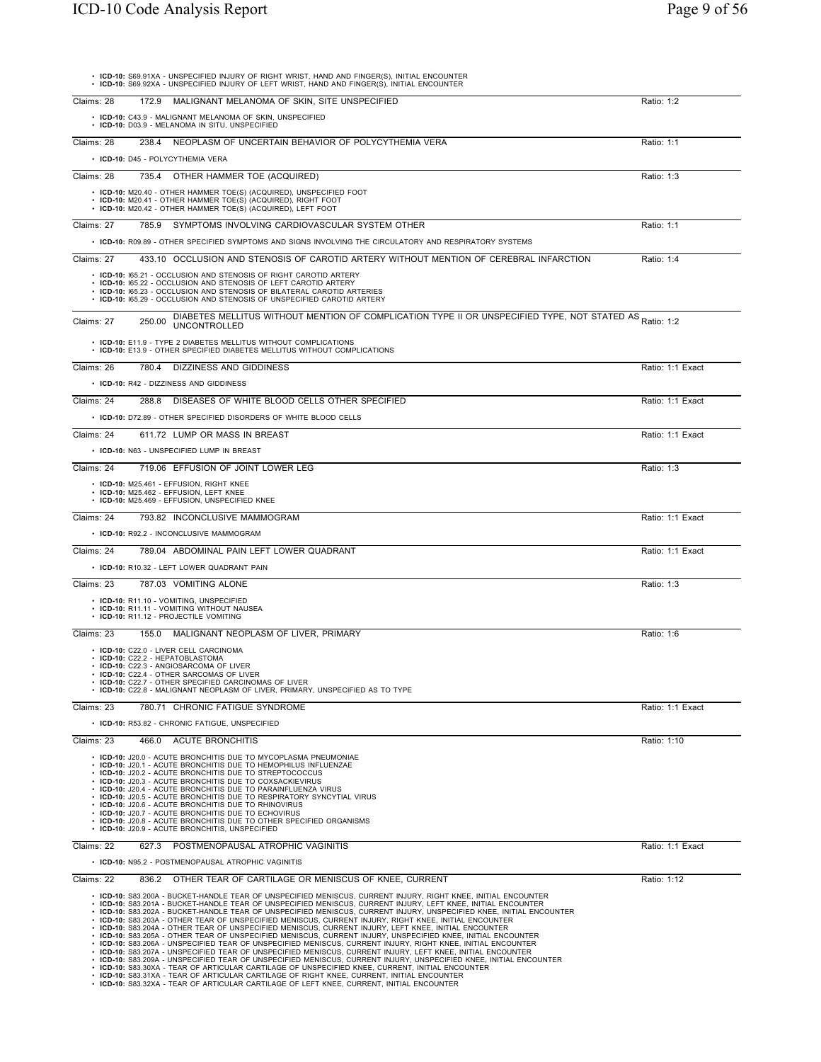- **ICD-10:** S69.91XA - UNSPECIFIED INJURY OF RIGHT WRIST, HAND AND FINGER(S), INITIAL ENCOUNTER
- **ICD-10:** S69.92XA - UNSPECIFIED INJURY OF LEFT WRIST, HAND AND FINGER(S), INITIAL ENCOUNTER

---

Claims: 28 &nbsp; 172.9 &nbsp; MALIGNANT MELANOMA OF SKIN, SITE UNSPECIFIED &nbsp; Ratio: 1:2

- **ICD-10:** C43.9 - MALIGNANT MELANOMA OF SKIN, UNSPECIFIED
- **ICD-10:** D03.9 - MELANOMA IN SITU, UNSPECIFIED

---

Claims: 28 &nbsp; 238.4 &nbsp; NEOPLASM OF UNCERTAIN BEHAVIOR OF POLYCYTHEMIA VERA &nbsp; Ratio: 1:1

- **ICD-10:** D45 - POLYCYTHEMIA VERA

---

Claims: 28 &nbsp; 735.4 &nbsp; OTHER HAMMER TOE (ACQUIRED) &nbsp; Ratio: 1:3

- **ICD-10:** M20.40 - OTHER HAMMER TOE(S) (ACQUIRED), UNSPECIFIED FOOT
- **ICD-10:** M20.41 - OTHER HAMMER TOE(S) (ACQUIRED), RIGHT FOOT
- **ICD-10:** M20.42 - OTHER HAMMER TOE(S) (ACQUIRED), LEFT FOOT

---

Claims: 27 &nbsp; 785.9 &nbsp; SYMPTOMS INVOLVING CARDIOVASCULAR SYSTEM OTHER &nbsp; Ratio: 1:1

- **ICD-10:** R09.89 - OTHER SPECIFIED SYMPTOMS AND SIGNS INVOLVING THE CIRCULATORY AND RESPIRATORY SYSTEMS

---

Claims: 27 &nbsp; 433.10 &nbsp; OCCLUSION AND STENOSIS OF CAROTID ARTERY WITHOUT MENTION OF CEREBRAL INFARCTION &nbsp; Ratio: 1:4

- **ICD-10:** I65.21 - OCCLUSION AND STENOSIS OF RIGHT CAROTID ARTERY
- **ICD-10:** I65.22 - OCCLUSION AND STENOSIS OF LEFT CAROTID ARTERY
- **ICD-10:** I65.23 - OCCLUSION AND STENOSIS OF BILATERAL CAROTID ARTERIES
- **ICD-10:** I65.29 - OCCLUSION AND STENOSIS OF UNSPECIFIED CAROTID ARTERY

---

Claims: 27 &nbsp; 250.00 &nbsp; DIABETES MELLITUS WITHOUT MENTION OF COMPLICATION TYPE II OR UNSPECIFIED TYPE, NOT STATED AS UNCONTROLLED &nbsp; Ratio: 1:2

- **ICD-10:** E11.9 - TYPE 2 DIABETES MELLITUS WITHOUT COMPLICATIONS
- **ICD-10:** E13.9 - OTHER SPECIFIED DIABETES MELLITUS WITHOUT COMPLICATIONS

---

Claims: 26 &nbsp; 780.4 &nbsp; DIZZINESS AND GIDDINESS &nbsp; Ratio: 1:1 Exact

- **ICD-10:** R42 - DIZZINESS AND GIDDINESS

---

Claims: 24 &nbsp; 288.8 &nbsp; DISEASES OF WHITE BLOOD CELLS OTHER SPECIFIED &nbsp; Ratio: 1:1 Exact

- **ICD-10:** D72.89 - OTHER SPECIFIED DISORDERS OF WHITE BLOOD CELLS

---

Claims: 24 &nbsp; 611.72 &nbsp; LUMP OR MASS IN BREAST &nbsp; Ratio: 1:1 Exact

- **ICD-10:** N63 - UNSPECIFIED LUMP IN BREAST

---

Claims: 24 &nbsp; 719.06 &nbsp; EFFUSION OF JOINT LOWER LEG &nbsp; Ratio: 1:3

- **ICD-10:** M25.461 - EFFUSION, RIGHT KNEE
- **ICD-10:** M25.462 - EFFUSION, LEFT KNEE
- **ICD-10:** M25.469 - EFFUSION, UNSPECIFIED KNEE

---

Claims: 24 &nbsp; 793.82 &nbsp; INCONCLUSIVE MAMMOGRAM &nbsp; Ratio: 1:1 Exact

- **ICD-10:** R92.2 - INCONCLUSIVE MAMMOGRAM

---

Claims: 24 &nbsp; 789.04 &nbsp; ABDOMINAL PAIN LEFT LOWER QUADRANT &nbsp; Ratio: 1:1 Exact

- **ICD-10:** R10.32 - LEFT LOWER QUADRANT PAIN

---

Claims: 23 &nbsp; 787.03 &nbsp; VOMITING ALONE &nbsp; Ratio: 1:3

- **ICD-10:** R11.10 - VOMITING, UNSPECIFIED
- **ICD-10:** R11.11 - VOMITING WITHOUT NAUSEA
- **ICD-10:** R11.12 - PROJECTILE VOMITING

---

Claims: 23 &nbsp; 155.0 &nbsp; MALIGNANT NEOPLASM OF LIVER, PRIMARY &nbsp; Ratio: 1:6

- **ICD-10:** C22.0 - LIVER CELL CARCINOMA
- **ICD-10:** C22.2 - HEPATOBLASTOMA
- **ICD-10:** C22.3 - ANGIOSARCOMA OF LIVER
- **ICD-10:** C22.4 - OTHER SARCOMAS OF LIVER
- **ICD-10:** C22.7 - OTHER SPECIFIED CARCINOMAS OF LIVER
- **ICD-10:** C22.8 - MALIGNANT NEOPLASM OF LIVER, PRIMARY, UNSPECIFIED AS TO TYPE

---

Claims: 23 &nbsp; 780.71 &nbsp; CHRONIC FATIGUE SYNDROME &nbsp; Ratio: 1:1 Exact

- **ICD-10:** R53.82 - CHRONIC FATIGUE, UNSPECIFIED

---

Claims: 23 &nbsp; 466.0 &nbsp; ACUTE BRONCHITIS &nbsp; Ratio: 1:10

- **ICD-10:** J20.0 - ACUTE BRONCHITIS DUE TO MYCOPLASMA PNEUMONIAE
- **ICD-10:** J20.1 - ACUTE BRONCHITIS DUE TO HEMOPHILUS INFLUENZAE
- **ICD-10:** J20.2 - ACUTE BRONCHITIS DUE TO STREPTOCOCCUS
- **ICD-10:** J20.3 - ACUTE BRONCHITIS DUE TO COXSACKIEVIRUS
- **ICD-10:** J20.4 - ACUTE BRONCHITIS DUE TO PARAINFLUENZA VIRUS
- **ICD-10:** J20.5 - ACUTE BRONCHITIS DUE TO RESPIRATORY SYNCYTIAL VIRUS
- **ICD-10:** J20.6 - ACUTE BRONCHITIS DUE TO RHINOVIRUS
- **ICD-10:** J20.7 - ACUTE BRONCHITIS DUE TO ECHOVIRUS
- **ICD-10:** J20.8 - ACUTE BRONCHITIS DUE TO OTHER SPECIFIED ORGANISMS
- **ICD-10:** J20.9 - ACUTE BRONCHITIS, UNSPECIFIED

---

Claims: 22 &nbsp; 627.3 &nbsp; POSTMENOPAUSAL ATROPHIC VAGINITIS &nbsp; Ratio: 1:1 Exact

- **ICD-10:** N95.2 - POSTMENOPAUSAL ATROPHIC VAGINITIS

---

Claims: 22 &nbsp; 836.2 &nbsp; OTHER TEAR OF CARTILAGE OR MENISCUS OF KNEE, CURRENT &nbsp; Ratio: 1:12

- **ICD-10:** S83.200A - BUCKET-HANDLE TEAR OF UNSPECIFIED MENISCUS, CURRENT INJURY, RIGHT KNEE, INITIAL ENCOUNTER
- **ICD-10:** S83.201A - BUCKET-HANDLE TEAR OF UNSPECIFIED MENISCUS, CURRENT INJURY, LEFT KNEE, INITIAL ENCOUNTER
- **ICD-10:** S83.202A - BUCKET-HANDLE TEAR OF UNSPECIFIED MENISCUS, CURRENT INJURY, UNSPECIFIED KNEE, INITIAL ENCOUNTER
- **ICD-10:** S83.203A - OTHER TEAR OF UNSPECIFIED MENISCUS, CURRENT INJURY, RIGHT KNEE, INITIAL ENCOUNTER
- **ICD-10:** S83.204A - OTHER TEAR OF UNSPECIFIED MENISCUS, CURRENT INJURY, LEFT KNEE, INITIAL ENCOUNTER
- **ICD-10:** S83.205A - OTHER TEAR OF UNSPECIFIED MENISCUS, CURRENT INJURY, UNSPECIFIED KNEE, INITIAL ENCOUNTER
- **ICD-10:** S83.206A - UNSPECIFIED TEAR OF UNSPECIFIED MENISCUS, CURRENT INJURY, RIGHT KNEE, INITIAL ENCOUNTER
- **ICD-10:** S83.207A - UNSPECIFIED TEAR OF UNSPECIFIED MENISCUS, CURRENT INJURY, LEFT KNEE, INITIAL ENCOUNTER
- **ICD-10:** S83.209A - UNSPECIFIED TEAR OF UNSPECIFIED MENISCUS, CURRENT INJURY, UNSPECIFIED KNEE, INITIAL ENCOUNTER
- **ICD-10:** S83.30XA - TEAR OF ARTICULAR CARTILAGE OF UNSPECIFIED KNEE, CURRENT, INITIAL ENCOUNTER
- **ICD-10:** S83.31XA - TEAR OF ARTICULAR CARTILAGE OF RIGHT KNEE, CURRENT, INITIAL ENCOUNTER
- **ICD-10:** S83.32XA - TEAR OF ARTICULAR CARTILAGE OF LEFT KNEE, CURRENT, INITIAL ENCOUNTER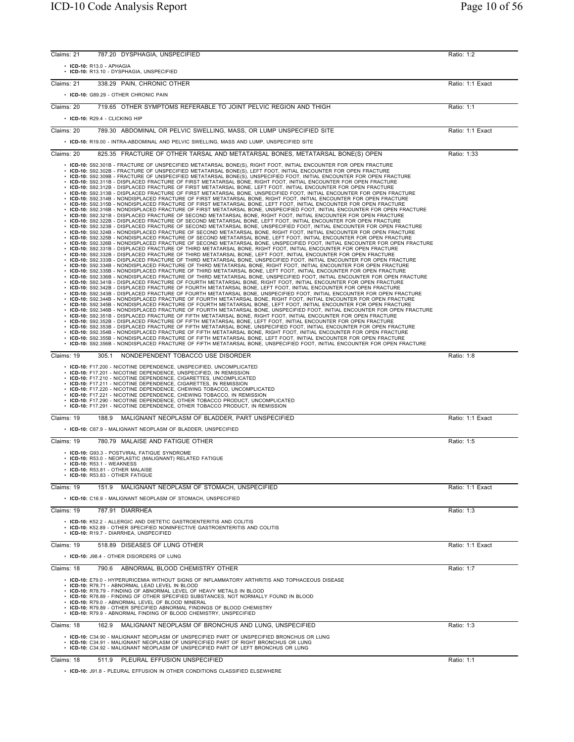Claims: 21 | 787.20 DYSPHAGIA, UNSPECIFIED | Ratio: 1:2

- **ICD-10:** R13.0 - APHAGIA
- **ICD-10:** R13.10 - DYSPHAGIA, UNSPECIFIED

Claims: 21 | 338.29 PAIN, CHRONIC OTHER | Ratio: 1:1 Exact

- **ICD-10:** G89.29 - OTHER CHRONIC PAIN

Claims: 20 | 719.65 OTHER SYMPTOMS REFERABLE TO JOINT PELVIC REGION AND THIGH | Ratio: 1:1

- **ICD-10:** R29.4 - CLICKING HIP

Claims: 20 | 789.30 ABDOMINAL OR PELVIC SWELLING, MASS, OR LUMP UNSPECIFIED SITE | Ratio: 1:1 Exact

- **ICD-10:** R19.00 - INTRA-ABDOMINAL AND PELVIC SWELLING, MASS AND LUMP, UNSPECIFIED SITE

Claims: 20 | 825.35 FRACTURE OF OTHER TARSAL AND METATARSAL BONES, METATARSAL BONE(S) OPEN | Ratio: 1:33

- **ICD-10:** S92.301B - FRACTURE OF UNSPECIFIED METATARSAL BONE(S), RIGHT FOOT, INITIAL ENCOUNTER FOR OPEN FRACTURE
- **ICD-10:** S92.302B - FRACTURE OF UNSPECIFIED METATARSAL BONE(S), LEFT FOOT, INITIAL ENCOUNTER FOR OPEN FRACTURE
- **ICD-10:** S92.309B - FRACTURE OF UNSPECIFIED METATARSAL BONE(S), UNSPECIFIED FOOT, INITIAL ENCOUNTER FOR OPEN FRACTURE
- **ICD-10:** S92.311B - DISPLACED FRACTURE OF FIRST METATARSAL BONE, RIGHT FOOT, INITIAL ENCOUNTER FOR OPEN FRACTURE
- **ICD-10:** S92.312B - DISPLACED FRACTURE OF FIRST METATARSAL BONE, LEFT FOOT, INITIAL ENCOUNTER FOR OPEN FRACTURE
- **ICD-10:** S92.313B - DISPLACED FRACTURE OF FIRST METATARSAL BONE, UNSPECIFIED FOOT, INITIAL ENCOUNTER FOR OPEN FRACTURE
- **ICD-10:** S92.314B - NONDISPLACED FRACTURE OF FIRST METATARSAL BONE, RIGHT FOOT, INITIAL ENCOUNTER FOR OPEN FRACTURE
- **ICD-10:** S92.315B - NONDISPLACED FRACTURE OF FIRST METATARSAL BONE, LEFT FOOT, INITIAL ENCOUNTER FOR OPEN FRACTURE
- **ICD-10:** S92.316B - NONDISPLACED FRACTURE OF FIRST METATARSAL BONE, UNSPECIFIED FOOT, INITIAL ENCOUNTER FOR OPEN FRACTURE
- **ICD-10:** S92.321B - DISPLACED FRACTURE OF SECOND METATARSAL BONE, RIGHT FOOT, INITIAL ENCOUNTER FOR OPEN FRACTURE
- **ICD-10:** S92.322B - DISPLACED FRACTURE OF SECOND METATARSAL BONE, LEFT FOOT, INITIAL ENCOUNTER FOR OPEN FRACTURE
- **ICD-10:** S92.323B - DISPLACED FRACTURE OF SECOND METATARSAL BONE, UNSPECIFIED FOOT, INITIAL ENCOUNTER FOR OPEN FRACTURE
- **ICD-10:** S92.324B - NONDISPLACED FRACTURE OF SECOND METATARSAL BONE, RIGHT FOOT, INITIAL ENCOUNTER FOR OPEN FRACTURE
- **ICD-10:** S92.325B - NONDISPLACED FRACTURE OF SECOND METATARSAL BONE, LEFT FOOT, INITIAL ENCOUNTER FOR OPEN FRACTURE
- **ICD-10:** S92.326B - NONDISPLACED FRACTURE OF SECOND METATARSAL BONE, UNSPECIFIED FOOT, INITIAL ENCOUNTER FOR OPEN FRACTURE
- **ICD-10:** S92.331B - DISPLACED FRACTURE OF THIRD METATARSAL BONE, RIGHT FOOT, INITIAL ENCOUNTER FOR OPEN FRACTURE
- **ICD-10:** S92.332B - DISPLACED FRACTURE OF THIRD METATARSAL BONE, LEFT FOOT, INITIAL ENCOUNTER FOR OPEN FRACTURE
- **ICD-10:** S92.333B - DISPLACED FRACTURE OF THIRD METATARSAL BONE, UNSPECIFIED FOOT, INITIAL ENCOUNTER FOR OPEN FRACTURE
- **ICD-10:** S92.334B - NONDISPLACED FRACTURE OF THIRD METATARSAL BONE, RIGHT FOOT, INITIAL ENCOUNTER FOR OPEN FRACTURE
- **ICD-10:** S92.335B - NONDISPLACED FRACTURE OF THIRD METATARSAL BONE, LEFT FOOT, INITIAL ENCOUNTER FOR OPEN FRACTURE
- **ICD-10:** S92.336B - NONDISPLACED FRACTURE OF THIRD METATARSAL BONE, UNSPECIFIED FOOT, INITIAL ENCOUNTER FOR OPEN FRACTURE
- **ICD-10:** S92.341B - DISPLACED FRACTURE OF FOURTH METATARSAL BONE, RIGHT FOOT, INITIAL ENCOUNTER FOR OPEN FRACTURE
- **ICD-10:** S92.342B - DISPLACED FRACTURE OF FOURTH METATARSAL BONE, LEFT FOOT, INITIAL ENCOUNTER FOR OPEN FRACTURE
- **ICD-10:** S92.343B - DISPLACED FRACTURE OF FOURTH METATARSAL BONE, UNSPECIFIED FOOT, INITIAL ENCOUNTER FOR OPEN FRACTURE
- **ICD-10:** S92.344B - NONDISPLACED FRACTURE OF FOURTH METATARSAL BONE, RIGHT FOOT, INITIAL ENCOUNTER FOR OPEN FRACTURE
- **ICD-10:** S92.345B - NONDISPLACED FRACTURE OF FOURTH METATARSAL BONE, LEFT FOOT, INITIAL ENCOUNTER FOR OPEN FRACTURE
- **ICD-10:** S92.346B - NONDISPLACED FRACTURE OF FOURTH METATARSAL BONE, UNSPECIFIED FOOT, INITIAL ENCOUNTER FOR OPEN FRACTURE
- **ICD-10:** S92.351B - DISPLACED FRACTURE OF FIFTH METATARSAL BONE, RIGHT FOOT, INITIAL ENCOUNTER FOR OPEN FRACTURE
- **ICD-10:** S92.352B - DISPLACED FRACTURE OF FIFTH METATARSAL BONE, LEFT FOOT, INITIAL ENCOUNTER FOR OPEN FRACTURE
- **ICD-10:** S92.353B - DISPLACED FRACTURE OF FIFTH METATARSAL BONE, UNSPECIFIED FOOT, INITIAL ENCOUNTER FOR OPEN FRACTURE
- **ICD-10:** S92.354B - NONDISPLACED FRACTURE OF FIFTH METATARSAL BONE, RIGHT FOOT, INITIAL ENCOUNTER FOR OPEN FRACTURE
- **ICD-10:** S92.355B - NONDISPLACED FRACTURE OF FIFTH METATARSAL BONE, LEFT FOOT, INITIAL ENCOUNTER FOR OPEN FRACTURE
- **ICD-10:** S92.356B - NONDISPLACED FRACTURE OF FIFTH METATARSAL BONE, UNSPECIFIED FOOT, INITIAL ENCOUNTER FOR OPEN FRACTURE

Claims: 19 | 305.1 NONDEPENDENT TOBACCO USE DISORDER | Ratio: 1:8

- **ICD-10:** F17.200 - NICOTINE DEPENDENCE, UNSPECIFIED, UNCOMPLICATED
- **ICD-10:** F17.201 - NICOTINE DEPENDENCE, UNSPECIFIED, IN REMISSION
- **ICD-10:** F17.210 - NICOTINE DEPENDENCE, CIGARETTES, UNCOMPLICATED
- **ICD-10:** F17.211 - NICOTINE DEPENDENCE, CIGARETTES, IN REMISSION
- **ICD-10:** F17.220 - NICOTINE DEPENDENCE, CHEWING TOBACCO, UNCOMPLICATED
- **ICD-10:** F17.221 - NICOTINE DEPENDENCE, CHEWING TOBACCO, IN REMISSION
- **ICD-10:** F17.290 - NICOTINE DEPENDENCE, OTHER TOBACCO PRODUCT, UNCOMPLICATED
- **ICD-10:** F17.291 - NICOTINE DEPENDENCE, OTHER TOBACCO PRODUCT, IN REMISSION

Claims: 19 | 188.9 MALIGNANT NEOPLASM OF BLADDER, PART UNSPECIFIED | Ratio: 1:1 Exact

- **ICD-10:** C67.9 - MALIGNANT NEOPLASM OF BLADDER, UNSPECIFIED

Claims: 19 | 780.79 MALAISE AND FATIGUE OTHER | Ratio: 1:5

- **ICD-10:** G93.3 - POSTVIRAL FATIGUE SYNDROME
- **ICD-10:** R53.0 - NEOPLASTIC (MALIGNANT) RELATED FATIGUE
- **ICD-10:** R53.1 - WEAKNESS
- **ICD-10:** R53.81 - OTHER MALAISE
- **ICD-10:** R53.83 - OTHER FATIGUE

Claims: 19 | 151.9 MALIGNANT NEOPLASM OF STOMACH, UNSPECIFIED | Ratio: 1:1 Exact

- **ICD-10:** C16.9 - MALIGNANT NEOPLASM OF STOMACH, UNSPECIFIED

Claims: 19 | 787.91 DIARRHEA | Ratio: 1:3

- **ICD-10:** K52.2 - ALLERGIC AND DIETETIC GASTROENTERITIS AND COLITIS
- **ICD-10:** K52.89 - OTHER SPECIFIED NONINFECTIVE GASTROENTERITIS AND COLITIS
- **ICD-10:** R19.7 - DIARRHEA, UNSPECIFIED

Claims: 19 | 518.89 DISEASES OF LUNG OTHER | Ratio: 1:1 Exact

- **ICD-10:** J98.4 - OTHER DISORDERS OF LUNG

Claims: 18 | 790.6 ABNORMAL BLOOD CHEMISTRY OTHER | Ratio: 1:7

- **ICD-10:** E79.0 - HYPERURICEMIA WITHOUT SIGNS OF INFLAMMATORY ARTHRITIS AND TOPHACEOUS DISEASE
- **ICD-10:** R78.71 - ABNORMAL LEAD LEVEL IN BLOOD
- **ICD-10:** R78.79 - FINDING OF ABNORMAL LEVEL OF HEAVY METALS IN BLOOD
- **ICD-10:** R78.89 - FINDING OF OTHER SPECIFIED SUBSTANCES, NOT NORMALLY FOUND IN BLOOD
- **ICD-10:** R79.0 - ABNORMAL LEVEL OF BLOOD MINERAL
- **ICD-10:** R79.89 - OTHER SPECIFIED ABNORMAL FINDINGS OF BLOOD CHEMISTRY
- **ICD-10:** R79.9 - ABNORMAL FINDING OF BLOOD CHEMISTRY, UNSPECIFIED

Claims: 18 | 162.9 MALIGNANT NEOPLASM OF BRONCHUS AND LUNG, UNSPECIFIED | Ratio: 1:3

- **ICD-10:** C34.90 - MALIGNANT NEOPLASM OF UNSPECIFIED PART OF UNSPECIFIED BRONCHUS OR LUNG
- **ICD-10:** C34.91 - MALIGNANT NEOPLASM OF UNSPECIFIED PART OF RIGHT BRONCHUS OR LUNG
- **ICD-10:** C34.92 - MALIGNANT NEOPLASM OF UNSPECIFIED PART OF LEFT BRONCHUS OR LUNG

Claims: 18 | 511.9 PLEURAL EFFUSION UNSPECIFIED | Ratio: 1:1

- **ICD-10:** J91.8 - PLEURAL EFFUSION IN OTHER CONDITIONS CLASSIFIED ELSEWHERE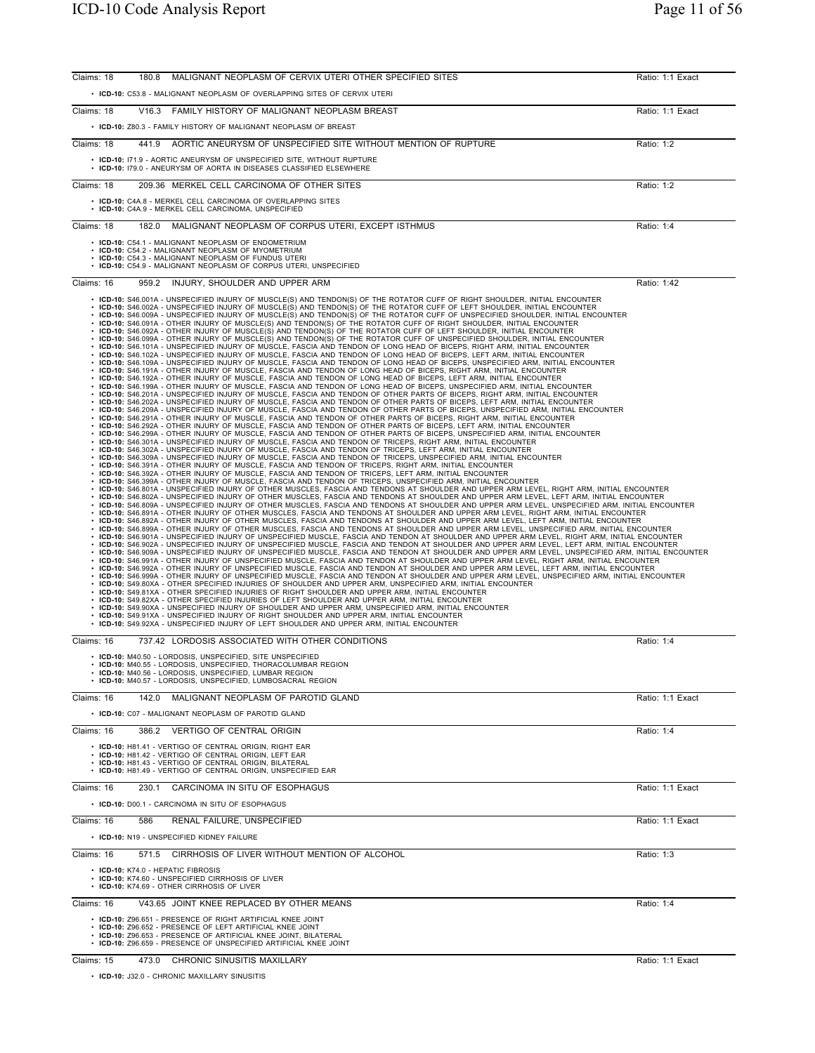Claims: 18 | 180.8 MALIGNANT NEOPLASM OF CERVIX UTERI OTHER SPECIFIED SITES | Ratio: 1:1 Exact

- **ICD-10:** C53.8 - MALIGNANT NEOPLASM OF OVERLAPPING SITES OF CERVIX UTERI

Claims: 18 | V16.3 FAMILY HISTORY OF MALIGNANT NEOPLASM BREAST | Ratio: 1:1 Exact

- **ICD-10:** Z80.3 - FAMILY HISTORY OF MALIGNANT NEOPLASM OF BREAST

Claims: 18 | 441.9 AORTIC ANEURYSM OF UNSPECIFIED SITE WITHOUT MENTION OF RUPTURE | Ratio: 1:2

- **ICD-10:** I71.9 - AORTIC ANEURYSM OF UNSPECIFIED SITE, WITHOUT RUPTURE
- **ICD-10:** I79.0 - ANEURYSM OF AORTA IN DISEASES CLASSIFIED ELSEWHERE

Claims: 18 | 209.36 MERKEL CELL CARCINOMA OF OTHER SITES | Ratio: 1:2

- **ICD-10:** C4A.8 - MERKEL CELL CARCINOMA OF OVERLAPPING SITES
- **ICD-10:** C4A.9 - MERKEL CELL CARCINOMA, UNSPECIFIED

Claims: 18 | 182.0 MALIGNANT NEOPLASM OF CORPUS UTERI, EXCEPT ISTHMUS | Ratio: 1:4

- **ICD-10:** C54.1 - MALIGNANT NEOPLASM OF ENDOMETRIUM
- **ICD-10:** C54.2 - MALIGNANT NEOPLASM OF MYOMETRIUM
- **ICD-10:** C54.3 - MALIGNANT NEOPLASM OF FUNDUS UTERI
- **ICD-10:** C54.9 - MALIGNANT NEOPLASM OF CORPUS UTERI, UNSPECIFIED

Claims: 16 | 959.2 INJURY, SHOULDER AND UPPER ARM | Ratio: 1:42

- **ICD-10:** S46.001A - UNSPECIFIED INJURY OF MUSCLE(S) AND TENDON(S) OF THE ROTATOR CUFF OF RIGHT SHOULDER, INITIAL ENCOUNTER
- **ICD-10:** S46.002A - UNSPECIFIED INJURY OF MUSCLE(S) AND TENDON(S) OF THE ROTATOR CUFF OF LEFT SHOULDER, INITIAL ENCOUNTER
- **ICD-10:** S46.009A - UNSPECIFIED INJURY OF MUSCLE(S) AND TENDON(S) OF THE ROTATOR CUFF OF UNSPECIFIED SHOULDER, INITIAL ENCOUNTER
- **ICD-10:** S46.091A - OTHER INJURY OF MUSCLE(S) AND TENDON(S) OF THE ROTATOR CUFF OF RIGHT SHOULDER, INITIAL ENCOUNTER
- **ICD-10:** S46.092A - OTHER INJURY OF MUSCLE(S) AND TENDON(S) OF THE ROTATOR CUFF OF LEFT SHOULDER, INITIAL ENCOUNTER
- **ICD-10:** S46.099A - OTHER INJURY OF MUSCLE(S) AND TENDON(S) OF THE ROTATOR CUFF OF UNSPECIFIED SHOULDER, INITIAL ENCOUNTER
- **ICD-10:** S46.101A - UNSPECIFIED INJURY OF MUSCLE, FASCIA AND TENDON OF LONG HEAD OF BICEPS, RIGHT ARM, INITIAL ENCOUNTER
- **ICD-10:** S46.102A - UNSPECIFIED INJURY OF MUSCLE, FASCIA AND TENDON OF LONG HEAD OF BICEPS, LEFT ARM, INITIAL ENCOUNTER
- **ICD-10:** S46.109A - UNSPECIFIED INJURY OF MUSCLE, FASCIA AND TENDON OF LONG HEAD OF BICEPS, UNSPECIFIED ARM, INITIAL ENCOUNTER
- **ICD-10:** S46.191A - OTHER INJURY OF MUSCLE, FASCIA AND TENDON OF LONG HEAD OF BICEPS, RIGHT ARM, INITIAL ENCOUNTER
- **ICD-10:** S46.192A - OTHER INJURY OF MUSCLE, FASCIA AND TENDON OF LONG HEAD OF BICEPS, LEFT ARM, INITIAL ENCOUNTER
- **ICD-10:** S46.199A - OTHER INJURY OF MUSCLE, FASCIA AND TENDON OF LONG HEAD OF BICEPS, UNSPECIFIED ARM, INITIAL ENCOUNTER
- **ICD-10:** S46.201A - UNSPECIFIED INJURY OF MUSCLE, FASCIA AND TENDON OF OTHER PARTS OF BICEPS, RIGHT ARM, INITIAL ENCOUNTER
- **ICD-10:** S46.202A - UNSPECIFIED INJURY OF MUSCLE, FASCIA AND TENDON OF OTHER PARTS OF BICEPS, LEFT ARM, INITIAL ENCOUNTER
- **ICD-10:** S46.209A - UNSPECIFIED INJURY OF MUSCLE, FASCIA AND TENDON OF OTHER PARTS OF BICEPS, UNSPECIFIED ARM, INITIAL ENCOUNTER
- **ICD-10:** S46.291A - OTHER INJURY OF MUSCLE, FASCIA AND TENDON OF OTHER PARTS OF BICEPS, RIGHT ARM, INITIAL ENCOUNTER
- **ICD-10:** S46.292A - OTHER INJURY OF MUSCLE, FASCIA AND TENDON OF OTHER PARTS OF BICEPS, LEFT ARM, INITIAL ENCOUNTER
- **ICD-10:** S46.299A - OTHER INJURY OF MUSCLE, FASCIA AND TENDON OF OTHER PARTS OF BICEPS, UNSPECIFIED ARM, INITIAL ENCOUNTER
- **ICD-10:** S46.301A - UNSPECIFIED INJURY OF MUSCLE, FASCIA AND TENDON OF TRICEPS, RIGHT ARM, INITIAL ENCOUNTER
- **ICD-10:** S46.302A - UNSPECIFIED INJURY OF MUSCLE, FASCIA AND TENDON OF TRICEPS, LEFT ARM, INITIAL ENCOUNTER
- **ICD-10:** S46.309A - UNSPECIFIED INJURY OF MUSCLE, FASCIA AND TENDON OF TRICEPS, UNSPECIFIED ARM, INITIAL ENCOUNTER
- **ICD-10:** S46.391A - OTHER INJURY OF MUSCLE, FASCIA AND TENDON OF TRICEPS, RIGHT ARM, INITIAL ENCOUNTER
- **ICD-10:** S46.392A - OTHER INJURY OF MUSCLE, FASCIA AND TENDON OF TRICEPS, LEFT ARM, INITIAL ENCOUNTER
- **ICD-10:** S46.399A - OTHER INJURY OF MUSCLE, FASCIA AND TENDON OF TRICEPS, UNSPECIFIED ARM, INITIAL ENCOUNTER
- **ICD-10:** S46.801A - UNSPECIFIED INJURY OF OTHER MUSCLES, FASCIA AND TENDONS AT SHOULDER AND UPPER ARM LEVEL, RIGHT ARM, INITIAL ENCOUNTER
- **ICD-10:** S46.802A - UNSPECIFIED INJURY OF OTHER MUSCLES, FASCIA AND TENDONS AT SHOULDER AND UPPER ARM LEVEL, LEFT ARM, INITIAL ENCOUNTER
- **ICD-10:** S46.809A - UNSPECIFIED INJURY OF OTHER MUSCLES, FASCIA AND TENDONS AT SHOULDER AND UPPER ARM LEVEL, UNSPECIFIED ARM, INITIAL ENCOUNTER
- **ICD-10:** S46.891A - OTHER INJURY OF OTHER MUSCLES, FASCIA AND TENDONS AT SHOULDER AND UPPER ARM LEVEL, RIGHT ARM, INITIAL ENCOUNTER
- **ICD-10:** S46.892A - OTHER INJURY OF OTHER MUSCLES, FASCIA AND TENDONS AT SHOULDER AND UPPER ARM LEVEL, LEFT ARM, INITIAL ENCOUNTER
- **ICD-10:** S46.899A - OTHER INJURY OF OTHER MUSCLES, FASCIA AND TENDONS AT SHOULDER AND UPPER ARM LEVEL, UNSPECIFIED ARM, INITIAL ENCOUNTER
- **ICD-10:** S46.901A - UNSPECIFIED INJURY OF UNSPECIFIED MUSCLE, FASCIA AND TENDON AT SHOULDER AND UPPER ARM LEVEL, RIGHT ARM, INITIAL ENCOUNTER
- **ICD-10:** S46.902A - UNSPECIFIED INJURY OF UNSPECIFIED MUSCLE, FASCIA AND TENDON AT SHOULDER AND UPPER ARM LEVEL, LEFT ARM, INITIAL ENCOUNTER
- **ICD-10:** S46.909A - UNSPECIFIED INJURY OF UNSPECIFIED MUSCLE, FASCIA AND TENDON AT SHOULDER AND UPPER ARM LEVEL, UNSPECIFIED ARM, INITIAL ENCOUNTER
- **ICD-10:** S46.991A - OTHER INJURY OF UNSPECIFIED MUSCLE, FASCIA AND TENDON AT SHOULDER AND UPPER ARM LEVEL, RIGHT ARM, INITIAL ENCOUNTER
- **ICD-10:** S46.992A - OTHER INJURY OF UNSPECIFIED MUSCLE, FASCIA AND TENDON AT SHOULDER AND UPPER ARM LEVEL, LEFT ARM, INITIAL ENCOUNTER
- **ICD-10:** S46.999A - OTHER INJURY OF UNSPECIFIED MUSCLE, FASCIA AND TENDON AT SHOULDER AND UPPER ARM LEVEL, UNSPECIFIED ARM, INITIAL ENCOUNTER
- **ICD-10:** S49.80XA - OTHER SPECIFIED INJURIES OF SHOULDER AND UPPER ARM, UNSPECIFIED ARM, INITIAL ENCOUNTER
- **ICD-10:** S49.81XA - OTHER SPECIFIED INJURIES OF RIGHT SHOULDER AND UPPER ARM, INITIAL ENCOUNTER
- **ICD-10:** S49.82XA - OTHER SPECIFIED INJURIES OF LEFT SHOULDER AND UPPER ARM, INITIAL ENCOUNTER
- **ICD-10:** S49.90XA - UNSPECIFIED INJURY OF SHOULDER AND UPPER ARM, UNSPECIFIED ARM, INITIAL ENCOUNTER
- **ICD-10:** S49.91XA - UNSPECIFIED INJURY OF RIGHT SHOULDER AND UPPER ARM, INITIAL ENCOUNTER
- **ICD-10:** S49.92XA - UNSPECIFIED INJURY OF LEFT SHOULDER AND UPPER ARM, INITIAL ENCOUNTER

Claims: 16 | 737.42 LORDOSIS ASSOCIATED WITH OTHER CONDITIONS | Ratio: 1:4

- **ICD-10:** M40.50 - LORDOSIS, UNSPECIFIED, SITE UNSPECIFIED
- **ICD-10:** M40.55 - LORDOSIS, UNSPECIFIED, THORACOLUMBAR REGION
- **ICD-10:** M40.56 - LORDOSIS, UNSPECIFIED, LUMBAR REGION
- **ICD-10:** M40.57 - LORDOSIS, UNSPECIFIED, LUMBOSACRAL REGION

Claims: 16 | 142.0 MALIGNANT NEOPLASM OF PAROTID GLAND | Ratio: 1:1 Exact

- **ICD-10:** C07 - MALIGNANT NEOPLASM OF PAROTID GLAND

Claims: 16 | 386.2 VERTIGO OF CENTRAL ORIGIN | Ratio: 1:4

- **ICD-10:** H81.41 - VERTIGO OF CENTRAL ORIGIN, RIGHT EAR
- **ICD-10:** H81.42 - VERTIGO OF CENTRAL ORIGIN, LEFT EAR
- **ICD-10:** H81.43 - VERTIGO OF CENTRAL ORIGIN, BILATERAL
- **ICD-10:** H81.49 - VERTIGO OF CENTRAL ORIGIN, UNSPECIFIED EAR

Claims: 16 | 230.1 CARCINOMA IN SITU OF ESOPHAGUS | Ratio: 1:1 Exact

- **ICD-10:** D00.1 - CARCINOMA IN SITU OF ESOPHAGUS

Claims: 16 | 586 RENAL FAILURE, UNSPECIFIED | Ratio: 1:1 Exact

- **ICD-10:** N19 - UNSPECIFIED KIDNEY FAILURE

Claims: 16 | 571.5 CIRRHOSIS OF LIVER WITHOUT MENTION OF ALCOHOL | Ratio: 1:3

- **ICD-10:** K74.0 - HEPATIC FIBROSIS
- **ICD-10:** K74.60 - UNSPECIFIED CIRRHOSIS OF LIVER
- **ICD-10:** K74.69 - OTHER CIRRHOSIS OF LIVER

Claims: 16 | V43.65 JOINT KNEE REPLACED BY OTHER MEANS | Ratio: 1:4

- **ICD-10:** Z96.651 - PRESENCE OF RIGHT ARTIFICIAL KNEE JOINT
- **ICD-10:** Z96.652 - PRESENCE OF LEFT ARTIFICIAL KNEE JOINT
- **ICD-10:** Z96.653 - PRESENCE OF ARTIFICIAL KNEE JOINT, BILATERAL
- **ICD-10:** Z96.659 - PRESENCE OF UNSPECIFIED ARTIFICIAL KNEE JOINT

Claims: 15 | 473.0 CHRONIC SINUSITIS MAXILLARY | Ratio: 1:1 Exact

- **ICD-10:** J32.0 - CHRONIC MAXILLARY SINUSITIS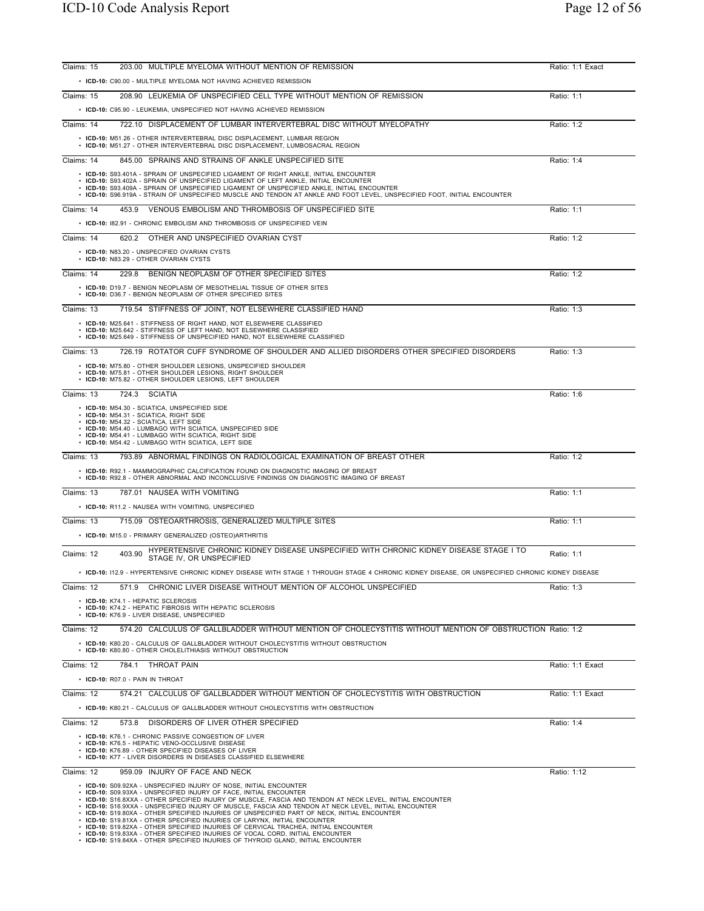Claims: 15 | 203.00 MULTIPLE MYELOMA WITHOUT MENTION OF REMISSION | Ratio: 1:1 Exact

- **ICD-10:** C90.00 - MULTIPLE MYELOMA NOT HAVING ACHIEVED REMISSION

Claims: 15 | 208.90 LEUKEMIA OF UNSPECIFIED CELL TYPE WITHOUT MENTION OF REMISSION | Ratio: 1:1

- **ICD-10:** C95.90 - LEUKEMIA, UNSPECIFIED NOT HAVING ACHIEVED REMISSION

Claims: 14 | 722.10 DISPLACEMENT OF LUMBAR INTERVERTEBRAL DISC WITHOUT MYELOPATHY | Ratio: 1:2

- **ICD-10:** M51.26 - OTHER INTERVERTEBRAL DISC DISPLACEMENT, LUMBAR REGION
- **ICD-10:** M51.27 - OTHER INTERVERTEBRAL DISC DISPLACEMENT, LUMBOSACRAL REGION

Claims: 14 | 845.00 SPRAINS AND STRAINS OF ANKLE UNSPECIFIED SITE | Ratio: 1:4

- **ICD-10:** S93.401A - SPRAIN OF UNSPECIFIED LIGAMENT OF RIGHT ANKLE, INITIAL ENCOUNTER
- **ICD-10:** S93.402A - SPRAIN OF UNSPECIFIED LIGAMENT OF LEFT ANKLE, INITIAL ENCOUNTER
- **ICD-10:** S93.409A - SPRAIN OF UNSPECIFIED LIGAMENT OF UNSPECIFIED ANKLE, INITIAL ENCOUNTER
- **ICD-10:** S96.919A - STRAIN OF UNSPECIFIED MUSCLE AND TENDON AT ANKLE AND FOOT LEVEL, UNSPECIFIED FOOT, INITIAL ENCOUNTER

Claims: 14 | 453.9 VENOUS EMBOLISM AND THROMBOSIS OF UNSPECIFIED SITE | Ratio: 1:1

- **ICD-10:** I82.91 - CHRONIC EMBOLISM AND THROMBOSIS OF UNSPECIFIED VEIN

Claims: 14 | 620.2 OTHER AND UNSPECIFIED OVARIAN CYST | Ratio: 1:2

- **ICD-10:** N83.20 - UNSPECIFIED OVARIAN CYSTS
- **ICD-10:** N83.29 - OTHER OVARIAN CYSTS

Claims: 14 | 229.8 BENIGN NEOPLASM OF OTHER SPECIFIED SITES | Ratio: 1:2

- **ICD-10:** D19.7 - BENIGN NEOPLASM OF MESOTHELIAL TISSUE OF OTHER SITES
- **ICD-10:** D36.7 - BENIGN NEOPLASM OF OTHER SPECIFIED SITES

Claims: 13 | 719.54 STIFFNESS OF JOINT, NOT ELSEWHERE CLASSIFIED HAND | Ratio: 1:3

- **ICD-10:** M25.641 - STIFFNESS OF RIGHT HAND, NOT ELSEWHERE CLASSIFIED
- **ICD-10:** M25.642 - STIFFNESS OF LEFT HAND, NOT ELSEWHERE CLASSIFIED
- **ICD-10:** M25.649 - STIFFNESS OF UNSPECIFIED HAND, NOT ELSEWHERE CLASSIFIED

Claims: 13 | 726.19 ROTATOR CUFF SYNDROME OF SHOULDER AND ALLIED DISORDERS OTHER SPECIFIED DISORDERS | Ratio: 1:3

- **ICD-10:** M75.80 - OTHER SHOULDER LESIONS, UNSPECIFIED SHOULDER
- **ICD-10:** M75.81 - OTHER SHOULDER LESIONS, RIGHT SHOULDER
- **ICD-10:** M75.82 - OTHER SHOULDER LESIONS, LEFT SHOULDER

Claims: 13 | 724.3 SCIATIA | Ratio: 1:6

- **ICD-10:** M54.30 - SCIATICA, UNSPECIFIED SIDE
- **ICD-10:** M54.31 - SCIATICA, RIGHT SIDE
- **ICD-10:** M54.32 - SCIATICA, LEFT SIDE
- **ICD-10:** M54.40 - LUMBAGO WITH SCIATICA, UNSPECIFIED SIDE
- **ICD-10:** M54.41 - LUMBAGO WITH SCIATICA, RIGHT SIDE
- **ICD-10:** M54.42 - LUMBAGO WITH SCIATICA, LEFT SIDE

Claims: 13 | 793.89 ABNORMAL FINDINGS ON RADIOLOGICAL EXAMINATION OF BREAST OTHER | Ratio: 1:2

- **ICD-10:** R92.1 - MAMMOGRAPHIC CALCIFICATION FOUND ON DIAGNOSTIC IMAGING OF BREAST
- **ICD-10:** R92.8 - OTHER ABNORMAL AND INCONCLUSIVE FINDINGS ON DIAGNOSTIC IMAGING OF BREAST

Claims: 13 | 787.01 NAUSEA WITH VOMITING | Ratio: 1:1

- **ICD-10:** R11.2 - NAUSEA WITH VOMITING, UNSPECIFIED

Claims: 13 | 715.09 OSTEOARTHROSIS, GENERALIZED MULTIPLE SITES | Ratio: 1:1

- **ICD-10:** M15.0 - PRIMARY GENERALIZED (OSTEO)ARTHRITIS

Claims: 12 | 403.90 HYPERTENSIVE CHRONIC KIDNEY DISEASE UNSPECIFIED WITH CHRONIC KIDNEY DISEASE STAGE I TO STAGE IV, OR UNSPECIFIED | Ratio: 1:1

- **ICD-10:** I12.9 - HYPERTENSIVE CHRONIC KIDNEY DISEASE WITH STAGE 1 THROUGH STAGE 4 CHRONIC KIDNEY DISEASE, OR UNSPECIFIED CHRONIC KIDNEY DISEASE

Claims: 12 | 571.9 CHRONIC LIVER DISEASE WITHOUT MENTION OF ALCOHOL UNSPECIFIED | Ratio: 1:3

- **ICD-10:** K74.1 - HEPATIC SCLEROSIS
- **ICD-10:** K74.2 - HEPATIC FIBROSIS WITH HEPATIC SCLEROSIS
- **ICD-10:** K76.9 - LIVER DISEASE, UNSPECIFIED

Claims: 12 | 574.20 CALCULUS OF GALLBLADDER WITHOUT MENTION OF CHOLECYSTITIS WITHOUT MENTION OF OBSTRUCTION | Ratio: 1:2

- **ICD-10:** K80.20 - CALCULUS OF GALLBLADDER WITHOUT CHOLECYSTITIS WITHOUT OBSTRUCTION
- **ICD-10:** K80.80 - OTHER CHOLELITHIASIS WITHOUT OBSTRUCTION

Claims: 12 | 784.1 THROAT PAIN | Ratio: 1:1 Exact

- **ICD-10:** R07.0 - PAIN IN THROAT

Claims: 12 | 574.21 CALCULUS OF GALLBLADDER WITHOUT MENTION OF CHOLECYSTITIS WITH OBSTRUCTION | Ratio: 1:1 Exact

- **ICD-10:** K80.21 - CALCULUS OF GALLBLADDER WITHOUT CHOLECYSTITIS WITH OBSTRUCTION

Claims: 12 | 573.8 DISORDERS OF LIVER OTHER SPECIFIED | Ratio: 1:4

- **ICD-10:** K76.1 - CHRONIC PASSIVE CONGESTION OF LIVER
- **ICD-10:** K76.5 - HEPATIC VENO-OCCLUSIVE DISEASE
- **ICD-10:** K76.89 - OTHER SPECIFIED DISEASES OF LIVER
- **ICD-10:** K77 - LIVER DISORDERS IN DISEASES CLASSIFIED ELSEWHERE

Claims: 12 | 959.09 INJURY OF FACE AND NECK | Ratio: 1:12

- **ICD-10:** S09.92XA - UNSPECIFIED INJURY OF NOSE, INITIAL ENCOUNTER
- **ICD-10:** S09.93XA - UNSPECIFIED INJURY OF FACE, INITIAL ENCOUNTER
- **ICD-10:** S16.8XXA - OTHER SPECIFIED INJURY OF MUSCLE, FASCIA AND TENDON AT NECK LEVEL, INITIAL ENCOUNTER
- **ICD-10:** S16.9XXA - UNSPECIFIED INJURY OF MUSCLE, FASCIA AND TENDON AT NECK LEVEL, INITIAL ENCOUNTER
- **ICD-10:** S19.80XA - OTHER SPECIFIED INJURIES OF UNSPECIFIED PART OF NECK, INITIAL ENCOUNTER
- **ICD-10:** S19.81XA - OTHER SPECIFIED INJURIES OF LARYNX, INITIAL ENCOUNTER
- **ICD-10:** S19.82XA - OTHER SPECIFIED INJURIES OF CERVICAL TRACHEA, INITIAL ENCOUNTER
- **ICD-10:** S19.83XA - OTHER SPECIFIED INJURIES OF VOCAL CORD, INITIAL ENCOUNTER
- **ICD-10:** S19.84XA - OTHER SPECIFIED INJURIES OF THYROID GLAND, INITIAL ENCOUNTER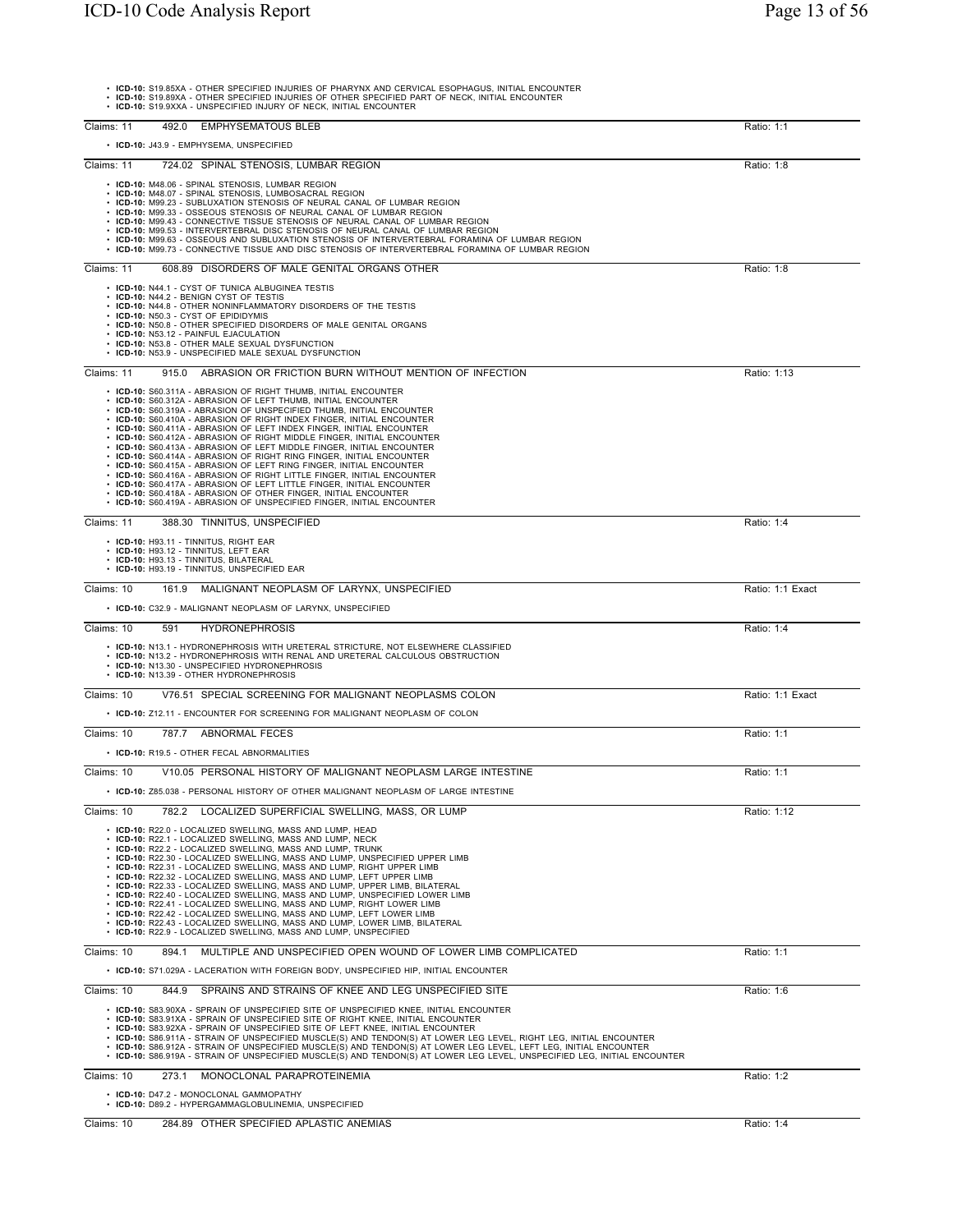- **ICD-10:** S19.85XA - OTHER SPECIFIED INJURIES OF PHARYNX AND CERVICAL ESOPHAGUS, INITIAL ENCOUNTER
- **ICD-10:** S19.89XA - OTHER SPECIFIED INJURIES OF OTHER SPECIFIED PART OF NECK, INITIAL ENCOUNTER
- **ICD-10:** S19.9XXA - UNSPECIFIED INJURY OF NECK, INITIAL ENCOUNTER

---

Claims: 11 492.0 EMPHYSEMATOUS BLEB — Ratio: 1:1

- **ICD-10:** J43.9 - EMPHYSEMA, UNSPECIFIED

---

Claims: 11 724.02 SPINAL STENOSIS, LUMBAR REGION — Ratio: 1:8

- **ICD-10:** M48.06 - SPINAL STENOSIS, LUMBAR REGION
- **ICD-10:** M48.07 - SPINAL STENOSIS, LUMBOSACRAL REGION
- **ICD-10:** M99.23 - SUBLUXATION STENOSIS OF NEURAL CANAL OF LUMBAR REGION
- **ICD-10:** M99.33 - OSSEOUS STENOSIS OF NEURAL CANAL OF LUMBAR REGION
- **ICD-10:** M99.43 - CONNECTIVE TISSUE STENOSIS OF NEURAL CANAL OF LUMBAR REGION
- **ICD-10:** M99.53 - INTERVERTEBRAL DISC STENOSIS OF NEURAL CANAL OF LUMBAR REGION
- **ICD-10:** M99.63 - OSSEOUS AND SUBLUXATION STENOSIS OF INTERVERTEBRAL FORAMINA OF LUMBAR REGION
- **ICD-10:** M99.73 - CONNECTIVE TISSUE AND DISC STENOSIS OF INTERVERTEBRAL FORAMINA OF LUMBAR REGION

---

Claims: 11 608.89 DISORDERS OF MALE GENITAL ORGANS OTHER — Ratio: 1:8

- **ICD-10:** N44.1 - CYST OF TUNICA ALBUGINEA TESTIS
- **ICD-10:** N44.2 - BENIGN CYST OF TESTIS
- **ICD-10:** N44.8 - OTHER NONINFLAMMATORY DISORDERS OF THE TESTIS
- **ICD-10:** N50.3 - CYST OF EPIDIDYMIS
- **ICD-10:** N50.8 - OTHER SPECIFIED DISORDERS OF MALE GENITAL ORGANS
- **ICD-10:** N53.12 - PAINFUL EJACULATION
- **ICD-10:** N53.8 - OTHER MALE SEXUAL DYSFUNCTION
- **ICD-10:** N53.9 - UNSPECIFIED MALE SEXUAL DYSFUNCTION

---

Claims: 11 915.0 ABRASION OR FRICTION BURN WITHOUT MENTION OF INFECTION — Ratio: 1:13

- **ICD-10:** S60.311A - ABRASION OF RIGHT THUMB, INITIAL ENCOUNTER
- **ICD-10:** S60.312A - ABRASION OF LEFT THUMB, INITIAL ENCOUNTER
- **ICD-10:** S60.319A - ABRASION OF UNSPECIFIED THUMB, INITIAL ENCOUNTER
- **ICD-10:** S60.410A - ABRASION OF RIGHT INDEX FINGER, INITIAL ENCOUNTER
- **ICD-10:** S60.411A - ABRASION OF LEFT INDEX FINGER, INITIAL ENCOUNTER
- **ICD-10:** S60.412A - ABRASION OF RIGHT MIDDLE FINGER, INITIAL ENCOUNTER
- **ICD-10:** S60.413A - ABRASION OF LEFT MIDDLE FINGER, INITIAL ENCOUNTER
- **ICD-10:** S60.414A - ABRASION OF RIGHT RING FINGER, INITIAL ENCOUNTER
- **ICD-10:** S60.415A - ABRASION OF LEFT RING FINGER, INITIAL ENCOUNTER
- **ICD-10:** S60.416A - ABRASION OF RIGHT LITTLE FINGER, INITIAL ENCOUNTER
- **ICD-10:** S60.417A - ABRASION OF LEFT LITTLE FINGER, INITIAL ENCOUNTER
- **ICD-10:** S60.418A - ABRASION OF OTHER FINGER, INITIAL ENCOUNTER
- **ICD-10:** S60.419A - ABRASION OF UNSPECIFIED FINGER, INITIAL ENCOUNTER

---

Claims: 11 388.30 TINNITUS, UNSPECIFIED — Ratio: 1:4

- **ICD-10:** H93.11 - TINNITUS, RIGHT EAR
- **ICD-10:** H93.12 - TINNITUS, LEFT EAR
- **ICD-10:** H93.13 - TINNITUS, BILATERAL
- **ICD-10:** H93.19 - TINNITUS, UNSPECIFIED EAR

---

Claims: 10 161.9 MALIGNANT NEOPLASM OF LARYNX, UNSPECIFIED — Ratio: 1:1 Exact

- **ICD-10:** C32.9 - MALIGNANT NEOPLASM OF LARYNX, UNSPECIFIED

---

Claims: 10 591 HYDRONEPHROSIS — Ratio: 1:4

- **ICD-10:** N13.1 - HYDRONEPHROSIS WITH URETERAL STRICTURE, NOT ELSEWHERE CLASSIFIED
- **ICD-10:** N13.2 - HYDRONEPHROSIS WITH RENAL AND URETERAL CALCULOUS OBSTRUCTION
- **ICD-10:** N13.30 - UNSPECIFIED HYDRONEPHROSIS
- **ICD-10:** N13.39 - OTHER HYDRONEPHROSIS

---

Claims: 10 V76.51 SPECIAL SCREENING FOR MALIGNANT NEOPLASMS COLON — Ratio: 1:1 Exact

- **ICD-10:** Z12.11 - ENCOUNTER FOR SCREENING FOR MALIGNANT NEOPLASM OF COLON

---

Claims: 10 787.7 ABNORMAL FECES — Ratio: 1:1

- **ICD-10:** R19.5 - OTHER FECAL ABNORMALITIES

---

Claims: 10 V10.05 PERSONAL HISTORY OF MALIGNANT NEOPLASM LARGE INTESTINE — Ratio: 1:1

- **ICD-10:** Z85.038 - PERSONAL HISTORY OF OTHER MALIGNANT NEOPLASM OF LARGE INTESTINE

---

Claims: 10 782.2 LOCALIZED SUPERFICIAL SWELLING, MASS, OR LUMP — Ratio: 1:12

- **ICD-10:** R22.0 - LOCALIZED SWELLING, MASS AND LUMP, HEAD
- **ICD-10:** R22.1 - LOCALIZED SWELLING, MASS AND LUMP, NECK
- **ICD-10:** R22.2 - LOCALIZED SWELLING, MASS AND LUMP, TRUNK
- **ICD-10:** R22.30 - LOCALIZED SWELLING, MASS AND LUMP, UNSPECIFIED UPPER LIMB
- **ICD-10:** R22.31 - LOCALIZED SWELLING, MASS AND LUMP, RIGHT UPPER LIMB
- **ICD-10:** R22.32 - LOCALIZED SWELLING, MASS AND LUMP, LEFT UPPER LIMB
- **ICD-10:** R22.33 - LOCALIZED SWELLING, MASS AND LUMP, UPPER LIMB, BILATERAL
- **ICD-10:** R22.40 - LOCALIZED SWELLING, MASS AND LUMP, UNSPECIFIED LOWER LIMB
- **ICD-10:** R22.41 - LOCALIZED SWELLING, MASS AND LUMP, RIGHT LOWER LIMB
- **ICD-10:** R22.42 - LOCALIZED SWELLING, MASS AND LUMP, LEFT LOWER LIMB
- **ICD-10:** R22.43 - LOCALIZED SWELLING, MASS AND LUMP, LOWER LIMB, BILATERAL
- **ICD-10:** R22.9 - LOCALIZED SWELLING, MASS AND LUMP, UNSPECIFIED

---

Claims: 10 894.1 MULTIPLE AND UNSPECIFIED OPEN WOUND OF LOWER LIMB COMPLICATED — Ratio: 1:1

- **ICD-10:** S71.029A - LACERATION WITH FOREIGN BODY, UNSPECIFIED HIP, INITIAL ENCOUNTER

---

Claims: 10 844.9 SPRAINS AND STRAINS OF KNEE AND LEG UNSPECIFIED SITE — Ratio: 1:6

- **ICD-10:** S83.90XA - SPRAIN OF UNSPECIFIED SITE OF UNSPECIFIED KNEE, INITIAL ENCOUNTER
- **ICD-10:** S83.91XA - SPRAIN OF UNSPECIFIED SITE OF RIGHT KNEE, INITIAL ENCOUNTER
- **ICD-10:** S83.92XA - SPRAIN OF UNSPECIFIED SITE OF LEFT KNEE, INITIAL ENCOUNTER
- **ICD-10:** S86.911A - STRAIN OF UNSPECIFIED MUSCLE(S) AND TENDON(S) AT LOWER LEG LEVEL, RIGHT LEG, INITIAL ENCOUNTER
- **ICD-10:** S86.912A - STRAIN OF UNSPECIFIED MUSCLE(S) AND TENDON(S) AT LOWER LEG LEVEL, LEFT LEG, INITIAL ENCOUNTER
- **ICD-10:** S86.919A - STRAIN OF UNSPECIFIED MUSCLE(S) AND TENDON(S) AT LOWER LEG LEVEL, UNSPECIFIED LEG, INITIAL ENCOUNTER

---

Claims: 10 273.1 MONOCLONAL PARAPROTEINEMIA — Ratio: 1:2

- **ICD-10:** D47.2 - MONOCLONAL GAMMOPATHY
- **ICD-10:** D89.2 - HYPERGAMMAGLOBULINEMIA, UNSPECIFIED

---

Claims: 10 284.89 OTHER SPECIFIED APLASTIC ANEMIAS — Ratio: 1:4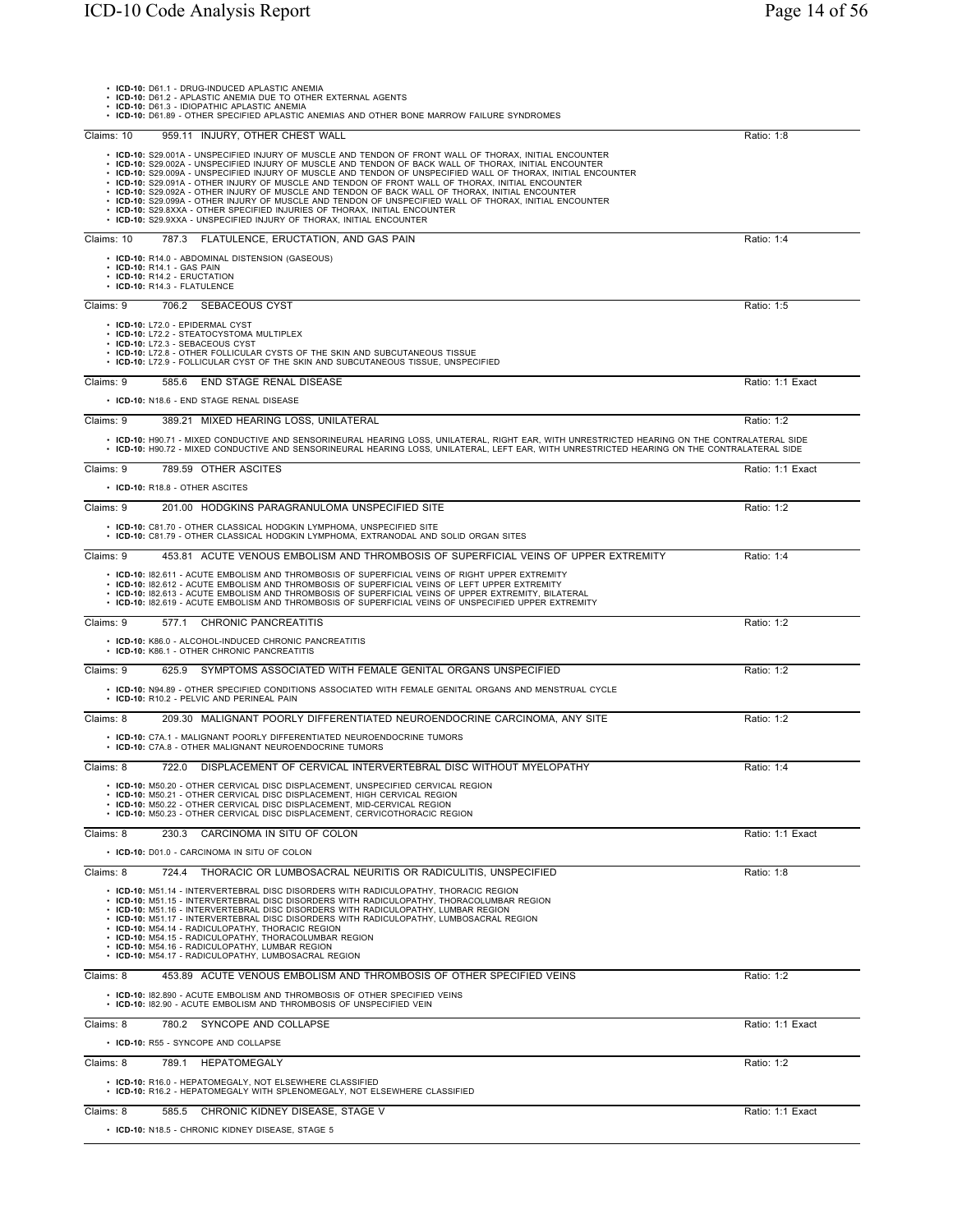- **ICD-10:** D61.1 - DRUG-INDUCED APLASTIC ANEMIA
- **ICD-10:** D61.2 - APLASTIC ANEMIA DUE TO OTHER EXTERNAL AGENTS
- **ICD-10:** D61.3 - IDIOPATHIC APLASTIC ANEMIA
- **ICD-10:** D61.89 - OTHER SPECIFIED APLASTIC ANEMIAS AND OTHER BONE MARROW FAILURE SYNDROMES

---

Claims: 10 — 959.11 INJURY, OTHER CHEST WALL — Ratio: 1:8

- **ICD-10:** S29.001A - UNSPECIFIED INJURY OF MUSCLE AND TENDON OF FRONT WALL OF THORAX, INITIAL ENCOUNTER
- **ICD-10:** S29.002A - UNSPECIFIED INJURY OF MUSCLE AND TENDON OF BACK WALL OF THORAX, INITIAL ENCOUNTER
- **ICD-10:** S29.009A - UNSPECIFIED INJURY OF MUSCLE AND TENDON OF UNSPECIFIED WALL OF THORAX, INITIAL ENCOUNTER
- **ICD-10:** S29.091A - OTHER INJURY OF MUSCLE AND TENDON OF FRONT WALL OF THORAX, INITIAL ENCOUNTER
- **ICD-10:** S29.092A - OTHER INJURY OF MUSCLE AND TENDON OF BACK WALL OF THORAX, INITIAL ENCOUNTER
- **ICD-10:** S29.099A - OTHER INJURY OF MUSCLE AND TENDON OF UNSPECIFIED WALL OF THORAX, INITIAL ENCOUNTER
- **ICD-10:** S29.8XXA - OTHER SPECIFIED INJURIES OF THORAX, INITIAL ENCOUNTER
- **ICD-10:** S29.9XXA - UNSPECIFIED INJURY OF THORAX, INITIAL ENCOUNTER

---

Claims: 10 — 787.3 FLATULENCE, ERUCTATION, AND GAS PAIN — Ratio: 1:4

- **ICD-10:** R14.0 - ABDOMINAL DISTENSION (GASEOUS)
- **ICD-10:** R14.1 - GAS PAIN
- **ICD-10:** R14.2 - ERUCTATION
- **ICD-10:** R14.3 - FLATULENCE

---

Claims: 9 — 706.2 SEBACEOUS CYST — Ratio: 1:5

- **ICD-10:** L72.0 - EPIDERMAL CYST
- **ICD-10:** L72.2 - STEATOCYSTOMA MULTIPLEX
- **ICD-10:** L72.3 - SEBACEOUS CYST
- **ICD-10:** L72.8 - OTHER FOLLICULAR CYSTS OF THE SKIN AND SUBCUTANEOUS TISSUE
- **ICD-10:** L72.9 - FOLLICULAR CYST OF THE SKIN AND SUBCUTANEOUS TISSUE, UNSPECIFIED

---

Claims: 9 — 585.6 END STAGE RENAL DISEASE — Ratio: 1:1 Exact

- **ICD-10:** N18.6 - END STAGE RENAL DISEASE

---

Claims: 9 — 389.21 MIXED HEARING LOSS, UNILATERAL — Ratio: 1:2

- **ICD-10:** H90.71 - MIXED CONDUCTIVE AND SENSORINEURAL HEARING LOSS, UNILATERAL, RIGHT EAR, WITH UNRESTRICTED HEARING ON THE CONTRALATERAL SIDE
- **ICD-10:** H90.72 - MIXED CONDUCTIVE AND SENSORINEURAL HEARING LOSS, UNILATERAL, LEFT EAR, WITH UNRESTRICTED HEARING ON THE CONTRALATERAL SIDE

---

Claims: 9 — 789.59 OTHER ASCITES — Ratio: 1:1 Exact

- **ICD-10:** R18.8 - OTHER ASCITES

---

Claims: 9 — 201.00 HODGKINS PARAGRANULOMA UNSPECIFIED SITE — Ratio: 1:2

- **ICD-10:** C81.70 - OTHER CLASSICAL HODGKIN LYMPHOMA, UNSPECIFIED SITE
- **ICD-10:** C81.79 - OTHER CLASSICAL HODGKIN LYMPHOMA, EXTRANODAL AND SOLID ORGAN SITES

---

Claims: 9 — 453.81 ACUTE VENOUS EMBOLISM AND THROMBOSIS OF SUPERFICIAL VEINS OF UPPER EXTREMITY — Ratio: 1:4

- **ICD-10:** I82.611 - ACUTE EMBOLISM AND THROMBOSIS OF SUPERFICIAL VEINS OF RIGHT UPPER EXTREMITY
- **ICD-10:** I82.612 - ACUTE EMBOLISM AND THROMBOSIS OF SUPERFICIAL VEINS OF LEFT UPPER EXTREMITY
- **ICD-10:** I82.613 - ACUTE EMBOLISM AND THROMBOSIS OF SUPERFICIAL VEINS OF UPPER EXTREMITY, BILATERAL
- **ICD-10:** I82.619 - ACUTE EMBOLISM AND THROMBOSIS OF SUPERFICIAL VEINS OF UNSPECIFIED UPPER EXTREMITY

---

Claims: 9 — 577.1 CHRONIC PANCREATITIS — Ratio: 1:2

- **ICD-10:** K86.0 - ALCOHOL-INDUCED CHRONIC PANCREATITIS
- **ICD-10:** K86.1 - OTHER CHRONIC PANCREATITIS

---

Claims: 9 — 625.9 SYMPTOMS ASSOCIATED WITH FEMALE GENITAL ORGANS UNSPECIFIED — Ratio: 1:2

- **ICD-10:** N94.89 - OTHER SPECIFIED CONDITIONS ASSOCIATED WITH FEMALE GENITAL ORGANS AND MENSTRUAL CYCLE
- **ICD-10:** R10.2 - PELVIC AND PERINEAL PAIN

---

Claims: 8 — 209.30 MALIGNANT POORLY DIFFERENTIATED NEUROENDOCRINE CARCINOMA, ANY SITE — Ratio: 1:2

- **ICD-10:** C7A.1 - MALIGNANT POORLY DIFFERENTIATED NEUROENDOCRINE TUMORS
- **ICD-10:** C7A.8 - OTHER MALIGNANT NEUROENDOCRINE TUMORS

---

Claims: 8 — 722.0 DISPLACEMENT OF CERVICAL INTERVERTEBRAL DISC WITHOUT MYELOPATHY — Ratio: 1:4

- **ICD-10:** M50.20 - OTHER CERVICAL DISC DISPLACEMENT, UNSPECIFIED CERVICAL REGION
- **ICD-10:** M50.21 - OTHER CERVICAL DISC DISPLACEMENT, HIGH CERVICAL REGION
- **ICD-10:** M50.22 - OTHER CERVICAL DISC DISPLACEMENT, MID-CERVICAL REGION
- **ICD-10:** M50.23 - OTHER CERVICAL DISC DISPLACEMENT, CERVICOTHORACIC REGION

---

Claims: 8 — 230.3 CARCINOMA IN SITU OF COLON — Ratio: 1:1 Exact

- **ICD-10:** D01.0 - CARCINOMA IN SITU OF COLON

---

Claims: 8 — 724.4 THORACIC OR LUMBOSACRAL NEURITIS OR RADICULITIS, UNSPECIFIED — Ratio: 1:8

- **ICD-10:** M51.14 - INTERVERTEBRAL DISC DISORDERS WITH RADICULOPATHY, THORACIC REGION
- **ICD-10:** M51.15 - INTERVERTEBRAL DISC DISORDERS WITH RADICULOPATHY, THORACOLUMBAR REGION
- **ICD-10:** M51.16 - INTERVERTEBRAL DISC DISORDERS WITH RADICULOPATHY, LUMBAR REGION
- **ICD-10:** M51.17 - INTERVERTEBRAL DISC DISORDERS WITH RADICULOPATHY, LUMBOSACRAL REGION
- **ICD-10:** M54.14 - RADICULOPATHY, THORACIC REGION
- **ICD-10:** M54.15 - RADICULOPATHY, THORACOLUMBAR REGION
- **ICD-10:** M54.16 - RADICULOPATHY, LUMBAR REGION
- **ICD-10:** M54.17 - RADICULOPATHY, LUMBOSACRAL REGION

---

Claims: 8 — 453.89 ACUTE VENOUS EMBOLISM AND THROMBOSIS OF OTHER SPECIFIED VEINS — Ratio: 1:2

- **ICD-10:** I82.890 - ACUTE EMBOLISM AND THROMBOSIS OF OTHER SPECIFIED VEINS
- **ICD-10:** I82.90 - ACUTE EMBOLISM AND THROMBOSIS OF UNSPECIFIED VEIN

---

Claims: 8 — 780.2 SYNCOPE AND COLLAPSE — Ratio: 1:1 Exact

- **ICD-10:** R55 - SYNCOPE AND COLLAPSE

---

Claims: 8 — 789.1 HEPATOMEGALY — Ratio: 1:2

- **ICD-10:** R16.0 - HEPATOMEGALY, NOT ELSEWHERE CLASSIFIED
- **ICD-10:** R16.2 - HEPATOMEGALY WITH SPLENOMEGALY, NOT ELSEWHERE CLASSIFIED

---

Claims: 8 — 585.5 CHRONIC KIDNEY DISEASE, STAGE V — Ratio: 1:1 Exact

- **ICD-10:** N18.5 - CHRONIC KIDNEY DISEASE, STAGE 5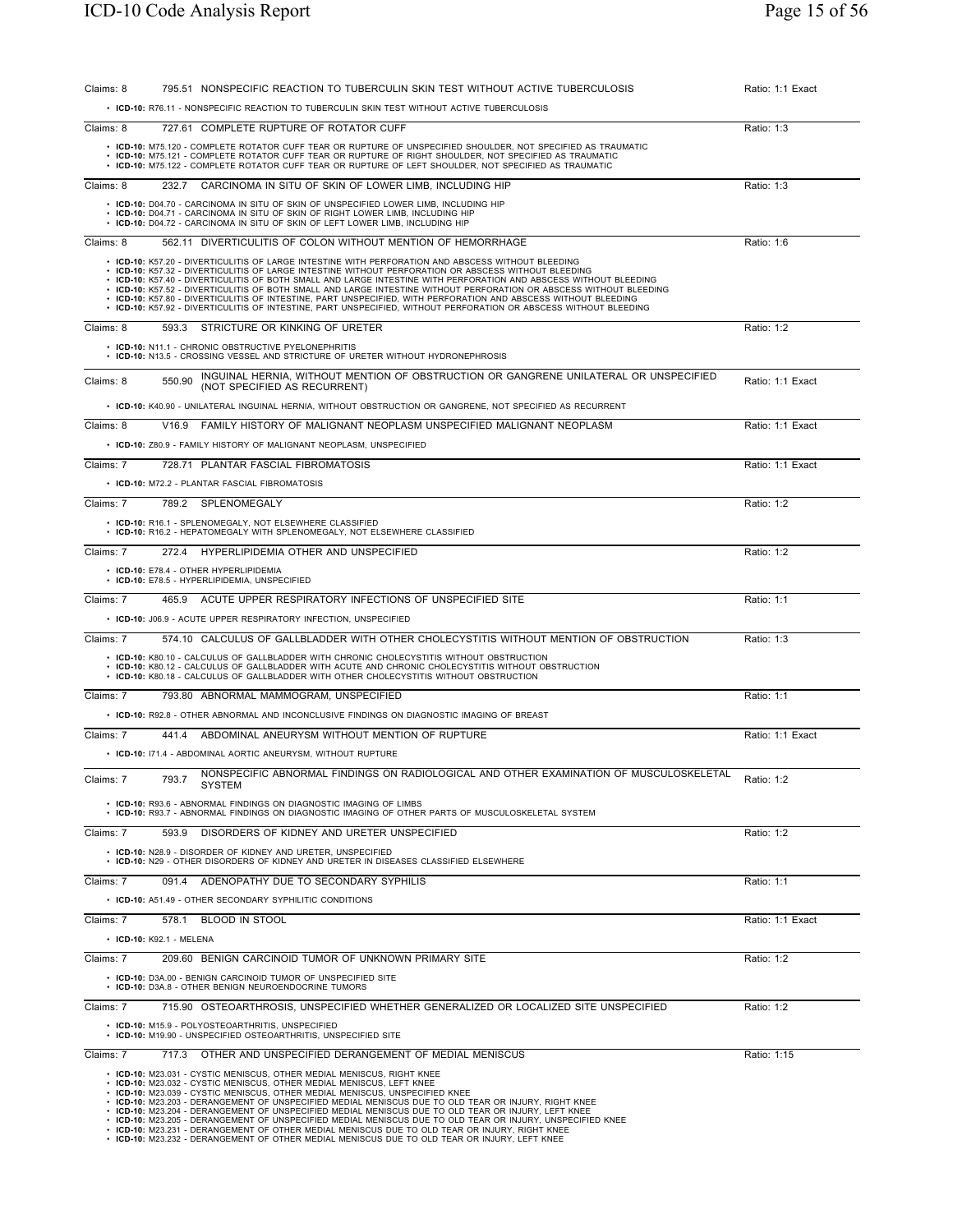Claims: 8 — 795.51 NONSPECIFIC REACTION TO TUBERCULIN SKIN TEST WITHOUT ACTIVE TUBERCULOSIS — Ratio: 1:1 Exact

- **ICD-10:** R76.11 - NONSPECIFIC REACTION TO TUBERCULIN SKIN TEST WITHOUT ACTIVE TUBERCULOSIS

Claims: 8 — 727.61 COMPLETE RUPTURE OF ROTATOR CUFF — Ratio: 1:3

- **ICD-10:** M75.120 - COMPLETE ROTATOR CUFF TEAR OR RUPTURE OF UNSPECIFIED SHOULDER, NOT SPECIFIED AS TRAUMATIC
- **ICD-10:** M75.121 - COMPLETE ROTATOR CUFF TEAR OR RUPTURE OF RIGHT SHOULDER, NOT SPECIFIED AS TRAUMATIC
- **ICD-10:** M75.122 - COMPLETE ROTATOR CUFF TEAR OR RUPTURE OF LEFT SHOULDER, NOT SPECIFIED AS TRAUMATIC

Claims: 8 — 232.7 CARCINOMA IN SITU OF SKIN OF LOWER LIMB, INCLUDING HIP — Ratio: 1:3

- **ICD-10:** D04.70 - CARCINOMA IN SITU OF SKIN OF UNSPECIFIED LOWER LIMB, INCLUDING HIP
- **ICD-10:** D04.71 - CARCINOMA IN SITU OF SKIN OF RIGHT LOWER LIMB, INCLUDING HIP
- **ICD-10:** D04.72 - CARCINOMA IN SITU OF SKIN OF LEFT LOWER LIMB, INCLUDING HIP

Claims: 8 — 562.11 DIVERTICULITIS OF COLON WITHOUT MENTION OF HEMORRHAGE — Ratio: 1:6

- **ICD-10:** K57.20 - DIVERTICULITIS OF LARGE INTESTINE WITH PERFORATION AND ABSCESS WITHOUT BLEEDING
- **ICD-10:** K57.32 - DIVERTICULITIS OF LARGE INTESTINE WITHOUT PERFORATION OR ABSCESS WITHOUT BLEEDING
- **ICD-10:** K57.40 - DIVERTICULITIS OF BOTH SMALL AND LARGE INTESTINE WITH PERFORATION AND ABSCESS WITHOUT BLEEDING
- **ICD-10:** K57.52 - DIVERTICULITIS OF BOTH SMALL AND LARGE INTESTINE WITHOUT PERFORATION OR ABSCESS WITHOUT BLEEDING
- **ICD-10:** K57.80 - DIVERTICULITIS OF INTESTINE, PART UNSPECIFIED, WITH PERFORATION AND ABSCESS WITHOUT BLEEDING
- **ICD-10:** K57.92 - DIVERTICULITIS OF INTESTINE, PART UNSPECIFIED, WITHOUT PERFORATION OR ABSCESS WITHOUT BLEEDING

Claims: 8 — 593.3 STRICTURE OR KINKING OF URETER — Ratio: 1:2

- **ICD-10:** N11.1 - CHRONIC OBSTRUCTIVE PYELONEPHRITIS
- **ICD-10:** N13.5 - CROSSING VESSEL AND STRICTURE OF URETER WITHOUT HYDRONEPHROSIS

Claims: 8 — 550.90 INGUINAL HERNIA, WITHOUT MENTION OF OBSTRUCTION OR GANGRENE UNILATERAL OR UNSPECIFIED (NOT SPECIFIED AS RECURRENT) — Ratio: 1:1 Exact

- **ICD-10:** K40.90 - UNILATERAL INGUINAL HERNIA, WITHOUT OBSTRUCTION OR GANGRENE, NOT SPECIFIED AS RECURRENT

Claims: 8 — V16.9 FAMILY HISTORY OF MALIGNANT NEOPLASM UNSPECIFIED MALIGNANT NEOPLASM — Ratio: 1:1 Exact

- **ICD-10:** Z80.9 - FAMILY HISTORY OF MALIGNANT NEOPLASM, UNSPECIFIED

Claims: 7 — 728.71 PLANTAR FASCIAL FIBROMATOSIS — Ratio: 1:1 Exact

- **ICD-10:** M72.2 - PLANTAR FASCIAL FIBROMATOSIS

Claims: 7 — 789.2 SPLENOMEGALY — Ratio: 1:2

- **ICD-10:** R16.1 - SPLENOMEGALY, NOT ELSEWHERE CLASSIFIED
- **ICD-10:** R16.2 - HEPATOMEGALY WITH SPLENOMEGALY, NOT ELSEWHERE CLASSIFIED

Claims: 7 — 272.4 HYPERLIPIDEMIA OTHER AND UNSPECIFIED — Ratio: 1:2

- **ICD-10:** E78.4 - OTHER HYPERLIPIDEMIA
- **ICD-10:** E78.5 - HYPERLIPIDEMIA, UNSPECIFIED

Claims: 7 — 465.9 ACUTE UPPER RESPIRATORY INFECTIONS OF UNSPECIFIED SITE — Ratio: 1:1

- **ICD-10:** J06.9 - ACUTE UPPER RESPIRATORY INFECTION, UNSPECIFIED

Claims: 7 — 574.10 CALCULUS OF GALLBLADDER WITH OTHER CHOLECYSTITIS WITHOUT MENTION OF OBSTRUCTION — Ratio: 1:3

- **ICD-10:** K80.10 - CALCULUS OF GALLBLADDER WITH CHRONIC CHOLECYSTITIS WITHOUT OBSTRUCTION
- **ICD-10:** K80.12 - CALCULUS OF GALLBLADDER WITH ACUTE AND CHRONIC CHOLECYSTITIS WITHOUT OBSTRUCTION
- **ICD-10:** K80.18 - CALCULUS OF GALLBLADDER WITH OTHER CHOLECYSTITIS WITHOUT OBSTRUCTION

Claims: 7 — 793.80 ABNORMAL MAMMOGRAM, UNSPECIFIED — Ratio: 1:1

- **ICD-10:** R92.8 - OTHER ABNORMAL AND INCONCLUSIVE FINDINGS ON DIAGNOSTIC IMAGING OF BREAST

Claims: 7 — 441.4 ABDOMINAL ANEURYSM WITHOUT MENTION OF RUPTURE — Ratio: 1:1 Exact

- **ICD-10:** I71.4 - ABDOMINAL AORTIC ANEURYSM, WITHOUT RUPTURE

Claims: 7 — 793.7 NONSPECIFIC ABNORMAL FINDINGS ON RADIOLOGICAL AND OTHER EXAMINATION OF MUSCULOSKELETAL SYSTEM — Ratio: 1:2

- **ICD-10:** R93.6 - ABNORMAL FINDINGS ON DIAGNOSTIC IMAGING OF LIMBS
- **ICD-10:** R93.7 - ABNORMAL FINDINGS ON DIAGNOSTIC IMAGING OF OTHER PARTS OF MUSCULOSKELETAL SYSTEM

Claims: 7 — 593.9 DISORDERS OF KIDNEY AND URETER UNSPECIFIED — Ratio: 1:2

- **ICD-10:** N28.9 - DISORDER OF KIDNEY AND URETER, UNSPECIFIED
- **ICD-10:** N29 - OTHER DISORDERS OF KIDNEY AND URETER IN DISEASES CLASSIFIED ELSEWHERE

Claims: 7 — 091.4 ADENOPATHY DUE TO SECONDARY SYPHILIS — Ratio: 1:1

- **ICD-10:** A51.49 - OTHER SECONDARY SYPHILITIC CONDITIONS

Claims: 7 — 578.1 BLOOD IN STOOL — Ratio: 1:1 Exact

- **ICD-10:** K92.1 - MELENA

Claims: 7 — 209.60 BENIGN CARCINOID TUMOR OF UNKNOWN PRIMARY SITE — Ratio: 1:2

- **ICD-10:** D3A.00 - BENIGN CARCINOID TUMOR OF UNSPECIFIED SITE
- **ICD-10:** D3A.8 - OTHER BENIGN NEUROENDOCRINE TUMORS

Claims: 7 — 715.90 OSTEOARTHROSIS, UNSPECIFIED WHETHER GENERALIZED OR LOCALIZED SITE UNSPECIFIED — Ratio: 1:2

- **ICD-10:** M15.9 - POLYOSTEOARTHRITIS, UNSPECIFIED
- **ICD-10:** M19.90 - UNSPECIFIED OSTEOARTHRITIS, UNSPECIFIED SITE

Claims: 7 — 717.3 OTHER AND UNSPECIFIED DERANGEMENT OF MEDIAL MENISCUS — Ratio: 1:15

- **ICD-10:** M23.031 - CYSTIC MENISCUS, OTHER MEDIAL MENISCUS, RIGHT KNEE
- **ICD-10:** M23.032 - CYSTIC MENISCUS, OTHER MEDIAL MENISCUS, LEFT KNEE
- **ICD-10:** M23.039 - CYSTIC MENISCUS, OTHER MEDIAL MENISCUS, UNSPECIFIED KNEE
- **ICD-10:** M23.203 - DERANGEMENT OF UNSPECIFIED MEDIAL MENISCUS DUE TO OLD TEAR OR INJURY, RIGHT KNEE
- **ICD-10:** M23.204 - DERANGEMENT OF UNSPECIFIED MEDIAL MENISCUS DUE TO OLD TEAR OR INJURY, LEFT KNEE
- **ICD-10:** M23.205 - DERANGEMENT OF UNSPECIFIED MEDIAL MENISCUS DUE TO OLD TEAR OR INJURY, UNSPECIFIED KNEE
- **ICD-10:** M23.231 - DERANGEMENT OF OTHER MEDIAL MENISCUS DUE TO OLD TEAR OR INJURY, RIGHT KNEE
- **ICD-10:** M23.232 - DERANGEMENT OF OTHER MEDIAL MENISCUS DUE TO OLD TEAR OR INJURY, LEFT KNEE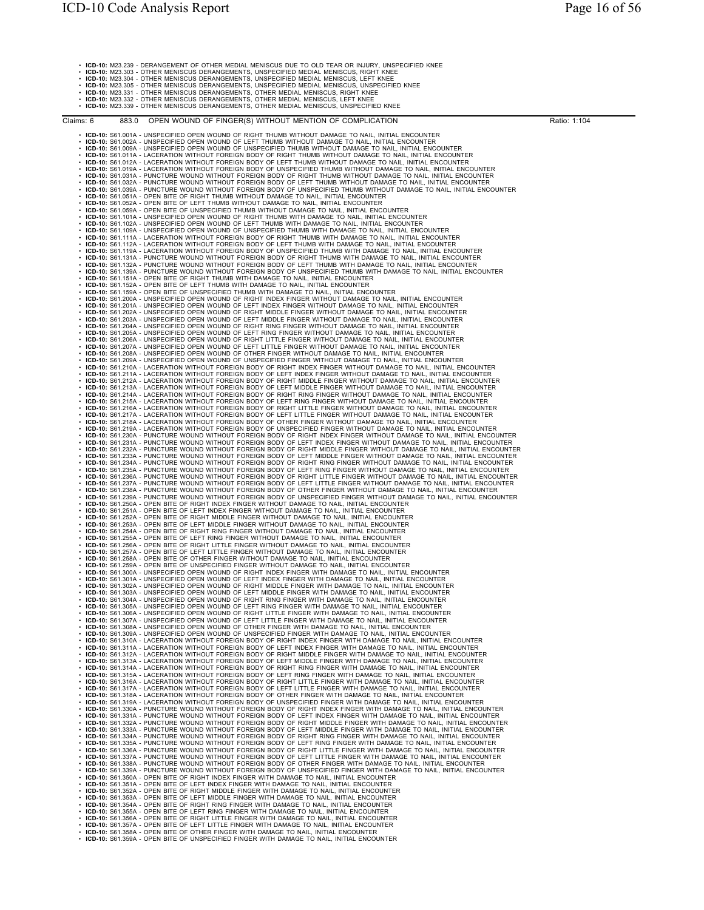- **ICD-10:** M23.239 - DERANGEMENT OF OTHER MEDIAL MENISCUS DUE TO OLD TEAR OR INJURY, UNSPECIFIED KNEE
- **ICD-10:** M23.303 - OTHER MENISCUS DERANGEMENTS, UNSPECIFIED MEDIAL MENISCUS, RIGHT KNEE
- **ICD-10:** M23.304 - OTHER MENISCUS DERANGEMENTS, UNSPECIFIED MEDIAL MENISCUS, LEFT KNEE
- **ICD-10:** M23.305 - OTHER MENISCUS DERANGEMENTS, UNSPECIFIED MEDIAL MENISCUS, UNSPECIFIED KNEE
- **ICD-10:** M23.331 - OTHER MENISCUS DERANGEMENTS, OTHER MEDIAL MENISCUS, RIGHT KNEE
- **ICD-10:** M23.332 - OTHER MENISCUS DERANGEMENTS, OTHER MEDIAL MENISCUS, LEFT KNEE
- **ICD-10:** M23.339 - OTHER MENISCUS DERANGEMENTS, OTHER MEDIAL MENISCUS, UNSPECIFIED KNEE

Claims: 6 883.0 OPEN WOUND OF FINGER(S) WITHOUT MENTION OF COMPLICATION Ratio: 1:104

- **ICD-10:** S61.001A - UNSPECIFIED OPEN WOUND OF RIGHT THUMB WITHOUT DAMAGE TO NAIL, INITIAL ENCOUNTER
- **ICD-10:** S61.002A - UNSPECIFIED OPEN WOUND OF LEFT THUMB WITHOUT DAMAGE TO NAIL, INITIAL ENCOUNTER
- **ICD-10:** S61.009A - UNSPECIFIED OPEN WOUND OF UNSPECIFIED THUMB WITHOUT DAMAGE TO NAIL, INITIAL ENCOUNTER
- **ICD-10:** S61.011A - LACERATION WITHOUT FOREIGN BODY OF RIGHT THUMB WITHOUT DAMAGE TO NAIL, INITIAL ENCOUNTER
- **ICD-10:** S61.012A - LACERATION WITHOUT FOREIGN BODY OF LEFT THUMB WITHOUT DAMAGE TO NAIL, INITIAL ENCOUNTER
- **ICD-10:** S61.019A - LACERATION WITHOUT FOREIGN BODY OF UNSPECIFIED THUMB WITHOUT DAMAGE TO NAIL, INITIAL ENCOUNTER
- **ICD-10:** S61.031A - PUNCTURE WOUND WITHOUT FOREIGN BODY OF RIGHT THUMB WITHOUT DAMAGE TO NAIL, INITIAL ENCOUNTER
- **ICD-10:** S61.032A - PUNCTURE WOUND WITHOUT FOREIGN BODY OF LEFT THUMB WITHOUT DAMAGE TO NAIL, INITIAL ENCOUNTER
- **ICD-10:** S61.039A - PUNCTURE WOUND WITHOUT FOREIGN BODY OF UNSPECIFIED THUMB WITHOUT DAMAGE TO NAIL, INITIAL ENCOUNTER
- **ICD-10:** S61.051A - OPEN BITE OF RIGHT THUMB WITHOUT DAMAGE TO NAIL, INITIAL ENCOUNTER
- **ICD-10:** S61.052A - OPEN BITE OF LEFT THUMB WITHOUT DAMAGE TO NAIL, INITIAL ENCOUNTER
- **ICD-10:** S61.059A - OPEN BITE OF UNSPECIFIED THUMB WITHOUT DAMAGE TO NAIL, INITIAL ENCOUNTER
- **ICD-10:** S61.101A - UNSPECIFIED OPEN WOUND OF RIGHT THUMB WITH DAMAGE TO NAIL, INITIAL ENCOUNTER
- **ICD-10:** S61.102A - UNSPECIFIED OPEN WOUND OF LEFT THUMB WITH DAMAGE TO NAIL, INITIAL ENCOUNTER
- **ICD-10:** S61.109A - UNSPECIFIED OPEN WOUND OF UNSPECIFIED THUMB WITH DAMAGE TO NAIL, INITIAL ENCOUNTER
- **ICD-10:** S61.111A - LACERATION WITHOUT FOREIGN BODY OF RIGHT THUMB WITH DAMAGE TO NAIL, INITIAL ENCOUNTER
- **ICD-10:** S61.112A - LACERATION WITHOUT FOREIGN BODY OF LEFT THUMB WITH DAMAGE TO NAIL, INITIAL ENCOUNTER
- **ICD-10:** S61.119A - LACERATION WITHOUT FOREIGN BODY OF UNSPECIFIED THUMB WITH DAMAGE TO NAIL, INITIAL ENCOUNTER
- **ICD-10:** S61.131A - PUNCTURE WOUND WITHOUT FOREIGN BODY OF RIGHT THUMB WITH DAMAGE TO NAIL, INITIAL ENCOUNTER
- **ICD-10:** S61.132A - PUNCTURE WOUND WITHOUT FOREIGN BODY OF LEFT THUMB WITH DAMAGE TO NAIL, INITIAL ENCOUNTER
- **ICD-10:** S61.139A - PUNCTURE WOUND WITHOUT FOREIGN BODY OF UNSPECIFIED THUMB WITH DAMAGE TO NAIL, INITIAL ENCOUNTER
- **ICD-10:** S61.151A - OPEN BITE OF RIGHT THUMB WITH DAMAGE TO NAIL, INITIAL ENCOUNTER
- **ICD-10:** S61.152A - OPEN BITE OF LEFT THUMB WITH DAMAGE TO NAIL, INITIAL ENCOUNTER
- **ICD-10:** S61.159A - OPEN BITE OF UNSPECIFIED THUMB WITH DAMAGE TO NAIL, INITIAL ENCOUNTER
- **ICD-10:** S61.200A - UNSPECIFIED OPEN WOUND OF RIGHT INDEX FINGER WITHOUT DAMAGE TO NAIL, INITIAL ENCOUNTER
- **ICD-10:** S61.201A - UNSPECIFIED OPEN WOUND OF LEFT INDEX FINGER WITHOUT DAMAGE TO NAIL, INITIAL ENCOUNTER
- **ICD-10:** S61.202A - UNSPECIFIED OPEN WOUND OF RIGHT MIDDLE FINGER WITHOUT DAMAGE TO NAIL, INITIAL ENCOUNTER
- **ICD-10:** S61.203A - UNSPECIFIED OPEN WOUND OF LEFT MIDDLE FINGER WITHOUT DAMAGE TO NAIL, INITIAL ENCOUNTER
- **ICD-10:** S61.204A - UNSPECIFIED OPEN WOUND OF RIGHT RING FINGER WITHOUT DAMAGE TO NAIL, INITIAL ENCOUNTER
- **ICD-10:** S61.205A - UNSPECIFIED OPEN WOUND OF LEFT RING FINGER WITHOUT DAMAGE TO NAIL, INITIAL ENCOUNTER
- **ICD-10:** S61.206A - UNSPECIFIED OPEN WOUND OF RIGHT LITTLE FINGER WITHOUT DAMAGE TO NAIL, INITIAL ENCOUNTER
- **ICD-10:** S61.207A - UNSPECIFIED OPEN WOUND OF LEFT LITTLE FINGER WITHOUT DAMAGE TO NAIL, INITIAL ENCOUNTER
- **ICD-10:** S61.208A - UNSPECIFIED OPEN WOUND OF OTHER FINGER WITHOUT DAMAGE TO NAIL, INITIAL ENCOUNTER
- **ICD-10:** S61.209A - UNSPECIFIED OPEN WOUND OF UNSPECIFIED FINGER WITHOUT DAMAGE TO NAIL, INITIAL ENCOUNTER
- **ICD-10:** S61.210A - LACERATION WITHOUT FOREIGN BODY OF RIGHT INDEX FINGER WITHOUT DAMAGE TO NAIL, INITIAL ENCOUNTER
- **ICD-10:** S61.211A - LACERATION WITHOUT FOREIGN BODY OF LEFT INDEX FINGER WITHOUT DAMAGE TO NAIL, INITIAL ENCOUNTER
- **ICD-10:** S61.212A - LACERATION WITHOUT FOREIGN BODY OF RIGHT MIDDLE FINGER WITHOUT DAMAGE TO NAIL, INITIAL ENCOUNTER
- **ICD-10:** S61.213A - LACERATION WITHOUT FOREIGN BODY OF LEFT MIDDLE FINGER WITHOUT DAMAGE TO NAIL, INITIAL ENCOUNTER
- **ICD-10:** S61.214A - LACERATION WITHOUT FOREIGN BODY OF RIGHT RING FINGER WITHOUT DAMAGE TO NAIL, INITIAL ENCOUNTER
- **ICD-10:** S61.215A - LACERATION WITHOUT FOREIGN BODY OF LEFT RING FINGER WITHOUT DAMAGE TO NAIL, INITIAL ENCOUNTER
- **ICD-10:** S61.216A - LACERATION WITHOUT FOREIGN BODY OF RIGHT LITTLE FINGER WITHOUT DAMAGE TO NAIL, INITIAL ENCOUNTER
- **ICD-10:** S61.217A - LACERATION WITHOUT FOREIGN BODY OF LEFT LITTLE FINGER WITHOUT DAMAGE TO NAIL, INITIAL ENCOUNTER
- **ICD-10:** S61.218A - LACERATION WITHOUT FOREIGN BODY OF OTHER FINGER WITHOUT DAMAGE TO NAIL, INITIAL ENCOUNTER
- **ICD-10:** S61.219A - LACERATION WITHOUT FOREIGN BODY OF UNSPECIFIED FINGER WITHOUT DAMAGE TO NAIL, INITIAL ENCOUNTER
- **ICD-10:** S61.230A - PUNCTURE WOUND WITHOUT FOREIGN BODY OF RIGHT INDEX FINGER WITHOUT DAMAGE TO NAIL, INITIAL ENCOUNTER
- **ICD-10:** S61.231A - PUNCTURE WOUND WITHOUT FOREIGN BODY OF LEFT INDEX FINGER WITHOUT DAMAGE TO NAIL, INITIAL ENCOUNTER
- **ICD-10:** S61.232A - PUNCTURE WOUND WITHOUT FOREIGN BODY OF RIGHT MIDDLE FINGER WITHOUT DAMAGE TO NAIL, INITIAL ENCOUNTER
- **ICD-10:** S61.233A - PUNCTURE WOUND WITHOUT FOREIGN BODY OF LEFT MIDDLE FINGER WITHOUT DAMAGE TO NAIL, INITIAL ENCOUNTER
- **ICD-10:** S61.234A - PUNCTURE WOUND WITHOUT FOREIGN BODY OF RIGHT RING FINGER WITHOUT DAMAGE TO NAIL, INITIAL ENCOUNTER
- **ICD-10:** S61.235A - PUNCTURE WOUND WITHOUT FOREIGN BODY OF LEFT RING FINGER WITHOUT DAMAGE TO NAIL, INITIAL ENCOUNTER
- **ICD-10:** S61.236A - PUNCTURE WOUND WITHOUT FOREIGN BODY OF RIGHT LITTLE FINGER WITHOUT DAMAGE TO NAIL, INITIAL ENCOUNTER
- **ICD-10:** S61.237A - PUNCTURE WOUND WITHOUT FOREIGN BODY OF LEFT LITTLE FINGER WITHOUT DAMAGE TO NAIL, INITIAL ENCOUNTER
- **ICD-10:** S61.238A - PUNCTURE WOUND WITHOUT FOREIGN BODY OF OTHER FINGER WITHOUT DAMAGE TO NAIL, INITIAL ENCOUNTER
- **ICD-10:** S61.239A - PUNCTURE WOUND WITHOUT FOREIGN BODY OF UNSPECIFIED FINGER WITHOUT DAMAGE TO NAIL, INITIAL ENCOUNTER
- **ICD-10:** S61.250A - OPEN BITE OF RIGHT INDEX FINGER WITHOUT DAMAGE TO NAIL, INITIAL ENCOUNTER
- **ICD-10:** S61.251A - OPEN BITE OF LEFT INDEX FINGER WITHOUT DAMAGE TO NAIL, INITIAL ENCOUNTER
- **ICD-10:** S61.252A - OPEN BITE OF RIGHT MIDDLE FINGER WITHOUT DAMAGE TO NAIL, INITIAL ENCOUNTER
- **ICD-10:** S61.253A - OPEN BITE OF LEFT MIDDLE FINGER WITHOUT DAMAGE TO NAIL, INITIAL ENCOUNTER
- **ICD-10:** S61.254A - OPEN BITE OF RIGHT RING FINGER WITHOUT DAMAGE TO NAIL, INITIAL ENCOUNTER
- **ICD-10:** S61.255A - OPEN BITE OF LEFT RING FINGER WITHOUT DAMAGE TO NAIL, INITIAL ENCOUNTER
- **ICD-10:** S61.256A - OPEN BITE OF RIGHT LITTLE FINGER WITHOUT DAMAGE TO NAIL, INITIAL ENCOUNTER
- **ICD-10:** S61.257A - OPEN BITE OF LEFT LITTLE FINGER WITHOUT DAMAGE TO NAIL, INITIAL ENCOUNTER
- **ICD-10:** S61.258A - OPEN BITE OF OTHER FINGER WITHOUT DAMAGE TO NAIL, INITIAL ENCOUNTER
- **ICD-10:** S61.259A - OPEN BITE OF UNSPECIFIED FINGER WITHOUT DAMAGE TO NAIL, INITIAL ENCOUNTER
- **ICD-10:** S61.300A - UNSPECIFIED OPEN WOUND OF RIGHT INDEX FINGER WITH DAMAGE TO NAIL, INITIAL ENCOUNTER
- **ICD-10:** S61.301A - UNSPECIFIED OPEN WOUND OF LEFT INDEX FINGER WITH DAMAGE TO NAIL, INITIAL ENCOUNTER
- **ICD-10:** S61.302A - UNSPECIFIED OPEN WOUND OF RIGHT MIDDLE FINGER WITH DAMAGE TO NAIL, INITIAL ENCOUNTER
- **ICD-10:** S61.303A - UNSPECIFIED OPEN WOUND OF LEFT MIDDLE FINGER WITH DAMAGE TO NAIL, INITIAL ENCOUNTER
- **ICD-10:** S61.304A - UNSPECIFIED OPEN WOUND OF RIGHT RING FINGER WITH DAMAGE TO NAIL, INITIAL ENCOUNTER
- **ICD-10:** S61.305A - UNSPECIFIED OPEN WOUND OF LEFT RING FINGER WITH DAMAGE TO NAIL, INITIAL ENCOUNTER
- **ICD-10:** S61.306A - UNSPECIFIED OPEN WOUND OF RIGHT LITTLE FINGER WITH DAMAGE TO NAIL, INITIAL ENCOUNTER
- **ICD-10:** S61.307A - UNSPECIFIED OPEN WOUND OF LEFT LITTLE FINGER WITH DAMAGE TO NAIL, INITIAL ENCOUNTER
- **ICD-10:** S61.308A - UNSPECIFIED OPEN WOUND OF OTHER FINGER WITH DAMAGE TO NAIL, INITIAL ENCOUNTER
- **ICD-10:** S61.309A - UNSPECIFIED OPEN WOUND OF UNSPECIFIED FINGER WITH DAMAGE TO NAIL, INITIAL ENCOUNTER
- **ICD-10:** S61.310A - LACERATION WITHOUT FOREIGN BODY OF RIGHT INDEX FINGER WITH DAMAGE TO NAIL, INITIAL ENCOUNTER
- **ICD-10:** S61.311A - LACERATION WITHOUT FOREIGN BODY OF LEFT INDEX FINGER WITH DAMAGE TO NAIL, INITIAL ENCOUNTER
- **ICD-10:** S61.312A - LACERATION WITHOUT FOREIGN BODY OF RIGHT MIDDLE FINGER WITH DAMAGE TO NAIL, INITIAL ENCOUNTER
- **ICD-10:** S61.313A - LACERATION WITHOUT FOREIGN BODY OF LEFT MIDDLE FINGER WITH DAMAGE TO NAIL, INITIAL ENCOUNTER
- **ICD-10:** S61.314A - LACERATION WITHOUT FOREIGN BODY OF RIGHT RING FINGER WITH DAMAGE TO NAIL, INITIAL ENCOUNTER
- **ICD-10:** S61.315A - LACERATION WITHOUT FOREIGN BODY OF LEFT RING FINGER WITH DAMAGE TO NAIL, INITIAL ENCOUNTER
- **ICD-10:** S61.316A - LACERATION WITHOUT FOREIGN BODY OF RIGHT LITTLE FINGER WITH DAMAGE TO NAIL, INITIAL ENCOUNTER
- **ICD-10:** S61.317A - LACERATION WITHOUT FOREIGN BODY OF LEFT LITTLE FINGER WITH DAMAGE TO NAIL, INITIAL ENCOUNTER
- **ICD-10:** S61.318A - LACERATION WITHOUT FOREIGN BODY OF OTHER FINGER WITH DAMAGE TO NAIL, INITIAL ENCOUNTER
- **ICD-10:** S61.319A - LACERATION WITHOUT FOREIGN BODY OF UNSPECIFIED FINGER WITH DAMAGE TO NAIL, INITIAL ENCOUNTER
- **ICD-10:** S61.330A - PUNCTURE WOUND WITHOUT FOREIGN BODY OF RIGHT INDEX FINGER WITH DAMAGE TO NAIL, INITIAL ENCOUNTER
- **ICD-10:** S61.331A - PUNCTURE WOUND WITHOUT FOREIGN BODY OF LEFT INDEX FINGER WITH DAMAGE TO NAIL, INITIAL ENCOUNTER
- **ICD-10:** S61.332A - PUNCTURE WOUND WITHOUT FOREIGN BODY OF RIGHT MIDDLE FINGER WITH DAMAGE TO NAIL, INITIAL ENCOUNTER
- **ICD-10:** S61.333A - PUNCTURE WOUND WITHOUT FOREIGN BODY OF LEFT MIDDLE FINGER WITH DAMAGE TO NAIL, INITIAL ENCOUNTER
- **ICD-10:** S61.334A - PUNCTURE WOUND WITHOUT FOREIGN BODY OF RIGHT RING FINGER WITH DAMAGE TO NAIL, INITIAL ENCOUNTER
- **ICD-10:** S61.335A - PUNCTURE WOUND WITHOUT FOREIGN BODY OF LEFT RING FINGER WITH DAMAGE TO NAIL, INITIAL ENCOUNTER
- **ICD-10:** S61.336A - PUNCTURE WOUND WITHOUT FOREIGN BODY OF RIGHT LITTLE FINGER WITH DAMAGE TO NAIL, INITIAL ENCOUNTER
- **ICD-10:** S61.337A - PUNCTURE WOUND WITHOUT FOREIGN BODY OF LEFT LITTLE FINGER WITH DAMAGE TO NAIL, INITIAL ENCOUNTER
- **ICD-10:** S61.338A - PUNCTURE WOUND WITHOUT FOREIGN BODY OF OTHER FINGER WITH DAMAGE TO NAIL, INITIAL ENCOUNTER
- **ICD-10:** S61.339A - PUNCTURE WOUND WITHOUT FOREIGN BODY OF UNSPECIFIED FINGER WITH DAMAGE TO NAIL, INITIAL ENCOUNTER
- **ICD-10:** S61.350A - OPEN BITE OF RIGHT INDEX FINGER WITH DAMAGE TO NAIL, INITIAL ENCOUNTER
- **ICD-10:** S61.351A - OPEN BITE OF LEFT INDEX FINGER WITH DAMAGE TO NAIL, INITIAL ENCOUNTER
- **ICD-10:** S61.352A - OPEN BITE OF RIGHT MIDDLE FINGER WITH DAMAGE TO NAIL, INITIAL ENCOUNTER
- **ICD-10:** S61.353A - OPEN BITE OF LEFT MIDDLE FINGER WITH DAMAGE TO NAIL, INITIAL ENCOUNTER
- **ICD-10:** S61.354A - OPEN BITE OF RIGHT RING FINGER WITH DAMAGE TO NAIL, INITIAL ENCOUNTER
- **ICD-10:** S61.355A - OPEN BITE OF LEFT RING FINGER WITH DAMAGE TO NAIL, INITIAL ENCOUNTER
- **ICD-10:** S61.356A - OPEN BITE OF RIGHT LITTLE FINGER WITH DAMAGE TO NAIL, INITIAL ENCOUNTER
- **ICD-10:** S61.357A - OPEN BITE OF LEFT LITTLE FINGER WITH DAMAGE TO NAIL, INITIAL ENCOUNTER
- **ICD-10:** S61.358A - OPEN BITE OF OTHER FINGER WITH DAMAGE TO NAIL, INITIAL ENCOUNTER
- **ICD-10:** S61.359A - OPEN BITE OF UNSPECIFIED FINGER WITH DAMAGE TO NAIL, INITIAL ENCOUNTER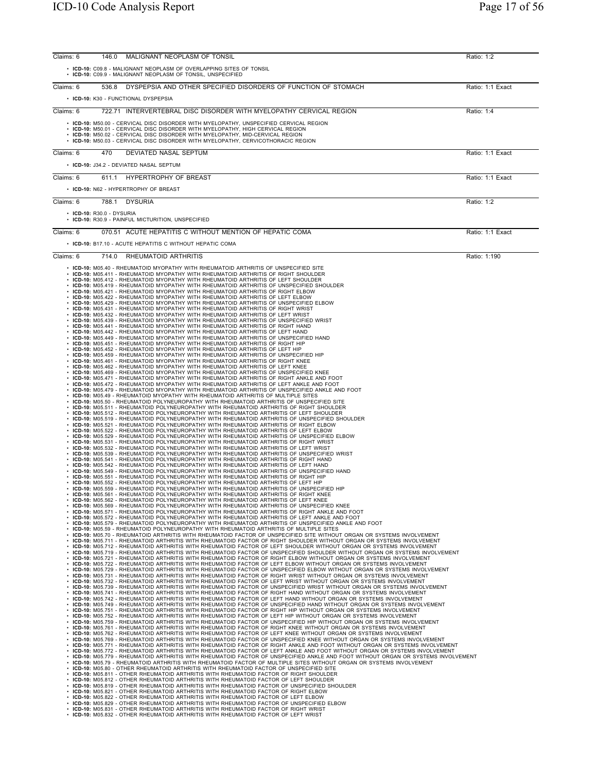Claims: 6 | 146.0 MALIGNANT NEOPLASM OF TONSIL | Ratio: 1:2

- **ICD-10:** C09.8 - MALIGNANT NEOPLASM OF OVERLAPPING SITES OF TONSIL
- **ICD-10:** C09.9 - MALIGNANT NEOPLASM OF TONSIL, UNSPECIFIED

Claims: 6 | 536.8 DYSPEPSIA AND OTHER SPECIFIED DISORDERS OF FUNCTION OF STOMACH | Ratio: 1:1 Exact

- **ICD-10:** K30 - FUNCTIONAL DYSPEPSIA

Claims: 6 | 722.71 INTERVERTEBRAL DISC DISORDER WITH MYELOPATHY CERVICAL REGION | Ratio: 1:4

- **ICD-10:** M50.00 - CERVICAL DISC DISORDER WITH MYELOPATHY, UNSPECIFIED CERVICAL REGION
- **ICD-10:** M50.01 - CERVICAL DISC DISORDER WITH MYELOPATHY, HIGH CERVICAL REGION
- **ICD-10:** M50.02 - CERVICAL DISC DISORDER WITH MYELOPATHY, MID-CERVICAL REGION
- **ICD-10:** M50.03 - CERVICAL DISC DISORDER WITH MYELOPATHY, CERVICOTHORACIC REGION

Claims: 6 | 470 DEVIATED NASAL SEPTUM | Ratio: 1:1 Exact

- **ICD-10:** J34.2 - DEVIATED NASAL SEPTUM

Claims: 6 | 611.1 HYPERTROPHY OF BREAST | Ratio: 1:1 Exact

- **ICD-10:** N62 - HYPERTROPHY OF BREAST

Claims: 6 | 788.1 DYSURIA | Ratio: 1:2

- **ICD-10:** R30.0 - DYSURIA
- **ICD-10:** R30.9 - PAINFUL MICTURITION, UNSPECIFIED

Claims: 6 | 070.51 ACUTE HEPATITIS C WITHOUT MENTION OF HEPATIC COMA | Ratio: 1:1 Exact

- **ICD-10:** B17.10 - ACUTE HEPATITIS C WITHOUT HEPATIC COMA

Claims: 6 | 714.0 RHEUMATOID ARTHRITIS | Ratio: 1:190

- **ICD-10:** M05.40 - RHEUMATOID MYOPATHY WITH RHEUMATOID ARTHRITIS OF UNSPECIFIED SITE
- **ICD-10:** M05.411 - RHEUMATOID MYOPATHY WITH RHEUMATOID ARTHRITIS OF RIGHT SHOULDER
- **ICD-10:** M05.412 - RHEUMATOID MYOPATHY WITH RHEUMATOID ARTHRITIS OF LEFT SHOULDER
- **ICD-10:** M05.419 - RHEUMATOID MYOPATHY WITH RHEUMATOID ARTHRITIS OF UNSPECIFIED SHOULDER
- **ICD-10:** M05.421 - RHEUMATOID MYOPATHY WITH RHEUMATOID ARTHRITIS OF RIGHT ELBOW
- **ICD-10:** M05.422 - RHEUMATOID MYOPATHY WITH RHEUMATOID ARTHRITIS OF LEFT ELBOW
- **ICD-10:** M05.429 - RHEUMATOID MYOPATHY WITH RHEUMATOID ARTHRITIS OF UNSPECIFIED ELBOW
- **ICD-10:** M05.431 - RHEUMATOID MYOPATHY WITH RHEUMATOID ARTHRITIS OF RIGHT WRIST
- **ICD-10:** M05.432 - RHEUMATOID MYOPATHY WITH RHEUMATOID ARTHRITIS OF LEFT WRIST
- **ICD-10:** M05.439 - RHEUMATOID MYOPATHY WITH RHEUMATOID ARTHRITIS OF UNSPECIFIED WRIST
- **ICD-10:** M05.441 - RHEUMATOID MYOPATHY WITH RHEUMATOID ARTHRITIS OF RIGHT HAND
- **ICD-10:** M05.442 - RHEUMATOID MYOPATHY WITH RHEUMATOID ARTHRITIS OF LEFT HAND
- **ICD-10:** M05.449 - RHEUMATOID MYOPATHY WITH RHEUMATOID ARTHRITIS OF UNSPECIFIED HAND
- **ICD-10:** M05.451 - RHEUMATOID MYOPATHY WITH RHEUMATOID ARTHRITIS OF RIGHT HIP
- **ICD-10:** M05.452 - RHEUMATOID MYOPATHY WITH RHEUMATOID ARTHRITIS OF LEFT HIP
- **ICD-10:** M05.459 - RHEUMATOID MYOPATHY WITH RHEUMATOID ARTHRITIS OF UNSPECIFIED HIP
- **ICD-10:** M05.461 - RHEUMATOID MYOPATHY WITH RHEUMATOID ARTHRITIS OF RIGHT KNEE
- **ICD-10:** M05.462 - RHEUMATOID MYOPATHY WITH RHEUMATOID ARTHRITIS OF LEFT KNEE
- **ICD-10:** M05.469 - RHEUMATOID MYOPATHY WITH RHEUMATOID ARTHRITIS OF UNSPECIFIED KNEE
- **ICD-10:** M05.471 - RHEUMATOID MYOPATHY WITH RHEUMATOID ARTHRITIS OF RIGHT ANKLE AND FOOT
- **ICD-10:** M05.472 - RHEUMATOID MYOPATHY WITH RHEUMATOID ARTHRITIS OF LEFT ANKLE AND FOOT
- **ICD-10:** M05.479 - RHEUMATOID MYOPATHY WITH RHEUMATOID ARTHRITIS OF UNSPECIFIED ANKLE AND FOOT
- **ICD-10:** M05.49 - RHEUMATOID MYOPATHY WITH RHEUMATOID ARTHRITIS OF MULTIPLE SITES
- **ICD-10:** M05.50 - RHEUMATOID POLYNEUROPATHY WITH RHEUMATOID ARTHRITIS OF UNSPECIFIED SITE
- **ICD-10:** M05.511 - RHEUMATOID POLYNEUROPATHY WITH RHEUMATOID ARTHRITIS OF RIGHT SHOULDER
- **ICD-10:** M05.512 - RHEUMATOID POLYNEUROPATHY WITH RHEUMATOID ARTHRITIS OF LEFT SHOULDER
- **ICD-10:** M05.519 - RHEUMATOID POLYNEUROPATHY WITH RHEUMATOID ARTHRITIS OF UNSPECIFIED SHOULDER
- **ICD-10:** M05.521 - RHEUMATOID POLYNEUROPATHY WITH RHEUMATOID ARTHRITIS OF RIGHT ELBOW
- **ICD-10:** M05.522 - RHEUMATOID POLYNEUROPATHY WITH RHEUMATOID ARTHRITIS OF LEFT ELBOW
- **ICD-10:** M05.529 - RHEUMATOID POLYNEUROPATHY WITH RHEUMATOID ARTHRITIS OF UNSPECIFIED ELBOW
- **ICD-10:** M05.531 - RHEUMATOID POLYNEUROPATHY WITH RHEUMATOID ARTHRITIS OF RIGHT WRIST
- **ICD-10:** M05.532 - RHEUMATOID POLYNEUROPATHY WITH RHEUMATOID ARTHRITIS OF LEFT WRIST
- **ICD-10:** M05.539 - RHEUMATOID POLYNEUROPATHY WITH RHEUMATOID ARTHRITIS OF UNSPECIFIED WRIST
- **ICD-10:** M05.541 - RHEUMATOID POLYNEUROPATHY WITH RHEUMATOID ARTHRITIS OF RIGHT HAND
- **ICD-10:** M05.542 - RHEUMATOID POLYNEUROPATHY WITH RHEUMATOID ARTHRITIS OF LEFT HAND
- **ICD-10:** M05.549 - RHEUMATOID POLYNEUROPATHY WITH RHEUMATOID ARTHRITIS OF UNSPECIFIED HAND
- **ICD-10:** M05.551 - RHEUMATOID POLYNEUROPATHY WITH RHEUMATOID ARTHRITIS OF RIGHT HIP
- **ICD-10:** M05.552 - RHEUMATOID POLYNEUROPATHY WITH RHEUMATOID ARTHRITIS OF LEFT HIP
- **ICD-10:** M05.559 - RHEUMATOID POLYNEUROPATHY WITH RHEUMATOID ARTHRITIS OF UNSPECIFIED HIP
- **ICD-10:** M05.561 - RHEUMATOID POLYNEUROPATHY WITH RHEUMATOID ARTHRITIS OF RIGHT KNEE
- **ICD-10:** M05.562 - RHEUMATOID POLYNEUROPATHY WITH RHEUMATOID ARTHRITIS OF LEFT KNEE
- **ICD-10:** M05.569 - RHEUMATOID POLYNEUROPATHY WITH RHEUMATOID ARTHRITIS OF UNSPECIFIED KNEE
- **ICD-10:** M05.571 - RHEUMATOID POLYNEUROPATHY WITH RHEUMATOID ARTHRITIS OF RIGHT ANKLE AND FOOT
- **ICD-10:** M05.572 - RHEUMATOID POLYNEUROPATHY WITH RHEUMATOID ARTHRITIS OF LEFT ANKLE AND FOOT
- **ICD-10:** M05.579 - RHEUMATOID POLYNEUROPATHY WITH RHEUMATOID ARTHRITIS OF UNSPECIFIED ANKLE AND FOOT
- **ICD-10:** M05.59 - RHEUMATOID POLYNEUROPATHY WITH RHEUMATOID ARTHRITIS OF MULTIPLE SITES
- **ICD-10:** M05.70 - RHEUMATOID ARTHRITIS WITH RHEUMATOID FACTOR OF UNSPECIFIED SITE WITHOUT ORGAN OR SYSTEMS INVOLVEMENT
- **ICD-10:** M05.711 - RHEUMATOID ARTHRITIS WITH RHEUMATOID FACTOR OF RIGHT SHOULDER WITHOUT ORGAN OR SYSTEMS INVOLVEMENT
- **ICD-10:** M05.712 - RHEUMATOID ARTHRITIS WITH RHEUMATOID FACTOR OF LEFT SHOULDER WITHOUT ORGAN OR SYSTEMS INVOLVEMENT
- **ICD-10:** M05.719 - RHEUMATOID ARTHRITIS WITH RHEUMATOID FACTOR OF UNSPECIFIED SHOULDER WITHOUT ORGAN OR SYSTEMS INVOLVEMENT
- **ICD-10:** M05.721 - RHEUMATOID ARTHRITIS WITH RHEUMATOID FACTOR OF RIGHT ELBOW WITHOUT ORGAN OR SYSTEMS INVOLVEMENT
- **ICD-10:** M05.722 - RHEUMATOID ARTHRITIS WITH RHEUMATOID FACTOR OF LEFT ELBOW WITHOUT ORGAN OR SYSTEMS INVOLVEMENT
- **ICD-10:** M05.729 - RHEUMATOID ARTHRITIS WITH RHEUMATOID FACTOR OF UNSPECIFIED ELBOW WITHOUT ORGAN OR SYSTEMS INVOLVEMENT
- **ICD-10:** M05.731 - RHEUMATOID ARTHRITIS WITH RHEUMATOID FACTOR OF RIGHT WRIST WITHOUT ORGAN OR SYSTEMS INVOLVEMENT
- **ICD-10:** M05.732 - RHEUMATOID ARTHRITIS WITH RHEUMATOID FACTOR OF LEFT WRIST WITHOUT ORGAN OR SYSTEMS INVOLVEMENT
- **ICD-10:** M05.739 - RHEUMATOID ARTHRITIS WITH RHEUMATOID FACTOR OF UNSPECIFIED WRIST WITHOUT ORGAN OR SYSTEMS INVOLVEMENT
- **ICD-10:** M05.741 - RHEUMATOID ARTHRITIS WITH RHEUMATOID FACTOR OF RIGHT HAND WITHOUT ORGAN OR SYSTEMS INVOLVEMENT
- **ICD-10:** M05.742 - RHEUMATOID ARTHRITIS WITH RHEUMATOID FACTOR OF LEFT HAND WITHOUT ORGAN OR SYSTEMS INVOLVEMENT
- **ICD-10:** M05.749 - RHEUMATOID ARTHRITIS WITH RHEUMATOID FACTOR OF UNSPECIFIED HAND WITHOUT ORGAN OR SYSTEMS INVOLVEMENT
- **ICD-10:** M05.751 - RHEUMATOID ARTHRITIS WITH RHEUMATOID FACTOR OF RIGHT HIP WITHOUT ORGAN OR SYSTEMS INVOLVEMENT
- **ICD-10:** M05.752 - RHEUMATOID ARTHRITIS WITH RHEUMATOID FACTOR OF LEFT HIP WITHOUT ORGAN OR SYSTEMS INVOLVEMENT
- **ICD-10:** M05.759 - RHEUMATOID ARTHRITIS WITH RHEUMATOID FACTOR OF UNSPECIFIED HIP WITHOUT ORGAN OR SYSTEMS INVOLVEMENT
- **ICD-10:** M05.761 - RHEUMATOID ARTHRITIS WITH RHEUMATOID FACTOR OF RIGHT KNEE WITHOUT ORGAN OR SYSTEMS INVOLVEMENT
- **ICD-10:** M05.762 - RHEUMATOID ARTHRITIS WITH RHEUMATOID FACTOR OF LEFT KNEE WITHOUT ORGAN OR SYSTEMS INVOLVEMENT
- **ICD-10:** M05.769 - RHEUMATOID ARTHRITIS WITH RHEUMATOID FACTOR OF UNSPECIFIED KNEE WITHOUT ORGAN OR SYSTEMS INVOLVEMENT
- **ICD-10:** M05.771 - RHEUMATOID ARTHRITIS WITH RHEUMATOID FACTOR OF RIGHT ANKLE AND FOOT WITHOUT ORGAN OR SYSTEMS INVOLVEMENT
- **ICD-10:** M05.772 - RHEUMATOID ARTHRITIS WITH RHEUMATOID FACTOR OF LEFT ANKLE AND FOOT WITHOUT ORGAN OR SYSTEMS INVOLVEMENT
- **ICD-10:** M05.779 - RHEUMATOID ARTHRITIS WITH RHEUMATOID FACTOR OF UNSPECIFIED ANKLE AND FOOT WITHOUT ORGAN OR SYSTEMS INVOLVEMENT
- **ICD-10:** M05.79 - RHEUMATOID ARTHRITIS WITH RHEUMATOID FACTOR OF MULTIPLE SITES WITHOUT ORGAN OR SYSTEMS INVOLVEMENT
- **ICD-10:** M05.80 - OTHER RHEUMATOID ARTHRITIS WITH RHEUMATOID FACTOR OF UNSPECIFIED SITE
- **ICD-10:** M05.811 - OTHER RHEUMATOID ARTHRITIS WITH RHEUMATOID FACTOR OF RIGHT SHOULDER
- **ICD-10:** M05.812 - OTHER RHEUMATOID ARTHRITIS WITH RHEUMATOID FACTOR OF LEFT SHOULDER
- **ICD-10:** M05.819 - OTHER RHEUMATOID ARTHRITIS WITH RHEUMATOID FACTOR OF UNSPECIFIED SHOULDER
- **ICD-10:** M05.821 - OTHER RHEUMATOID ARTHRITIS WITH RHEUMATOID FACTOR OF RIGHT ELBOW
- **ICD-10:** M05.822 - OTHER RHEUMATOID ARTHRITIS WITH RHEUMATOID FACTOR OF LEFT ELBOW
- **ICD-10:** M05.829 - OTHER RHEUMATOID ARTHRITIS WITH RHEUMATOID FACTOR OF UNSPECIFIED ELBOW
- **ICD-10:** M05.831 - OTHER RHEUMATOID ARTHRITIS WITH RHEUMATOID FACTOR OF RIGHT WRIST
- **ICD-10:** M05.832 - OTHER RHEUMATOID ARTHRITIS WITH RHEUMATOID FACTOR OF LEFT WRIST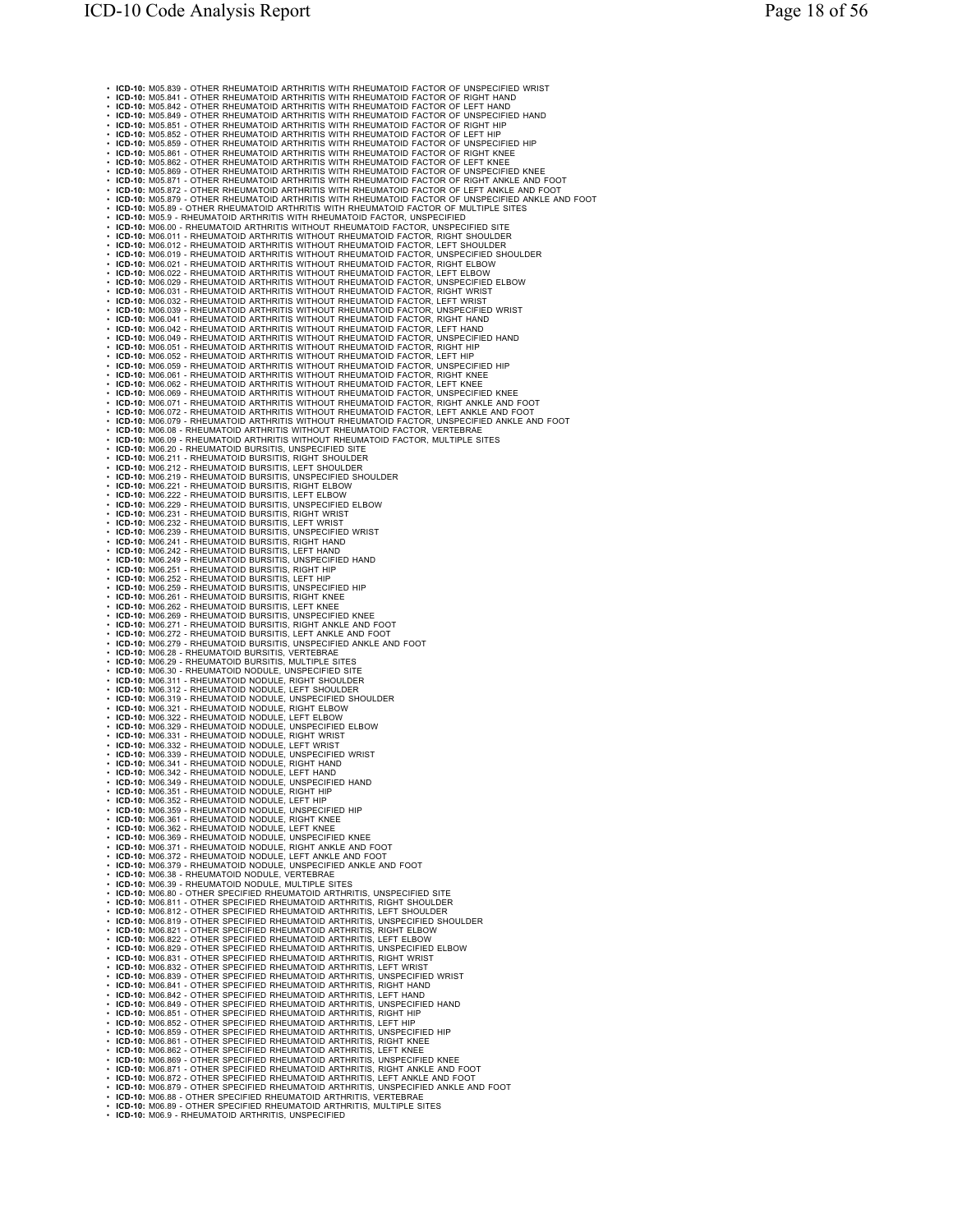- **ICD-10:** M05.839 - OTHER RHEUMATOID ARTHRITIS WITH RHEUMATOID FACTOR OF UNSPECIFIED WRIST
- **ICD-10:** M05.841 - OTHER RHEUMATOID ARTHRITIS WITH RHEUMATOID FACTOR OF RIGHT HAND
- **ICD-10:** M05.842 - OTHER RHEUMATOID ARTHRITIS WITH RHEUMATOID FACTOR OF LEFT HAND
- **ICD-10:** M05.849 - OTHER RHEUMATOID ARTHRITIS WITH RHEUMATOID FACTOR OF UNSPECIFIED HAND
- **ICD-10:** M05.851 - OTHER RHEUMATOID ARTHRITIS WITH RHEUMATOID FACTOR OF RIGHT HIP
- **ICD-10:** M05.852 - OTHER RHEUMATOID ARTHRITIS WITH RHEUMATOID FACTOR OF LEFT HIP
- **ICD-10:** M05.859 - OTHER RHEUMATOID ARTHRITIS WITH RHEUMATOID FACTOR OF UNSPECIFIED HIP
- **ICD-10:** M05.861 - OTHER RHEUMATOID ARTHRITIS WITH RHEUMATOID FACTOR OF RIGHT KNEE
- **ICD-10:** M05.862 - OTHER RHEUMATOID ARTHRITIS WITH RHEUMATOID FACTOR OF LEFT KNEE
- **ICD-10:** M05.869 - OTHER RHEUMATOID ARTHRITIS WITH RHEUMATOID FACTOR OF UNSPECIFIED KNEE
- **ICD-10:** M05.871 - OTHER RHEUMATOID ARTHRITIS WITH RHEUMATOID FACTOR OF RIGHT ANKLE AND FOOT
- **ICD-10:** M05.872 - OTHER RHEUMATOID ARTHRITIS WITH RHEUMATOID FACTOR OF LEFT ANKLE AND FOOT
- **ICD-10:** M05.879 - OTHER RHEUMATOID ARTHRITIS WITH RHEUMATOID FACTOR OF UNSPECIFIED ANKLE AND FOOT
- **ICD-10:** M05.89 - OTHER RHEUMATOID ARTHRITIS WITH RHEUMATOID FACTOR OF MULTIPLE SITES
- **ICD-10:** M05.9 - RHEUMATOID ARTHRITIS WITH RHEUMATOID FACTOR, UNSPECIFIED
- **ICD-10:** M06.00 - RHEUMATOID ARTHRITIS WITHOUT RHEUMATOID FACTOR, UNSPECIFIED SITE
- **ICD-10:** M06.011 - RHEUMATOID ARTHRITIS WITHOUT RHEUMATOID FACTOR, RIGHT SHOULDER
- **ICD-10:** M06.012 - RHEUMATOID ARTHRITIS WITHOUT RHEUMATOID FACTOR, LEFT SHOULDER
- **ICD-10:** M06.019 - RHEUMATOID ARTHRITIS WITHOUT RHEUMATOID FACTOR, UNSPECIFIED SHOULDER
- **ICD-10:** M06.021 - RHEUMATOID ARTHRITIS WITHOUT RHEUMATOID FACTOR, RIGHT ELBOW
- **ICD-10:** M06.022 - RHEUMATOID ARTHRITIS WITHOUT RHEUMATOID FACTOR, LEFT ELBOW
- **ICD-10:** M06.029 - RHEUMATOID ARTHRITIS WITHOUT RHEUMATOID FACTOR, UNSPECIFIED ELBOW
- **ICD-10:** M06.031 - RHEUMATOID ARTHRITIS WITHOUT RHEUMATOID FACTOR, RIGHT WRIST
- **ICD-10:** M06.032 - RHEUMATOID ARTHRITIS WITHOUT RHEUMATOID FACTOR, LEFT WRIST
- **ICD-10:** M06.039 - RHEUMATOID ARTHRITIS WITHOUT RHEUMATOID FACTOR, UNSPECIFIED WRIST
- **ICD-10:** M06.041 - RHEUMATOID ARTHRITIS WITHOUT RHEUMATOID FACTOR, RIGHT HAND
- **ICD-10:** M06.042 - RHEUMATOID ARTHRITIS WITHOUT RHEUMATOID FACTOR, LEFT HAND
- **ICD-10:** M06.049 - RHEUMATOID ARTHRITIS WITHOUT RHEUMATOID FACTOR, UNSPECIFIED HAND
- **ICD-10:** M06.051 - RHEUMATOID ARTHRITIS WITHOUT RHEUMATOID FACTOR, RIGHT HIP
- **ICD-10:** M06.052 - RHEUMATOID ARTHRITIS WITHOUT RHEUMATOID FACTOR, LEFT HIP
- **ICD-10:** M06.059 - RHEUMATOID ARTHRITIS WITHOUT RHEUMATOID FACTOR, UNSPECIFIED HIP
- **ICD-10:** M06.061 - RHEUMATOID ARTHRITIS WITHOUT RHEUMATOID FACTOR, RIGHT KNEE
- **ICD-10:** M06.062 - RHEUMATOID ARTHRITIS WITHOUT RHEUMATOID FACTOR, LEFT KNEE
- **ICD-10:** M06.069 - RHEUMATOID ARTHRITIS WITHOUT RHEUMATOID FACTOR, UNSPECIFIED KNEE
- **ICD-10:** M06.071 - RHEUMATOID ARTHRITIS WITHOUT RHEUMATOID FACTOR, RIGHT ANKLE AND FOOT
- **ICD-10:** M06.072 - RHEUMATOID ARTHRITIS WITHOUT RHEUMATOID FACTOR, LEFT ANKLE AND FOOT
- **ICD-10:** M06.079 - RHEUMATOID ARTHRITIS WITHOUT RHEUMATOID FACTOR, UNSPECIFIED ANKLE AND FOOT
- **ICD-10:** M06.08 - RHEUMATOID ARTHRITIS WITHOUT RHEUMATOID FACTOR, VERTEBRAE
- **ICD-10:** M06.09 - RHEUMATOID ARTHRITIS WITHOUT RHEUMATOID FACTOR, MULTIPLE SITES
- **ICD-10:** M06.20 - RHEUMATOID BURSITIS, UNSPECIFIED SITE
- **ICD-10:** M06.211 - RHEUMATOID BURSITIS, RIGHT SHOULDER
- **ICD-10:** M06.212 - RHEUMATOID BURSITIS, LEFT SHOULDER
- **ICD-10:** M06.219 - RHEUMATOID BURSITIS, UNSPECIFIED SHOULDER
- **ICD-10:** M06.221 - RHEUMATOID BURSITIS, RIGHT ELBOW
- **ICD-10:** M06.222 - RHEUMATOID BURSITIS, LEFT ELBOW
- **ICD-10:** M06.229 - RHEUMATOID BURSITIS, UNSPECIFIED ELBOW
- **ICD-10:** M06.231 - RHEUMATOID BURSITIS, RIGHT WRIST
- **ICD-10:** M06.232 - RHEUMATOID BURSITIS, LEFT WRIST
- **ICD-10:** M06.239 - RHEUMATOID BURSITIS, UNSPECIFIED WRIST
- **ICD-10:** M06.241 - RHEUMATOID BURSITIS, RIGHT HAND
- **ICD-10:** M06.242 - RHEUMATOID BURSITIS, LEFT HAND
- **ICD-10:** M06.249 - RHEUMATOID BURSITIS, UNSPECIFIED HAND
- **ICD-10:** M06.251 - RHEUMATOID BURSITIS, RIGHT HIP
- **ICD-10:** M06.252 - RHEUMATOID BURSITIS, LEFT HIP
- **ICD-10:** M06.259 - RHEUMATOID BURSITIS, UNSPECIFIED HIP
- **ICD-10:** M06.261 - RHEUMATOID BURSITIS, RIGHT KNEE
- **ICD-10:** M06.262 - RHEUMATOID BURSITIS, LEFT KNEE
- **ICD-10:** M06.269 - RHEUMATOID BURSITIS, UNSPECIFIED KNEE
- **ICD-10:** M06.271 - RHEUMATOID BURSITIS, RIGHT ANKLE AND FOOT
- **ICD-10:** M06.272 - RHEUMATOID BURSITIS, LEFT ANKLE AND FOOT
- **ICD-10:** M06.279 - RHEUMATOID BURSITIS, UNSPECIFIED ANKLE AND FOOT
- **ICD-10:** M06.28 - RHEUMATOID BURSITIS, VERTEBRAE
- **ICD-10:** M06.29 - RHEUMATOID BURSITIS, MULTIPLE SITES
- **ICD-10:** M06.30 - RHEUMATOID NODULE, UNSPECIFIED SITE
- **ICD-10:** M06.311 - RHEUMATOID NODULE, RIGHT SHOULDER
- **ICD-10:** M06.312 - RHEUMATOID NODULE, LEFT SHOULDER
- **ICD-10:** M06.319 - RHEUMATOID NODULE, UNSPECIFIED SHOULDER
- **ICD-10:** M06.321 - RHEUMATOID NODULE, RIGHT ELBOW
- **ICD-10:** M06.322 - RHEUMATOID NODULE, LEFT ELBOW
- **ICD-10:** M06.329 - RHEUMATOID NODULE, UNSPECIFIED ELBOW
- **ICD-10:** M06.331 - RHEUMATOID NODULE, RIGHT WRIST
- **ICD-10:** M06.332 - RHEUMATOID NODULE, LEFT WRIST
- **ICD-10:** M06.339 - RHEUMATOID NODULE, UNSPECIFIED WRIST
- **ICD-10:** M06.341 - RHEUMATOID NODULE, RIGHT HAND
- **ICD-10:** M06.342 - RHEUMATOID NODULE, LEFT HAND
- **ICD-10:** M06.349 - RHEUMATOID NODULE, UNSPECIFIED HAND
- **ICD-10:** M06.351 - RHEUMATOID NODULE, RIGHT HIP
- **ICD-10:** M06.352 - RHEUMATOID NODULE, LEFT HIP
- **ICD-10:** M06.359 - RHEUMATOID NODULE, UNSPECIFIED HIP
- **ICD-10:** M06.361 - RHEUMATOID NODULE, RIGHT KNEE
- **ICD-10:** M06.362 - RHEUMATOID NODULE, LEFT KNEE
- **ICD-10:** M06.369 - RHEUMATOID NODULE, UNSPECIFIED KNEE
- **ICD-10:** M06.371 - RHEUMATOID NODULE, RIGHT ANKLE AND FOOT
- **ICD-10:** M06.372 - RHEUMATOID NODULE, LEFT ANKLE AND FOOT
- **ICD-10:** M06.379 - RHEUMATOID NODULE, UNSPECIFIED ANKLE AND FOOT
- **ICD-10:** M06.38 - RHEUMATOID NODULE, VERTEBRAE
- **ICD-10:** M06.39 - RHEUMATOID NODULE, MULTIPLE SITES
- **ICD-10:** M06.80 - OTHER SPECIFIED RHEUMATOID ARTHRITIS, UNSPECIFIED SITE
- **ICD-10:** M06.811 - OTHER SPECIFIED RHEUMATOID ARTHRITIS, RIGHT SHOULDER
- **ICD-10:** M06.812 - OTHER SPECIFIED RHEUMATOID ARTHRITIS, LEFT SHOULDER
- **ICD-10:** M06.819 - OTHER SPECIFIED RHEUMATOID ARTHRITIS, UNSPECIFIED SHOULDER
- **ICD-10:** M06.821 - OTHER SPECIFIED RHEUMATOID ARTHRITIS, RIGHT ELBOW
- **ICD-10:** M06.822 - OTHER SPECIFIED RHEUMATOID ARTHRITIS, LEFT ELBOW
- **ICD-10:** M06.829 - OTHER SPECIFIED RHEUMATOID ARTHRITIS, UNSPECIFIED ELBOW
- **ICD-10:** M06.831 - OTHER SPECIFIED RHEUMATOID ARTHRITIS, RIGHT WRIST
- **ICD-10:** M06.832 - OTHER SPECIFIED RHEUMATOID ARTHRITIS, LEFT WRIST
- **ICD-10:** M06.839 - OTHER SPECIFIED RHEUMATOID ARTHRITIS, UNSPECIFIED WRIST
- **ICD-10:** M06.841 - OTHER SPECIFIED RHEUMATOID ARTHRITIS, RIGHT HAND
- **ICD-10:** M06.842 - OTHER SPECIFIED RHEUMATOID ARTHRITIS, LEFT HAND
- **ICD-10:** M06.849 - OTHER SPECIFIED RHEUMATOID ARTHRITIS, UNSPECIFIED HAND
- **ICD-10:** M06.851 - OTHER SPECIFIED RHEUMATOID ARTHRITIS, RIGHT HIP
- **ICD-10:** M06.852 - OTHER SPECIFIED RHEUMATOID ARTHRITIS, LEFT HIP
- **ICD-10:** M06.859 - OTHER SPECIFIED RHEUMATOID ARTHRITIS, UNSPECIFIED HIP
- **ICD-10:** M06.861 - OTHER SPECIFIED RHEUMATOID ARTHRITIS, RIGHT KNEE
- **ICD-10:** M06.862 - OTHER SPECIFIED RHEUMATOID ARTHRITIS, LEFT KNEE
- **ICD-10:** M06.869 - OTHER SPECIFIED RHEUMATOID ARTHRITIS, UNSPECIFIED KNEE
- **ICD-10:** M06.871 - OTHER SPECIFIED RHEUMATOID ARTHRITIS, RIGHT ANKLE AND FOOT
- **ICD-10:** M06.872 - OTHER SPECIFIED RHEUMATOID ARTHRITIS, LEFT ANKLE AND FOOT
- **ICD-10:** M06.879 - OTHER SPECIFIED RHEUMATOID ARTHRITIS, UNSPECIFIED ANKLE AND FOOT
- **ICD-10:** M06.88 - OTHER SPECIFIED RHEUMATOID ARTHRITIS, VERTEBRAE
- **ICD-10:** M06.89 - OTHER SPECIFIED RHEUMATOID ARTHRITIS, MULTIPLE SITES
- **ICD-10:** M06.9 - RHEUMATOID ARTHRITIS, UNSPECIFIED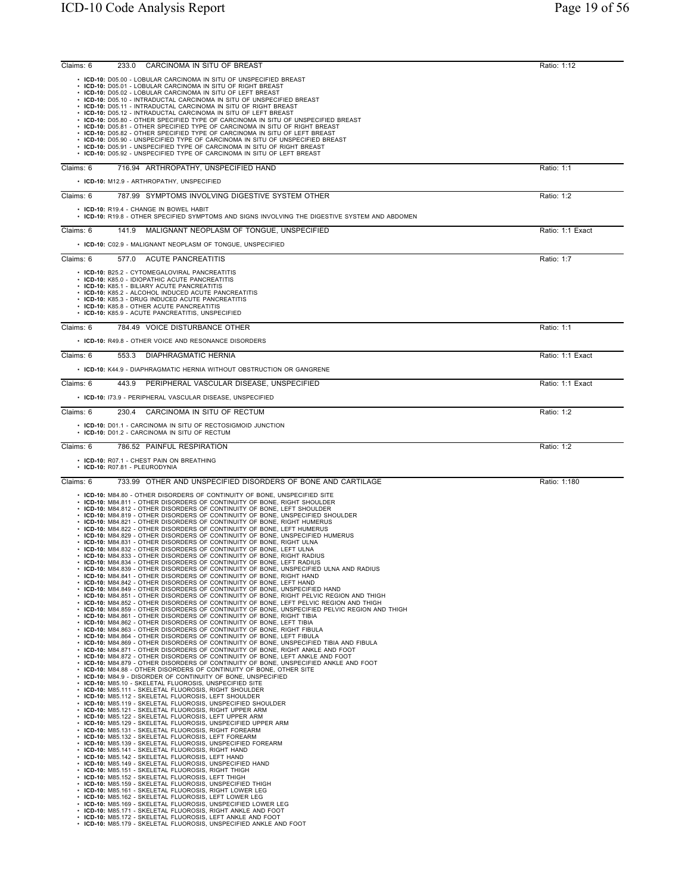Claims: 6 | 233.0 CARCINOMA IN SITU OF BREAST | Ratio: 1:12

- **ICD-10:** D05.00 - LOBULAR CARCINOMA IN SITU OF UNSPECIFIED BREAST
- **ICD-10:** D05.01 - LOBULAR CARCINOMA IN SITU OF RIGHT BREAST
- **ICD-10:** D05.02 - LOBULAR CARCINOMA IN SITU OF LEFT BREAST
- **ICD-10:** D05.10 - INTRADUCTAL CARCINOMA IN SITU OF UNSPECIFIED BREAST
- **ICD-10:** D05.11 - INTRADUCTAL CARCINOMA IN SITU OF RIGHT BREAST
- **ICD-10:** D05.12 - INTRADUCTAL CARCINOMA IN SITU OF LEFT BREAST
- **ICD-10:** D05.80 - OTHER SPECIFIED TYPE OF CARCINOMA IN SITU OF UNSPECIFIED BREAST
- **ICD-10:** D05.81 - OTHER SPECIFIED TYPE OF CARCINOMA IN SITU OF RIGHT BREAST
- **ICD-10:** D05.82 - OTHER SPECIFIED TYPE OF CARCINOMA IN SITU OF LEFT BREAST
- **ICD-10:** D05.90 - UNSPECIFIED TYPE OF CARCINOMA IN SITU OF UNSPECIFIED BREAST
- **ICD-10:** D05.91 - UNSPECIFIED TYPE OF CARCINOMA IN SITU OF RIGHT BREAST
- **ICD-10:** D05.92 - UNSPECIFIED TYPE OF CARCINOMA IN SITU OF LEFT BREAST

Claims: 6 | 716.94 ARTHROPATHY, UNSPECIFIED HAND | Ratio: 1:1

- **ICD-10:** M12.9 - ARTHROPATHY, UNSPECIFIED

Claims: 6 | 787.99 SYMPTOMS INVOLVING DIGESTIVE SYSTEM OTHER | Ratio: 1:2

- **ICD-10:** R19.4 - CHANGE IN BOWEL HABIT
- **ICD-10:** R19.8 - OTHER SPECIFIED SYMPTOMS AND SIGNS INVOLVING THE DIGESTIVE SYSTEM AND ABDOMEN

Claims: 6 | 141.9 MALIGNANT NEOPLASM OF TONGUE, UNSPECIFIED | Ratio: 1:1 Exact

- **ICD-10:** C02.9 - MALIGNANT NEOPLASM OF TONGUE, UNSPECIFIED

Claims: 6 | 577.0 ACUTE PANCREATITIS | Ratio: 1:7

- **ICD-10:** B25.2 - CYTOMEGALOVIRAL PANCREATITIS
- **ICD-10:** K85.0 - IDIOPATHIC ACUTE PANCREATITIS
- **ICD-10:** K85.1 - BILIARY ACUTE PANCREATITIS
- **ICD-10:** K85.2 - ALCOHOL INDUCED ACUTE PANCREATITIS
- **ICD-10:** K85.3 - DRUG INDUCED ACUTE PANCREATITIS
- **ICD-10:** K85.8 - OTHER ACUTE PANCREATITIS
- **ICD-10:** K85.9 - ACUTE PANCREATITIS, UNSPECIFIED

Claims: 6 | 784.49 VOICE DISTURBANCE OTHER | Ratio: 1:1

- **ICD-10:** R49.8 - OTHER VOICE AND RESONANCE DISORDERS

Claims: 6 | 553.3 DIAPHRAGMATIC HERNIA | Ratio: 1:1 Exact

- **ICD-10:** K44.9 - DIAPHRAGMATIC HERNIA WITHOUT OBSTRUCTION OR GANGRENE

Claims: 6 | 443.9 PERIPHERAL VASCULAR DISEASE, UNSPECIFIED | Ratio: 1:1 Exact

- **ICD-10:** I73.9 - PERIPHERAL VASCULAR DISEASE, UNSPECIFIED

Claims: 6 | 230.4 CARCINOMA IN SITU OF RECTUM | Ratio: 1:2

- **ICD-10:** D01.1 - CARCINOMA IN SITU OF RECTOSIGMOID JUNCTION
- **ICD-10:** D01.2 - CARCINOMA IN SITU OF RECTUM

Claims: 6 | 786.52 PAINFUL RESPIRATION | Ratio: 1:2

- **ICD-10:** R07.1 - CHEST PAIN ON BREATHING
- **ICD-10:** R07.81 - PLEURODYNIA

Claims: 6 | 733.99 OTHER AND UNSPECIFIED DISORDERS OF BONE AND CARTILAGE | Ratio: 1:180

- **ICD-10:** M84.80 - OTHER DISORDERS OF CONTINUITY OF BONE, UNSPECIFIED SITE
- **ICD-10:** M84.811 - OTHER DISORDERS OF CONTINUITY OF BONE, RIGHT SHOULDER
- **ICD-10:** M84.812 - OTHER DISORDERS OF CONTINUITY OF BONE, LEFT SHOULDER
- **ICD-10:** M84.819 - OTHER DISORDERS OF CONTINUITY OF BONE, UNSPECIFIED SHOULDER
- **ICD-10:** M84.821 - OTHER DISORDERS OF CONTINUITY OF BONE, RIGHT HUMERUS
- **ICD-10:** M84.822 - OTHER DISORDERS OF CONTINUITY OF BONE, LEFT HUMERUS
- **ICD-10:** M84.829 - OTHER DISORDERS OF CONTINUITY OF BONE, UNSPECIFIED HUMERUS
- **ICD-10:** M84.831 - OTHER DISORDERS OF CONTINUITY OF BONE, RIGHT ULNA
- **ICD-10:** M84.832 - OTHER DISORDERS OF CONTINUITY OF BONE, LEFT ULNA
- **ICD-10:** M84.833 - OTHER DISORDERS OF CONTINUITY OF BONE, RIGHT RADIUS
- **ICD-10:** M84.834 - OTHER DISORDERS OF CONTINUITY OF BONE, LEFT RADIUS
- **ICD-10:** M84.839 - OTHER DISORDERS OF CONTINUITY OF BONE, UNSPECIFIED ULNA AND RADIUS
- **ICD-10:** M84.841 - OTHER DISORDERS OF CONTINUITY OF BONE, RIGHT HAND
- **ICD-10:** M84.842 - OTHER DISORDERS OF CONTINUITY OF BONE, LEFT HAND
- **ICD-10:** M84.849 - OTHER DISORDERS OF CONTINUITY OF BONE, UNSPECIFIED HAND
- **ICD-10:** M84.851 - OTHER DISORDERS OF CONTINUITY OF BONE, RIGHT PELVIC REGION AND THIGH
- **ICD-10:** M84.852 - OTHER DISORDERS OF CONTINUITY OF BONE, LEFT PELVIC REGION AND THIGH
- **ICD-10:** M84.859 - OTHER DISORDERS OF CONTINUITY OF BONE, UNSPECIFIED PELVIC REGION AND THIGH
- **ICD-10:** M84.861 - OTHER DISORDERS OF CONTINUITY OF BONE, RIGHT TIBIA
- **ICD-10:** M84.862 - OTHER DISORDERS OF CONTINUITY OF BONE, LEFT TIBIA
- **ICD-10:** M84.863 - OTHER DISORDERS OF CONTINUITY OF BONE, RIGHT FIBULA
- **ICD-10:** M84.864 - OTHER DISORDERS OF CONTINUITY OF BONE, LEFT FIBULA
- **ICD-10:** M84.869 - OTHER DISORDERS OF CONTINUITY OF BONE, UNSPECIFIED TIBIA AND FIBULA
- **ICD-10:** M84.871 - OTHER DISORDERS OF CONTINUITY OF BONE, RIGHT ANKLE AND FOOT
- **ICD-10:** M84.872 - OTHER DISORDERS OF CONTINUITY OF BONE, LEFT ANKLE AND FOOT
- **ICD-10:** M84.879 - OTHER DISORDERS OF CONTINUITY OF BONE, UNSPECIFIED ANKLE AND FOOT
- **ICD-10:** M84.88 - OTHER DISORDERS OF CONTINUITY OF BONE, OTHER SITE
- **ICD-10:** M84.9 - DISORDER OF CONTINUITY OF BONE, UNSPECIFIED
- **ICD-10:** M85.10 - SKELETAL FLUOROSIS, UNSPECIFIED SITE
- **ICD-10:** M85.111 - SKELETAL FLUOROSIS, RIGHT SHOULDER
- **ICD-10:** M85.112 - SKELETAL FLUOROSIS, LEFT SHOULDER
- **ICD-10:** M85.119 - SKELETAL FLUOROSIS, UNSPECIFIED SHOULDER
- **ICD-10:** M85.121 - SKELETAL FLUOROSIS, RIGHT UPPER ARM
- **ICD-10:** M85.122 - SKELETAL FLUOROSIS, LEFT UPPER ARM
- **ICD-10:** M85.129 - SKELETAL FLUOROSIS, UNSPECIFIED UPPER ARM
- **ICD-10:** M85.131 - SKELETAL FLUOROSIS, RIGHT FOREARM
- **ICD-10:** M85.132 - SKELETAL FLUOROSIS, LEFT FOREARM
- **ICD-10:** M85.139 - SKELETAL FLUOROSIS, UNSPECIFIED FOREARM
- **ICD-10:** M85.141 - SKELETAL FLUOROSIS, RIGHT HAND
- **ICD-10:** M85.142 - SKELETAL FLUOROSIS, LEFT HAND
- **ICD-10:** M85.149 - SKELETAL FLUOROSIS, UNSPECIFIED HAND
- **ICD-10:** M85.151 - SKELETAL FLUOROSIS, RIGHT THIGH
- **ICD-10:** M85.152 - SKELETAL FLUOROSIS, LEFT THIGH
- **ICD-10:** M85.159 - SKELETAL FLUOROSIS, UNSPECIFIED THIGH
- **ICD-10:** M85.161 - SKELETAL FLUOROSIS, RIGHT LOWER LEG
- **ICD-10:** M85.162 - SKELETAL FLUOROSIS, LEFT LOWER LEG
- **ICD-10:** M85.169 - SKELETAL FLUOROSIS, UNSPECIFIED LOWER LEG
- **ICD-10:** M85.171 - SKELETAL FLUOROSIS, RIGHT ANKLE AND FOOT
- **ICD-10:** M85.172 - SKELETAL FLUOROSIS, LEFT ANKLE AND FOOT
- **ICD-10:** M85.179 - SKELETAL FLUOROSIS, UNSPECIFIED ANKLE AND FOOT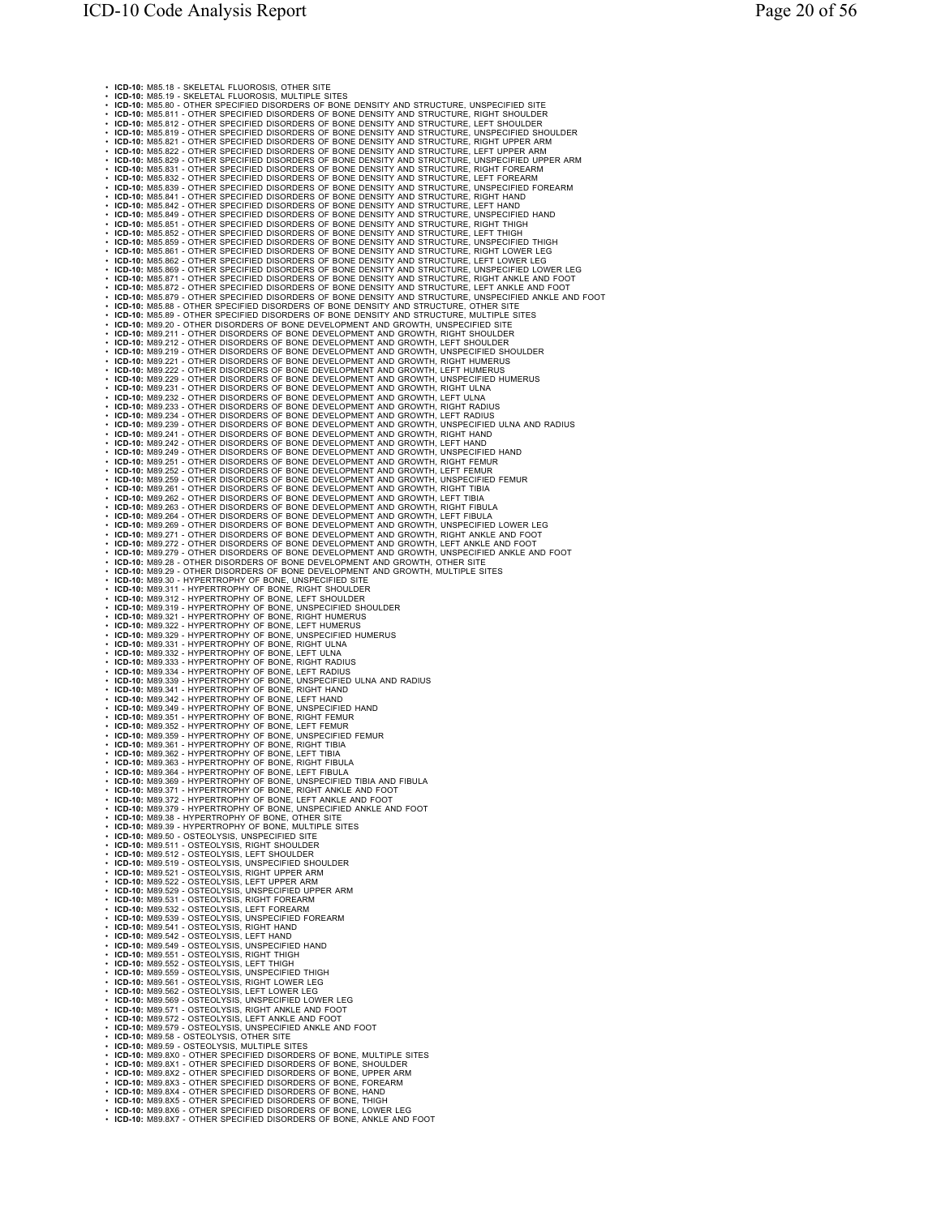- **ICD-10:** M85.18 - SKELETAL FLUOROSIS, OTHER SITE
- **ICD-10:** M85.19 - SKELETAL FLUOROSIS, MULTIPLE SITES
- **ICD-10:** M85.80 - OTHER SPECIFIED DISORDERS OF BONE DENSITY AND STRUCTURE, UNSPECIFIED SITE
- **ICD-10:** M85.811 - OTHER SPECIFIED DISORDERS OF BONE DENSITY AND STRUCTURE, RIGHT SHOULDER
- **ICD-10:** M85.812 - OTHER SPECIFIED DISORDERS OF BONE DENSITY AND STRUCTURE, LEFT SHOULDER
- **ICD-10:** M85.819 - OTHER SPECIFIED DISORDERS OF BONE DENSITY AND STRUCTURE, UNSPECIFIED SHOULDER
- **ICD-10:** M85.821 - OTHER SPECIFIED DISORDERS OF BONE DENSITY AND STRUCTURE, RIGHT UPPER ARM
- **ICD-10:** M85.822 - OTHER SPECIFIED DISORDERS OF BONE DENSITY AND STRUCTURE, LEFT UPPER ARM
- **ICD-10:** M85.829 - OTHER SPECIFIED DISORDERS OF BONE DENSITY AND STRUCTURE, UNSPECIFIED UPPER ARM
- **ICD-10:** M85.831 - OTHER SPECIFIED DISORDERS OF BONE DENSITY AND STRUCTURE, RIGHT FOREARM
- **ICD-10:** M85.832 - OTHER SPECIFIED DISORDERS OF BONE DENSITY AND STRUCTURE, LEFT FOREARM
- **ICD-10:** M85.839 - OTHER SPECIFIED DISORDERS OF BONE DENSITY AND STRUCTURE, UNSPECIFIED FOREARM
- **ICD-10:** M85.841 - OTHER SPECIFIED DISORDERS OF BONE DENSITY AND STRUCTURE, RIGHT HAND
- **ICD-10:** M85.842 - OTHER SPECIFIED DISORDERS OF BONE DENSITY AND STRUCTURE, LEFT HAND
- **ICD-10:** M85.849 - OTHER SPECIFIED DISORDERS OF BONE DENSITY AND STRUCTURE, UNSPECIFIED HAND
- **ICD-10:** M85.851 - OTHER SPECIFIED DISORDERS OF BONE DENSITY AND STRUCTURE, RIGHT THIGH
- **ICD-10:** M85.852 - OTHER SPECIFIED DISORDERS OF BONE DENSITY AND STRUCTURE, LEFT THIGH
- **ICD-10:** M85.859 - OTHER SPECIFIED DISORDERS OF BONE DENSITY AND STRUCTURE, UNSPECIFIED THIGH
- **ICD-10:** M85.861 - OTHER SPECIFIED DISORDERS OF BONE DENSITY AND STRUCTURE, RIGHT LOWER LEG
- **ICD-10:** M85.862 - OTHER SPECIFIED DISORDERS OF BONE DENSITY AND STRUCTURE, LEFT LOWER LEG
- **ICD-10:** M85.869 - OTHER SPECIFIED DISORDERS OF BONE DENSITY AND STRUCTURE, UNSPECIFIED LOWER LEG
- **ICD-10:** M85.871 - OTHER SPECIFIED DISORDERS OF BONE DENSITY AND STRUCTURE, RIGHT ANKLE AND FOOT
- **ICD-10:** M85.872 - OTHER SPECIFIED DISORDERS OF BONE DENSITY AND STRUCTURE, LEFT ANKLE AND FOOT
- **ICD-10:** M85.879 - OTHER SPECIFIED DISORDERS OF BONE DENSITY AND STRUCTURE, UNSPECIFIED ANKLE AND FOOT
- **ICD-10:** M85.88 - OTHER SPECIFIED DISORDERS OF BONE DENSITY AND STRUCTURE, OTHER SITE
- **ICD-10:** M85.89 - OTHER SPECIFIED DISORDERS OF BONE DENSITY AND STRUCTURE, MULTIPLE SITES
- **ICD-10:** M89.20 - OTHER DISORDERS OF BONE DEVELOPMENT AND GROWTH, UNSPECIFIED SITE
- **ICD-10:** M89.211 - OTHER DISORDERS OF BONE DEVELOPMENT AND GROWTH, RIGHT SHOULDER
- **ICD-10:** M89.212 - OTHER DISORDERS OF BONE DEVELOPMENT AND GROWTH, LEFT SHOULDER
- **ICD-10:** M89.219 - OTHER DISORDERS OF BONE DEVELOPMENT AND GROWTH, UNSPECIFIED SHOULDER
- **ICD-10:** M89.221 - OTHER DISORDERS OF BONE DEVELOPMENT AND GROWTH, RIGHT HUMERUS
- **ICD-10:** M89.222 - OTHER DISORDERS OF BONE DEVELOPMENT AND GROWTH, LEFT HUMERUS
- **ICD-10:** M89.229 - OTHER DISORDERS OF BONE DEVELOPMENT AND GROWTH, UNSPECIFIED HUMERUS
- **ICD-10:** M89.231 - OTHER DISORDERS OF BONE DEVELOPMENT AND GROWTH, RIGHT ULNA
- **ICD-10:** M89.232 - OTHER DISORDERS OF BONE DEVELOPMENT AND GROWTH, LEFT ULNA
- **ICD-10:** M89.233 - OTHER DISORDERS OF BONE DEVELOPMENT AND GROWTH, RIGHT RADIUS
- **ICD-10:** M89.234 - OTHER DISORDERS OF BONE DEVELOPMENT AND GROWTH, LEFT RADIUS
- **ICD-10:** M89.239 - OTHER DISORDERS OF BONE DEVELOPMENT AND GROWTH, UNSPECIFIED ULNA AND RADIUS
- **ICD-10:** M89.241 - OTHER DISORDERS OF BONE DEVELOPMENT AND GROWTH, RIGHT HAND
- **ICD-10:** M89.242 - OTHER DISORDERS OF BONE DEVELOPMENT AND GROWTH, LEFT HAND
- **ICD-10:** M89.249 - OTHER DISORDERS OF BONE DEVELOPMENT AND GROWTH, UNSPECIFIED HAND
- **ICD-10:** M89.251 - OTHER DISORDERS OF BONE DEVELOPMENT AND GROWTH, RIGHT FEMUR
- **ICD-10:** M89.252 - OTHER DISORDERS OF BONE DEVELOPMENT AND GROWTH, LEFT FEMUR
- **ICD-10:** M89.259 - OTHER DISORDERS OF BONE DEVELOPMENT AND GROWTH, UNSPECIFIED FEMUR
- **ICD-10:** M89.261 - OTHER DISORDERS OF BONE DEVELOPMENT AND GROWTH, RIGHT TIBIA
- **ICD-10:** M89.262 - OTHER DISORDERS OF BONE DEVELOPMENT AND GROWTH, LEFT TIBIA
- **ICD-10:** M89.263 - OTHER DISORDERS OF BONE DEVELOPMENT AND GROWTH, RIGHT FIBULA
- **ICD-10:** M89.264 - OTHER DISORDERS OF BONE DEVELOPMENT AND GROWTH, LEFT FIBULA
- **ICD-10:** M89.269 - OTHER DISORDERS OF BONE DEVELOPMENT AND GROWTH, UNSPECIFIED LOWER LEG
- **ICD-10:** M89.271 - OTHER DISORDERS OF BONE DEVELOPMENT AND GROWTH, RIGHT ANKLE AND FOOT
- **ICD-10:** M89.272 - OTHER DISORDERS OF BONE DEVELOPMENT AND GROWTH, LEFT ANKLE AND FOOT
- **ICD-10:** M89.279 - OTHER DISORDERS OF BONE DEVELOPMENT AND GROWTH, UNSPECIFIED ANKLE AND FOOT
- **ICD-10:** M89.28 - OTHER DISORDERS OF BONE DEVELOPMENT AND GROWTH, OTHER SITE
- **ICD-10:** M89.29 - OTHER DISORDERS OF BONE DEVELOPMENT AND GROWTH, MULTIPLE SITES
- **ICD-10:** M89.30 - HYPERTROPHY OF BONE, UNSPECIFIED SITE
- **ICD-10:** M89.311 - HYPERTROPHY OF BONE, RIGHT SHOULDER
- **ICD-10:** M89.312 - HYPERTROPHY OF BONE, LEFT SHOULDER
- **ICD-10:** M89.319 - HYPERTROPHY OF BONE, UNSPECIFIED SHOULDER
- **ICD-10:** M89.321 - HYPERTROPHY OF BONE, RIGHT HUMERUS
- **ICD-10:** M89.322 - HYPERTROPHY OF BONE, LEFT HUMERUS
- **ICD-10:** M89.329 - HYPERTROPHY OF BONE, UNSPECIFIED HUMERUS
- **ICD-10:** M89.331 - HYPERTROPHY OF BONE, RIGHT ULNA
- **ICD-10:** M89.332 - HYPERTROPHY OF BONE, LEFT ULNA
- **ICD-10:** M89.333 - HYPERTROPHY OF BONE, RIGHT RADIUS
- **ICD-10:** M89.334 - HYPERTROPHY OF BONE, LEFT RADIUS
- **ICD-10:** M89.339 - HYPERTROPHY OF BONE, UNSPECIFIED ULNA AND RADIUS
- **ICD-10:** M89.341 - HYPERTROPHY OF BONE, RIGHT HAND
- **ICD-10:** M89.342 - HYPERTROPHY OF BONE, LEFT HAND
- **ICD-10:** M89.349 - HYPERTROPHY OF BONE, UNSPECIFIED HAND
- **ICD-10:** M89.351 - HYPERTROPHY OF BONE, RIGHT FEMUR
- **ICD-10:** M89.352 - HYPERTROPHY OF BONE, LEFT FEMUR
- **ICD-10:** M89.359 - HYPERTROPHY OF BONE, UNSPECIFIED FEMUR
- **ICD-10:** M89.361 - HYPERTROPHY OF BONE, RIGHT TIBIA
- **ICD-10:** M89.362 - HYPERTROPHY OF BONE, LEFT TIBIA
- **ICD-10:** M89.363 - HYPERTROPHY OF BONE, RIGHT FIBULA
- **ICD-10:** M89.364 - HYPERTROPHY OF BONE, LEFT FIBULA
- **ICD-10:** M89.369 - HYPERTROPHY OF BONE, UNSPECIFIED TIBIA AND FIBULA
- **ICD-10:** M89.371 - HYPERTROPHY OF BONE, RIGHT ANKLE AND FOOT
- **ICD-10:** M89.372 - HYPERTROPHY OF BONE, LEFT ANKLE AND FOOT
- **ICD-10:** M89.379 - HYPERTROPHY OF BONE, UNSPECIFIED ANKLE AND FOOT
- **ICD-10:** M89.38 - HYPERTROPHY OF BONE, OTHER SITE
- **ICD-10:** M89.39 - HYPERTROPHY OF BONE, MULTIPLE SITES
- **ICD-10:** M89.50 - OSTEOLYSIS, UNSPECIFIED SITE
- **ICD-10:** M89.511 - OSTEOLYSIS, RIGHT SHOULDER
- **ICD-10:** M89.512 - OSTEOLYSIS, LEFT SHOULDER
- **ICD-10:** M89.519 - OSTEOLYSIS, UNSPECIFIED SHOULDER
- **ICD-10:** M89.521 - OSTEOLYSIS, RIGHT UPPER ARM
- **ICD-10:** M89.522 - OSTEOLYSIS, LEFT UPPER ARM
- **ICD-10:** M89.529 - OSTEOLYSIS, UNSPECIFIED UPPER ARM
- **ICD-10:** M89.531 - OSTEOLYSIS, RIGHT FOREARM
- **ICD-10:** M89.532 - OSTEOLYSIS, LEFT FOREARM
- **ICD-10:** M89.539 - OSTEOLYSIS, UNSPECIFIED FOREARM
- **ICD-10:** M89.541 - OSTEOLYSIS, RIGHT HAND
- **ICD-10:** M89.542 - OSTEOLYSIS, LEFT HAND
- **ICD-10:** M89.549 - OSTEOLYSIS, UNSPECIFIED HAND
- **ICD-10:** M89.551 - OSTEOLYSIS, RIGHT THIGH
- **ICD-10:** M89.552 - OSTEOLYSIS, LEFT THIGH
- **ICD-10:** M89.559 - OSTEOLYSIS, UNSPECIFIED THIGH
- **ICD-10:** M89.561 - OSTEOLYSIS, RIGHT LOWER LEG
- **ICD-10:** M89.562 - OSTEOLYSIS, LEFT LOWER LEG
- **ICD-10:** M89.569 - OSTEOLYSIS, UNSPECIFIED LOWER LEG
- **ICD-10:** M89.571 - OSTEOLYSIS, RIGHT ANKLE AND FOOT
- **ICD-10:** M89.572 - OSTEOLYSIS, LEFT ANKLE AND FOOT
- **ICD-10:** M89.579 - OSTEOLYSIS, UNSPECIFIED ANKLE AND FOOT
- **ICD-10:** M89.58 - OSTEOLYSIS, OTHER SITE
- **ICD-10:** M89.59 - OSTEOLYSIS, MULTIPLE SITES
- **ICD-10:** M89.8X0 - OTHER SPECIFIED DISORDERS OF BONE, MULTIPLE SITES
- **ICD-10:** M89.8X1 - OTHER SPECIFIED DISORDERS OF BONE, SHOULDER
- **ICD-10:** M89.8X2 - OTHER SPECIFIED DISORDERS OF BONE, UPPER ARM
- **ICD-10:** M89.8X3 - OTHER SPECIFIED DISORDERS OF BONE, FOREARM
- **ICD-10:** M89.8X4 - OTHER SPECIFIED DISORDERS OF BONE, HAND
- **ICD-10:** M89.8X5 - OTHER SPECIFIED DISORDERS OF BONE, THIGH
- **ICD-10:** M89.8X6 - OTHER SPECIFIED DISORDERS OF BONE, LOWER LEG
- **ICD-10:** M89.8X7 - OTHER SPECIFIED DISORDERS OF BONE, ANKLE AND FOOT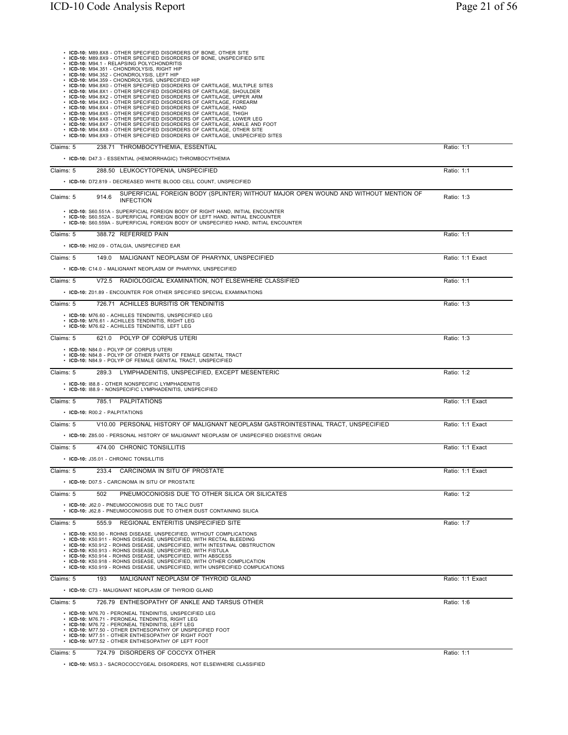- **ICD-10:** M89.8X8 - OTHER SPECIFIED DISORDERS OF BONE, OTHER SITE
- **ICD-10:** M89.8X9 - OTHER SPECIFIED DISORDERS OF BONE, UNSPECIFIED SITE
- **ICD-10:** M94.1 - RELAPSING POLYCHONDRITIS
- **ICD-10:** M94.351 - CHONDROLYSIS, RIGHT HIP
- **ICD-10:** M94.352 - CHONDROLYSIS, LEFT HIP
- **ICD-10:** M94.359 - CHONDROLYSIS, UNSPECIFIED HIP
- **ICD-10:** M94.8X0 - OTHER SPECIFIED DISORDERS OF CARTILAGE, MULTIPLE SITES
- **ICD-10:** M94.8X1 - OTHER SPECIFIED DISORDERS OF CARTILAGE, SHOULDER
- **ICD-10:** M94.8X2 - OTHER SPECIFIED DISORDERS OF CARTILAGE, UPPER ARM
- **ICD-10:** M94.8X3 - OTHER SPECIFIED DISORDERS OF CARTILAGE, FOREARM
- **ICD-10:** M94.8X4 - OTHER SPECIFIED DISORDERS OF CARTILAGE, HAND
- **ICD-10:** M94.8X5 - OTHER SPECIFIED DISORDERS OF CARTILAGE, THIGH
- **ICD-10:** M94.8X6 - OTHER SPECIFIED DISORDERS OF CARTILAGE, LOWER LEG
- **ICD-10:** M94.8X7 - OTHER SPECIFIED DISORDERS OF CARTILAGE, ANKLE AND FOOT
- **ICD-10:** M94.8X8 - OTHER SPECIFIED DISORDERS OF CARTILAGE, OTHER SITE
- **ICD-10:** M94.8X9 - OTHER SPECIFIED DISORDERS OF CARTILAGE, UNSPECIFIED SITES

---

Claims: 5 | 238.71 THROMBOCYTHEMIA, ESSENTIAL | Ratio: 1:1

- **ICD-10:** D47.3 - ESSENTIAL (HEMORRHAGIC) THROMBOCYTHEMIA

---

Claims: 5 | 288.50 LEUKOCYTOPENIA, UNSPECIFIED | Ratio: 1:1

- **ICD-10:** D72.819 - DECREASED WHITE BLOOD CELL COUNT, UNSPECIFIED

---

Claims: 5 | 914.6 SUPERFICIAL FOREIGN BODY (SPLINTER) WITHOUT MAJOR OPEN WOUND AND WITHOUT MENTION OF INFECTION | Ratio: 1:3

- **ICD-10:** S60.551A - SUPERFICIAL FOREIGN BODY OF RIGHT HAND, INITIAL ENCOUNTER
- **ICD-10:** S60.552A - SUPERFICIAL FOREIGN BODY OF LEFT HAND, INITIAL ENCOUNTER
- **ICD-10:** S60.559A - SUPERFICIAL FOREIGN BODY OF UNSPECIFIED HAND, INITIAL ENCOUNTER

---

Claims: 5 | 388.72 REFERRED PAIN | Ratio: 1:1

- **ICD-10:** H92.09 - OTALGIA, UNSPECIFIED EAR

---

Claims: 5 | 149.0 MALIGNANT NEOPLASM OF PHARYNX, UNSPECIFIED | Ratio: 1:1 Exact

- **ICD-10:** C14.0 - MALIGNANT NEOPLASM OF PHARYNX, UNSPECIFIED

---

Claims: 5 | V72.5 RADIOLOGICAL EXAMINATION, NOT ELSEWHERE CLASSIFIED | Ratio: 1:1

- **ICD-10:** Z01.89 - ENCOUNTER FOR OTHER SPECIFIED SPECIAL EXAMINATIONS

---

Claims: 5 | 726.71 ACHILLES BURSITIS OR TENDINITIS | Ratio: 1:3

- **ICD-10:** M76.60 - ACHILLES TENDINITIS, UNSPECIFIED LEG
- **ICD-10:** M76.61 - ACHILLES TENDINITIS, RIGHT LEG
- **ICD-10:** M76.62 - ACHILLES TENDINITIS, LEFT LEG

---

Claims: 5 | 621.0 POLYP OF CORPUS UTERI | Ratio: 1:3

- **ICD-10:** N84.0 - POLYP OF CORPUS UTERI
- **ICD-10:** N84.8 - POLYP OF OTHER PARTS OF FEMALE GENITAL TRACT
- **ICD-10:** N84.9 - POLYP OF FEMALE GENITAL TRACT, UNSPECIFIED

---

Claims: 5 | 289.3 LYMPHADENITIS, UNSPECIFIED, EXCEPT MESENTERIC | Ratio: 1:2

- **ICD-10:** I88.8 - OTHER NONSPECIFIC LYMPHADENITIS
- **ICD-10:** I88.9 - NONSPECIFIC LYMPHADENITIS, UNSPECIFIED

---

Claims: 5 | 785.1 PALPITATIONS | Ratio: 1:1 Exact

- **ICD-10:** R00.2 - PALPITATIONS

---

Claims: 5 | V10.00 PERSONAL HISTORY OF MALIGNANT NEOPLASM GASTROINTESTINAL TRACT, UNSPECIFIED | Ratio: 1:1 Exact

- **ICD-10:** Z85.00 - PERSONAL HISTORY OF MALIGNANT NEOPLASM OF UNSPECIFIED DIGESTIVE ORGAN

---

Claims: 5 | 474.00 CHRONIC TONSILLITIS | Ratio: 1:1 Exact

- **ICD-10:** J35.01 - CHRONIC TONSILLITIS

---

Claims: 5 | 233.4 CARCINOMA IN SITU OF PROSTATE | Ratio: 1:1 Exact

- **ICD-10:** D07.5 - CARCINOMA IN SITU OF PROSTATE

---

Claims: 5 | 502 PNEUMOCONIOSIS DUE TO OTHER SILICA OR SILICATES | Ratio: 1:2

- **ICD-10:** J62.0 - PNEUMOCONIOSIS DUE TO TALC DUST
- **ICD-10:** J62.8 - PNEUMOCONIOSIS DUE TO OTHER DUST CONTAINING SILICA

---

Claims: 5 | 555.9 REGIONAL ENTERITIS UNSPECIFIED SITE | Ratio: 1:7

- **ICD-10:** K50.90 - ROHNS DISEASE, UNSPECIFIED, WITHOUT COMPLICATIONS
- **ICD-10:** K50.911 - ROHNS DISEASE, UNSPECIFIED, WITH RECTAL BLEEDING
- **ICD-10:** K50.912 - ROHNS DISEASE, UNSPECIFIED, WITH INTESTINAL OBSTRUCTION
- **ICD-10:** K50.913 - ROHNS DISEASE, UNSPECIFIED, WITH FISTULA
- **ICD-10:** K50.914 - ROHNS DISEASE, UNSPECIFIED, WITH ABSCESS
- **ICD-10:** K50.918 - ROHNS DISEASE, UNSPECIFIED, WITH OTHER COMPLICATION
- **ICD-10:** K50.919 - ROHNS DISEASE, UNSPECIFIED, WITH UNSPECIFIED COMPLICATIONS

---

Claims: 5 | 193 MALIGNANT NEOPLASM OF THYROID GLAND | Ratio: 1:1 Exact

- **ICD-10:** C73 - MALIGNANT NEOPLASM OF THYROID GLAND

---

Claims: 5 | 726.79 ENTHESOPATHY OF ANKLE AND TARSUS OTHER | Ratio: 1:6

- **ICD-10:** M76.70 - PERONEAL TENDINITIS, UNSPECIFIED LEG
- **ICD-10:** M76.71 - PERONEAL TENDINITIS, RIGHT LEG
- **ICD-10:** M76.72 - PERONEAL TENDINITIS, LEFT LEG
- **ICD-10:** M77.50 - OTHER ENTHESOPATHY OF UNSPECIFIED FOOT
- **ICD-10:** M77.51 - OTHER ENTHESOPATHY OF RIGHT FOOT
- **ICD-10:** M77.52 - OTHER ENTHESOPATHY OF LEFT FOOT

---

Claims: 5 | 724.79 DISORDERS OF COCCYX OTHER | Ratio: 1:1

- **ICD-10:** M53.3 - SACROCOCCYGEAL DISORDERS, NOT ELSEWHERE CLASSIFIED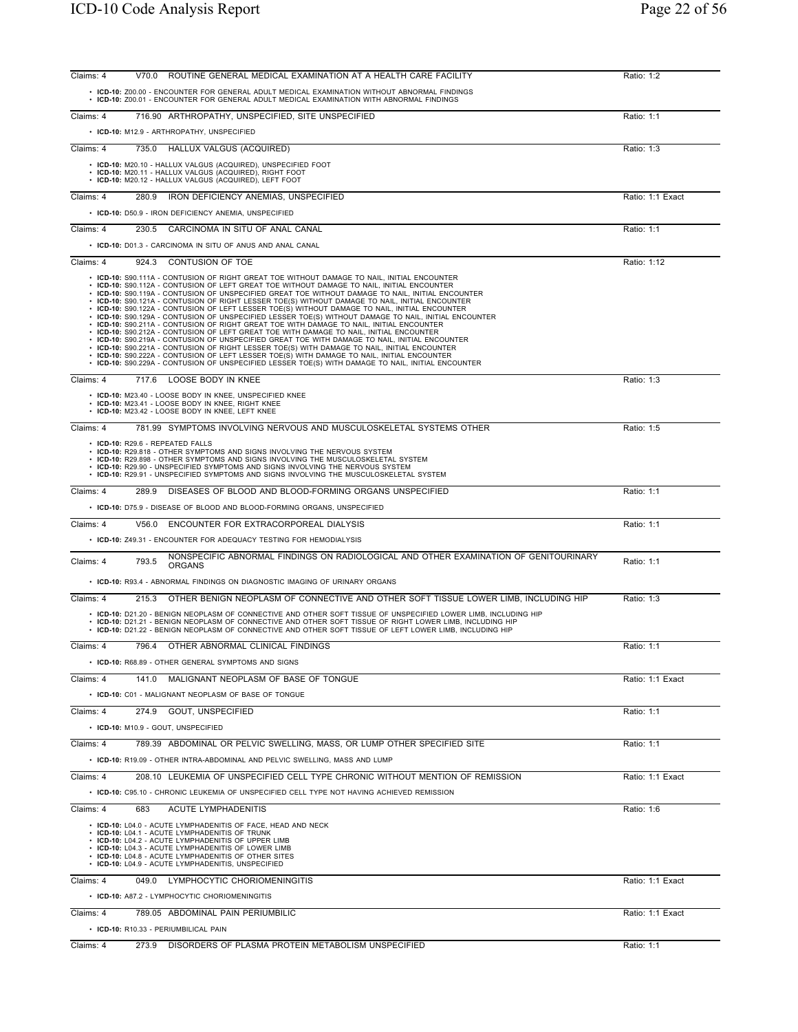Claims: 4 | V70.0 ROUTINE GENERAL MEDICAL EXAMINATION AT A HEALTH CARE FACILITY | Ratio: 1:2

- **ICD-10:** Z00.00 - ENCOUNTER FOR GENERAL ADULT MEDICAL EXAMINATION WITHOUT ABNORMAL FINDINGS
- **ICD-10:** Z00.01 - ENCOUNTER FOR GENERAL ADULT MEDICAL EXAMINATION WITH ABNORMAL FINDINGS

Claims: 4 | 716.90 ARTHROPATHY, UNSPECIFIED, SITE UNSPECIFIED | Ratio: 1:1

- **ICD-10:** M12.9 - ARTHROPATHY, UNSPECIFIED

Claims: 4 | 735.0 HALLUX VALGUS (ACQUIRED) | Ratio: 1:3

- **ICD-10:** M20.10 - HALLUX VALGUS (ACQUIRED), UNSPECIFIED FOOT
- **ICD-10:** M20.11 - HALLUX VALGUS (ACQUIRED), RIGHT FOOT
- **ICD-10:** M20.12 - HALLUX VALGUS (ACQUIRED), LEFT FOOT

Claims: 4 | 280.9 IRON DEFICIENCY ANEMIAS, UNSPECIFIED | Ratio: 1:1 Exact

- **ICD-10:** D50.9 - IRON DEFICIENCY ANEMIA, UNSPECIFIED

Claims: 4 | 230.5 CARCINOMA IN SITU OF ANAL CANAL | Ratio: 1:1

- **ICD-10:** D01.3 - CARCINOMA IN SITU OF ANUS AND ANAL CANAL

Claims: 4 | 924.3 CONTUSION OF TOE | Ratio: 1:12

- **ICD-10:** S90.111A - CONTUSION OF RIGHT GREAT TOE WITHOUT DAMAGE TO NAIL, INITIAL ENCOUNTER
- **ICD-10:** S90.112A - CONTUSION OF LEFT GREAT TOE WITHOUT DAMAGE TO NAIL, INITIAL ENCOUNTER
- **ICD-10:** S90.119A - CONTUSION OF UNSPECIFIED GREAT TOE WITHOUT DAMAGE TO NAIL, INITIAL ENCOUNTER
- **ICD-10:** S90.121A - CONTUSION OF RIGHT LESSER TOE(S) WITHOUT DAMAGE TO NAIL, INITIAL ENCOUNTER
- **ICD-10:** S90.122A - CONTUSION OF LEFT LESSER TOE(S) WITHOUT DAMAGE TO NAIL, INITIAL ENCOUNTER
- **ICD-10:** S90.129A - CONTUSION OF UNSPECIFIED LESSER TOE(S) WITHOUT DAMAGE TO NAIL, INITIAL ENCOUNTER
- **ICD-10:** S90.211A - CONTUSION OF RIGHT GREAT TOE WITH DAMAGE TO NAIL, INITIAL ENCOUNTER
- **ICD-10:** S90.212A - CONTUSION OF LEFT GREAT TOE WITH DAMAGE TO NAIL, INITIAL ENCOUNTER
- **ICD-10:** S90.219A - CONTUSION OF UNSPECIFIED GREAT TOE WITH DAMAGE TO NAIL, INITIAL ENCOUNTER
- **ICD-10:** S90.221A - CONTUSION OF RIGHT LESSER TOE(S) WITH DAMAGE TO NAIL, INITIAL ENCOUNTER
- **ICD-10:** S90.222A - CONTUSION OF LEFT LESSER TOE(S) WITH DAMAGE TO NAIL, INITIAL ENCOUNTER
- **ICD-10:** S90.229A - CONTUSION OF UNSPECIFIED LESSER TOE(S) WITH DAMAGE TO NAIL, INITIAL ENCOUNTER

Claims: 4 | 717.6 LOOSE BODY IN KNEE | Ratio: 1:3

- **ICD-10:** M23.40 - LOOSE BODY IN KNEE, UNSPECIFIED KNEE
- **ICD-10:** M23.41 - LOOSE BODY IN KNEE, RIGHT KNEE
- **ICD-10:** M23.42 - LOOSE BODY IN KNEE, LEFT KNEE

Claims: 4 | 781.99 SYMPTOMS INVOLVING NERVOUS AND MUSCULOSKELETAL SYSTEMS OTHER | Ratio: 1:5

- **ICD-10:** R29.6 - REPEATED FALLS
- **ICD-10:** R29.818 - OTHER SYMPTOMS AND SIGNS INVOLVING THE NERVOUS SYSTEM
- **ICD-10:** R29.898 - OTHER SYMPTOMS AND SIGNS INVOLVING THE MUSCULOSKELETAL SYSTEM
- **ICD-10:** R29.90 - UNSPECIFIED SYMPTOMS AND SIGNS INVOLVING THE NERVOUS SYSTEM
- **ICD-10:** R29.91 - UNSPECIFIED SYMPTOMS AND SIGNS INVOLVING THE MUSCULOSKELETAL SYSTEM

Claims: 4 | 289.9 DISEASES OF BLOOD AND BLOOD-FORMING ORGANS UNSPECIFIED | Ratio: 1:1

- **ICD-10:** D75.9 - DISEASE OF BLOOD AND BLOOD-FORMING ORGANS, UNSPECIFIED

Claims: 4 | V56.0 ENCOUNTER FOR EXTRACORPOREAL DIALYSIS | Ratio: 1:1

- **ICD-10:** Z49.31 - ENCOUNTER FOR ADEQUACY TESTING FOR HEMODIALYSIS

Claims: 4 | 793.5 NONSPECIFIC ABNORMAL FINDINGS ON RADIOLOGICAL AND OTHER EXAMINATION OF GENITOURINARY ORGANS | Ratio: 1:1

- **ICD-10:** R93.4 - ABNORMAL FINDINGS ON DIAGNOSTIC IMAGING OF URINARY ORGANS

Claims: 4 | 215.3 OTHER BENIGN NEOPLASM OF CONNECTIVE AND OTHER SOFT TISSUE LOWER LIMB, INCLUDING HIP | Ratio: 1:3

- **ICD-10:** D21.20 - BENIGN NEOPLASM OF CONNECTIVE AND OTHER SOFT TISSUE OF UNSPECIFIED LOWER LIMB, INCLUDING HIP
- **ICD-10:** D21.21 - BENIGN NEOPLASM OF CONNECTIVE AND OTHER SOFT TISSUE OF RIGHT LOWER LIMB, INCLUDING HIP
- **ICD-10:** D21.22 - BENIGN NEOPLASM OF CONNECTIVE AND OTHER SOFT TISSUE OF LEFT LOWER LIMB, INCLUDING HIP

Claims: 4 | 796.4 OTHER ABNORMAL CLINICAL FINDINGS | Ratio: 1:1

- **ICD-10:** R68.89 - OTHER GENERAL SYMPTOMS AND SIGNS

Claims: 4 | 141.0 MALIGNANT NEOPLASM OF BASE OF TONGUE | Ratio: 1:1 Exact

- **ICD-10:** C01 - MALIGNANT NEOPLASM OF BASE OF TONGUE

Claims: 4 | 274.9 GOUT, UNSPECIFIED | Ratio: 1:1

- **ICD-10:** M10.9 - GOUT, UNSPECIFIED

Claims: 4 | 789.39 ABDOMINAL OR PELVIC SWELLING, MASS, OR LUMP OTHER SPECIFIED SITE | Ratio: 1:1

- **ICD-10:** R19.09 - OTHER INTRA-ABDOMINAL AND PELVIC SWELLING, MASS AND LUMP

Claims: 4 | 208.10 LEUKEMIA OF UNSPECIFIED CELL TYPE CHRONIC WITHOUT MENTION OF REMISSION | Ratio: 1:1 Exact

- **ICD-10:** C95.10 - CHRONIC LEUKEMIA OF UNSPECIFIED CELL TYPE NOT HAVING ACHIEVED REMISSION

Claims: 4 | 683 ACUTE LYMPHADENITIS | Ratio: 1:6

- **ICD-10:** L04.0 - ACUTE LYMPHADENITIS OF FACE, HEAD AND NECK
- **ICD-10:** L04.1 - ACUTE LYMPHADENITIS OF TRUNK
- **ICD-10:** L04.2 - ACUTE LYMPHADENITIS OF UPPER LIMB
- **ICD-10:** L04.3 - ACUTE LYMPHADENITIS OF LOWER LIMB
- **ICD-10:** L04.8 - ACUTE LYMPHADENITIS OF OTHER SITES
- **ICD-10:** L04.9 - ACUTE LYMPHADENITIS, UNSPECIFIED

Claims: 4 | 049.0 LYMPHOCYTIC CHORIOMENINGITIS | Ratio: 1:1 Exact

- **ICD-10:** A87.2 - LYMPHOCYTIC CHORIOMENINGITIS

Claims: 4 | 789.05 ABDOMINAL PAIN PERIUMBILIC | Ratio: 1:1 Exact

- **ICD-10:** R10.33 - PERIUMBILICAL PAIN

Claims: 4 | 273.9 DISORDERS OF PLASMA PROTEIN METABOLISM UNSPECIFIED | Ratio: 1:1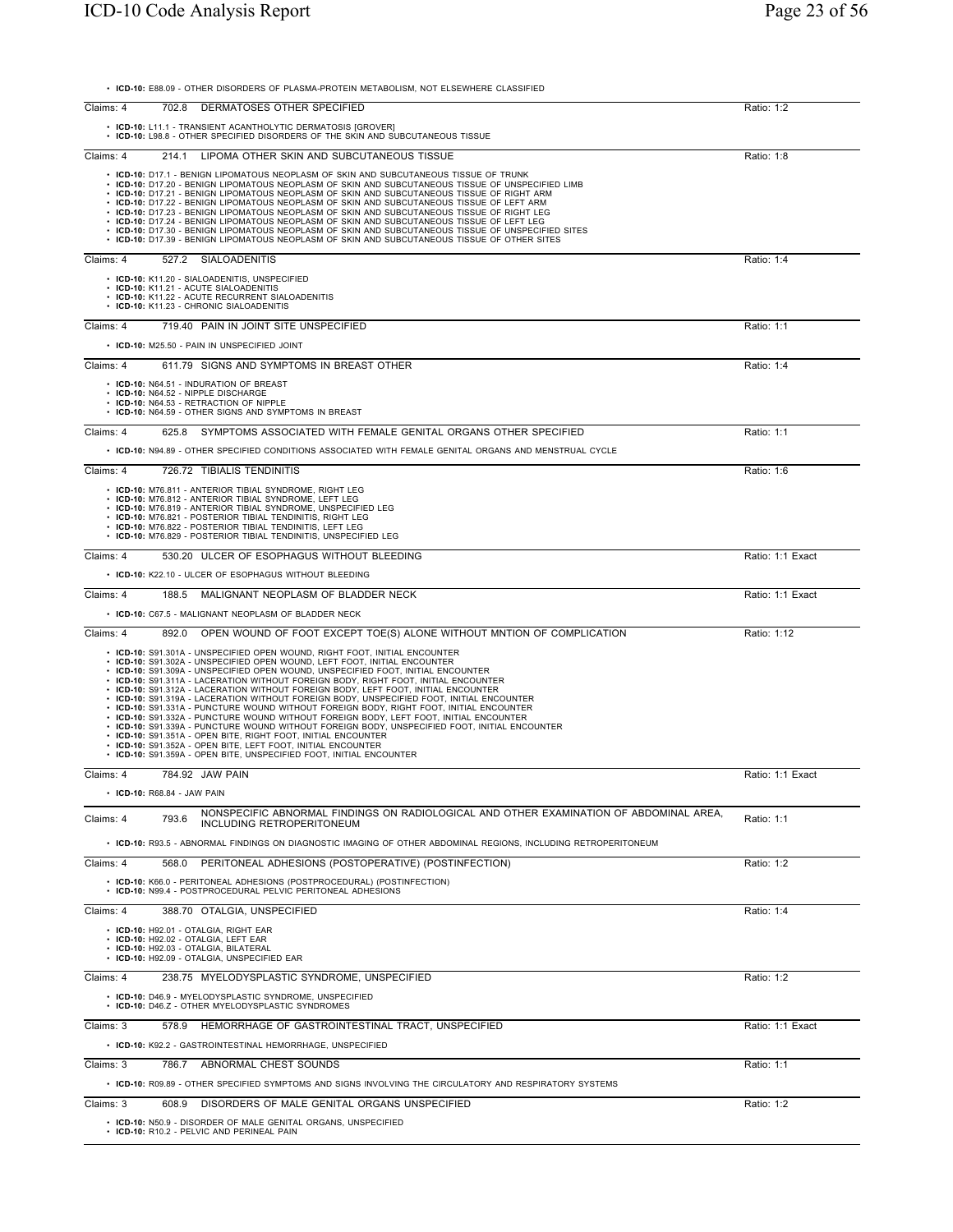- **ICD-10:** E88.09 - OTHER DISORDERS OF PLASMA-PROTEIN METABOLISM, NOT ELSEWHERE CLASSIFIED

---

Claims: 4 | 702.8 DERMATOSES OTHER SPECIFIED | Ratio: 1:2

- **ICD-10:** L11.1 - TRANSIENT ACANTHOLYTIC DERMATOSIS [GROVER]
- **ICD-10:** L98.8 - OTHER SPECIFIED DISORDERS OF THE SKIN AND SUBCUTANEOUS TISSUE

---

Claims: 4 | 214.1 LIPOMA OTHER SKIN AND SUBCUTANEOUS TISSUE | Ratio: 1:8

- **ICD-10:** D17.1 - BENIGN LIPOMATOUS NEOPLASM OF SKIN AND SUBCUTANEOUS TISSUE OF TRUNK
- **ICD-10:** D17.20 - BENIGN LIPOMATOUS NEOPLASM OF SKIN AND SUBCUTANEOUS TISSUE OF UNSPECIFIED LIMB
- **ICD-10:** D17.21 - BENIGN LIPOMATOUS NEOPLASM OF SKIN AND SUBCUTANEOUS TISSUE OF RIGHT ARM
- **ICD-10:** D17.22 - BENIGN LIPOMATOUS NEOPLASM OF SKIN AND SUBCUTANEOUS TISSUE OF LEFT ARM
- **ICD-10:** D17.23 - BENIGN LIPOMATOUS NEOPLASM OF SKIN AND SUBCUTANEOUS TISSUE OF RIGHT LEG
- **ICD-10:** D17.24 - BENIGN LIPOMATOUS NEOPLASM OF SKIN AND SUBCUTANEOUS TISSUE OF LEFT LEG
- **ICD-10:** D17.30 - BENIGN LIPOMATOUS NEOPLASM OF SKIN AND SUBCUTANEOUS TISSUE OF UNSPECIFIED SITES
- **ICD-10:** D17.39 - BENIGN LIPOMATOUS NEOPLASM OF SKIN AND SUBCUTANEOUS TISSUE OF OTHER SITES

---

Claims: 4 | 527.2 SIALOADENITIS | Ratio: 1:4

- **ICD-10:** K11.20 - SIALOADENITIS, UNSPECIFIED
- **ICD-10:** K11.21 - ACUTE SIALOADENITIS
- **ICD-10:** K11.22 - ACUTE RECURRENT SIALOADENITIS
- **ICD-10:** K11.23 - CHRONIC SIALOADENITIS

---

Claims: 4 | 719.40 PAIN IN JOINT SITE UNSPECIFIED | Ratio: 1:1

- **ICD-10:** M25.50 - PAIN IN UNSPECIFIED JOINT

---

Claims: 4 | 611.79 SIGNS AND SYMPTOMS IN BREAST OTHER | Ratio: 1:4

- **ICD-10:** N64.51 - INDURATION OF BREAST
- **ICD-10:** N64.52 - NIPPLE DISCHARGE
- **ICD-10:** N64.53 - RETRACTION OF NIPPLE
- **ICD-10:** N64.59 - OTHER SIGNS AND SYMPTOMS IN BREAST

---

Claims: 4 | 625.8 SYMPTOMS ASSOCIATED WITH FEMALE GENITAL ORGANS OTHER SPECIFIED | Ratio: 1:1

- **ICD-10:** N94.89 - OTHER SPECIFIED CONDITIONS ASSOCIATED WITH FEMALE GENITAL ORGANS AND MENSTRUAL CYCLE

---

Claims: 4 | 726.72 TIBIALIS TENDINITIS | Ratio: 1:6

- **ICD-10:** M76.811 - ANTERIOR TIBIAL SYNDROME, RIGHT LEG
- **ICD-10:** M76.812 - ANTERIOR TIBIAL SYNDROME, LEFT LEG
- **ICD-10:** M76.819 - ANTERIOR TIBIAL SYNDROME, UNSPECIFIED LEG
- **ICD-10:** M76.821 - POSTERIOR TIBIAL TENDINITIS, RIGHT LEG
- **ICD-10:** M76.822 - POSTERIOR TIBIAL TENDINITIS, LEFT LEG
- **ICD-10:** M76.829 - POSTERIOR TIBIAL TENDINITIS, UNSPECIFIED LEG

---

Claims: 4 | 530.20 ULCER OF ESOPHAGUS WITHOUT BLEEDING | Ratio: 1:1 Exact

- **ICD-10:** K22.10 - ULCER OF ESOPHAGUS WITHOUT BLEEDING

---

Claims: 4 | 188.5 MALIGNANT NEOPLASM OF BLADDER NECK | Ratio: 1:1 Exact

- **ICD-10:** C67.5 - MALIGNANT NEOPLASM OF BLADDER NECK

---

Claims: 4 | 892.0 OPEN WOUND OF FOOT EXCEPT TOE(S) ALONE WITHOUT MNTION OF COMPLICATION | Ratio: 1:12

- **ICD-10:** S91.301A - UNSPECIFIED OPEN WOUND, RIGHT FOOT, INITIAL ENCOUNTER
- **ICD-10:** S91.302A - UNSPECIFIED OPEN WOUND, LEFT FOOT, INITIAL ENCOUNTER
- **ICD-10:** S91.309A - UNSPECIFIED OPEN WOUND, UNSPECIFIED FOOT, INITIAL ENCOUNTER
- **ICD-10:** S91.311A - LACERATION WITHOUT FOREIGN BODY, RIGHT FOOT, INITIAL ENCOUNTER
- **ICD-10:** S91.312A - LACERATION WITHOUT FOREIGN BODY, LEFT FOOT, INITIAL ENCOUNTER
- **ICD-10:** S91.319A - LACERATION WITHOUT FOREIGN BODY, UNSPECIFIED FOOT, INITIAL ENCOUNTER
- **ICD-10:** S91.331A - PUNCTURE WOUND WITHOUT FOREIGN BODY, RIGHT FOOT, INITIAL ENCOUNTER
- **ICD-10:** S91.332A - PUNCTURE WOUND WITHOUT FOREIGN BODY, LEFT FOOT, INITIAL ENCOUNTER
- **ICD-10:** S91.339A - PUNCTURE WOUND WITHOUT FOREIGN BODY, UNSPECIFIED FOOT, INITIAL ENCOUNTER
- **ICD-10:** S91.351A - OPEN BITE, RIGHT FOOT, INITIAL ENCOUNTER
- **ICD-10:** S91.352A - OPEN BITE, LEFT FOOT, INITIAL ENCOUNTER
- **ICD-10:** S91.359A - OPEN BITE, UNSPECIFIED FOOT, INITIAL ENCOUNTER

---

Claims: 4 | 784.92 JAW PAIN | Ratio: 1:1 Exact

- **ICD-10:** R68.84 - JAW PAIN

---

Claims: 4 | 793.6 NONSPECIFIC ABNORMAL FINDINGS ON RADIOLOGICAL AND OTHER EXAMINATION OF ABDOMINAL AREA, INCLUDING RETROPERITONEUM | Ratio: 1:1

- **ICD-10:** R93.5 - ABNORMAL FINDINGS ON DIAGNOSTIC IMAGING OF OTHER ABDOMINAL REGIONS, INCLUDING RETROPERITONEUM

---

Claims: 4 | 568.0 PERITONEAL ADHESIONS (POSTOPERATIVE) (POSTINFECTION) | Ratio: 1:2

- **ICD-10:** K66.0 - PERITONEAL ADHESIONS (POSTPROCEDURAL) (POSTINFECTION)
- **ICD-10:** N99.4 - POSTPROCEDURAL PELVIC PERITONEAL ADHESIONS

---

Claims: 4 | 388.70 OTALGIA, UNSPECIFIED | Ratio: 1:4

- **ICD-10:** H92.01 - OTALGIA, RIGHT EAR
- **ICD-10:** H92.02 - OTALGIA, LEFT EAR
- **ICD-10:** H92.03 - OTALGIA, BILATERAL
- **ICD-10:** H92.09 - OTALGIA, UNSPECIFIED EAR

---

Claims: 4 | 238.75 MYELODYSPLASTIC SYNDROME, UNSPECIFIED | Ratio: 1:2

- **ICD-10:** D46.9 - MYELODYSPLASTIC SYNDROME, UNSPECIFIED
- **ICD-10:** D46.Z - OTHER MYELODYSPLASTIC SYNDROMES

---

Claims: 3 | 578.9 HEMORRHAGE OF GASTROINTESTINAL TRACT, UNSPECIFIED | Ratio: 1:1 Exact

- **ICD-10:** K92.2 - GASTROINTESTINAL HEMORRHAGE, UNSPECIFIED

---

Claims: 3 | 786.7 ABNORMAL CHEST SOUNDS | Ratio: 1:1

- **ICD-10:** R09.89 - OTHER SPECIFIED SYMPTOMS AND SIGNS INVOLVING THE CIRCULATORY AND RESPIRATORY SYSTEMS

---

Claims: 3 | 608.9 DISORDERS OF MALE GENITAL ORGANS UNSPECIFIED | Ratio: 1:2

- **ICD-10:** N50.9 - DISORDER OF MALE GENITAL ORGANS, UNSPECIFIED
- **ICD-10:** R10.2 - PELVIC AND PERINEAL PAIN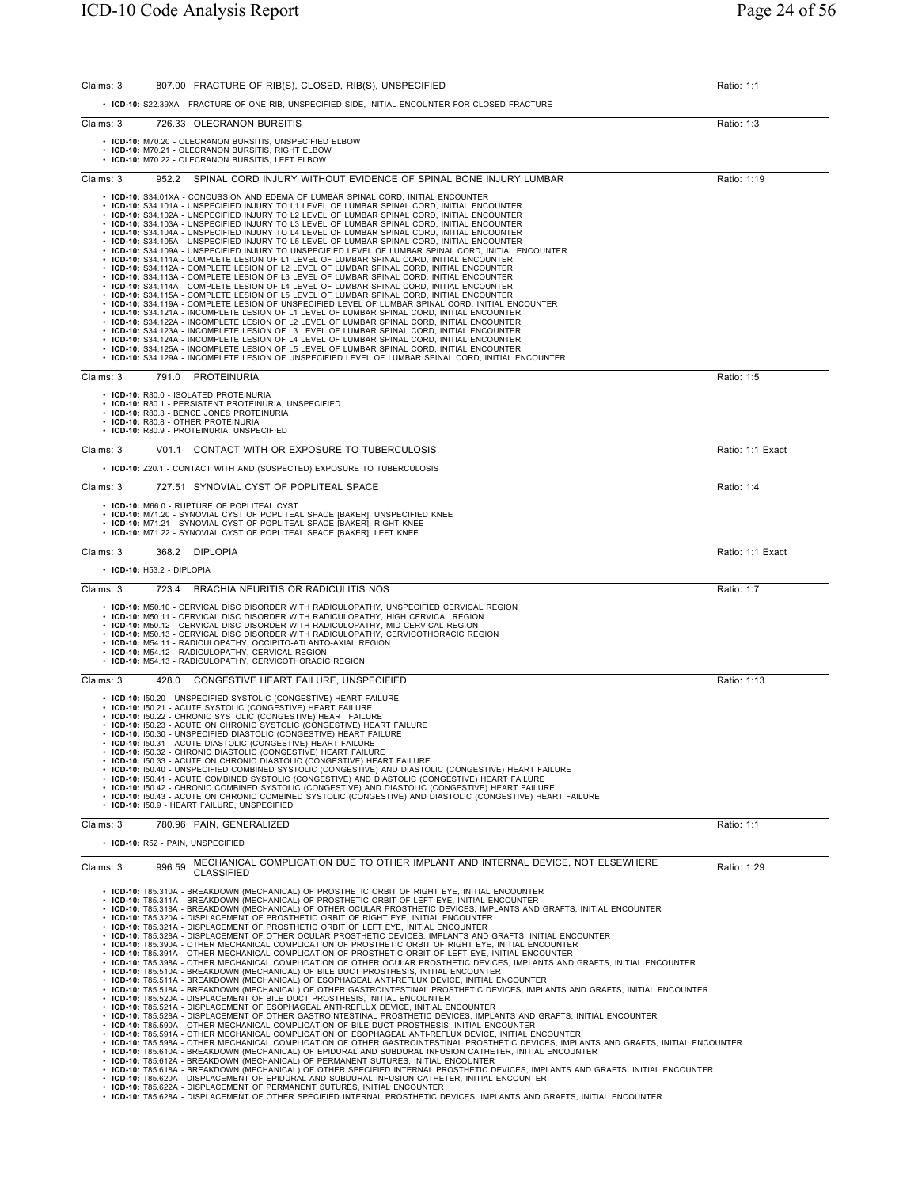Claims: 3 — 807.00 FRACTURE OF RIB(S), CLOSED, RIB(S), UNSPECIFIED — Ratio: 1:1

- **ICD-10:** S22.39XA - FRACTURE OF ONE RIB, UNSPECIFIED SIDE, INITIAL ENCOUNTER FOR CLOSED FRACTURE

---

Claims: 3 — 726.33 OLECRANON BURSITIS — Ratio: 1:3

- **ICD-10:** M70.20 - OLECRANON BURSITIS, UNSPECIFIED ELBOW
- **ICD-10:** M70.21 - OLECRANON BURSITIS, RIGHT ELBOW
- **ICD-10:** M70.22 - OLECRANON BURSITIS, LEFT ELBOW

---

Claims: 3 — 952.2 SPINAL CORD INJURY WITHOUT EVIDENCE OF SPINAL BONE INJURY LUMBAR — Ratio: 1:19

- **ICD-10:** S34.01XA - CONCUSSION AND EDEMA OF LUMBAR SPINAL CORD, INITIAL ENCOUNTER
- **ICD-10:** S34.101A - UNSPECIFIED INJURY TO L1 LEVEL OF LUMBAR SPINAL CORD, INITIAL ENCOUNTER
- **ICD-10:** S34.102A - UNSPECIFIED INJURY TO L2 LEVEL OF LUMBAR SPINAL CORD, INITIAL ENCOUNTER
- **ICD-10:** S34.103A - UNSPECIFIED INJURY TO L3 LEVEL OF LUMBAR SPINAL CORD, INITIAL ENCOUNTER
- **ICD-10:** S34.104A - UNSPECIFIED INJURY TO L4 LEVEL OF LUMBAR SPINAL CORD, INITIAL ENCOUNTER
- **ICD-10:** S34.105A - UNSPECIFIED INJURY TO L5 LEVEL OF LUMBAR SPINAL CORD, INITIAL ENCOUNTER
- **ICD-10:** S34.109A - UNSPECIFIED INJURY TO UNSPECIFIED LEVEL OF LUMBAR SPINAL CORD, INITIAL ENCOUNTER
- **ICD-10:** S34.111A - COMPLETE LESION OF L1 LEVEL OF LUMBAR SPINAL CORD, INITIAL ENCOUNTER
- **ICD-10:** S34.112A - COMPLETE LESION OF L2 LEVEL OF LUMBAR SPINAL CORD, INITIAL ENCOUNTER
- **ICD-10:** S34.113A - COMPLETE LESION OF L3 LEVEL OF LUMBAR SPINAL CORD, INITIAL ENCOUNTER
- **ICD-10:** S34.114A - COMPLETE LESION OF L4 LEVEL OF LUMBAR SPINAL CORD, INITIAL ENCOUNTER
- **ICD-10:** S34.115A - COMPLETE LESION OF L5 LEVEL OF LUMBAR SPINAL CORD, INITIAL ENCOUNTER
- **ICD-10:** S34.119A - COMPLETE LESION OF UNSPECIFIED LEVEL OF LUMBAR SPINAL CORD, INITIAL ENCOUNTER
- **ICD-10:** S34.121A - INCOMPLETE LESION OF L1 LEVEL OF LUMBAR SPINAL CORD, INITIAL ENCOUNTER
- **ICD-10:** S34.122A - INCOMPLETE LESION OF L2 LEVEL OF LUMBAR SPINAL CORD, INITIAL ENCOUNTER
- **ICD-10:** S34.123A - INCOMPLETE LESION OF L3 LEVEL OF LUMBAR SPINAL CORD, INITIAL ENCOUNTER
- **ICD-10:** S34.124A - INCOMPLETE LESION OF L4 LEVEL OF LUMBAR SPINAL CORD, INITIAL ENCOUNTER
- **ICD-10:** S34.125A - INCOMPLETE LESION OF L5 LEVEL OF LUMBAR SPINAL CORD, INITIAL ENCOUNTER
- **ICD-10:** S34.129A - INCOMPLETE LESION OF UNSPECIFIED LEVEL OF LUMBAR SPINAL CORD, INITIAL ENCOUNTER

---

Claims: 3 — 791.0 PROTEINURIA — Ratio: 1:5

- **ICD-10:** R80.0 - ISOLATED PROTEINURIA
- **ICD-10:** R80.1 - PERSISTENT PROTEINURIA, UNSPECIFIED
- **ICD-10:** R80.3 - BENCE JONES PROTEINURIA
- **ICD-10:** R80.8 - OTHER PROTEINURIA
- **ICD-10:** R80.9 - PROTEINURIA, UNSPECIFIED

---

Claims: 3 — V01.1 CONTACT WITH OR EXPOSURE TO TUBERCULOSIS — Ratio: 1:1 Exact

- **ICD-10:** Z20.1 - CONTACT WITH AND (SUSPECTED) EXPOSURE TO TUBERCULOSIS

---

Claims: 3 — 727.51 SYNOVIAL CYST OF POPLITEAL SPACE — Ratio: 1:4

- **ICD-10:** M66.0 - RUPTURE OF POPLITEAL CYST
- **ICD-10:** M71.20 - SYNOVIAL CYST OF POPLITEAL SPACE [BAKER], UNSPECIFIED KNEE
- **ICD-10:** M71.21 - SYNOVIAL CYST OF POPLITEAL SPACE [BAKER], RIGHT KNEE
- **ICD-10:** M71.22 - SYNOVIAL CYST OF POPLITEAL SPACE [BAKER], LEFT KNEE

---

Claims: 3 — 368.2 DIPLOPIA — Ratio: 1:1 Exact

- **ICD-10:** H53.2 - DIPLOPIA

---

Claims: 3 — 723.4 BRACHIA NEURITIS OR RADICULITIS NOS — Ratio: 1:7

- **ICD-10:** M50.10 - CERVICAL DISC DISORDER WITH RADICULOPATHY, UNSPECIFIED CERVICAL REGION
- **ICD-10:** M50.11 - CERVICAL DISC DISORDER WITH RADICULOPATHY, HIGH CERVICAL REGION
- **ICD-10:** M50.12 - CERVICAL DISC DISORDER WITH RADICULOPATHY, MID-CERVICAL REGION
- **ICD-10:** M50.13 - CERVICAL DISC DISORDER WITH RADICULOPATHY, CERVICOTHORACIC REGION
- **ICD-10:** M54.11 - RADICULOPATHY, OCCIPITO-ATLANTO-AXIAL REGION
- **ICD-10:** M54.12 - RADICULOPATHY, CERVICAL REGION
- **ICD-10:** M54.13 - RADICULOPATHY, CERVICOTHORACIC REGION

---

Claims: 3 — 428.0 CONGESTIVE HEART FAILURE, UNSPECIFIED — Ratio: 1:13

- **ICD-10:** I50.20 - UNSPECIFIED SYSTOLIC (CONGESTIVE) HEART FAILURE
- **ICD-10:** I50.21 - ACUTE SYSTOLIC (CONGESTIVE) HEART FAILURE
- **ICD-10:** I50.22 - CHRONIC SYSTOLIC (CONGESTIVE) HEART FAILURE
- **ICD-10:** I50.23 - ACUTE ON CHRONIC SYSTOLIC (CONGESTIVE) HEART FAILURE
- **ICD-10:** I50.30 - UNSPECIFIED DIASTOLIC (CONGESTIVE) HEART FAILURE
- **ICD-10:** I50.31 - ACUTE DIASTOLIC (CONGESTIVE) HEART FAILURE
- **ICD-10:** I50.32 - CHRONIC DIASTOLIC (CONGESTIVE) HEART FAILURE
- **ICD-10:** I50.33 - ACUTE ON CHRONIC DIASTOLIC (CONGESTIVE) HEART FAILURE
- **ICD-10:** I50.40 - UNSPECIFIED COMBINED SYSTOLIC (CONGESTIVE) AND DIASTOLIC (CONGESTIVE) HEART FAILURE
- **ICD-10:** I50.41 - ACUTE COMBINED SYSTOLIC (CONGESTIVE) AND DIASTOLIC (CONGESTIVE) HEART FAILURE
- **ICD-10:** I50.42 - CHRONIC COMBINED SYSTOLIC (CONGESTIVE) AND DIASTOLIC (CONGESTIVE) HEART FAILURE
- **ICD-10:** I50.43 - ACUTE ON CHRONIC COMBINED SYSTOLIC (CONGESTIVE) AND DIASTOLIC (CONGESTIVE) HEART FAILURE
- **ICD-10:** I50.9 - HEART FAILURE, UNSPECIFIED

---

Claims: 3 — 780.96 PAIN, GENERALIZED — Ratio: 1:1

- **ICD-10:** R52 - PAIN, UNSPECIFIED

---

Claims: 3 — 996.59 MECHANICAL COMPLICATION DUE TO OTHER IMPLANT AND INTERNAL DEVICE, NOT ELSEWHERE CLASSIFIED — Ratio: 1:29

- **ICD-10:** T85.310A - BREAKDOWN (MECHANICAL) OF PROSTHETIC ORBIT OF RIGHT EYE, INITIAL ENCOUNTER
- **ICD-10:** T85.311A - BREAKDOWN (MECHANICAL) OF PROSTHETIC ORBIT OF LEFT EYE, INITIAL ENCOUNTER
- **ICD-10:** T85.318A - BREAKDOWN (MECHANICAL) OF OTHER OCULAR PROSTHETIC DEVICES, IMPLANTS AND GRAFTS, INITIAL ENCOUNTER
- **ICD-10:** T85.320A - DISPLACEMENT OF PROSTHETIC ORBIT OF RIGHT EYE, INITIAL ENCOUNTER
- **ICD-10:** T85.321A - DISPLACEMENT OF PROSTHETIC ORBIT OF LEFT EYE, INITIAL ENCOUNTER
- **ICD-10:** T85.328A - DISPLACEMENT OF OTHER OCULAR PROSTHETIC DEVICES, IMPLANTS AND GRAFTS, INITIAL ENCOUNTER
- **ICD-10:** T85.390A - OTHER MECHANICAL COMPLICATION OF PROSTHETIC ORBIT OF RIGHT EYE, INITIAL ENCOUNTER
- **ICD-10:** T85.391A - OTHER MECHANICAL COMPLICATION OF PROSTHETIC ORBIT OF LEFT EYE, INITIAL ENCOUNTER
- **ICD-10:** T85.398A - OTHER MECHANICAL COMPLICATION OF OTHER OCULAR PROSTHETIC DEVICES, IMPLANTS AND GRAFTS, INITIAL ENCOUNTER
- **ICD-10:** T85.510A - BREAKDOWN (MECHANICAL) OF BILE DUCT PROSTHESIS, INITIAL ENCOUNTER
- **ICD-10:** T85.511A - BREAKDOWN (MECHANICAL) OF ESOPHAGEAL ANTI-REFLUX DEVICE, INITIAL ENCOUNTER
- **ICD-10:** T85.518A - BREAKDOWN (MECHANICAL) OF OTHER GASTROINTESTINAL PROSTHETIC DEVICES, IMPLANTS AND GRAFTS, INITIAL ENCOUNTER
- **ICD-10:** T85.520A - DISPLACEMENT OF BILE DUCT PROSTHESIS, INITIAL ENCOUNTER
- **ICD-10:** T85.521A - DISPLACEMENT OF ESOPHAGEAL ANTI-REFLUX DEVICE, INITIAL ENCOUNTER
- **ICD-10:** T85.528A - DISPLACEMENT OF OTHER GASTROINTESTINAL PROSTHETIC DEVICES, IMPLANTS AND GRAFTS, INITIAL ENCOUNTER
- **ICD-10:** T85.590A - OTHER MECHANICAL COMPLICATION OF BILE DUCT PROSTHESIS, INITIAL ENCOUNTER
- **ICD-10:** T85.591A - OTHER MECHANICAL COMPLICATION OF ESOPHAGEAL ANTI-REFLUX DEVICE, INITIAL ENCOUNTER
- **ICD-10:** T85.598A - OTHER MECHANICAL COMPLICATION OF OTHER GASTROINTESTINAL PROSTHETIC DEVICES, IMPLANTS AND GRAFTS, INITIAL ENCOUNTER
- **ICD-10:** T85.610A - BREAKDOWN (MECHANICAL) OF EPIDURAL AND SUBDURAL INFUSION CATHETER, INITIAL ENCOUNTER
- **ICD-10:** T85.612A - BREAKDOWN (MECHANICAL) OF PERMANENT SUTURES, INITIAL ENCOUNTER
- **ICD-10:** T85.618A - BREAKDOWN (MECHANICAL) OF OTHER SPECIFIED INTERNAL PROSTHETIC DEVICES, IMPLANTS AND GRAFTS, INITIAL ENCOUNTER
- **ICD-10:** T85.620A - DISPLACEMENT OF EPIDURAL AND SUBDURAL INFUSION CATHETER, INITIAL ENCOUNTER
- **ICD-10:** T85.622A - DISPLACEMENT OF PERMANENT SUTURES, INITIAL ENCOUNTER
- **ICD-10:** T85.628A - DISPLACEMENT OF OTHER SPECIFIED INTERNAL PROSTHETIC DEVICES, IMPLANTS AND GRAFTS, INITIAL ENCOUNTER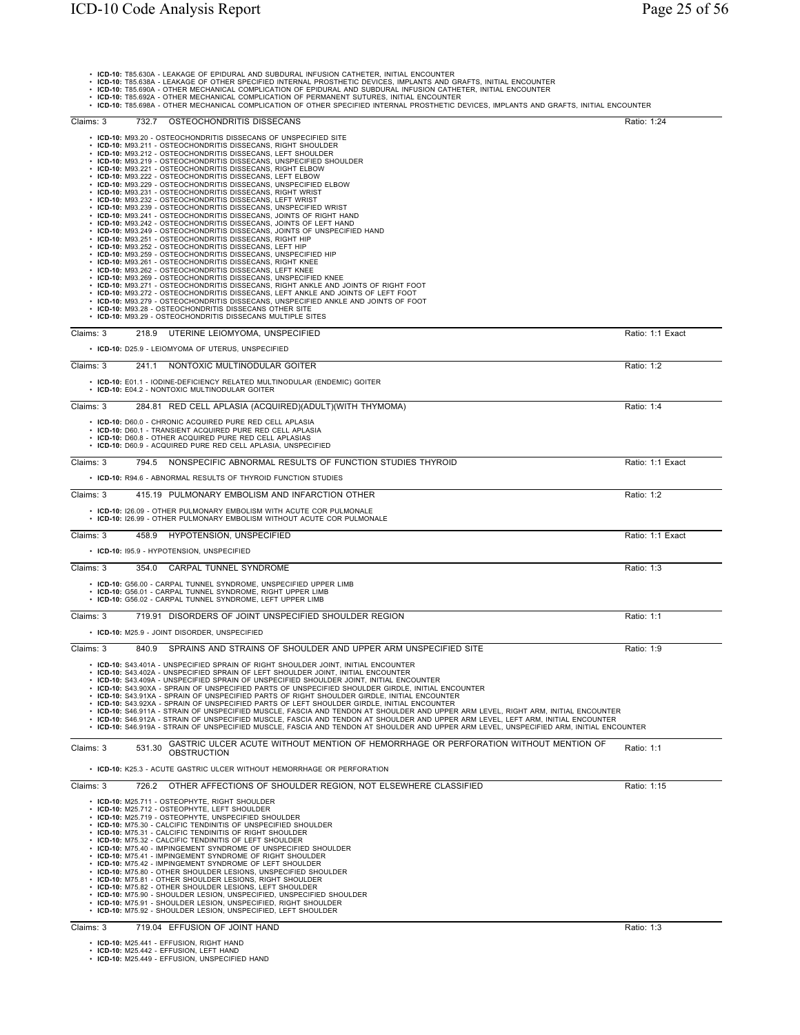- **ICD-10:** T85.630A - LEAKAGE OF EPIDURAL AND SUBDURAL INFUSION CATHETER, INITIAL ENCOUNTER
- **ICD-10:** T85.638A - LEAKAGE OF OTHER SPECIFIED INTERNAL PROSTHETIC DEVICES, IMPLANTS AND GRAFTS, INITIAL ENCOUNTER
- **ICD-10:** T85.690A - OTHER MECHANICAL COMPLICATION OF EPIDURAL AND SUBDURAL INFUSION CATHETER, INITIAL ENCOUNTER
- **ICD-10:** T85.692A - OTHER MECHANICAL COMPLICATION OF PERMANENT SUTURES, INITIAL ENCOUNTER
- **ICD-10:** T85.698A - OTHER MECHANICAL COMPLICATION OF OTHER SPECIFIED INTERNAL PROSTHETIC DEVICES, IMPLANTS AND GRAFTS, INITIAL ENCOUNTER

---

Claims: 3 | 732.7 OSTEOCHONDRITIS DISSECANS | Ratio: 1:24

- **ICD-10:** M93.20 - OSTEOCHONDRITIS DISSECANS OF UNSPECIFIED SITE
- **ICD-10:** M93.211 - OSTEOCHONDRITIS DISSECANS, RIGHT SHOULDER
- **ICD-10:** M93.212 - OSTEOCHONDRITIS DISSECANS, LEFT SHOULDER
- **ICD-10:** M93.219 - OSTEOCHONDRITIS DISSECANS, UNSPECIFIED SHOULDER
- **ICD-10:** M93.221 - OSTEOCHONDRITIS DISSECANS, RIGHT ELBOW
- **ICD-10:** M93.222 - OSTEOCHONDRITIS DISSECANS, LEFT ELBOW
- **ICD-10:** M93.229 - OSTEOCHONDRITIS DISSECANS, UNSPECIFIED ELBOW
- **ICD-10:** M93.231 - OSTEOCHONDRITIS DISSECANS, RIGHT WRIST
- **ICD-10:** M93.232 - OSTEOCHONDRITIS DISSECANS, LEFT WRIST
- **ICD-10:** M93.239 - OSTEOCHONDRITIS DISSECANS, UNSPECIFIED WRIST
- **ICD-10:** M93.241 - OSTEOCHONDRITIS DISSECANS, JOINTS OF RIGHT HAND
- **ICD-10:** M93.242 - OSTEOCHONDRITIS DISSECANS, JOINTS OF LEFT HAND
- **ICD-10:** M93.249 - OSTEOCHONDRITIS DISSECANS, JOINTS OF UNSPECIFIED HAND
- **ICD-10:** M93.251 - OSTEOCHONDRITIS DISSECANS, RIGHT HIP
- **ICD-10:** M93.252 - OSTEOCHONDRITIS DISSECANS, LEFT HIP
- **ICD-10:** M93.259 - OSTEOCHONDRITIS DISSECANS, UNSPECIFIED HIP
- **ICD-10:** M93.261 - OSTEOCHONDRITIS DISSECANS, RIGHT KNEE
- **ICD-10:** M93.262 - OSTEOCHONDRITIS DISSECANS, LEFT KNEE
- **ICD-10:** M93.269 - OSTEOCHONDRITIS DISSECANS, UNSPECIFIED KNEE
- **ICD-10:** M93.271 - OSTEOCHONDRITIS DISSECANS, RIGHT ANKLE AND JOINTS OF RIGHT FOOT
- **ICD-10:** M93.272 - OSTEOCHONDRITIS DISSECANS, LEFT ANKLE AND JOINTS OF LEFT FOOT
- **ICD-10:** M93.279 - OSTEOCHONDRITIS DISSECANS, UNSPECIFIED ANKLE AND JOINTS OF FOOT
- **ICD-10:** M93.28 - OSTEOCHONDRITIS DISSECANS OTHER SITE
- **ICD-10:** M93.29 - OSTEOCHONDRITIS DISSECANS MULTIPLE SITES

---

Claims: 3 | 218.9 UTERINE LEIOMYOMA, UNSPECIFIED | Ratio: 1:1 Exact

- **ICD-10:** D25.9 - LEIOMYOMA OF UTERUS, UNSPECIFIED

---

Claims: 3 | 241.1 NONTOXIC MULTINODULAR GOITER | Ratio: 1:2

- **ICD-10:** E01.1 - IODINE-DEFICIENCY RELATED MULTINODULAR (ENDEMIC) GOITER
- **ICD-10:** E04.2 - NONTOXIC MULTINODULAR GOITER

---

Claims: 3 | 284.81 RED CELL APLASIA (ACQUIRED)(ADULT)(WITH THYMOMA) | Ratio: 1:4

- **ICD-10:** D60.0 - CHRONIC ACQUIRED PURE RED CELL APLASIA
- **ICD-10:** D60.1 - TRANSIENT ACQUIRED PURE RED CELL APLASIA
- **ICD-10:** D60.8 - OTHER ACQUIRED PURE RED CELL APLASIAS
- **ICD-10:** D60.9 - ACQUIRED PURE RED CELL APLASIA, UNSPECIFIED

---

Claims: 3 | 794.5 NONSPECIFIC ABNORMAL RESULTS OF FUNCTION STUDIES THYROID | Ratio: 1:1 Exact

- **ICD-10:** R94.6 - ABNORMAL RESULTS OF THYROID FUNCTION STUDIES

---

Claims: 3 | 415.19 PULMONARY EMBOLISM AND INFARCTION OTHER | Ratio: 1:2

- **ICD-10:** I26.09 - OTHER PULMONARY EMBOLISM WITH ACUTE COR PULMONALE
- **ICD-10:** I26.99 - OTHER PULMONARY EMBOLISM WITHOUT ACUTE COR PULMONALE

---

Claims: 3 | 458.9 HYPOTENSION, UNSPECIFIED | Ratio: 1:1 Exact

- **ICD-10:** I95.9 - HYPOTENSION, UNSPECIFIED

---

Claims: 3 | 354.0 CARPAL TUNNEL SYNDROME | Ratio: 1:3

- **ICD-10:** G56.00 - CARPAL TUNNEL SYNDROME, UNSPECIFIED UPPER LIMB
- **ICD-10:** G56.01 - CARPAL TUNNEL SYNDROME, RIGHT UPPER LIMB
- **ICD-10:** G56.02 - CARPAL TUNNEL SYNDROME, LEFT UPPER LIMB

---

Claims: 3 | 719.91 DISORDERS OF JOINT UNSPECIFIED SHOULDER REGION | Ratio: 1:1

- **ICD-10:** M25.9 - JOINT DISORDER, UNSPECIFIED

---

Claims: 3 | 840.9 SPRAINS AND STRAINS OF SHOULDER AND UPPER ARM UNSPECIFIED SITE | Ratio: 1:9

- **ICD-10:** S43.401A - UNSPECIFIED SPRAIN OF RIGHT SHOULDER JOINT, INITIAL ENCOUNTER
- **ICD-10:** S43.402A - UNSPECIFIED SPRAIN OF LEFT SHOULDER JOINT, INITIAL ENCOUNTER
- **ICD-10:** S43.409A - UNSPECIFIED SPRAIN OF UNSPECIFIED SHOULDER JOINT, INITIAL ENCOUNTER
- **ICD-10:** S43.90XA - SPRAIN OF UNSPECIFIED PARTS OF UNSPECIFIED SHOULDER GIRDLE, INITIAL ENCOUNTER
- **ICD-10:** S43.91XA - SPRAIN OF UNSPECIFIED PARTS OF RIGHT SHOULDER GIRDLE, INITIAL ENCOUNTER
- **ICD-10:** S43.92XA - SPRAIN OF UNSPECIFIED PARTS OF LEFT SHOULDER GIRDLE, INITIAL ENCOUNTER
- **ICD-10:** S46.911A - STRAIN OF UNSPECIFIED MUSCLE, FASCIA AND TENDON AT SHOULDER AND UPPER ARM LEVEL, RIGHT ARM, INITIAL ENCOUNTER
- **ICD-10:** S46.912A - STRAIN OF UNSPECIFIED MUSCLE, FASCIA AND TENDON AT SHOULDER AND UPPER ARM LEVEL, LEFT ARM, INITIAL ENCOUNTER
- **ICD-10:** S46.919A - STRAIN OF UNSPECIFIED MUSCLE, FASCIA AND TENDON AT SHOULDER AND UPPER ARM LEVEL, UNSPECIFIED ARM, INITIAL ENCOUNTER

---

Claims: 3 | 531.30 GASTRIC ULCER ACUTE WITHOUT MENTION OF HEMORRHAGE OR PERFORATION WITHOUT MENTION OF OBSTRUCTION | Ratio: 1:1

- **ICD-10:** K25.3 - ACUTE GASTRIC ULCER WITHOUT HEMORRHAGE OR PERFORATION

---

Claims: 3 | 726.2 OTHER AFFECTIONS OF SHOULDER REGION, NOT ELSEWHERE CLASSIFIED | Ratio: 1:15

- **ICD-10:** M25.711 - OSTEOPHYTE, RIGHT SHOULDER
- **ICD-10:** M25.712 - OSTEOPHYTE, LEFT SHOULDER
- **ICD-10:** M25.719 - OSTEOPHYTE, UNSPECIFIED SHOULDER
- **ICD-10:** M75.30 - CALCIFIC TENDINITIS OF UNSPECIFIED SHOULDER
- **ICD-10:** M75.31 - CALCIFIC TENDINITIS OF RIGHT SHOULDER
- **ICD-10:** M75.32 - CALCIFIC TENDINITIS OF LEFT SHOULDER
- **ICD-10:** M75.40 - IMPINGEMENT SYNDROME OF UNSPECIFIED SHOULDER
- **ICD-10:** M75.41 - IMPINGEMENT SYNDROME OF RIGHT SHOULDER
- **ICD-10:** M75.42 - IMPINGEMENT SYNDROME OF LEFT SHOULDER
- **ICD-10:** M75.80 - OTHER SHOULDER LESIONS, UNSPECIFIED SHOULDER
- **ICD-10:** M75.81 - OTHER SHOULDER LESIONS, RIGHT SHOULDER
- **ICD-10:** M75.82 - OTHER SHOULDER LESIONS, LEFT SHOULDER
- **ICD-10:** M75.90 - SHOULDER LESION, UNSPECIFIED, UNSPECIFIED SHOULDER
- **ICD-10:** M75.91 - SHOULDER LESION, UNSPECIFIED, RIGHT SHOULDER
- **ICD-10:** M75.92 - SHOULDER LESION, UNSPECIFIED, LEFT SHOULDER

---

Claims: 3 | 719.04 EFFUSION OF JOINT HAND | Ratio: 1:3

- **ICD-10:** M25.441 - EFFUSION, RIGHT HAND
- **ICD-10:** M25.442 - EFFUSION, LEFT HAND
- **ICD-10:** M25.449 - EFFUSION, UNSPECIFIED HAND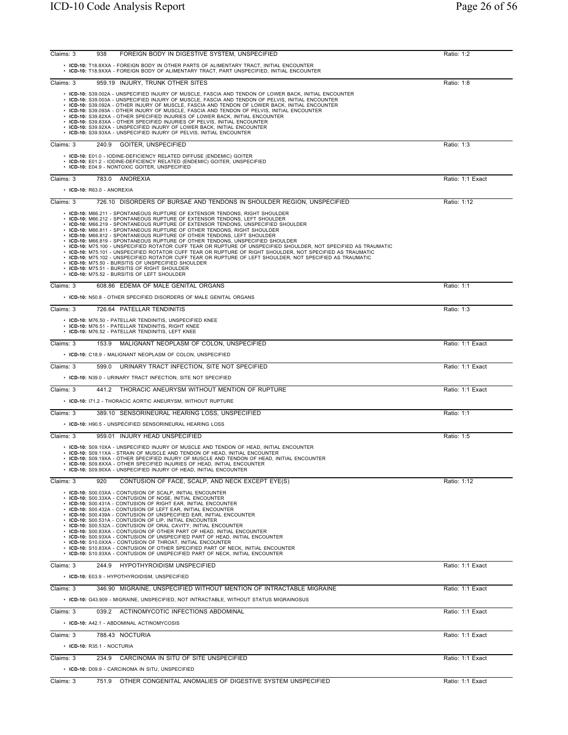Claims: 3 | 938 FOREIGN BODY IN DIGESTIVE SYSTEM, UNSPECIFIED | Ratio: 1:2

- **ICD-10:** T18.8XXA - FOREIGN BODY IN OTHER PARTS OF ALIMENTARY TRACT, INITIAL ENCOUNTER
- **ICD-10:** T18.9XXA - FOREIGN BODY OF ALIMENTARY TRACT, PART UNSPECIFIED, INITIAL ENCOUNTER

Claims: 3 | 959.19 INJURY, TRUNK OTHER SITES | Ratio: 1:8

- **ICD-10:** S39.002A - UNSPECIFIED INJURY OF MUSCLE, FASCIA AND TENDON OF LOWER BACK, INITIAL ENCOUNTER
- **ICD-10:** S39.003A - UNSPECIFIED INJURY OF MUSCLE, FASCIA AND TENDON OF PELVIS, INITIAL ENCOUNTER
- **ICD-10:** S39.092A - OTHER INJURY OF MUSCLE, FASCIA AND TENDON OF LOWER BACK, INITIAL ENCOUNTER
- **ICD-10:** S39.093A - OTHER INJURY OF MUSCLE, FASCIA AND TENDON OF PELVIS, INITIAL ENCOUNTER
- **ICD-10:** S39.82XA - OTHER SPECIFIED INJURIES OF LOWER BACK, INITIAL ENCOUNTER
- **ICD-10:** S39.83XA - OTHER SPECIFIED INJURIES OF PELVIS, INITIAL ENCOUNTER
- **ICD-10:** S39.92XA - UNSPECIFIED INJURY OF LOWER BACK, INITIAL ENCOUNTER
- **ICD-10:** S39.93XA - UNSPECIFIED INJURY OF PELVIS, INITIAL ENCOUNTER

Claims: 3 | 240.9 GOITER, UNSPECIFIED | Ratio: 1:3

- **ICD-10:** E01.0 - IODINE-DEFICIENCY RELATED DIFFUSE (ENDEMIC) GOITER
- **ICD-10:** E01.2 - IODINE-DEFICIENCY RELATED (ENDEMIC) GOITER, UNSPECIFIED
- **ICD-10:** E04.9 - NONTOXIC GOITER, UNSPECIFIED

Claims: 3 | 783.0 ANOREXIA | Ratio: 1:1 Exact

- **ICD-10:** R63.0 - ANOREXIA

Claims: 3 | 726.10 DISORDERS OF BURSAE AND TENDONS IN SHOULDER REGION, UNSPECIFIED | Ratio: 1:12

- **ICD-10:** M66.211 - SPONTANEOUS RUPTURE OF EXTENSOR TENDONS, RIGHT SHOULDER
- **ICD-10:** M66.212 - SPONTANEOUS RUPTURE OF EXTENSOR TENDONS, LEFT SHOULDER
- **ICD-10:** M66.219 - SPONTANEOUS RUPTURE OF EXTENSOR TENDONS, UNSPECIFIED SHOULDER
- **ICD-10:** M66.811 - SPONTANEOUS RUPTURE OF OTHER TENDONS, RIGHT SHOULDER
- **ICD-10:** M66.812 - SPONTANEOUS RUPTURE OF OTHER TENDONS, LEFT SHOULDER
- **ICD-10:** M66.819 - SPONTANEOUS RUPTURE OF OTHER TENDONS, UNSPECIFIED SHOULDER
- **ICD-10:** M75.100 - UNSPECIFIED ROTATOR CUFF TEAR OR RUPTURE OF UNSPECIFIED SHOULDER, NOT SPECIFIED AS TRAUMATIC
- **ICD-10:** M75.101 - UNSPECIFIED ROTATOR CUFF TEAR OR RUPTURE OF RIGHT SHOULDER, NOT SPECIFIED AS TRAUMATIC
- **ICD-10:** M75.102 - UNSPECIFIED ROTATOR CUFF TEAR OR RUPTURE OF LEFT SHOULDER, NOT SPECIFIED AS TRAUMATIC
- **ICD-10:** M75.50 - BURSITIS OF UNSPECIFIED SHOULDER
- **ICD-10:** M75.51 - BURSITIS OF RIGHT SHOULDER
- **ICD-10:** M75.52 - BURSITIS OF LEFT SHOULDER

Claims: 3 | 608.86 EDEMA OF MALE GENITAL ORGANS | Ratio: 1:1

- **ICD-10:** N50.8 - OTHER SPECIFIED DISORDERS OF MALE GENITAL ORGANS

Claims: 3 | 726.64 PATELLAR TENDINITIS | Ratio: 1:3

- **ICD-10:** M76.50 - PATELLAR TENDINITIS, UNSPECIFIED KNEE
- **ICD-10:** M76.51 - PATELLAR TENDINITIS, RIGHT KNEE
- **ICD-10:** M76.52 - PATELLAR TENDINITIS, LEFT KNEE

Claims: 3 | 153.9 MALIGNANT NEOPLASM OF COLON, UNSPECIFIED | Ratio: 1:1 Exact

- **ICD-10:** C18.9 - MALIGNANT NEOPLASM OF COLON, UNSPECIFIED

Claims: 3 | 599.0 URINARY TRACT INFECTION, SITE NOT SPECIFIED | Ratio: 1:1 Exact

- **ICD-10:** N39.0 - URINARY TRACT INFECTION, SITE NOT SPECIFIED

Claims: 3 | 441.2 THORACIC ANEURYSM WITHOUT MENTION OF RUPTURE | Ratio: 1:1 Exact

- **ICD-10:** I71.2 - THORACIC AORTIC ANEURYSM, WITHOUT RUPTURE

Claims: 3 | 389.10 SENSORINEURAL HEARING LOSS, UNSPECIFIED | Ratio: 1:1

- **ICD-10:** H90.5 - UNSPECIFIED SENSORINEURAL HEARING LOSS

Claims: 3 | 959.01 INJURY HEAD UNSPECIFIED | Ratio: 1:5

- **ICD-10:** S09.10XA - UNSPECIFIED INJURY OF MUSCLE AND TENDON OF HEAD, INITIAL ENCOUNTER
- **ICD-10:** S09.11XA - STRAIN OF MUSCLE AND TENDON OF HEAD, INITIAL ENCOUNTER
- **ICD-10:** S09.19XA - OTHER SPECIFIED INJURY OF MUSCLE AND TENDON OF HEAD, INITIAL ENCOUNTER
- **ICD-10:** S09.8XXA - OTHER SPECIFIED INJURIES OF HEAD, INITIAL ENCOUNTER
- **ICD-10:** S09.90XA - UNSPECIFIED INJURY OF HEAD, INITIAL ENCOUNTER

Claims: 3 | 920 CONTUSION OF FACE, SCALP, AND NECK EXCEPT EYE(S) | Ratio: 1:12

- **ICD-10:** S00.03XA - CONTUSION OF SCALP, INITIAL ENCOUNTER
- **ICD-10:** S00.33XA - CONTUSION OF NOSE, INITIAL ENCOUNTER
- **ICD-10:** S00.431A - CONTUSION OF RIGHT EAR, INITIAL ENCOUNTER
- **ICD-10:** S00.432A - CONTUSION OF LEFT EAR, INITIAL ENCOUNTER
- **ICD-10:** S00.439A - CONTUSION OF UNSPECIFIED EAR, INITIAL ENCOUNTER
- **ICD-10:** S00.531A - CONTUSION OF LIP, INITIAL ENCOUNTER
- **ICD-10:** S00.532A - CONTUSION OF ORAL CAVITY, INITIAL ENCOUNTER
- **ICD-10:** S00.83XA - CONTUSION OF OTHER PART OF HEAD, INITIAL ENCOUNTER
- **ICD-10:** S00.93XA - CONTUSION OF UNSPECIFIED PART OF HEAD, INITIAL ENCOUNTER
- **ICD-10:** S10.0XXA - CONTUSION OF THROAT, INITIAL ENCOUNTER
- **ICD-10:** S10.83XA - CONTUSION OF OTHER SPECIFIED PART OF NECK, INITIAL ENCOUNTER
- **ICD-10:** S10.93XA - CONTUSION OF UNSPECIFIED PART OF NECK, INITIAL ENCOUNTER

Claims: 3 | 244.9 HYPOTHYROIDISM UNSPECIFIED | Ratio: 1:1 Exact

- **ICD-10:** E03.9 - HYPOTHYROIDISM, UNSPECIFIED

Claims: 3 | 346.90 MIGRAINE, UNSPECIFIED WITHOUT MENTION OF INTRACTABLE MIGRAINE | Ratio: 1:1 Exact

- **ICD-10:** G43.909 - MIGRAINE, UNSPECIFIED, NOT INTRACTABLE, WITHOUT STATUS MIGRAINOSUS

Claims: 3 | 039.2 ACTINOMYCOTIC INFECTIONS ABDOMINAL | Ratio: 1:1 Exact

- **ICD-10:** A42.1 - ABDOMINAL ACTINOMYCOSIS

Claims: 3 | 788.43 NOCTURIA | Ratio: 1:1 Exact

- **ICD-10:** R35.1 - NOCTURIA

Claims: 3 | 234.9 CARCINOMA IN SITU OF SITE UNSPECIFIED | Ratio: 1:1 Exact

- **ICD-10:** D09.9 - CARCINOMA IN SITU, UNSPECIFIED

Claims: 3 | 751.9 OTHER CONGENITAL ANOMALIES OF DIGESTIVE SYSTEM UNSPECIFIED | Ratio: 1:1 Exact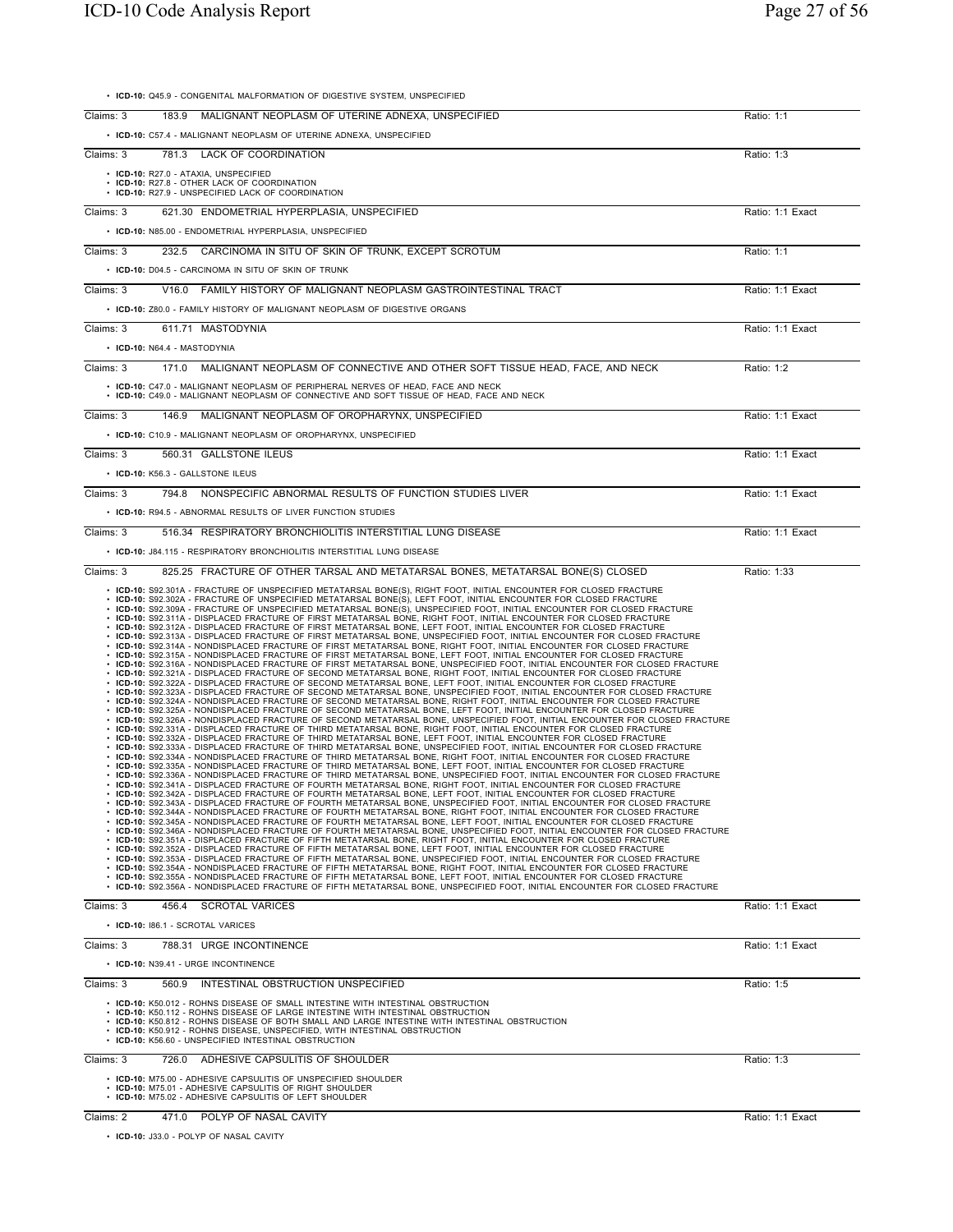- **ICD-10:** Q45.9 - CONGENITAL MALFORMATION OF DIGESTIVE SYSTEM, UNSPECIFIED

Claims: 3 183.9 MALIGNANT NEOPLASM OF UTERINE ADNEXA, UNSPECIFIED Ratio: 1:1

- **ICD-10:** C57.4 - MALIGNANT NEOPLASM OF UTERINE ADNEXA, UNSPECIFIED

Claims: 3 781.3 LACK OF COORDINATION Ratio: 1:3

- **ICD-10:** R27.0 - ATAXIA, UNSPECIFIED
- **ICD-10:** R27.8 - OTHER LACK OF COORDINATION
- **ICD-10:** R27.9 - UNSPECIFIED LACK OF COORDINATION

Claims: 3 621.30 ENDOMETRIAL HYPERPLASIA, UNSPECIFIED Ratio: 1:1 Exact

- **ICD-10:** N85.00 - ENDOMETRIAL HYPERPLASIA, UNSPECIFIED

Claims: 3 232.5 CARCINOMA IN SITU OF SKIN OF TRUNK, EXCEPT SCROTUM Ratio: 1:1

- **ICD-10:** D04.5 - CARCINOMA IN SITU OF SKIN OF TRUNK

Claims: 3 V16.0 FAMILY HISTORY OF MALIGNANT NEOPLASM GASTROINTESTINAL TRACT Ratio: 1:1 Exact

- **ICD-10:** Z80.0 - FAMILY HISTORY OF MALIGNANT NEOPLASM OF DIGESTIVE ORGANS

Claims: 3 611.71 MASTODYNIA Ratio: 1:1 Exact

- **ICD-10:** N64.4 - MASTODYNIA

Claims: 3 171.0 MALIGNANT NEOPLASM OF CONNECTIVE AND OTHER SOFT TISSUE HEAD, FACE, AND NECK Ratio: 1:2

- **ICD-10:** C47.0 - MALIGNANT NEOPLASM OF PERIPHERAL NERVES OF HEAD, FACE AND NECK
- **ICD-10:** C49.0 - MALIGNANT NEOPLASM OF CONNECTIVE AND SOFT TISSUE OF HEAD, FACE AND NECK

Claims: 3 146.9 MALIGNANT NEOPLASM OF OROPHARYNX, UNSPECIFIED Ratio: 1:1 Exact

- **ICD-10:** C10.9 - MALIGNANT NEOPLASM OF OROPHARYNX, UNSPECIFIED

Claims: 3 560.31 GALLSTONE ILEUS Ratio: 1:1 Exact

- **ICD-10:** K56.3 - GALLSTONE ILEUS

Claims: 3 794.8 NONSPECIFIC ABNORMAL RESULTS OF FUNCTION STUDIES LIVER Ratio: 1:1 Exact

- **ICD-10:** R94.5 - ABNORMAL RESULTS OF LIVER FUNCTION STUDIES

Claims: 3 516.34 RESPIRATORY BRONCHIOLITIS INTERSTITIAL LUNG DISEASE Ratio: 1:1 Exact

- **ICD-10:** J84.115 - RESPIRATORY BRONCHIOLITIS INTERSTITIAL LUNG DISEASE

Claims: 3 825.25 FRACTURE OF OTHER TARSAL AND METATARSAL BONES, METATARSAL BONE(S) CLOSED Ratio: 1:33

- **ICD-10:** S92.301A - FRACTURE OF UNSPECIFIED METATARSAL BONE(S), RIGHT FOOT, INITIAL ENCOUNTER FOR CLOSED FRACTURE
- **ICD-10:** S92.302A - FRACTURE OF UNSPECIFIED METATARSAL BONE(S), LEFT FOOT, INITIAL ENCOUNTER FOR CLOSED FRACTURE
- **ICD-10:** S92.309A - FRACTURE OF UNSPECIFIED METATARSAL BONE(S), UNSPECIFIED FOOT, INITIAL ENCOUNTER FOR CLOSED FRACTURE
- **ICD-10:** S92.311A - DISPLACED FRACTURE OF FIRST METATARSAL BONE, RIGHT FOOT, INITIAL ENCOUNTER FOR CLOSED FRACTURE
- **ICD-10:** S92.312A - DISPLACED FRACTURE OF FIRST METATARSAL BONE, LEFT FOOT, INITIAL ENCOUNTER FOR CLOSED FRACTURE
- **ICD-10:** S92.313A - DISPLACED FRACTURE OF FIRST METATARSAL BONE, UNSPECIFIED FOOT, INITIAL ENCOUNTER FOR CLOSED FRACTURE
- **ICD-10:** S92.314A - NONDISPLACED FRACTURE OF FIRST METATARSAL BONE, RIGHT FOOT, INITIAL ENCOUNTER FOR CLOSED FRACTURE
- **ICD-10:** S92.315A - NONDISPLACED FRACTURE OF FIRST METATARSAL BONE, LEFT FOOT, INITIAL ENCOUNTER FOR CLOSED FRACTURE
- **ICD-10:** S92.316A - NONDISPLACED FRACTURE OF FIRST METATARSAL BONE, UNSPECIFIED FOOT, INITIAL ENCOUNTER FOR CLOSED FRACTURE
- **ICD-10:** S92.321A - DISPLACED FRACTURE OF SECOND METATARSAL BONE, RIGHT FOOT, INITIAL ENCOUNTER FOR CLOSED FRACTURE
- **ICD-10:** S92.322A - DISPLACED FRACTURE OF SECOND METATARSAL BONE, LEFT FOOT, INITIAL ENCOUNTER FOR CLOSED FRACTURE
- **ICD-10:** S92.323A - DISPLACED FRACTURE OF SECOND METATARSAL BONE, UNSPECIFIED FOOT, INITIAL ENCOUNTER FOR CLOSED FRACTURE
- **ICD-10:** S92.324A - NONDISPLACED FRACTURE OF SECOND METATARSAL BONE, RIGHT FOOT, INITIAL ENCOUNTER FOR CLOSED FRACTURE
- **ICD-10:** S92.325A - NONDISPLACED FRACTURE OF SECOND METATARSAL BONE, LEFT FOOT, INITIAL ENCOUNTER FOR CLOSED FRACTURE
- **ICD-10:** S92.326A - NONDISPLACED FRACTURE OF SECOND METATARSAL BONE, UNSPECIFIED FOOT, INITIAL ENCOUNTER FOR CLOSED FRACTURE
- **ICD-10:** S92.331A - DISPLACED FRACTURE OF THIRD METATARSAL BONE, RIGHT FOOT, INITIAL ENCOUNTER FOR CLOSED FRACTURE
- **ICD-10:** S92.332A - DISPLACED FRACTURE OF THIRD METATARSAL BONE, LEFT FOOT, INITIAL ENCOUNTER FOR CLOSED FRACTURE
- **ICD-10:** S92.333A - DISPLACED FRACTURE OF THIRD METATARSAL BONE, UNSPECIFIED FOOT, INITIAL ENCOUNTER FOR CLOSED FRACTURE
- **ICD-10:** S92.334A - NONDISPLACED FRACTURE OF THIRD METATARSAL BONE, RIGHT FOOT, INITIAL ENCOUNTER FOR CLOSED FRACTURE
- **ICD-10:** S92.335A - NONDISPLACED FRACTURE OF THIRD METATARSAL BONE, LEFT FOOT, INITIAL ENCOUNTER FOR CLOSED FRACTURE
- **ICD-10:** S92.336A - NONDISPLACED FRACTURE OF THIRD METATARSAL BONE, UNSPECIFIED FOOT, INITIAL ENCOUNTER FOR CLOSED FRACTURE
- **ICD-10:** S92.341A - DISPLACED FRACTURE OF FOURTH METATARSAL BONE, RIGHT FOOT, INITIAL ENCOUNTER FOR CLOSED FRACTURE
- **ICD-10:** S92.342A - DISPLACED FRACTURE OF FOURTH METATARSAL BONE, LEFT FOOT, INITIAL ENCOUNTER FOR CLOSED FRACTURE
- **ICD-10:** S92.343A - DISPLACED FRACTURE OF FOURTH METATARSAL BONE, UNSPECIFIED FOOT, INITIAL ENCOUNTER FOR CLOSED FRACTURE
- **ICD-10:** S92.344A - NONDISPLACED FRACTURE OF FOURTH METATARSAL BONE, RIGHT FOOT, INITIAL ENCOUNTER FOR CLOSED FRACTURE
- **ICD-10:** S92.345A - NONDISPLACED FRACTURE OF FOURTH METATARSAL BONE, LEFT FOOT, INITIAL ENCOUNTER FOR CLOSED FRACTURE
- **ICD-10:** S92.346A - NONDISPLACED FRACTURE OF FOURTH METATARSAL BONE, UNSPECIFIED FOOT, INITIAL ENCOUNTER FOR CLOSED FRACTURE
- **ICD-10:** S92.351A - DISPLACED FRACTURE OF FIFTH METATARSAL BONE, RIGHT FOOT, INITIAL ENCOUNTER FOR CLOSED FRACTURE
- **ICD-10:** S92.352A - DISPLACED FRACTURE OF FIFTH METATARSAL BONE, LEFT FOOT, INITIAL ENCOUNTER FOR CLOSED FRACTURE
- **ICD-10:** S92.353A - DISPLACED FRACTURE OF FIFTH METATARSAL BONE, UNSPECIFIED FOOT, INITIAL ENCOUNTER FOR CLOSED FRACTURE
- **ICD-10:** S92.354A - NONDISPLACED FRACTURE OF FIFTH METATARSAL BONE, RIGHT FOOT, INITIAL ENCOUNTER FOR CLOSED FRACTURE
- **ICD-10:** S92.355A - NONDISPLACED FRACTURE OF FIFTH METATARSAL BONE, LEFT FOOT, INITIAL ENCOUNTER FOR CLOSED FRACTURE
- **ICD-10:** S92.356A - NONDISPLACED FRACTURE OF FIFTH METATARSAL BONE, UNSPECIFIED FOOT, INITIAL ENCOUNTER FOR CLOSED FRACTURE

Claims: 3 456.4 SCROTAL VARICES Ratio: 1:1 Exact

- **ICD-10:** I86.1 - SCROTAL VARICES

Claims: 3 788.31 URGE INCONTINENCE Ratio: 1:1 Exact

- **ICD-10:** N39.41 - URGE INCONTINENCE

Claims: 3 560.9 INTESTINAL OBSTRUCTION UNSPECIFIED Ratio: 1:5

- **ICD-10:** K50.012 - ROHNS DISEASE OF SMALL INTESTINE WITH INTESTINAL OBSTRUCTION
- **ICD-10:** K50.112 - ROHNS DISEASE OF LARGE INTESTINE WITH INTESTINAL OBSTRUCTION
- **ICD-10:** K50.812 - ROHNS DISEASE OF BOTH SMALL AND LARGE INTESTINE WITH INTESTINAL OBSTRUCTION
- **ICD-10:** K50.912 - ROHNS DISEASE, UNSPECIFIED, WITH INTESTINAL OBSTRUCTION
- **ICD-10:** K56.60 - UNSPECIFIED INTESTINAL OBSTRUCTION

Claims: 3 726.0 ADHESIVE CAPSULITIS OF SHOULDER Ratio: 1:3

- **ICD-10:** M75.00 - ADHESIVE CAPSULITIS OF UNSPECIFIED SHOULDER
- **ICD-10:** M75.01 - ADHESIVE CAPSULITIS OF RIGHT SHOULDER
- **ICD-10:** M75.02 - ADHESIVE CAPSULITIS OF LEFT SHOULDER

Claims: 2 471.0 POLYP OF NASAL CAVITY Ratio: 1:1 Exact

- **ICD-10:** J33.0 - POLYP OF NASAL CAVITY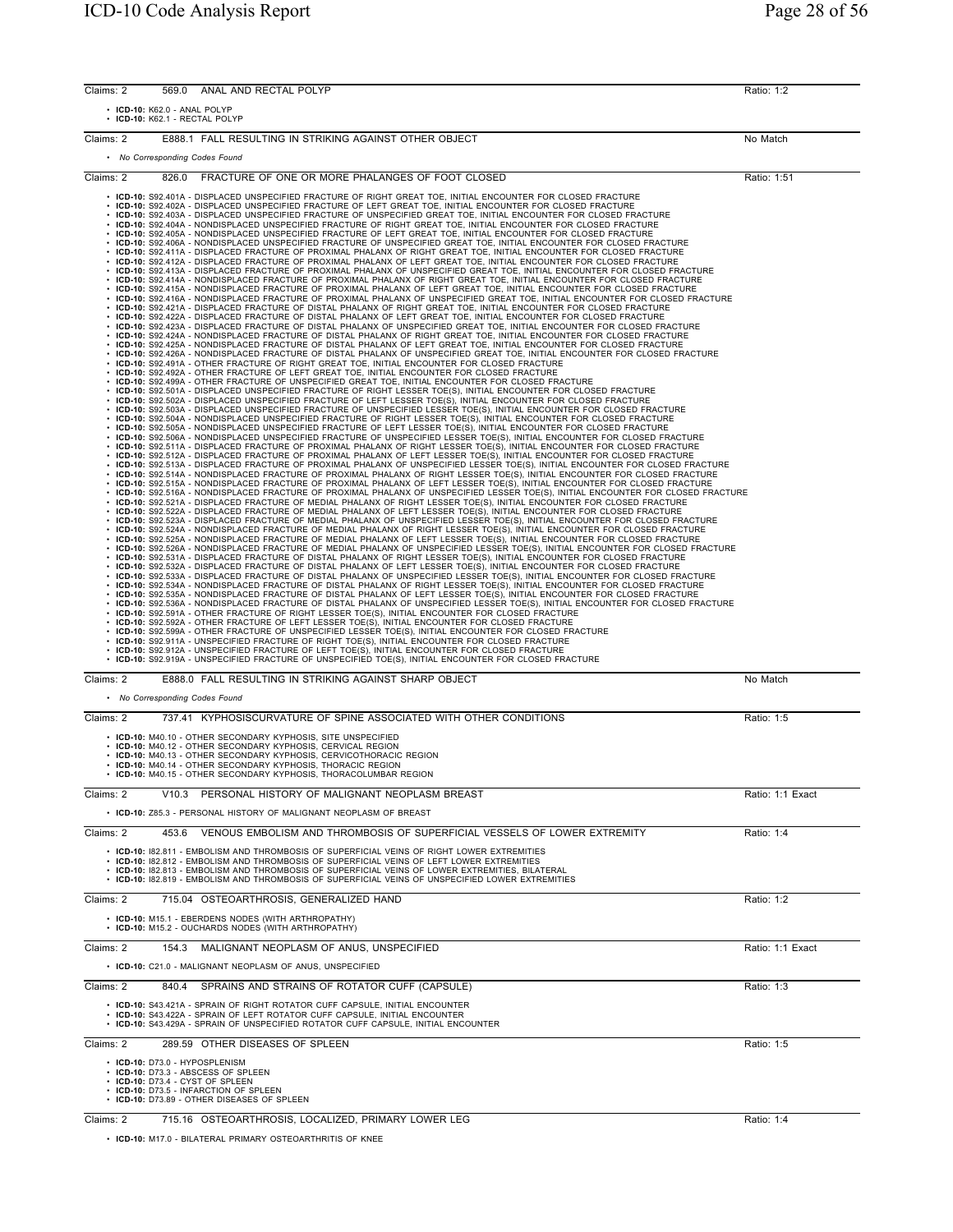Claims: 2 &nbsp;&nbsp; 569.0 &nbsp; ANAL AND RECTAL POLYP &nbsp;&nbsp; Ratio: 1:2

- **ICD-10:** K62.0 - ANAL POLYP
- **ICD-10:** K62.1 - RECTAL POLYP

---

Claims: 2 &nbsp;&nbsp; E888.1 &nbsp; FALL RESULTING IN STRIKING AGAINST OTHER OBJECT &nbsp;&nbsp; No Match

- *No Corresponding Codes Found*

---

Claims: 2 &nbsp;&nbsp; 826.0 &nbsp; FRACTURE OF ONE OR MORE PHALANGES OF FOOT CLOSED &nbsp;&nbsp; Ratio: 1:51

- **ICD-10:** S92.401A - DISPLACED UNSPECIFIED FRACTURE OF RIGHT GREAT TOE, INITIAL ENCOUNTER FOR CLOSED FRACTURE
- **ICD-10:** S92.402A - DISPLACED UNSPECIFIED FRACTURE OF LEFT GREAT TOE, INITIAL ENCOUNTER FOR CLOSED FRACTURE
- **ICD-10:** S92.403A - DISPLACED UNSPECIFIED FRACTURE OF UNSPECIFIED GREAT TOE, INITIAL ENCOUNTER FOR CLOSED FRACTURE
- **ICD-10:** S92.404A - NONDISPLACED UNSPECIFIED FRACTURE OF RIGHT GREAT TOE, INITIAL ENCOUNTER FOR CLOSED FRACTURE
- **ICD-10:** S92.405A - NONDISPLACED UNSPECIFIED FRACTURE OF LEFT GREAT TOE, INITIAL ENCOUNTER FOR CLOSED FRACTURE
- **ICD-10:** S92.406A - NONDISPLACED UNSPECIFIED FRACTURE OF UNSPECIFIED GREAT TOE, INITIAL ENCOUNTER FOR CLOSED FRACTURE
- **ICD-10:** S92.411A - DISPLACED FRACTURE OF PROXIMAL PHALANX OF RIGHT GREAT TOE, INITIAL ENCOUNTER FOR CLOSED FRACTURE
- **ICD-10:** S92.412A - DISPLACED FRACTURE OF PROXIMAL PHALANX OF LEFT GREAT TOE, INITIAL ENCOUNTER FOR CLOSED FRACTURE
- **ICD-10:** S92.413A - DISPLACED FRACTURE OF PROXIMAL PHALANX OF UNSPECIFIED GREAT TOE, INITIAL ENCOUNTER FOR CLOSED FRACTURE
- **ICD-10:** S92.414A - NONDISPLACED FRACTURE OF PROXIMAL PHALANX OF RIGHT GREAT TOE, INITIAL ENCOUNTER FOR CLOSED FRACTURE
- **ICD-10:** S92.415A - NONDISPLACED FRACTURE OF PROXIMAL PHALANX OF LEFT GREAT TOE, INITIAL ENCOUNTER FOR CLOSED FRACTURE
- **ICD-10:** S92.416A - NONDISPLACED FRACTURE OF PROXIMAL PHALANX OF UNSPECIFIED GREAT TOE, INITIAL ENCOUNTER FOR CLOSED FRACTURE
- **ICD-10:** S92.421A - DISPLACED FRACTURE OF DISTAL PHALANX OF RIGHT GREAT TOE, INITIAL ENCOUNTER FOR CLOSED FRACTURE
- **ICD-10:** S92.422A - DISPLACED FRACTURE OF DISTAL PHALANX OF LEFT GREAT TOE, INITIAL ENCOUNTER FOR CLOSED FRACTURE
- **ICD-10:** S92.423A - DISPLACED FRACTURE OF DISTAL PHALANX OF UNSPECIFIED GREAT TOE, INITIAL ENCOUNTER FOR CLOSED FRACTURE
- **ICD-10:** S92.424A - NONDISPLACED FRACTURE OF DISTAL PHALANX OF RIGHT GREAT TOE, INITIAL ENCOUNTER FOR CLOSED FRACTURE
- **ICD-10:** S92.425A - NONDISPLACED FRACTURE OF DISTAL PHALANX OF LEFT GREAT TOE, INITIAL ENCOUNTER FOR CLOSED FRACTURE
- **ICD-10:** S92.426A - NONDISPLACED FRACTURE OF DISTAL PHALANX OF UNSPECIFIED GREAT TOE, INITIAL ENCOUNTER FOR CLOSED FRACTURE
- **ICD-10:** S92.491A - OTHER FRACTURE OF RIGHT GREAT TOE, INITIAL ENCOUNTER FOR CLOSED FRACTURE
- **ICD-10:** S92.492A - OTHER FRACTURE OF LEFT GREAT TOE, INITIAL ENCOUNTER FOR CLOSED FRACTURE
- **ICD-10:** S92.499A - OTHER FRACTURE OF UNSPECIFIED GREAT TOE, INITIAL ENCOUNTER FOR CLOSED FRACTURE
- **ICD-10:** S92.501A - DISPLACED UNSPECIFIED FRACTURE OF RIGHT LESSER TOE(S), INITIAL ENCOUNTER FOR CLOSED FRACTURE
- **ICD-10:** S92.502A - DISPLACED UNSPECIFIED FRACTURE OF LEFT LESSER TOE(S), INITIAL ENCOUNTER FOR CLOSED FRACTURE
- **ICD-10:** S92.503A - DISPLACED UNSPECIFIED FRACTURE OF UNSPECIFIED LESSER TOE(S), INITIAL ENCOUNTER FOR CLOSED FRACTURE
- **ICD-10:** S92.504A - NONDISPLACED UNSPECIFIED FRACTURE OF RIGHT LESSER TOE(S), INITIAL ENCOUNTER FOR CLOSED FRACTURE
- **ICD-10:** S92.505A - NONDISPLACED UNSPECIFIED FRACTURE OF LEFT LESSER TOE(S), INITIAL ENCOUNTER FOR CLOSED FRACTURE
- **ICD-10:** S92.506A - NONDISPLACED UNSPECIFIED FRACTURE OF UNSPECIFIED LESSER TOE(S), INITIAL ENCOUNTER FOR CLOSED FRACTURE
- **ICD-10:** S92.511A - DISPLACED FRACTURE OF PROXIMAL PHALANX OF RIGHT LESSER TOE(S), INITIAL ENCOUNTER FOR CLOSED FRACTURE
- **ICD-10:** S92.512A - DISPLACED FRACTURE OF PROXIMAL PHALANX OF LEFT LESSER TOE(S), INITIAL ENCOUNTER FOR CLOSED FRACTURE
- **ICD-10:** S92.513A - DISPLACED FRACTURE OF PROXIMAL PHALANX OF UNSPECIFIED LESSER TOE(S), INITIAL ENCOUNTER FOR CLOSED FRACTURE
- **ICD-10:** S92.514A - NONDISPLACED FRACTURE OF PROXIMAL PHALANX OF RIGHT LESSER TOE(S), INITIAL ENCOUNTER FOR CLOSED FRACTURE
- **ICD-10:** S92.515A - NONDISPLACED FRACTURE OF PROXIMAL PHALANX OF LEFT LESSER TOE(S), INITIAL ENCOUNTER FOR CLOSED FRACTURE
- **ICD-10:** S92.516A - NONDISPLACED FRACTURE OF PROXIMAL PHALANX OF UNSPECIFIED LESSER TOE(S), INITIAL ENCOUNTER FOR CLOSED FRACTURE
- **ICD-10:** S92.521A - DISPLACED FRACTURE OF MEDIAL PHALANX OF RIGHT LESSER TOE(S), INITIAL ENCOUNTER FOR CLOSED FRACTURE
- **ICD-10:** S92.522A - DISPLACED FRACTURE OF MEDIAL PHALANX OF LEFT LESSER TOE(S), INITIAL ENCOUNTER FOR CLOSED FRACTURE
- **ICD-10:** S92.523A - DISPLACED FRACTURE OF MEDIAL PHALANX OF UNSPECIFIED LESSER TOE(S), INITIAL ENCOUNTER FOR CLOSED FRACTURE
- **ICD-10:** S92.524A - NONDISPLACED FRACTURE OF MEDIAL PHALANX OF RIGHT LESSER TOE(S), INITIAL ENCOUNTER FOR CLOSED FRACTURE
- **ICD-10:** S92.525A - NONDISPLACED FRACTURE OF MEDIAL PHALANX OF LEFT LESSER TOE(S), INITIAL ENCOUNTER FOR CLOSED FRACTURE
- **ICD-10:** S92.526A - NONDISPLACED FRACTURE OF MEDIAL PHALANX OF UNSPECIFIED LESSER TOE(S), INITIAL ENCOUNTER FOR CLOSED FRACTURE
- **ICD-10:** S92.531A - DISPLACED FRACTURE OF DISTAL PHALANX OF RIGHT LESSER TOE(S), INITIAL ENCOUNTER FOR CLOSED FRACTURE
- **ICD-10:** S92.532A - DISPLACED FRACTURE OF DISTAL PHALANX OF LEFT LESSER TOE(S), INITIAL ENCOUNTER FOR CLOSED FRACTURE
- **ICD-10:** S92.533A - DISPLACED FRACTURE OF DISTAL PHALANX OF UNSPECIFIED LESSER TOE(S), INITIAL ENCOUNTER FOR CLOSED FRACTURE
- **ICD-10:** S92.534A - NONDISPLACED FRACTURE OF DISTAL PHALANX OF RIGHT LESSER TOE(S), INITIAL ENCOUNTER FOR CLOSED FRACTURE
- **ICD-10:** S92.535A - NONDISPLACED FRACTURE OF DISTAL PHALANX OF LEFT LESSER TOE(S), INITIAL ENCOUNTER FOR CLOSED FRACTURE
- **ICD-10:** S92.536A - NONDISPLACED FRACTURE OF DISTAL PHALANX OF UNSPECIFIED LESSER TOE(S), INITIAL ENCOUNTER FOR CLOSED FRACTURE
- **ICD-10:** S92.591A - OTHER FRACTURE OF RIGHT LESSER TOE(S), INITIAL ENCOUNTER FOR CLOSED FRACTURE
- **ICD-10:** S92.592A - OTHER FRACTURE OF LEFT LESSER TOE(S), INITIAL ENCOUNTER FOR CLOSED FRACTURE
- **ICD-10:** S92.599A - OTHER FRACTURE OF UNSPECIFIED LESSER TOE(S), INITIAL ENCOUNTER FOR CLOSED FRACTURE
- **ICD-10:** S92.911A - UNSPECIFIED FRACTURE OF RIGHT TOE(S), INITIAL ENCOUNTER FOR CLOSED FRACTURE
- **ICD-10:** S92.912A - UNSPECIFIED FRACTURE OF LEFT TOE(S), INITIAL ENCOUNTER FOR CLOSED FRACTURE
- **ICD-10:** S92.919A - UNSPECIFIED FRACTURE OF UNSPECIFIED TOE(S), INITIAL ENCOUNTER FOR CLOSED FRACTURE

---

Claims: 2 &nbsp;&nbsp; E888.0 &nbsp; FALL RESULTING IN STRIKING AGAINST SHARP OBJECT &nbsp;&nbsp; No Match

- *No Corresponding Codes Found*

---

Claims: 2 &nbsp;&nbsp; 737.41 &nbsp; KYPHOSISCURVATURE OF SPINE ASSOCIATED WITH OTHER CONDITIONS &nbsp;&nbsp; Ratio: 1:5

- **ICD-10:** M40.10 - OTHER SECONDARY KYPHOSIS, SITE UNSPECIFIED
- **ICD-10:** M40.12 - OTHER SECONDARY KYPHOSIS, CERVICAL REGION
- **ICD-10:** M40.13 - OTHER SECONDARY KYPHOSIS, CERVICOTHORACIC REGION
- **ICD-10:** M40.14 - OTHER SECONDARY KYPHOSIS, THORACIC REGION
- **ICD-10:** M40.15 - OTHER SECONDARY KYPHOSIS, THORACOLUMBAR REGION

---

Claims: 2 &nbsp;&nbsp; V10.3 &nbsp; PERSONAL HISTORY OF MALIGNANT NEOPLASM BREAST &nbsp;&nbsp; Ratio: 1:1 Exact

- **ICD-10:** Z85.3 - PERSONAL HISTORY OF MALIGNANT NEOPLASM OF BREAST

---

Claims: 2 &nbsp;&nbsp; 453.6 &nbsp; VENOUS EMBOLISM AND THROMBOSIS OF SUPERFICIAL VESSELS OF LOWER EXTREMITY &nbsp;&nbsp; Ratio: 1:4

- **ICD-10:** I82.811 - EMBOLISM AND THROMBOSIS OF SUPERFICIAL VEINS OF RIGHT LOWER EXTREMITIES
- **ICD-10:** I82.812 - EMBOLISM AND THROMBOSIS OF SUPERFICIAL VEINS OF LEFT LOWER EXTREMITIES
- **ICD-10:** I82.813 - EMBOLISM AND THROMBOSIS OF SUPERFICIAL VEINS OF LOWER EXTREMITIES, BILATERAL
- **ICD-10:** I82.819 - EMBOLISM AND THROMBOSIS OF SUPERFICIAL VEINS OF UNSPECIFIED LOWER EXTREMITIES

---

Claims: 2 &nbsp;&nbsp; 715.04 &nbsp; OSTEOARTHROSIS, GENERALIZED HAND &nbsp;&nbsp; Ratio: 1:2

- **ICD-10:** M15.1 - EBERDENS NODES (WITH ARTHROPATHY)
- **ICD-10:** M15.2 - OUCHARDS NODES (WITH ARTHROPATHY)

---

Claims: 2 &nbsp;&nbsp; 154.3 &nbsp; MALIGNANT NEOPLASM OF ANUS, UNSPECIFIED &nbsp;&nbsp; Ratio: 1:1 Exact

- **ICD-10:** C21.0 - MALIGNANT NEOPLASM OF ANUS, UNSPECIFIED

---

Claims: 2 &nbsp;&nbsp; 840.4 &nbsp; SPRAINS AND STRAINS OF ROTATOR CUFF (CAPSULE) &nbsp;&nbsp; Ratio: 1:3

- **ICD-10:** S43.421A - SPRAIN OF RIGHT ROTATOR CUFF CAPSULE, INITIAL ENCOUNTER
- **ICD-10:** S43.422A - SPRAIN OF LEFT ROTATOR CUFF CAPSULE, INITIAL ENCOUNTER
- **ICD-10:** S43.429A - SPRAIN OF UNSPECIFIED ROTATOR CUFF CAPSULE, INITIAL ENCOUNTER

---

Claims: 2 &nbsp;&nbsp; 289.59 &nbsp; OTHER DISEASES OF SPLEEN &nbsp;&nbsp; Ratio: 1:5

- **ICD-10:** D73.0 - HYPOSPLENISM
- **ICD-10:** D73.3 - ABSCESS OF SPLEEN
- **ICD-10:** D73.4 - CYST OF SPLEEN
- **ICD-10:** D73.5 - INFARCTION OF SPLEEN
- **ICD-10:** D73.89 - OTHER DISEASES OF SPLEEN

---

Claims: 2 &nbsp;&nbsp; 715.16 &nbsp; OSTEOARTHROSIS, LOCALIZED, PRIMARY LOWER LEG &nbsp;&nbsp; Ratio: 1:4

- **ICD-10:** M17.0 - BILATERAL PRIMARY OSTEOARTHRITIS OF KNEE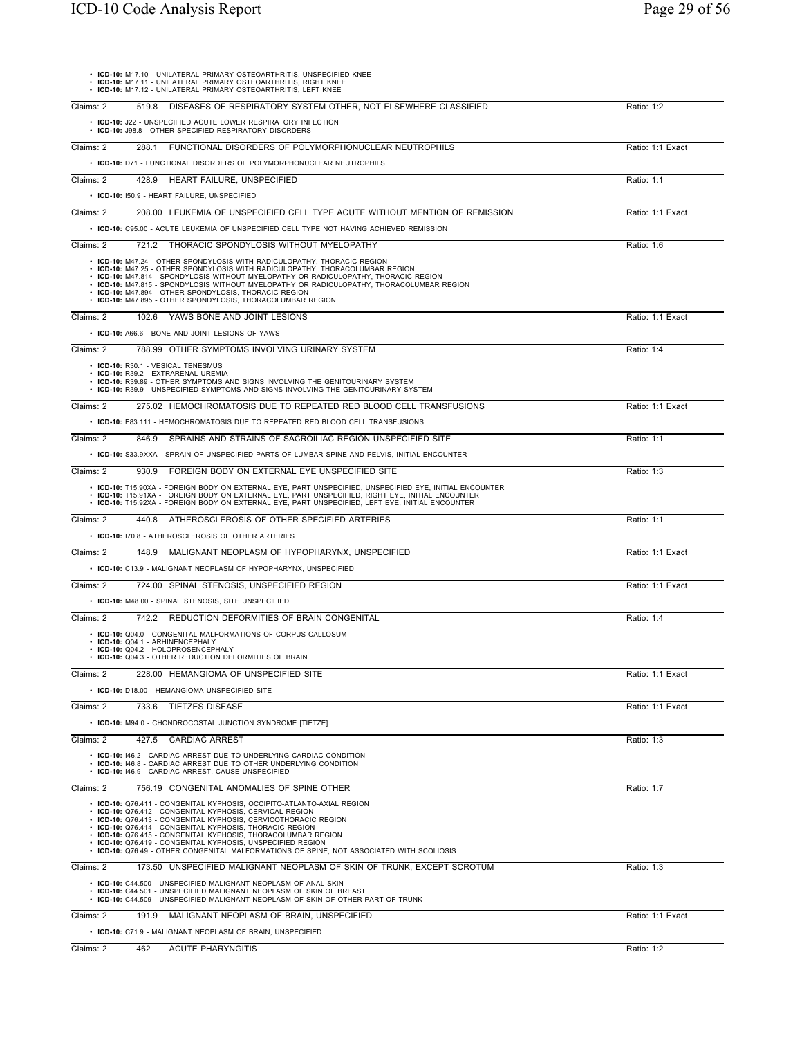- **ICD-10:** M17.10 - UNILATERAL PRIMARY OSTEOARTHRITIS, UNSPECIFIED KNEE
- **ICD-10:** M17.11 - UNILATERAL PRIMARY OSTEOARTHRITIS, RIGHT KNEE
- **ICD-10:** M17.12 - UNILATERAL PRIMARY OSTEOARTHRITIS, LEFT KNEE

---

Claims: 2 | 519.8 DISEASES OF RESPIRATORY SYSTEM OTHER, NOT ELSEWHERE CLASSIFIED | Ratio: 1:2

- **ICD-10:** J22 - UNSPECIFIED ACUTE LOWER RESPIRATORY INFECTION
- **ICD-10:** J98.8 - OTHER SPECIFIED RESPIRATORY DISORDERS

---

Claims: 2 | 288.1 FUNCTIONAL DISORDERS OF POLYMORPHONUCLEAR NEUTROPHILS | Ratio: 1:1 Exact

- **ICD-10:** D71 - FUNCTIONAL DISORDERS OF POLYMORPHONUCLEAR NEUTROPHILS

---

Claims: 2 | 428.9 HEART FAILURE, UNSPECIFIED | Ratio: 1:1

- **ICD-10:** I50.9 - HEART FAILURE, UNSPECIFIED

---

Claims: 2 | 208.00 LEUKEMIA OF UNSPECIFIED CELL TYPE ACUTE WITHOUT MENTION OF REMISSION | Ratio: 1:1 Exact

- **ICD-10:** C95.00 - ACUTE LEUKEMIA OF UNSPECIFIED CELL TYPE NOT HAVING ACHIEVED REMISSION

---

Claims: 2 | 721.2 THORACIC SPONDYLOSIS WITHOUT MYELOPATHY | Ratio: 1:6

- **ICD-10:** M47.24 - OTHER SPONDYLOSIS WITH RADICULOPATHY, THORACIC REGION
- **ICD-10:** M47.25 - OTHER SPONDYLOSIS WITH RADICULOPATHY, THORACOLUMBAR REGION
- **ICD-10:** M47.814 - SPONDYLOSIS WITHOUT MYELOPATHY OR RADICULOPATHY, THORACIC REGION
- **ICD-10:** M47.815 - SPONDYLOSIS WITHOUT MYELOPATHY OR RADICULOPATHY, THORACOLUMBAR REGION
- **ICD-10:** M47.894 - OTHER SPONDYLOSIS, THORACIC REGION
- **ICD-10:** M47.895 - OTHER SPONDYLOSIS, THORACOLUMBAR REGION

---

Claims: 2 | 102.6 YAWS BONE AND JOINT LESIONS | Ratio: 1:1 Exact

- **ICD-10:** A66.6 - BONE AND JOINT LESIONS OF YAWS

---

Claims: 2 | 788.99 OTHER SYMPTOMS INVOLVING URINARY SYSTEM | Ratio: 1:4

- **ICD-10:** R30.1 - VESICAL TENESMUS
- **ICD-10:** R39.2 - EXTRARENAL UREMIA
- **ICD-10:** R39.89 - OTHER SYMPTOMS AND SIGNS INVOLVING THE GENITOURINARY SYSTEM
- **ICD-10:** R39.9 - UNSPECIFIED SYMPTOMS AND SIGNS INVOLVING THE GENITOURINARY SYSTEM

---

Claims: 2 | 275.02 HEMOCHROMATOSIS DUE TO REPEATED RED BLOOD CELL TRANSFUSIONS | Ratio: 1:1 Exact

- **ICD-10:** E83.111 - HEMOCHROMATOSIS DUE TO REPEATED RED BLOOD CELL TRANSFUSIONS

---

Claims: 2 | 846.9 SPRAINS AND STRAINS OF SACROILIAC REGION UNSPECIFIED SITE | Ratio: 1:1

- **ICD-10:** S33.9XXA - SPRAIN OF UNSPECIFIED PARTS OF LUMBAR SPINE AND PELVIS, INITIAL ENCOUNTER

---

Claims: 2 | 930.9 FOREIGN BODY ON EXTERNAL EYE UNSPECIFIED SITE | Ratio: 1:3

- **ICD-10:** T15.90XA - FOREIGN BODY ON EXTERNAL EYE, PART UNSPECIFIED, UNSPECIFIED EYE, INITIAL ENCOUNTER
- **ICD-10:** T15.91XA - FOREIGN BODY ON EXTERNAL EYE, PART UNSPECIFIED, RIGHT EYE, INITIAL ENCOUNTER
- **ICD-10:** T15.92XA - FOREIGN BODY ON EXTERNAL EYE, PART UNSPECIFIED, LEFT EYE, INITIAL ENCOUNTER

---

Claims: 2 | 440.8 ATHEROSCLEROSIS OF OTHER SPECIFIED ARTERIES | Ratio: 1:1

- **ICD-10:** I70.8 - ATHEROSCLEROSIS OF OTHER ARTERIES

---

Claims: 2 | 148.9 MALIGNANT NEOPLASM OF HYPOPHARYNX, UNSPECIFIED | Ratio: 1:1 Exact

- **ICD-10:** C13.9 - MALIGNANT NEOPLASM OF HYPOPHARYNX, UNSPECIFIED

---

Claims: 2 | 724.00 SPINAL STENOSIS, UNSPECIFIED REGION | Ratio: 1:1 Exact

- **ICD-10:** M48.00 - SPINAL STENOSIS, SITE UNSPECIFIED

---

Claims: 2 | 742.2 REDUCTION DEFORMITIES OF BRAIN CONGENITAL | Ratio: 1:4

- **ICD-10:** Q04.0 - CONGENITAL MALFORMATIONS OF CORPUS CALLOSUM
- **ICD-10:** Q04.1 - ARHINENCEPHALY
- **ICD-10:** Q04.2 - HOLOPROSENCEPHALY
- **ICD-10:** Q04.3 - OTHER REDUCTION DEFORMITIES OF BRAIN

---

Claims: 2 | 228.00 HEMANGIOMA OF UNSPECIFIED SITE | Ratio: 1:1 Exact

- **ICD-10:** D18.00 - HEMANGIOMA UNSPECIFIED SITE

---

Claims: 2 | 733.6 TIETZES DISEASE | Ratio: 1:1 Exact

- **ICD-10:** M94.0 - CHONDROCOSTAL JUNCTION SYNDROME [TIETZE]

---

Claims: 2 | 427.5 CARDIAC ARREST | Ratio: 1:3

- **ICD-10:** I46.2 - CARDIAC ARREST DUE TO UNDERLYING CARDIAC CONDITION
- **ICD-10:** I46.8 - CARDIAC ARREST DUE TO OTHER UNDERLYING CONDITION
- **ICD-10:** I46.9 - CARDIAC ARREST, CAUSE UNSPECIFIED

---

Claims: 2 | 756.19 CONGENITAL ANOMALIES OF SPINE OTHER | Ratio: 1:7

- **ICD-10:** Q76.411 - CONGENITAL KYPHOSIS, OCCIPITO-ATLANTO-AXIAL REGION
- **ICD-10:** Q76.412 - CONGENITAL KYPHOSIS, CERVICAL REGION
- **ICD-10:** Q76.413 - CONGENITAL KYPHOSIS, CERVICOTHORACIC REGION
- **ICD-10:** Q76.414 - CONGENITAL KYPHOSIS, THORACIC REGION
- **ICD-10:** Q76.415 - CONGENITAL KYPHOSIS, THORACOLUMBAR REGION
- **ICD-10:** Q76.419 - CONGENITAL KYPHOSIS, UNSPECIFIED REGION
- **ICD-10:** Q76.49 - OTHER CONGENITAL MALFORMATIONS OF SPINE, NOT ASSOCIATED WITH SCOLIOSIS

---

Claims: 2 | 173.50 UNSPECIFIED MALIGNANT NEOPLASM OF SKIN OF TRUNK, EXCEPT SCROTUM | Ratio: 1:3

- **ICD-10:** C44.500 - UNSPECIFIED MALIGNANT NEOPLASM OF ANAL SKIN
- **ICD-10:** C44.501 - UNSPECIFIED MALIGNANT NEOPLASM OF SKIN OF BREAST
- **ICD-10:** C44.509 - UNSPECIFIED MALIGNANT NEOPLASM OF SKIN OF OTHER PART OF TRUNK

---

Claims: 2 | 191.9 MALIGNANT NEOPLASM OF BRAIN, UNSPECIFIED | Ratio: 1:1 Exact

- **ICD-10:** C71.9 - MALIGNANT NEOPLASM OF BRAIN, UNSPECIFIED

---

Claims: 2 | 462 ACUTE PHARYNGITIS | Ratio: 1:2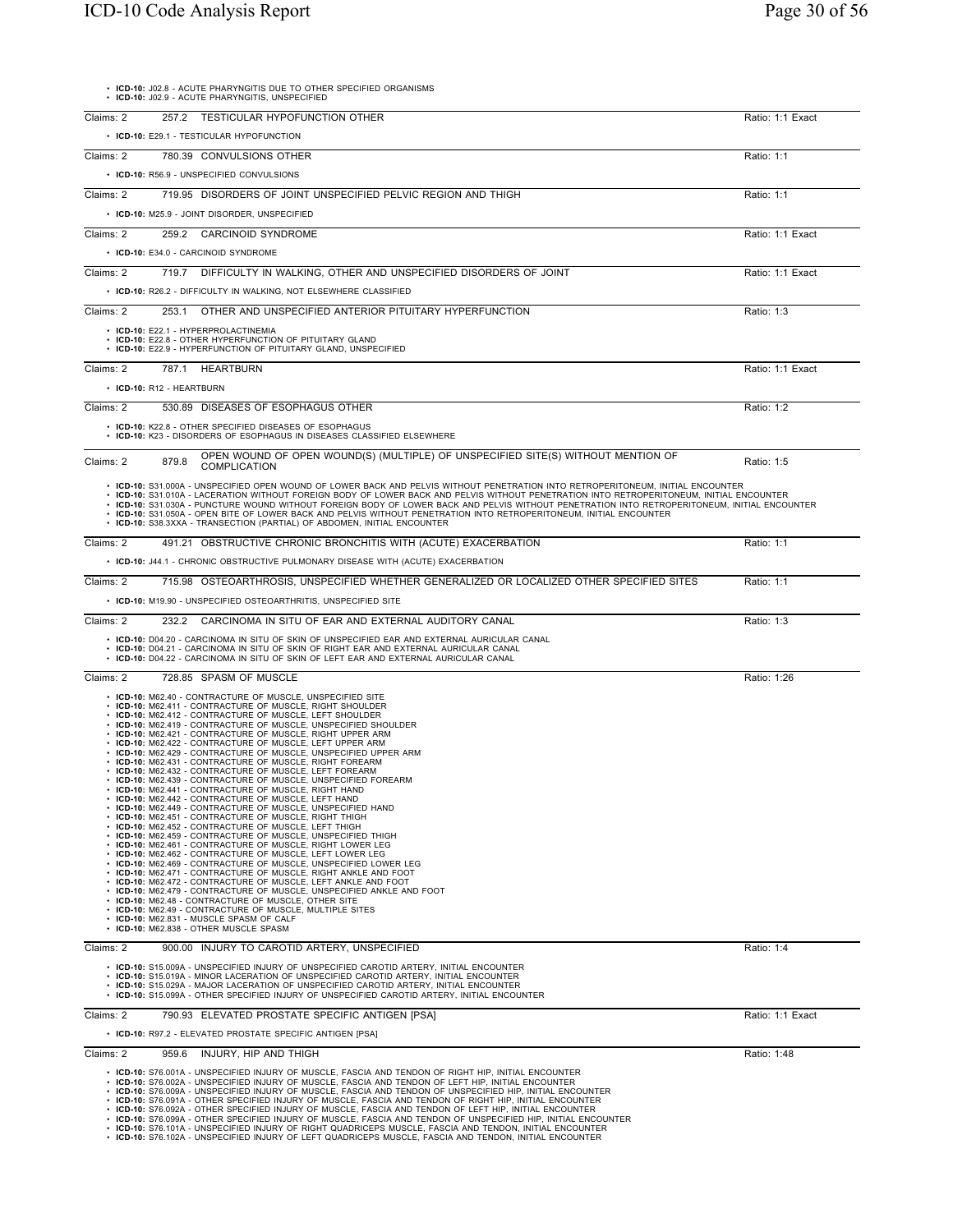- **ICD-10:** J02.8 - ACUTE PHARYNGITIS DUE TO OTHER SPECIFIED ORGANISMS
- **ICD-10:** J02.9 - ACUTE PHARYNGITIS, UNSPECIFIED

---

Claims: 2 | 257.2 TESTICULAR HYPOFUNCTION OTHER | Ratio: 1:1 Exact

- **ICD-10:** E29.1 - TESTICULAR HYPOFUNCTION

---

Claims: 2 | 780.39 CONVULSIONS OTHER | Ratio: 1:1

- **ICD-10:** R56.9 - UNSPECIFIED CONVULSIONS

---

Claims: 2 | 719.95 DISORDERS OF JOINT UNSPECIFIED PELVIC REGION AND THIGH | Ratio: 1:1

- **ICD-10:** M25.9 - JOINT DISORDER, UNSPECIFIED

---

Claims: 2 | 259.2 CARCINOID SYNDROME | Ratio: 1:1 Exact

- **ICD-10:** E34.0 - CARCINOID SYNDROME

---

Claims: 2 | 719.7 DIFFICULTY IN WALKING, OTHER AND UNSPECIFIED DISORDERS OF JOINT | Ratio: 1:1 Exact

- **ICD-10:** R26.2 - DIFFICULTY IN WALKING, NOT ELSEWHERE CLASSIFIED

---

Claims: 2 | 253.1 OTHER AND UNSPECIFIED ANTERIOR PITUITARY HYPERFUNCTION | Ratio: 1:3

- **ICD-10:** E22.1 - HYPERPROLACTINEMIA
- **ICD-10:** E22.8 - OTHER HYPERFUNCTION OF PITUITARY GLAND
- **ICD-10:** E22.9 - HYPERFUNCTION OF PITUITARY GLAND, UNSPECIFIED

---

Claims: 2 | 787.1 HEARTBURN | Ratio: 1:1 Exact

- **ICD-10:** R12 - HEARTBURN

---

Claims: 2 | 530.89 DISEASES OF ESOPHAGUS OTHER | Ratio: 1:2

- **ICD-10:** K22.8 - OTHER SPECIFIED DISEASES OF ESOPHAGUS
- **ICD-10:** K23 - DISORDERS OF ESOPHAGUS IN DISEASES CLASSIFIED ELSEWHERE

---

Claims: 2 | 879.8 OPEN WOUND OF OPEN WOUND(S) (MULTIPLE) OF UNSPECIFIED SITE(S) WITHOUT MENTION OF COMPLICATION | Ratio: 1:5

- **ICD-10:** S31.000A - UNSPECIFIED OPEN WOUND OF LOWER BACK AND PELVIS WITHOUT PENETRATION INTO RETROPERITONEUM, INITIAL ENCOUNTER
- **ICD-10:** S31.010A - LACERATION WITHOUT FOREIGN BODY OF LOWER BACK AND PELVIS WITHOUT PENETRATION INTO RETROPERITONEUM, INITIAL ENCOUNTER
- **ICD-10:** S31.030A - PUNCTURE WOUND WITHOUT FOREIGN BODY OF LOWER BACK AND PELVIS WITHOUT PENETRATION INTO RETROPERITONEUM, INITIAL ENCOUNTER
- **ICD-10:** S31.050A - OPEN BITE OF LOWER BACK AND PELVIS WITHOUT PENETRATION INTO RETROPERITONEUM, INITIAL ENCOUNTER
- **ICD-10:** S38.3XXA - TRANSECTION (PARTIAL) OF ABDOMEN, INITIAL ENCOUNTER

---

Claims: 2 | 491.21 OBSTRUCTIVE CHRONIC BRONCHITIS WITH (ACUTE) EXACERBATION | Ratio: 1:1

- **ICD-10:** J44.1 - CHRONIC OBSTRUCTIVE PULMONARY DISEASE WITH (ACUTE) EXACERBATION

---

Claims: 2 | 715.98 OSTEOARTHROSIS, UNSPECIFIED WHETHER GENERALIZED OR LOCALIZED OTHER SPECIFIED SITES | Ratio: 1:1

- **ICD-10:** M19.90 - UNSPECIFIED OSTEOARTHRITIS, UNSPECIFIED SITE

---

Claims: 2 | 232.2 CARCINOMA IN SITU OF EAR AND EXTERNAL AUDITORY CANAL | Ratio: 1:3

- **ICD-10:** D04.20 - CARCINOMA IN SITU OF SKIN OF UNSPECIFIED EAR AND EXTERNAL AURICULAR CANAL
- **ICD-10:** D04.21 - CARCINOMA IN SITU OF SKIN OF RIGHT EAR AND EXTERNAL AURICULAR CANAL
- **ICD-10:** D04.22 - CARCINOMA IN SITU OF SKIN OF LEFT EAR AND EXTERNAL AURICULAR CANAL

---

Claims: 2 | 728.85 SPASM OF MUSCLE | Ratio: 1:26

- **ICD-10:** M62.40 - CONTRACTURE OF MUSCLE, UNSPECIFIED SITE
- **ICD-10:** M62.411 - CONTRACTURE OF MUSCLE, RIGHT SHOULDER
- **ICD-10:** M62.412 - CONTRACTURE OF MUSCLE, LEFT SHOULDER
- **ICD-10:** M62.419 - CONTRACTURE OF MUSCLE, UNSPECIFIED SHOULDER
- **ICD-10:** M62.421 - CONTRACTURE OF MUSCLE, RIGHT UPPER ARM
- **ICD-10:** M62.422 - CONTRACTURE OF MUSCLE, LEFT UPPER ARM
- **ICD-10:** M62.429 - CONTRACTURE OF MUSCLE, UNSPECIFIED UPPER ARM
- **ICD-10:** M62.431 - CONTRACTURE OF MUSCLE, RIGHT FOREARM
- **ICD-10:** M62.432 - CONTRACTURE OF MUSCLE, LEFT FOREARM
- **ICD-10:** M62.439 - CONTRACTURE OF MUSCLE, UNSPECIFIED FOREARM
- **ICD-10:** M62.441 - CONTRACTURE OF MUSCLE, RIGHT HAND
- **ICD-10:** M62.442 - CONTRACTURE OF MUSCLE, LEFT HAND
- **ICD-10:** M62.449 - CONTRACTURE OF MUSCLE, UNSPECIFIED HAND
- **ICD-10:** M62.451 - CONTRACTURE OF MUSCLE, RIGHT THIGH
- **ICD-10:** M62.452 - CONTRACTURE OF MUSCLE, LEFT THIGH
- **ICD-10:** M62.459 - CONTRACTURE OF MUSCLE, UNSPECIFIED THIGH
- **ICD-10:** M62.461 - CONTRACTURE OF MUSCLE, RIGHT LOWER LEG
- **ICD-10:** M62.462 - CONTRACTURE OF MUSCLE, LEFT LOWER LEG
- **ICD-10:** M62.469 - CONTRACTURE OF MUSCLE, UNSPECIFIED LOWER LEG
- **ICD-10:** M62.471 - CONTRACTURE OF MUSCLE, RIGHT ANKLE AND FOOT
- **ICD-10:** M62.472 - CONTRACTURE OF MUSCLE, LEFT ANKLE AND FOOT
- **ICD-10:** M62.479 - CONTRACTURE OF MUSCLE, UNSPECIFIED ANKLE AND FOOT
- **ICD-10:** M62.48 - CONTRACTURE OF MUSCLE, OTHER SITE
- **ICD-10:** M62.49 - CONTRACTURE OF MUSCLE, MULTIPLE SITES
- **ICD-10:** M62.831 - MUSCLE SPASM OF CALF
- **ICD-10:** M62.838 - OTHER MUSCLE SPASM

---

Claims: 2 | 900.00 INJURY TO CAROTID ARTERY, UNSPECIFIED | Ratio: 1:4

- **ICD-10:** S15.009A - UNSPECIFIED INJURY OF UNSPECIFIED CAROTID ARTERY, INITIAL ENCOUNTER
- **ICD-10:** S15.019A - MINOR LACERATION OF UNSPECIFIED CAROTID ARTERY, INITIAL ENCOUNTER
- **ICD-10:** S15.029A - MAJOR LACERATION OF UNSPECIFIED CAROTID ARTERY, INITIAL ENCOUNTER
- **ICD-10:** S15.099A - OTHER SPECIFIED INJURY OF UNSPECIFIED CAROTID ARTERY, INITIAL ENCOUNTER

---

Claims: 2 | 790.93 ELEVATED PROSTATE SPECIFIC ANTIGEN [PSA] | Ratio: 1:1 Exact

- **ICD-10:** R97.2 - ELEVATED PROSTATE SPECIFIC ANTIGEN [PSA]

---

Claims: 2 | 959.6 INJURY, HIP AND THIGH | Ratio: 1:48

- **ICD-10:** S76.001A - UNSPECIFIED INJURY OF MUSCLE, FASCIA AND TENDON OF RIGHT HIP, INITIAL ENCOUNTER
- **ICD-10:** S76.002A - UNSPECIFIED INJURY OF MUSCLE, FASCIA AND TENDON OF LEFT HIP, INITIAL ENCOUNTER
- **ICD-10:** S76.009A - UNSPECIFIED INJURY OF MUSCLE, FASCIA AND TENDON OF UNSPECIFIED HIP, INITIAL ENCOUNTER
- **ICD-10:** S76.091A - OTHER SPECIFIED INJURY OF MUSCLE, FASCIA AND TENDON OF RIGHT HIP, INITIAL ENCOUNTER
- **ICD-10:** S76.092A - OTHER SPECIFIED INJURY OF MUSCLE, FASCIA AND TENDON OF LEFT HIP, INITIAL ENCOUNTER
- **ICD-10:** S76.099A - OTHER SPECIFIED INJURY OF MUSCLE, FASCIA AND TENDON OF UNSPECIFIED HIP, INITIAL ENCOUNTER
- **ICD-10:** S76.101A - UNSPECIFIED INJURY OF RIGHT QUADRICEPS MUSCLE, FASCIA AND TENDON, INITIAL ENCOUNTER
- **ICD-10:** S76.102A - UNSPECIFIED INJURY OF LEFT QUADRICEPS MUSCLE, FASCIA AND TENDON, INITIAL ENCOUNTER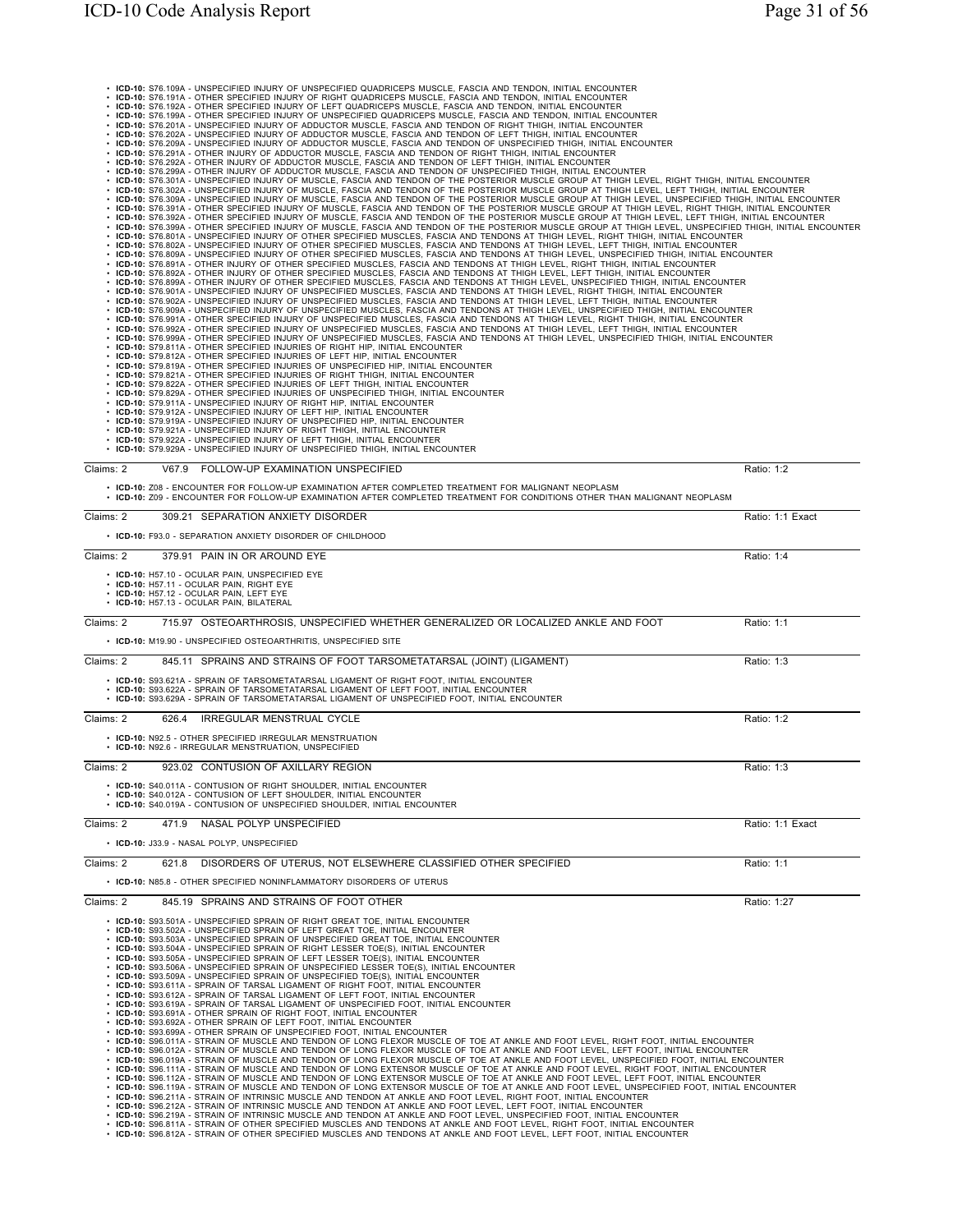- **ICD-10:** S76.109A - UNSPECIFIED INJURY OF UNSPECIFIED QUADRICEPS MUSCLE, FASCIA AND TENDON, INITIAL ENCOUNTER
- **ICD-10:** S76.191A - OTHER SPECIFIED INJURY OF RIGHT QUADRICEPS MUSCLE, FASCIA AND TENDON, INITIAL ENCOUNTER
- **ICD-10:** S76.192A - OTHER SPECIFIED INJURY OF LEFT QUADRICEPS MUSCLE, FASCIA AND TENDON, INITIAL ENCOUNTER
- **ICD-10:** S76.199A - OTHER SPECIFIED INJURY OF UNSPECIFIED QUADRICEPS MUSCLE, FASCIA AND TENDON, INITIAL ENCOUNTER
- **ICD-10:** S76.201A - UNSPECIFIED INJURY OF ADDUCTOR MUSCLE, FASCIA AND TENDON OF RIGHT THIGH, INITIAL ENCOUNTER
- **ICD-10:** S76.202A - UNSPECIFIED INJURY OF ADDUCTOR MUSCLE, FASCIA AND TENDON OF LEFT THIGH, INITIAL ENCOUNTER
- **ICD-10:** S76.209A - UNSPECIFIED INJURY OF ADDUCTOR MUSCLE, FASCIA AND TENDON OF UNSPECIFIED THIGH, INITIAL ENCOUNTER
- **ICD-10:** S76.291A - OTHER INJURY OF ADDUCTOR MUSCLE, FASCIA AND TENDON OF RIGHT THIGH, INITIAL ENCOUNTER
- **ICD-10:** S76.292A - OTHER INJURY OF ADDUCTOR MUSCLE, FASCIA AND TENDON OF LEFT THIGH, INITIAL ENCOUNTER
- **ICD-10:** S76.299A - OTHER INJURY OF ADDUCTOR MUSCLE, FASCIA AND TENDON OF UNSPECIFIED THIGH, INITIAL ENCOUNTER
- **ICD-10:** S76.301A - UNSPECIFIED INJURY OF MUSCLE, FASCIA AND TENDON OF THE POSTERIOR MUSCLE GROUP AT THIGH LEVEL, RIGHT THIGH, INITIAL ENCOUNTER
- **ICD-10:** S76.302A - UNSPECIFIED INJURY OF MUSCLE, FASCIA AND TENDON OF THE POSTERIOR MUSCLE GROUP AT THIGH LEVEL, LEFT THIGH, INITIAL ENCOUNTER
- **ICD-10:** S76.309A - UNSPECIFIED INJURY OF MUSCLE, FASCIA AND TENDON OF THE POSTERIOR MUSCLE GROUP AT THIGH LEVEL, UNSPECIFIED THIGH, INITIAL ENCOUNTER
- **ICD-10:** S76.391A - OTHER SPECIFIED INJURY OF MUSCLE, FASCIA AND TENDON OF THE POSTERIOR MUSCLE GROUP AT THIGH LEVEL, RIGHT THIGH, INITIAL ENCOUNTER
- **ICD-10:** S76.392A - OTHER SPECIFIED INJURY OF MUSCLE, FASCIA AND TENDON OF THE POSTERIOR MUSCLE GROUP AT THIGH LEVEL, LEFT THIGH, INITIAL ENCOUNTER
- **ICD-10:** S76.399A - OTHER SPECIFIED INJURY OF MUSCLE, FASCIA AND TENDON OF THE POSTERIOR MUSCLE GROUP AT THIGH LEVEL, UNSPECIFIED THIGH, INITIAL ENCOUNTER
- **ICD-10:** S76.801A - UNSPECIFIED INJURY OF OTHER SPECIFIED MUSCLES, FASCIA AND TENDONS AT THIGH LEVEL, RIGHT THIGH, INITIAL ENCOUNTER
- **ICD-10:** S76.802A - UNSPECIFIED INJURY OF OTHER SPECIFIED MUSCLES, FASCIA AND TENDONS AT THIGH LEVEL, LEFT THIGH, INITIAL ENCOUNTER
- **ICD-10:** S76.809A - UNSPECIFIED INJURY OF OTHER SPECIFIED MUSCLES, FASCIA AND TENDONS AT THIGH LEVEL, UNSPECIFIED THIGH, INITIAL ENCOUNTER
- **ICD-10:** S76.891A - OTHER INJURY OF OTHER SPECIFIED MUSCLES, FASCIA AND TENDONS AT THIGH LEVEL, RIGHT THIGH, INITIAL ENCOUNTER
- **ICD-10:** S76.892A - OTHER INJURY OF OTHER SPECIFIED MUSCLES, FASCIA AND TENDONS AT THIGH LEVEL, LEFT THIGH, INITIAL ENCOUNTER
- **ICD-10:** S76.899A - OTHER INJURY OF OTHER SPECIFIED MUSCLES, FASCIA AND TENDONS AT THIGH LEVEL, UNSPECIFIED THIGH, INITIAL ENCOUNTER
- **ICD-10:** S76.901A - UNSPECIFIED INJURY OF UNSPECIFIED MUSCLES, FASCIA AND TENDONS AT THIGH LEVEL, RIGHT THIGH, INITIAL ENCOUNTER
- **ICD-10:** S76.902A - UNSPECIFIED INJURY OF UNSPECIFIED MUSCLES, FASCIA AND TENDONS AT THIGH LEVEL, LEFT THIGH, INITIAL ENCOUNTER
- **ICD-10:** S76.909A - UNSPECIFIED INJURY OF UNSPECIFIED MUSCLES, FASCIA AND TENDONS AT THIGH LEVEL, UNSPECIFIED THIGH, INITIAL ENCOUNTER
- **ICD-10:** S76.991A - OTHER SPECIFIED INJURY OF UNSPECIFIED MUSCLES, FASCIA AND TENDONS AT THIGH LEVEL, RIGHT THIGH, INITIAL ENCOUNTER
- **ICD-10:** S76.992A - OTHER SPECIFIED INJURY OF UNSPECIFIED MUSCLES, FASCIA AND TENDONS AT THIGH LEVEL, LEFT THIGH, INITIAL ENCOUNTER
- **ICD-10:** S76.999A - OTHER SPECIFIED INJURY OF UNSPECIFIED MUSCLES, FASCIA AND TENDONS AT THIGH LEVEL, UNSPECIFIED THIGH, INITIAL ENCOUNTER
- **ICD-10:** S79.811A - OTHER SPECIFIED INJURIES OF RIGHT HIP, INITIAL ENCOUNTER
- **ICD-10:** S79.812A - OTHER SPECIFIED INJURIES OF LEFT HIP, INITIAL ENCOUNTER
- **ICD-10:** S79.819A - OTHER SPECIFIED INJURIES OF UNSPECIFIED HIP, INITIAL ENCOUNTER
- **ICD-10:** S79.821A - OTHER SPECIFIED INJURIES OF RIGHT THIGH, INITIAL ENCOUNTER
- **ICD-10:** S79.822A - OTHER SPECIFIED INJURIES OF LEFT THIGH, INITIAL ENCOUNTER
- **ICD-10:** S79.829A - OTHER SPECIFIED INJURIES OF UNSPECIFIED THIGH, INITIAL ENCOUNTER
- **ICD-10:** S79.911A - UNSPECIFIED INJURY OF RIGHT HIP, INITIAL ENCOUNTER
- **ICD-10:** S79.912A - UNSPECIFIED INJURY OF LEFT HIP, INITIAL ENCOUNTER
- **ICD-10:** S79.919A - UNSPECIFIED INJURY OF UNSPECIFIED HIP, INITIAL ENCOUNTER
- **ICD-10:** S79.921A - UNSPECIFIED INJURY OF RIGHT THIGH, INITIAL ENCOUNTER
- **ICD-10:** S79.922A - UNSPECIFIED INJURY OF LEFT THIGH, INITIAL ENCOUNTER
- **ICD-10:** S79.929A - UNSPECIFIED INJURY OF UNSPECIFIED THIGH, INITIAL ENCOUNTER

Claims: 2 | V67.9 FOLLOW-UP EXAMINATION UNSPECIFIED | Ratio: 1:2

- **ICD-10:** Z08 - ENCOUNTER FOR FOLLOW-UP EXAMINATION AFTER COMPLETED TREATMENT FOR MALIGNANT NEOPLASM
- **ICD-10:** Z09 - ENCOUNTER FOR FOLLOW-UP EXAMINATION AFTER COMPLETED TREATMENT FOR CONDITIONS OTHER THAN MALIGNANT NEOPLASM

Claims: 2 | 309.21 SEPARATION ANXIETY DISORDER | Ratio: 1:1 Exact

- **ICD-10:** F93.0 - SEPARATION ANXIETY DISORDER OF CHILDHOOD

Claims: 2 | 379.91 PAIN IN OR AROUND EYE | Ratio: 1:4

- **ICD-10:** H57.10 - OCULAR PAIN, UNSPECIFIED EYE
- **ICD-10:** H57.11 - OCULAR PAIN, RIGHT EYE
- **ICD-10:** H57.12 - OCULAR PAIN, LEFT EYE
- **ICD-10:** H57.13 - OCULAR PAIN, BILATERAL

Claims: 2 | 715.97 OSTEOARTHROSIS, UNSPECIFIED WHETHER GENERALIZED OR LOCALIZED ANKLE AND FOOT | Ratio: 1:1

- **ICD-10:** M19.90 - UNSPECIFIED OSTEOARTHRITIS, UNSPECIFIED SITE

Claims: 2 | 845.11 SPRAINS AND STRAINS OF FOOT TARSOMETATARSAL (JOINT) (LIGAMENT) | Ratio: 1:3

- **ICD-10:** S93.621A - SPRAIN OF TARSOMETATARSAL LIGAMENT OF RIGHT FOOT, INITIAL ENCOUNTER
- **ICD-10:** S93.622A - SPRAIN OF TARSOMETATARSAL LIGAMENT OF LEFT FOOT, INITIAL ENCOUNTER
- **ICD-10:** S93.629A - SPRAIN OF TARSOMETATARSAL LIGAMENT OF UNSPECIFIED FOOT, INITIAL ENCOUNTER

Claims: 2 | 626.4 IRREGULAR MENSTRUAL CYCLE | Ratio: 1:2

- **ICD-10:** N92.5 - OTHER SPECIFIED IRREGULAR MENSTRUATION
- **ICD-10:** N92.6 - IRREGULAR MENSTRUATION, UNSPECIFIED

Claims: 2 | 923.02 CONTUSION OF AXILLARY REGION | Ratio: 1:3

- **ICD-10:** S40.011A - CONTUSION OF RIGHT SHOULDER, INITIAL ENCOUNTER
- **ICD-10:** S40.012A - CONTUSION OF LEFT SHOULDER, INITIAL ENCOUNTER
- **ICD-10:** S40.019A - CONTUSION OF UNSPECIFIED SHOULDER, INITIAL ENCOUNTER

Claims: 2 | 471.9 NASAL POLYP UNSPECIFIED | Ratio: 1:1 Exact

- **ICD-10:** J33.9 - NASAL POLYP, UNSPECIFIED

Claims: 2 | 621.8 DISORDERS OF UTERUS, NOT ELSEWHERE CLASSIFIED OTHER SPECIFIED | Ratio: 1:1

- **ICD-10:** N85.8 - OTHER SPECIFIED NONINFLAMMATORY DISORDERS OF UTERUS

Claims: 2 | 845.19 SPRAINS AND STRAINS OF FOOT OTHER | Ratio: 1:27

- **ICD-10:** S93.501A - UNSPECIFIED SPRAIN OF RIGHT GREAT TOE, INITIAL ENCOUNTER
- **ICD-10:** S93.502A - UNSPECIFIED SPRAIN OF LEFT GREAT TOE, INITIAL ENCOUNTER
- **ICD-10:** S93.503A - UNSPECIFIED SPRAIN OF UNSPECIFIED GREAT TOE, INITIAL ENCOUNTER
- **ICD-10:** S93.504A - UNSPECIFIED SPRAIN OF RIGHT LESSER TOE(S), INITIAL ENCOUNTER
- **ICD-10:** S93.505A - UNSPECIFIED SPRAIN OF LEFT LESSER TOE(S), INITIAL ENCOUNTER
- **ICD-10:** S93.506A - UNSPECIFIED SPRAIN OF UNSPECIFIED LESSER TOE(S), INITIAL ENCOUNTER
- **ICD-10:** S93.509A - UNSPECIFIED SPRAIN OF UNSPECIFIED TOE(S), INITIAL ENCOUNTER
- **ICD-10:** S93.611A - SPRAIN OF TARSAL LIGAMENT OF RIGHT FOOT, INITIAL ENCOUNTER
- **ICD-10:** S93.612A - SPRAIN OF TARSAL LIGAMENT OF LEFT FOOT, INITIAL ENCOUNTER
- **ICD-10:** S93.619A - SPRAIN OF TARSAL LIGAMENT OF UNSPECIFIED FOOT, INITIAL ENCOUNTER
- **ICD-10:** S93.691A - OTHER SPRAIN OF RIGHT FOOT, INITIAL ENCOUNTER
- **ICD-10:** S93.692A - OTHER SPRAIN OF LEFT FOOT, INITIAL ENCOUNTER
- **ICD-10:** S93.699A - OTHER SPRAIN OF UNSPECIFIED FOOT, INITIAL ENCOUNTER
- **ICD-10:** S96.011A - STRAIN OF MUSCLE AND TENDON OF LONG FLEXOR MUSCLE OF TOE AT ANKLE AND FOOT LEVEL, RIGHT FOOT, INITIAL ENCOUNTER
- **ICD-10:** S96.012A - STRAIN OF MUSCLE AND TENDON OF LONG FLEXOR MUSCLE OF TOE AT ANKLE AND FOOT LEVEL, LEFT FOOT, INITIAL ENCOUNTER
- **ICD-10:** S96.019A - STRAIN OF MUSCLE AND TENDON OF LONG FLEXOR MUSCLE OF TOE AT ANKLE AND FOOT LEVEL, UNSPECIFIED FOOT, INITIAL ENCOUNTER
- **ICD-10:** S96.111A - STRAIN OF MUSCLE AND TENDON OF LONG EXTENSOR MUSCLE OF TOE AT ANKLE AND FOOT LEVEL, RIGHT FOOT, INITIAL ENCOUNTER
- **ICD-10:** S96.112A - STRAIN OF MUSCLE AND TENDON OF LONG EXTENSOR MUSCLE OF TOE AT ANKLE AND FOOT LEVEL, LEFT FOOT, INITIAL ENCOUNTER
- **ICD-10:** S96.119A - STRAIN OF MUSCLE AND TENDON OF LONG EXTENSOR MUSCLE OF TOE AT ANKLE AND FOOT LEVEL, UNSPECIFIED FOOT, INITIAL ENCOUNTER
- **ICD-10:** S96.211A - STRAIN OF INTRINSIC MUSCLE AND TENDON AT ANKLE AND FOOT LEVEL, RIGHT FOOT, INITIAL ENCOUNTER
- **ICD-10:** S96.212A - STRAIN OF INTRINSIC MUSCLE AND TENDON AT ANKLE AND FOOT LEVEL, LEFT FOOT, INITIAL ENCOUNTER
- **ICD-10:** S96.219A - STRAIN OF INTRINSIC MUSCLE AND TENDON AT ANKLE AND FOOT LEVEL, UNSPECIFIED FOOT, INITIAL ENCOUNTER
- **ICD-10:** S96.811A - STRAIN OF OTHER SPECIFIED MUSCLES AND TENDONS AT ANKLE AND FOOT LEVEL, RIGHT FOOT, INITIAL ENCOUNTER
- **ICD-10:** S96.812A - STRAIN OF OTHER SPECIFIED MUSCLES AND TENDONS AT ANKLE AND FOOT LEVEL, LEFT FOOT, INITIAL ENCOUNTER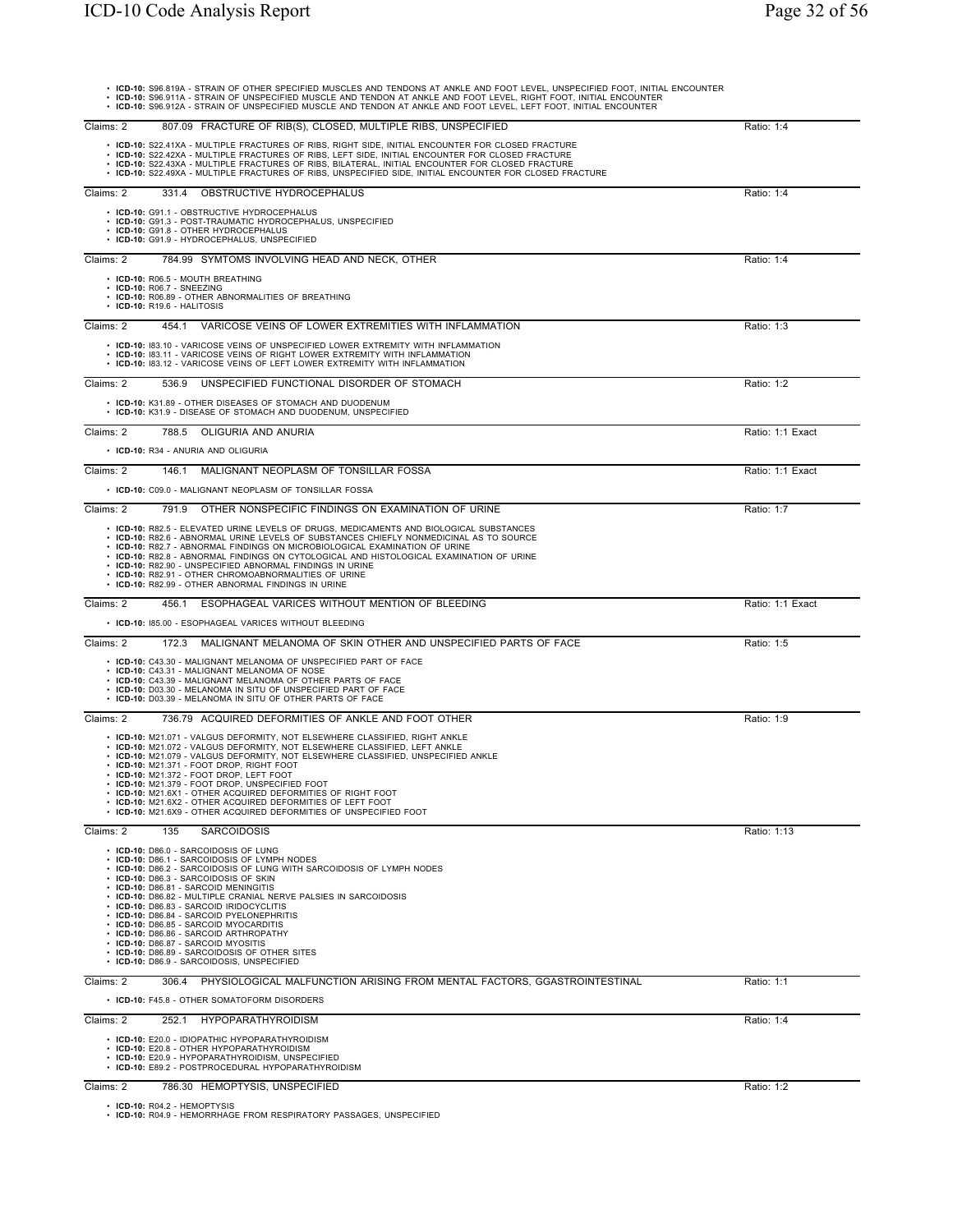- **ICD-10:** S96.819A - STRAIN OF OTHER SPECIFIED MUSCLES AND TENDONS AT ANKLE AND FOOT LEVEL, UNSPECIFIED FOOT, INITIAL ENCOUNTER
- **ICD-10:** S96.911A - STRAIN OF UNSPECIFIED MUSCLE AND TENDON AT ANKLE AND FOOT LEVEL, RIGHT FOOT, INITIAL ENCOUNTER
- **ICD-10:** S96.912A - STRAIN OF UNSPECIFIED MUSCLE AND TENDON AT ANKLE AND FOOT LEVEL, LEFT FOOT, INITIAL ENCOUNTER

---

Claims: 2 807.09 FRACTURE OF RIB(S), CLOSED, MULTIPLE RIBS, UNSPECIFIED — Ratio: 1:4

- **ICD-10:** S22.41XA - MULTIPLE FRACTURES OF RIBS, RIGHT SIDE, INITIAL ENCOUNTER FOR CLOSED FRACTURE
- **ICD-10:** S22.42XA - MULTIPLE FRACTURES OF RIBS, LEFT SIDE, INITIAL ENCOUNTER FOR CLOSED FRACTURE
- **ICD-10:** S22.43XA - MULTIPLE FRACTURES OF RIBS, BILATERAL, INITIAL ENCOUNTER FOR CLOSED FRACTURE
- **ICD-10:** S22.49XA - MULTIPLE FRACTURES OF RIBS, UNSPECIFIED SIDE, INITIAL ENCOUNTER FOR CLOSED FRACTURE

---

Claims: 2 331.4 OBSTRUCTIVE HYDROCEPHALUS — Ratio: 1:4

- **ICD-10:** G91.1 - OBSTRUCTIVE HYDROCEPHALUS
- **ICD-10:** G91.3 - POST-TRAUMATIC HYDROCEPHALUS, UNSPECIFIED
- **ICD-10:** G91.8 - OTHER HYDROCEPHALUS
- **ICD-10:** G91.9 - HYDROCEPHALUS, UNSPECIFIED

---

Claims: 2 784.99 SYMTOMS INVOLVING HEAD AND NECK, OTHER — Ratio: 1:4

- **ICD-10:** R06.5 - MOUTH BREATHING
- **ICD-10:** R06.7 - SNEEZING
- **ICD-10:** R06.89 - OTHER ABNORMALITIES OF BREATHING
- **ICD-10:** R19.6 - HALITOSIS

---

Claims: 2 454.1 VARICOSE VEINS OF LOWER EXTREMITIES WITH INFLAMMATION — Ratio: 1:3

- **ICD-10:** I83.10 - VARICOSE VEINS OF UNSPECIFIED LOWER EXTREMITY WITH INFLAMMATION
- **ICD-10:** I83.11 - VARICOSE VEINS OF RIGHT LOWER EXTREMITY WITH INFLAMMATION
- **ICD-10:** I83.12 - VARICOSE VEINS OF LEFT LOWER EXTREMITY WITH INFLAMMATION

---

Claims: 2 536.9 UNSPECIFIED FUNCTIONAL DISORDER OF STOMACH — Ratio: 1:2

- **ICD-10:** K31.89 - OTHER DISEASES OF STOMACH AND DUODENUM
- **ICD-10:** K31.9 - DISEASE OF STOMACH AND DUODENUM, UNSPECIFIED

---

Claims: 2 788.5 OLIGURIA AND ANURIA — Ratio: 1:1 Exact

- **ICD-10:** R34 - ANURIA AND OLIGURIA

---

Claims: 2 146.1 MALIGNANT NEOPLASM OF TONSILLAR FOSSA — Ratio: 1:1 Exact

- **ICD-10:** C09.0 - MALIGNANT NEOPLASM OF TONSILLAR FOSSA

---

Claims: 2 791.9 OTHER NONSPECIFIC FINDINGS ON EXAMINATION OF URINE — Ratio: 1:7

- **ICD-10:** R82.5 - ELEVATED URINE LEVELS OF DRUGS, MEDICAMENTS AND BIOLOGICAL SUBSTANCES
- **ICD-10:** R82.6 - ABNORMAL URINE LEVELS OF SUBSTANCES CHIEFLY NONMEDICINAL AS TO SOURCE
- **ICD-10:** R82.7 - ABNORMAL FINDINGS ON MICROBIOLOGICAL EXAMINATION OF URINE
- **ICD-10:** R82.8 - ABNORMAL FINDINGS ON CYTOLOGICAL AND HISTOLOGICAL EXAMINATION OF URINE
- **ICD-10:** R82.90 - UNSPECIFIED ABNORMAL FINDINGS IN URINE
- **ICD-10:** R82.91 - OTHER CHROMOABNORMALITIES OF URINE
- **ICD-10:** R82.99 - OTHER ABNORMAL FINDINGS IN URINE

---

Claims: 2 456.1 ESOPHAGEAL VARICES WITHOUT MENTION OF BLEEDING — Ratio: 1:1 Exact

- **ICD-10:** I85.00 - ESOPHAGEAL VARICES WITHOUT BLEEDING

---

Claims: 2 172.3 MALIGNANT MELANOMA OF SKIN OTHER AND UNSPECIFIED PARTS OF FACE — Ratio: 1:5

- **ICD-10:** C43.30 - MALIGNANT MELANOMA OF UNSPECIFIED PART OF FACE
- **ICD-10:** C43.31 - MALIGNANT MELANOMA OF NOSE
- **ICD-10:** C43.39 - MALIGNANT MELANOMA OF OTHER PARTS OF FACE
- **ICD-10:** D03.30 - MELANOMA IN SITU OF UNSPECIFIED PART OF FACE
- **ICD-10:** D03.39 - MELANOMA IN SITU OF OTHER PARTS OF FACE

---

Claims: 2 736.79 ACQUIRED DEFORMITIES OF ANKLE AND FOOT OTHER — Ratio: 1:9

- **ICD-10:** M21.071 - VALGUS DEFORMITY, NOT ELSEWHERE CLASSIFIED, RIGHT ANKLE
- **ICD-10:** M21.072 - VALGUS DEFORMITY, NOT ELSEWHERE CLASSIFIED, LEFT ANKLE
- **ICD-10:** M21.079 - VALGUS DEFORMITY, NOT ELSEWHERE CLASSIFIED, UNSPECIFIED ANKLE
- **ICD-10:** M21.371 - FOOT DROP, RIGHT FOOT
- **ICD-10:** M21.372 - FOOT DROP, LEFT FOOT
- **ICD-10:** M21.379 - FOOT DROP, UNSPECIFIED FOOT
- **ICD-10:** M21.6X1 - OTHER ACQUIRED DEFORMITIES OF RIGHT FOOT
- **ICD-10:** M21.6X2 - OTHER ACQUIRED DEFORMITIES OF LEFT FOOT
- **ICD-10:** M21.6X9 - OTHER ACQUIRED DEFORMITIES OF UNSPECIFIED FOOT

---

Claims: 2 135 SARCOIDOSIS — Ratio: 1:13

- **ICD-10:** D86.0 - SARCOIDOSIS OF LUNG
- **ICD-10:** D86.1 - SARCOIDOSIS OF LYMPH NODES
- **ICD-10:** D86.2 - SARCOIDOSIS OF LUNG WITH SARCOIDOSIS OF LYMPH NODES
- **ICD-10:** D86.3 - SARCOIDOSIS OF SKIN
- **ICD-10:** D86.81 - SARCOID MENINGITIS
- **ICD-10:** D86.82 - MULTIPLE CRANIAL NERVE PALSIES IN SARCOIDOSIS
- **ICD-10:** D86.83 - SARCOID IRIDOCYCLITIS
- **ICD-10:** D86.84 - SARCOID PYELONEPHRITIS
- **ICD-10:** D86.85 - SARCOID MYOCARDITIS
- **ICD-10:** D86.86 - SARCOID ARTHROPATHY
- **ICD-10:** D86.87 - SARCOID MYOSITIS
- **ICD-10:** D86.89 - SARCOIDOSIS OF OTHER SITES
- **ICD-10:** D86.9 - SARCOIDOSIS, UNSPECIFIED

---

Claims: 2 306.4 PHYSIOLOGICAL MALFUNCTION ARISING FROM MENTAL FACTORS, GGASTROINTESTINAL — Ratio: 1:1

- **ICD-10:** F45.8 - OTHER SOMATOFORM DISORDERS

---

Claims: 2 252.1 HYPOPARATHYROIDISM — Ratio: 1:4

- **ICD-10:** E20.0 - IDIOPATHIC HYPOPARATHYROIDISM
- **ICD-10:** E20.8 - OTHER HYPOPARATHYROIDISM
- **ICD-10:** E20.9 - HYPOPARATHYROIDISM, UNSPECIFIED
- **ICD-10:** E89.2 - POSTPROCEDURAL HYPOPARATHYROIDISM

---

Claims: 2 786.30 HEMOPTYSIS, UNSPECIFIED — Ratio: 1:2

- **ICD-10:** R04.2 - HEMOPTYSIS
- **ICD-10:** R04.9 - HEMORRHAGE FROM RESPIRATORY PASSAGES, UNSPECIFIED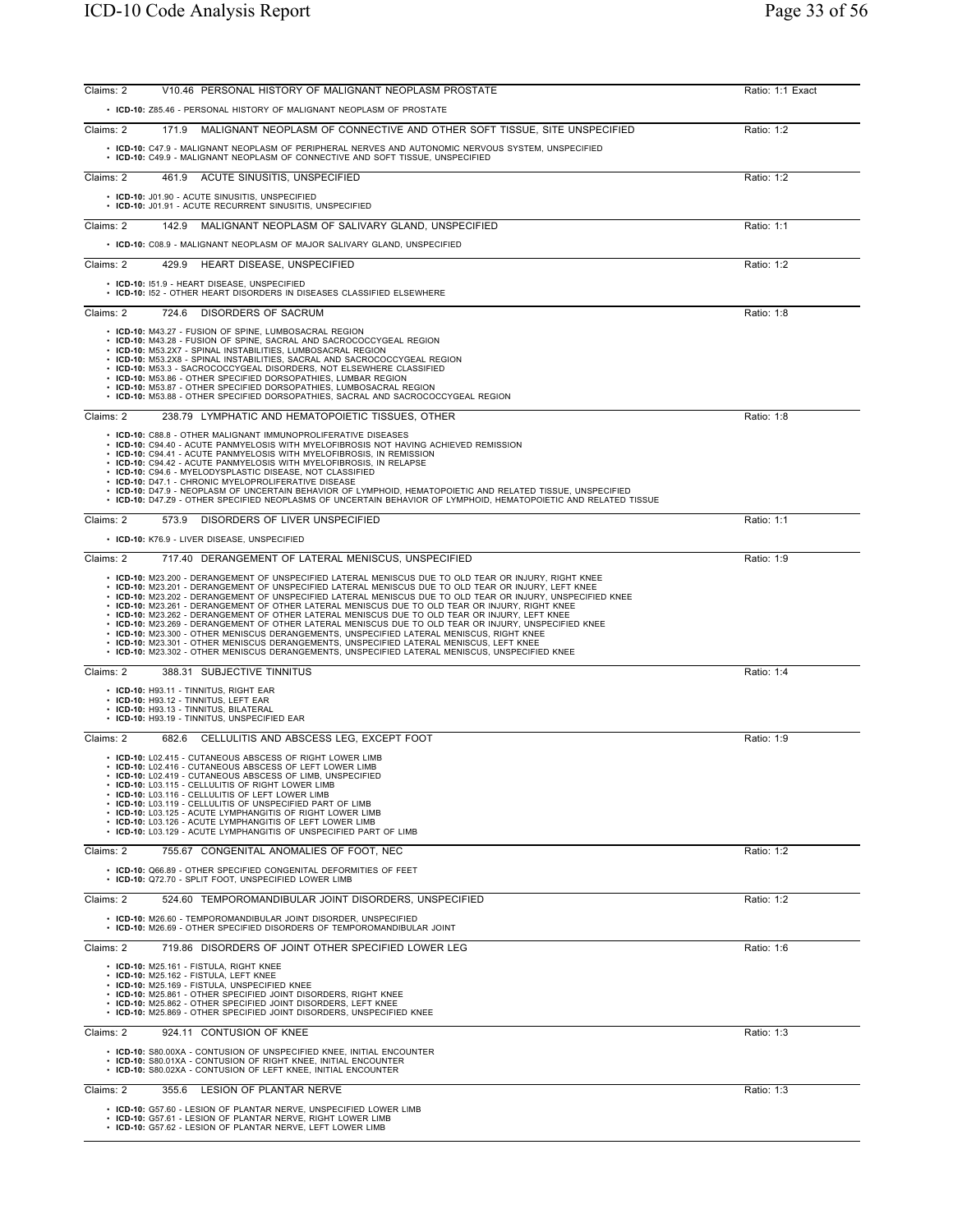Claims: 2 V10.46 PERSONAL HISTORY OF MALIGNANT NEOPLASM PROSTATE — Ratio: 1:1 Exact

- **ICD-10:** Z85.46 - PERSONAL HISTORY OF MALIGNANT NEOPLASM OF PROSTATE

Claims: 2 171.9 MALIGNANT NEOPLASM OF CONNECTIVE AND OTHER SOFT TISSUE, SITE UNSPECIFIED — Ratio: 1:2

- **ICD-10:** C47.9 - MALIGNANT NEOPLASM OF PERIPHERAL NERVES AND AUTONOMIC NERVOUS SYSTEM, UNSPECIFIED
- **ICD-10:** C49.9 - MALIGNANT NEOPLASM OF CONNECTIVE AND SOFT TISSUE, UNSPECIFIED

Claims: 2 461.9 ACUTE SINUSITIS, UNSPECIFIED — Ratio: 1:2

- **ICD-10:** J01.90 - ACUTE SINUSITIS, UNSPECIFIED
- **ICD-10:** J01.91 - ACUTE RECURRENT SINUSITIS, UNSPECIFIED

Claims: 2 142.9 MALIGNANT NEOPLASM OF SALIVARY GLAND, UNSPECIFIED — Ratio: 1:1

- **ICD-10:** C08.9 - MALIGNANT NEOPLASM OF MAJOR SALIVARY GLAND, UNSPECIFIED

Claims: 2 429.9 HEART DISEASE, UNSPECIFIED — Ratio: 1:2

- **ICD-10:** I51.9 - HEART DISEASE, UNSPECIFIED
- **ICD-10:** I52 - OTHER HEART DISORDERS IN DISEASES CLASSIFIED ELSEWHERE

Claims: 2 724.6 DISORDERS OF SACRUM — Ratio: 1:8

- **ICD-10:** M43.27 - FUSION OF SPINE, LUMBOSACRAL REGION
- **ICD-10:** M43.28 - FUSION OF SPINE, SACRAL AND SACROCOCCYGEAL REGION
- **ICD-10:** M53.2X7 - SPINAL INSTABILITIES, LUMBOSACRAL REGION
- **ICD-10:** M53.2X8 - SPINAL INSTABILITIES, SACRAL AND SACROCOCCYGEAL REGION
- **ICD-10:** M53.3 - SACROCOCCYGEAL DISORDERS, NOT ELSEWHERE CLASSIFIED
- **ICD-10:** M53.86 - OTHER SPECIFIED DORSOPATHIES, LUMBAR REGION
- **ICD-10:** M53.87 - OTHER SPECIFIED DORSOPATHIES, LUMBOSACRAL REGION
- **ICD-10:** M53.88 - OTHER SPECIFIED DORSOPATHIES, SACRAL AND SACROCOCCYGEAL REGION

Claims: 2 238.79 LYMPHATIC AND HEMATOPOIETIC TISSUES, OTHER — Ratio: 1:8

- **ICD-10:** C88.8 - OTHER MALIGNANT IMMUNOPROLIFERATIVE DISEASES
- **ICD-10:** C94.40 - ACUTE PANMYELOSIS WITH MYELOFIBROSIS NOT HAVING ACHIEVED REMISSION
- **ICD-10:** C94.41 - ACUTE PANMYELOSIS WITH MYELOFIBROSIS, IN REMISSION
- **ICD-10:** C94.42 - ACUTE PANMYELOSIS WITH MYELOFIBROSIS, IN RELAPSE
- **ICD-10:** C94.6 - MYELODYSPLASTIC DISEASE, NOT CLASSIFIED
- **ICD-10:** D47.1 - CHRONIC MYELOPROLIFERATIVE DISEASE
- **ICD-10:** D47.9 - NEOPLASM OF UNCERTAIN BEHAVIOR OF LYMPHOID, HEMATOPOIETIC AND RELATED TISSUE, UNSPECIFIED
- **ICD-10:** D47.Z9 - OTHER SPECIFIED NEOPLASMS OF UNCERTAIN BEHAVIOR OF LYMPHOID, HEMATOPOIETIC AND RELATED TISSUE

Claims: 2 573.9 DISORDERS OF LIVER UNSPECIFIED — Ratio: 1:1

- **ICD-10:** K76.9 - LIVER DISEASE, UNSPECIFIED

Claims: 2 717.40 DERANGEMENT OF LATERAL MENISCUS, UNSPECIFIED — Ratio: 1:9

- **ICD-10:** M23.200 - DERANGEMENT OF UNSPECIFIED LATERAL MENISCUS DUE TO OLD TEAR OR INJURY, RIGHT KNEE
- **ICD-10:** M23.201 - DERANGEMENT OF UNSPECIFIED LATERAL MENISCUS DUE TO OLD TEAR OR INJURY, LEFT KNEE
- **ICD-10:** M23.202 - DERANGEMENT OF UNSPECIFIED LATERAL MENISCUS DUE TO OLD TEAR OR INJURY, UNSPECIFIED KNEE
- **ICD-10:** M23.261 - DERANGEMENT OF OTHER LATERAL MENISCUS DUE TO OLD TEAR OR INJURY, RIGHT KNEE
- **ICD-10:** M23.262 - DERANGEMENT OF OTHER LATERAL MENISCUS DUE TO OLD TEAR OR INJURY, LEFT KNEE
- **ICD-10:** M23.269 - DERANGEMENT OF OTHER LATERAL MENISCUS DUE TO OLD TEAR OR INJURY, UNSPECIFIED KNEE
- **ICD-10:** M23.300 - OTHER MENISCUS DERANGEMENTS, UNSPECIFIED LATERAL MENISCUS, RIGHT KNEE
- **ICD-10:** M23.301 - OTHER MENISCUS DERANGEMENTS, UNSPECIFIED LATERAL MENISCUS, LEFT KNEE
- **ICD-10:** M23.302 - OTHER MENISCUS DERANGEMENTS, UNSPECIFIED LATERAL MENISCUS, UNSPECIFIED KNEE

Claims: 2 388.31 SUBJECTIVE TINNITUS — Ratio: 1:4

- **ICD-10:** H93.11 - TINNITUS, RIGHT EAR
- **ICD-10:** H93.12 - TINNITUS, LEFT EAR
- **ICD-10:** H93.13 - TINNITUS, BILATERAL
- **ICD-10:** H93.19 - TINNITUS, UNSPECIFIED EAR

Claims: 2 682.6 CELLULITIS AND ABSCESS LEG, EXCEPT FOOT — Ratio: 1:9

- **ICD-10:** L02.415 - CUTANEOUS ABSCESS OF RIGHT LOWER LIMB
- **ICD-10:** L02.416 - CUTANEOUS ABSCESS OF LEFT LOWER LIMB
- **ICD-10:** L02.419 - CUTANEOUS ABSCESS OF LIMB, UNSPECIFIED
- **ICD-10:** L03.115 - CELLULITIS OF RIGHT LOWER LIMB
- **ICD-10:** L03.116 - CELLULITIS OF LEFT LOWER LIMB
- **ICD-10:** L03.119 - CELLULITIS OF UNSPECIFIED PART OF LIMB
- **ICD-10:** L03.125 - ACUTE LYMPHANGITIS OF RIGHT LOWER LIMB
- **ICD-10:** L03.126 - ACUTE LYMPHANGITIS OF LEFT LOWER LIMB
- **ICD-10:** L03.129 - ACUTE LYMPHANGITIS OF UNSPECIFIED PART OF LIMB

Claims: 2 755.67 CONGENITAL ANOMALIES OF FOOT, NEC — Ratio: 1:2

- **ICD-10:** Q66.89 - OTHER SPECIFIED CONGENITAL DEFORMITIES OF FEET
- **ICD-10:** Q72.70 - SPLIT FOOT, UNSPECIFIED LOWER LIMB

Claims: 2 524.60 TEMPOROMANDIBULAR JOINT DISORDERS, UNSPECIFIED — Ratio: 1:2

- **ICD-10:** M26.60 - TEMPOROMANDIBULAR JOINT DISORDER, UNSPECIFIED
- **ICD-10:** M26.69 - OTHER SPECIFIED DISORDERS OF TEMPOROMANDIBULAR JOINT

Claims: 2 719.86 DISORDERS OF JOINT OTHER SPECIFIED LOWER LEG — Ratio: 1:6

- **ICD-10:** M25.161 - FISTULA, RIGHT KNEE
- **ICD-10:** M25.162 - FISTULA, LEFT KNEE
- **ICD-10:** M25.169 - FISTULA, UNSPECIFIED KNEE
- **ICD-10:** M25.861 - OTHER SPECIFIED JOINT DISORDERS, RIGHT KNEE
- **ICD-10:** M25.862 - OTHER SPECIFIED JOINT DISORDERS, LEFT KNEE
- **ICD-10:** M25.869 - OTHER SPECIFIED JOINT DISORDERS, UNSPECIFIED KNEE

Claims: 2 924.11 CONTUSION OF KNEE — Ratio: 1:3

- **ICD-10:** S80.00XA - CONTUSION OF UNSPECIFIED KNEE, INITIAL ENCOUNTER
- **ICD-10:** S80.01XA - CONTUSION OF RIGHT KNEE, INITIAL ENCOUNTER
- **ICD-10:** S80.02XA - CONTUSION OF LEFT KNEE, INITIAL ENCOUNTER

Claims: 2 355.6 LESION OF PLANTAR NERVE — Ratio: 1:3

- **ICD-10:** G57.60 - LESION OF PLANTAR NERVE, UNSPECIFIED LOWER LIMB
- **ICD-10:** G57.61 - LESION OF PLANTAR NERVE, RIGHT LOWER LIMB
- **ICD-10:** G57.62 - LESION OF PLANTAR NERVE, LEFT LOWER LIMB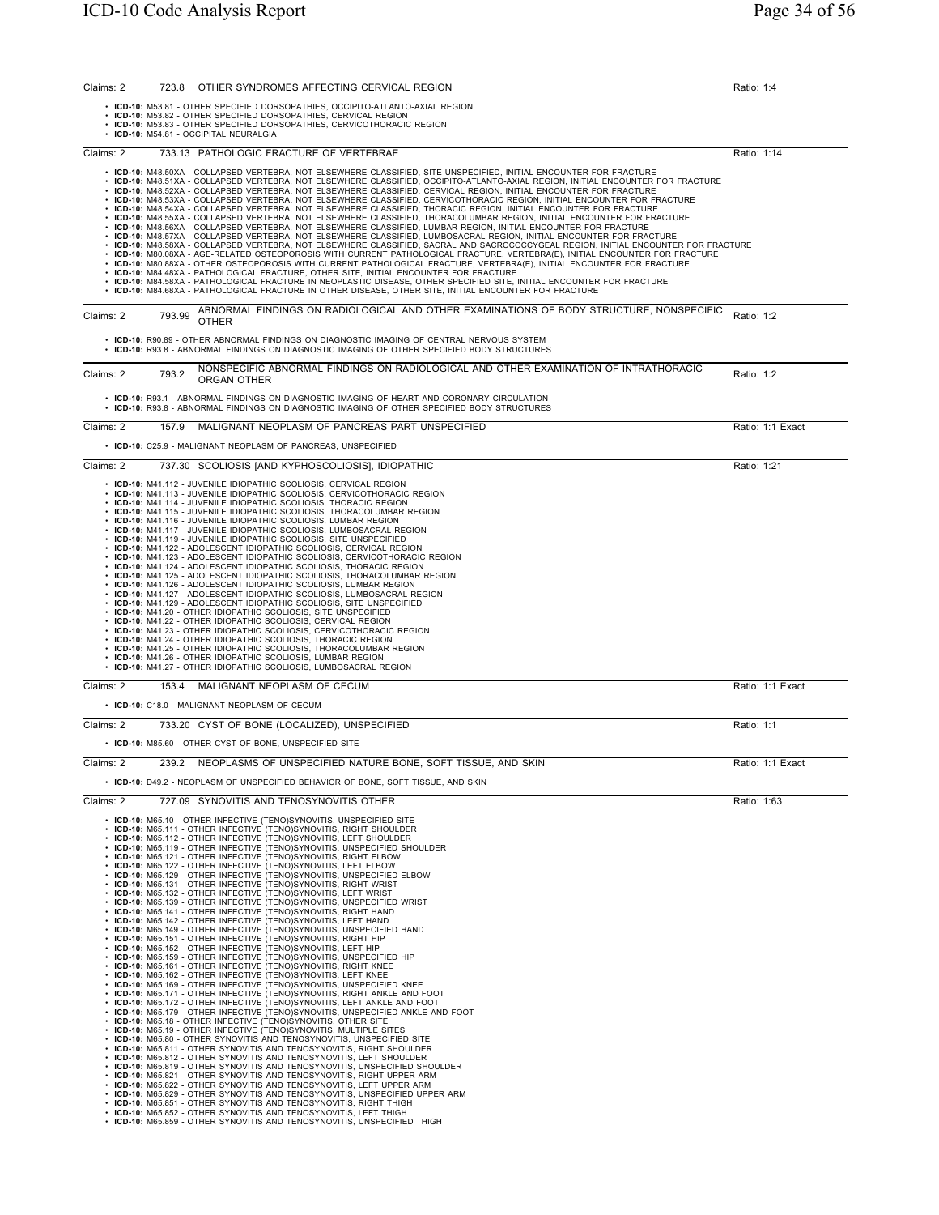Claims: 2 | 723.8 OTHER SYNDROMES AFFECTING CERVICAL REGION | Ratio: 1:4

- **ICD-10:** M53.81 - OTHER SPECIFIED DORSOPATHIES, OCCIPITO-ATLANTO-AXIAL REGION
- **ICD-10:** M53.82 - OTHER SPECIFIED DORSOPATHIES, CERVICAL REGION
- **ICD-10:** M53.83 - OTHER SPECIFIED DORSOPATHIES, CERVICOTHORACIC REGION
- **ICD-10:** M54.81 - OCCIPITAL NEURALGIA

---

Claims: 2 | 733.13 PATHOLOGIC FRACTURE OF VERTEBRAE | Ratio: 1:14

- **ICD-10:** M48.50XA - COLLAPSED VERTEBRA, NOT ELSEWHERE CLASSIFIED, SITE UNSPECIFIED, INITIAL ENCOUNTER FOR FRACTURE
- **ICD-10:** M48.51XA - COLLAPSED VERTEBRA, NOT ELSEWHERE CLASSIFIED, OCCIPITO-ATLANTO-AXIAL REGION, INITIAL ENCOUNTER FOR FRACTURE
- **ICD-10:** M48.52XA - COLLAPSED VERTEBRA, NOT ELSEWHERE CLASSIFIED, CERVICAL REGION, INITIAL ENCOUNTER FOR FRACTURE
- **ICD-10:** M48.53XA - COLLAPSED VERTEBRA, NOT ELSEWHERE CLASSIFIED, CERVICOTHORACIC REGION, INITIAL ENCOUNTER FOR FRACTURE
- **ICD-10:** M48.54XA - COLLAPSED VERTEBRA, NOT ELSEWHERE CLASSIFIED, THORACIC REGION, INITIAL ENCOUNTER FOR FRACTURE
- **ICD-10:** M48.55XA - COLLAPSED VERTEBRA, NOT ELSEWHERE CLASSIFIED, THORACOLUMBAR REGION, INITIAL ENCOUNTER FOR FRACTURE
- **ICD-10:** M48.56XA - COLLAPSED VERTEBRA, NOT ELSEWHERE CLASSIFIED, LUMBAR REGION, INITIAL ENCOUNTER FOR FRACTURE
- **ICD-10:** M48.57XA - COLLAPSED VERTEBRA, NOT ELSEWHERE CLASSIFIED, LUMBOSACRAL REGION, INITIAL ENCOUNTER FOR FRACTURE
- **ICD-10:** M48.58XA - COLLAPSED VERTEBRA, NOT ELSEWHERE CLASSIFIED, SACRAL AND SACROCOCCYGEAL REGION, INITIAL ENCOUNTER FOR FRACTURE
- **ICD-10:** M80.08XA - AGE-RELATED OSTEOPOROSIS WITH CURRENT PATHOLOGICAL FRACTURE, VERTEBRA(E), INITIAL ENCOUNTER FOR FRACTURE
- **ICD-10:** M80.88XA - OTHER OSTEOPOROSIS WITH CURRENT PATHOLOGICAL FRACTURE, VERTEBRA(E), INITIAL ENCOUNTER FOR FRACTURE
- **ICD-10:** M84.48XA - PATHOLOGICAL FRACTURE, OTHER SITE, INITIAL ENCOUNTER FOR FRACTURE
- **ICD-10:** M84.58XA - PATHOLOGICAL FRACTURE IN NEOPLASTIC DISEASE, OTHER SPECIFIED SITE, INITIAL ENCOUNTER FOR FRACTURE
- **ICD-10:** M84.68XA - PATHOLOGICAL FRACTURE IN OTHER DISEASE, OTHER SITE, INITIAL ENCOUNTER FOR FRACTURE

---

Claims: 2 | 793.99 ABNORMAL FINDINGS ON RADIOLOGICAL AND OTHER EXAMINATIONS OF BODY STRUCTURE, NONSPECIFIC OTHER | Ratio: 1:2

- **ICD-10:** R90.89 - OTHER ABNORMAL FINDINGS ON DIAGNOSTIC IMAGING OF CENTRAL NERVOUS SYSTEM
- **ICD-10:** R93.8 - ABNORMAL FINDINGS ON DIAGNOSTIC IMAGING OF OTHER SPECIFIED BODY STRUCTURES

---

Claims: 2 | 793.2 NONSPECIFIC ABNORMAL FINDINGS ON RADIOLOGICAL AND OTHER EXAMINATION OF INTRATHORACIC ORGAN OTHER | Ratio: 1:2

- **ICD-10:** R93.1 - ABNORMAL FINDINGS ON DIAGNOSTIC IMAGING OF HEART AND CORONARY CIRCULATION
- **ICD-10:** R93.8 - ABNORMAL FINDINGS ON DIAGNOSTIC IMAGING OF OTHER SPECIFIED BODY STRUCTURES

---

Claims: 2 | 157.9 MALIGNANT NEOPLASM OF PANCREAS PART UNSPECIFIED | Ratio: 1:1 Exact

- **ICD-10:** C25.9 - MALIGNANT NEOPLASM OF PANCREAS, UNSPECIFIED

---

Claims: 2 | 737.30 SCOLIOSIS [AND KYPHOSCOLIOSIS], IDIOPATHIC | Ratio: 1:21

- **ICD-10:** M41.112 - JUVENILE IDIOPATHIC SCOLIOSIS, CERVICAL REGION
- **ICD-10:** M41.113 - JUVENILE IDIOPATHIC SCOLIOSIS, CERVICOTHORACIC REGION
- **ICD-10:** M41.114 - JUVENILE IDIOPATHIC SCOLIOSIS, THORACIC REGION
- **ICD-10:** M41.115 - JUVENILE IDIOPATHIC SCOLIOSIS, THORACOLUMBAR REGION
- **ICD-10:** M41.116 - JUVENILE IDIOPATHIC SCOLIOSIS, LUMBAR REGION
- **ICD-10:** M41.117 - JUVENILE IDIOPATHIC SCOLIOSIS, LUMBOSACRAL REGION
- **ICD-10:** M41.119 - JUVENILE IDIOPATHIC SCOLIOSIS, SITE UNSPECIFIED
- **ICD-10:** M41.122 - ADOLESCENT IDIOPATHIC SCOLIOSIS, CERVICAL REGION
- **ICD-10:** M41.123 - ADOLESCENT IDIOPATHIC SCOLIOSIS, CERVICOTHORACIC REGION
- **ICD-10:** M41.124 - ADOLESCENT IDIOPATHIC SCOLIOSIS, THORACIC REGION
- **ICD-10:** M41.125 - ADOLESCENT IDIOPATHIC SCOLIOSIS, THORACOLUMBAR REGION
- **ICD-10:** M41.126 - ADOLESCENT IDIOPATHIC SCOLIOSIS, LUMBAR REGION
- **ICD-10:** M41.127 - ADOLESCENT IDIOPATHIC SCOLIOSIS, LUMBOSACRAL REGION
- **ICD-10:** M41.129 - ADOLESCENT IDIOPATHIC SCOLIOSIS, SITE UNSPECIFIED
- **ICD-10:** M41.20 - OTHER IDIOPATHIC SCOLIOSIS, SITE UNSPECIFIED
- **ICD-10:** M41.22 - OTHER IDIOPATHIC SCOLIOSIS, CERVICAL REGION
- **ICD-10:** M41.23 - OTHER IDIOPATHIC SCOLIOSIS, CERVICOTHORACIC REGION
- **ICD-10:** M41.24 - OTHER IDIOPATHIC SCOLIOSIS, THORACIC REGION
- **ICD-10:** M41.25 - OTHER IDIOPATHIC SCOLIOSIS, THORACOLUMBAR REGION
- **ICD-10:** M41.26 - OTHER IDIOPATHIC SCOLIOSIS, LUMBAR REGION
- **ICD-10:** M41.27 - OTHER IDIOPATHIC SCOLIOSIS, LUMBOSACRAL REGION

---

Claims: 2 | 153.4 MALIGNANT NEOPLASM OF CECUM | Ratio: 1:1 Exact

- **ICD-10:** C18.0 - MALIGNANT NEOPLASM OF CECUM

---

Claims: 2 | 733.20 CYST OF BONE (LOCALIZED), UNSPECIFIED | Ratio: 1:1

- **ICD-10:** M85.60 - OTHER CYST OF BONE, UNSPECIFIED SITE

---

Claims: 2 | 239.2 NEOPLASMS OF UNSPECIFIED NATURE BONE, SOFT TISSUE, AND SKIN | Ratio: 1:1 Exact

- **ICD-10:** D49.2 - NEOPLASM OF UNSPECIFIED BEHAVIOR OF BONE, SOFT TISSUE, AND SKIN

---

Claims: 2 | 727.09 SYNOVITIS AND TENOSYNOVITIS OTHER | Ratio: 1:63

- **ICD-10:** M65.10 - OTHER INFECTIVE (TENO)SYNOVITIS, UNSPECIFIED SITE
- **ICD-10:** M65.111 - OTHER INFECTIVE (TENO)SYNOVITIS, RIGHT SHOULDER
- **ICD-10:** M65.112 - OTHER INFECTIVE (TENO)SYNOVITIS, LEFT SHOULDER
- **ICD-10:** M65.119 - OTHER INFECTIVE (TENO)SYNOVITIS, UNSPECIFIED SHOULDER
- **ICD-10:** M65.121 - OTHER INFECTIVE (TENO)SYNOVITIS, RIGHT ELBOW
- **ICD-10:** M65.122 - OTHER INFECTIVE (TENO)SYNOVITIS, LEFT ELBOW
- **ICD-10:** M65.129 - OTHER INFECTIVE (TENO)SYNOVITIS, UNSPECIFIED ELBOW
- **ICD-10:** M65.131 - OTHER INFECTIVE (TENO)SYNOVITIS, RIGHT WRIST
- **ICD-10:** M65.132 - OTHER INFECTIVE (TENO)SYNOVITIS, LEFT WRIST
- **ICD-10:** M65.139 - OTHER INFECTIVE (TENO)SYNOVITIS, UNSPECIFIED WRIST
- **ICD-10:** M65.141 - OTHER INFECTIVE (TENO)SYNOVITIS, RIGHT HAND
- **ICD-10:** M65.142 - OTHER INFECTIVE (TENO)SYNOVITIS, LEFT HAND
- **ICD-10:** M65.149 - OTHER INFECTIVE (TENO)SYNOVITIS, UNSPECIFIED HAND
- **ICD-10:** M65.151 - OTHER INFECTIVE (TENO)SYNOVITIS, RIGHT HIP
- **ICD-10:** M65.152 - OTHER INFECTIVE (TENO)SYNOVITIS, LEFT HIP
- **ICD-10:** M65.159 - OTHER INFECTIVE (TENO)SYNOVITIS, UNSPECIFIED HIP
- **ICD-10:** M65.161 - OTHER INFECTIVE (TENO)SYNOVITIS, RIGHT KNEE
- **ICD-10:** M65.162 - OTHER INFECTIVE (TENO)SYNOVITIS, LEFT KNEE
- **ICD-10:** M65.169 - OTHER INFECTIVE (TENO)SYNOVITIS, UNSPECIFIED KNEE
- **ICD-10:** M65.171 - OTHER INFECTIVE (TENO)SYNOVITIS, RIGHT ANKLE AND FOOT
- **ICD-10:** M65.172 - OTHER INFECTIVE (TENO)SYNOVITIS, LEFT ANKLE AND FOOT
- **ICD-10:** M65.179 - OTHER INFECTIVE (TENO)SYNOVITIS, UNSPECIFIED ANKLE AND FOOT
- **ICD-10:** M65.18 - OTHER INFECTIVE (TENO)SYNOVITIS, OTHER SITE
- **ICD-10:** M65.19 - OTHER INFECTIVE (TENO)SYNOVITIS, MULTIPLE SITES
- **ICD-10:** M65.80 - OTHER SYNOVITIS AND TENOSYNOVITIS, UNSPECIFIED SITE
- **ICD-10:** M65.811 - OTHER SYNOVITIS AND TENOSYNOVITIS, RIGHT SHOULDER
- **ICD-10:** M65.812 - OTHER SYNOVITIS AND TENOSYNOVITIS, LEFT SHOULDER
- **ICD-10:** M65.819 - OTHER SYNOVITIS AND TENOSYNOVITIS, UNSPECIFIED SHOULDER
- **ICD-10:** M65.821 - OTHER SYNOVITIS AND TENOSYNOVITIS, RIGHT UPPER ARM
- **ICD-10:** M65.822 - OTHER SYNOVITIS AND TENOSYNOVITIS, LEFT UPPER ARM
- **ICD-10:** M65.829 - OTHER SYNOVITIS AND TENOSYNOVITIS, UNSPECIFIED UPPER ARM
- **ICD-10:** M65.851 - OTHER SYNOVITIS AND TENOSYNOVITIS, RIGHT THIGH
- **ICD-10:** M65.852 - OTHER SYNOVITIS AND TENOSYNOVITIS, LEFT THIGH
- **ICD-10:** M65.859 - OTHER SYNOVITIS AND TENOSYNOVITIS, UNSPECIFIED THIGH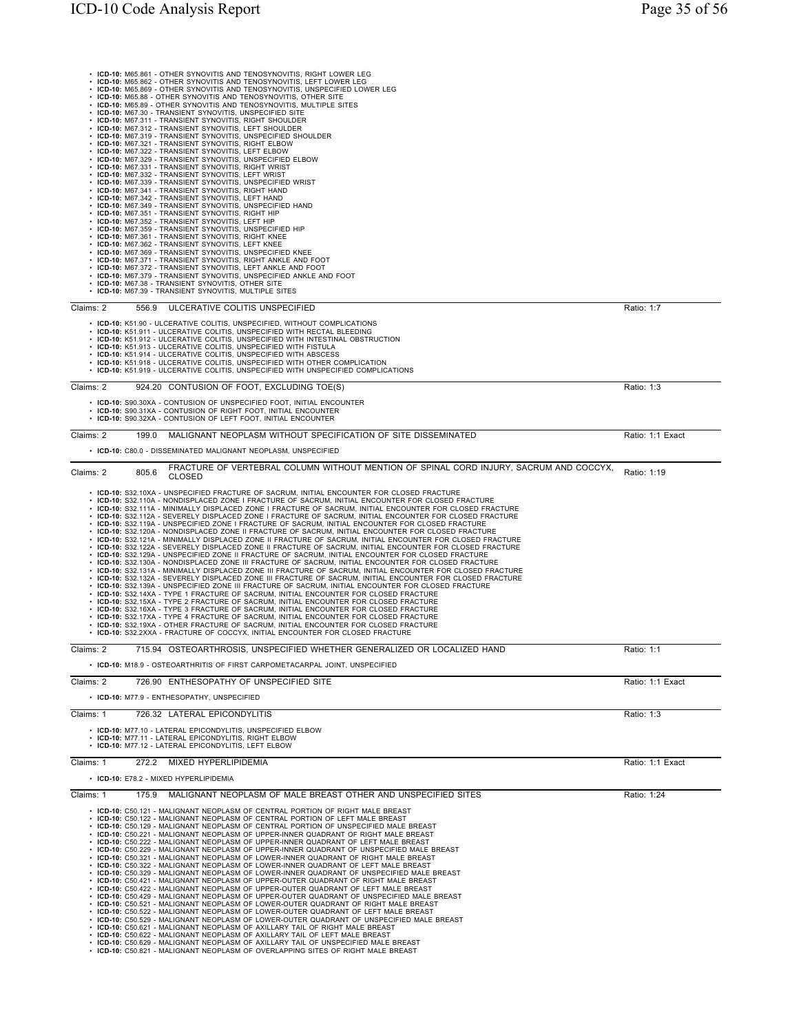- **ICD-10:** M65.861 - OTHER SYNOVITIS AND TENOSYNOVITIS, RIGHT LOWER LEG
- **ICD-10:** M65.862 - OTHER SYNOVITIS AND TENOSYNOVITIS, LEFT LOWER LEG
- **ICD-10:** M65.869 - OTHER SYNOVITIS AND TENOSYNOVITIS, UNSPECIFIED LOWER LEG
- **ICD-10:** M65.88 - OTHER SYNOVITIS AND TENOSYNOVITIS, OTHER SITE
- **ICD-10:** M65.89 - OTHER SYNOVITIS AND TENOSYNOVITIS, MULTIPLE SITES
- **ICD-10:** M67.30 - TRANSIENT SYNOVITIS, UNSPECIFIED SITE
- **ICD-10:** M67.311 - TRANSIENT SYNOVITIS, RIGHT SHOULDER
- **ICD-10:** M67.312 - TRANSIENT SYNOVITIS, LEFT SHOULDER
- **ICD-10:** M67.319 - TRANSIENT SYNOVITIS, UNSPECIFIED SHOULDER
- **ICD-10:** M67.321 - TRANSIENT SYNOVITIS, RIGHT ELBOW
- **ICD-10:** M67.322 - TRANSIENT SYNOVITIS, LEFT ELBOW
- **ICD-10:** M67.329 - TRANSIENT SYNOVITIS, UNSPECIFIED ELBOW
- **ICD-10:** M67.331 - TRANSIENT SYNOVITIS, RIGHT WRIST
- **ICD-10:** M67.332 - TRANSIENT SYNOVITIS, LEFT WRIST
- **ICD-10:** M67.339 - TRANSIENT SYNOVITIS, UNSPECIFIED WRIST
- **ICD-10:** M67.341 - TRANSIENT SYNOVITIS, RIGHT HAND
- **ICD-10:** M67.342 - TRANSIENT SYNOVITIS, LEFT HAND
- **ICD-10:** M67.349 - TRANSIENT SYNOVITIS, UNSPECIFIED HAND
- **ICD-10:** M67.351 - TRANSIENT SYNOVITIS, RIGHT HIP
- **ICD-10:** M67.352 - TRANSIENT SYNOVITIS, LEFT HIP
- **ICD-10:** M67.359 - TRANSIENT SYNOVITIS, UNSPECIFIED HIP
- **ICD-10:** M67.361 - TRANSIENT SYNOVITIS, RIGHT KNEE
- **ICD-10:** M67.362 - TRANSIENT SYNOVITIS, LEFT KNEE
- **ICD-10:** M67.369 - TRANSIENT SYNOVITIS, UNSPECIFIED KNEE
- **ICD-10:** M67.371 - TRANSIENT SYNOVITIS, RIGHT ANKLE AND FOOT
- **ICD-10:** M67.372 - TRANSIENT SYNOVITIS, LEFT ANKLE AND FOOT
- **ICD-10:** M67.379 - TRANSIENT SYNOVITIS, UNSPECIFIED ANKLE AND FOOT
- **ICD-10:** M67.38 - TRANSIENT SYNOVITIS, OTHER SITE
- **ICD-10:** M67.39 - TRANSIENT SYNOVITIS, MULTIPLE SITES

| Claims: 2 | 556.9 | ULCERATIVE COLITIS UNSPECIFIED | Ratio: 1:7 |
|---|---|---|---|

- **ICD-10:** K51.90 - ULCERATIVE COLITIS, UNSPECIFIED, WITHOUT COMPLICATIONS
- **ICD-10:** K51.911 - ULCERATIVE COLITIS, UNSPECIFIED WITH RECTAL BLEEDING
- **ICD-10:** K51.912 - ULCERATIVE COLITIS, UNSPECIFIED WITH INTESTINAL OBSTRUCTION
- **ICD-10:** K51.913 - ULCERATIVE COLITIS, UNSPECIFIED WITH FISTULA
- **ICD-10:** K51.914 - ULCERATIVE COLITIS, UNSPECIFIED WITH ABSCESS
- **ICD-10:** K51.918 - ULCERATIVE COLITIS, UNSPECIFIED WITH OTHER COMPLICATION
- **ICD-10:** K51.919 - ULCERATIVE COLITIS, UNSPECIFIED WITH UNSPECIFIED COMPLICATIONS

| Claims: 2 | 924.20 | CONTUSION OF FOOT, EXCLUDING TOE(S) | Ratio: 1:3 |
|---|---|---|---|

- **ICD-10:** S90.30XA - CONTUSION OF UNSPECIFIED FOOT, INITIAL ENCOUNTER
- **ICD-10:** S90.31XA - CONTUSION OF RIGHT FOOT, INITIAL ENCOUNTER
- **ICD-10:** S90.32XA - CONTUSION OF LEFT FOOT, INITIAL ENCOUNTER

| Claims: 2 | 199.0 | MALIGNANT NEOPLASM WITHOUT SPECIFICATION OF SITE DISSEMINATED | Ratio: 1:1 Exact |
|---|---|---|---|

- **ICD-10:** C80.0 - DISSEMINATED MALIGNANT NEOPLASM, UNSPECIFIED

| Claims: 2 | 805.6 | FRACTURE OF VERTEBRAL COLUMN WITHOUT MENTION OF SPINAL CORD INJURY, SACRUM AND COCCYX, CLOSED | Ratio: 1:19 |
|---|---|---|---|

- **ICD-10:** S32.10XA - UNSPECIFIED FRACTURE OF SACRUM, INITIAL ENCOUNTER FOR CLOSED FRACTURE
- **ICD-10:** S32.110A - NONDISPLACED ZONE I FRACTURE OF SACRUM, INITIAL ENCOUNTER FOR CLOSED FRACTURE
- **ICD-10:** S32.111A - MINIMALLY DISPLACED ZONE I FRACTURE OF SACRUM, INITIAL ENCOUNTER FOR CLOSED FRACTURE
- **ICD-10:** S32.112A - SEVERELY DISPLACED ZONE I FRACTURE OF SACRUM, INITIAL ENCOUNTER FOR CLOSED FRACTURE
- **ICD-10:** S32.119A - UNSPECIFIED ZONE I FRACTURE OF SACRUM, INITIAL ENCOUNTER FOR CLOSED FRACTURE
- **ICD-10:** S32.120A - NONDISPLACED ZONE II FRACTURE OF SACRUM, INITIAL ENCOUNTER FOR CLOSED FRACTURE
- **ICD-10:** S32.121A - MINIMALLY DISPLACED ZONE II FRACTURE OF SACRUM, INITIAL ENCOUNTER FOR CLOSED FRACTURE
- **ICD-10:** S32.122A - SEVERELY DISPLACED ZONE II FRACTURE OF SACRUM, INITIAL ENCOUNTER FOR CLOSED FRACTURE
- **ICD-10:** S32.129A - UNSPECIFIED ZONE II FRACTURE OF SACRUM, INITIAL ENCOUNTER FOR CLOSED FRACTURE
- **ICD-10:** S32.130A - NONDISPLACED ZONE III FRACTURE OF SACRUM, INITIAL ENCOUNTER FOR CLOSED FRACTURE
- **ICD-10:** S32.131A - MINIMALLY DISPLACED ZONE III FRACTURE OF SACRUM, INITIAL ENCOUNTER FOR CLOSED FRACTURE
- **ICD-10:** S32.132A - SEVERELY DISPLACED ZONE III FRACTURE OF SACRUM, INITIAL ENCOUNTER FOR CLOSED FRACTURE
- **ICD-10:** S32.139A - UNSPECIFIED ZONE III FRACTURE OF SACRUM, INITIAL ENCOUNTER FOR CLOSED FRACTURE
- **ICD-10:** S32.14XA - TYPE 1 FRACTURE OF SACRUM, INITIAL ENCOUNTER FOR CLOSED FRACTURE
- **ICD-10:** S32.15XA - TYPE 2 FRACTURE OF SACRUM, INITIAL ENCOUNTER FOR CLOSED FRACTURE
- **ICD-10:** S32.16XA - TYPE 3 FRACTURE OF SACRUM, INITIAL ENCOUNTER FOR CLOSED FRACTURE
- **ICD-10:** S32.17XA - TYPE 4 FRACTURE OF SACRUM, INITIAL ENCOUNTER FOR CLOSED FRACTURE
- **ICD-10:** S32.19XA - OTHER FRACTURE OF SACRUM, INITIAL ENCOUNTER FOR CLOSED FRACTURE
- **ICD-10:** S32.2XXA - FRACTURE OF COCCYX, INITIAL ENCOUNTER FOR CLOSED FRACTURE

| Claims: 2 | 715.94 | OSTEOARTHROSIS, UNSPECIFIED WHETHER GENERALIZED OR LOCALIZED HAND | Ratio: 1:1 |
|---|---|---|---|

- **ICD-10:** M18.9 - OSTEOARTHRITIS OF FIRST CARPOMETACARPAL JOINT, UNSPECIFIED

| Claims: 2 | 726.90 | ENTHESOPATHY OF UNSPECIFIED SITE | Ratio: 1:1 Exact |
|---|---|---|---|

- **ICD-10:** M77.9 - ENTHESOPATHY, UNSPECIFIED

| Claims: 1 | 726.32 | LATERAL EPICONDYLITIS | Ratio: 1:3 |
|---|---|---|---|

- **ICD-10:** M77.10 - LATERAL EPICONDYLITIS, UNSPECIFIED ELBOW
- **ICD-10:** M77.11 - LATERAL EPICONDYLITIS, RIGHT ELBOW
- **ICD-10:** M77.12 - LATERAL EPICONDYLITIS, LEFT ELBOW

| Claims: 1 | 272.2 | MIXED HYPERLIPIDEMIA | Ratio: 1:1 Exact |
|---|---|---|---|

- **ICD-10:** E78.2 - MIXED HYPERLIPIDEMIA

| Claims: 1 | 175.9 | MALIGNANT NEOPLASM OF MALE BREAST OTHER AND UNSPECIFIED SITES | Ratio: 1:24 |
|---|---|---|---|

- **ICD-10:** C50.121 - MALIGNANT NEOPLASM OF CENTRAL PORTION OF RIGHT MALE BREAST
- **ICD-10:** C50.122 - MALIGNANT NEOPLASM OF CENTRAL PORTION OF LEFT MALE BREAST
- **ICD-10:** C50.129 - MALIGNANT NEOPLASM OF CENTRAL PORTION OF UNSPECIFIED MALE BREAST
- **ICD-10:** C50.221 - MALIGNANT NEOPLASM OF UPPER-INNER QUADRANT OF RIGHT MALE BREAST
- **ICD-10:** C50.222 - MALIGNANT NEOPLASM OF UPPER-INNER QUADRANT OF LEFT MALE BREAST
- **ICD-10:** C50.229 - MALIGNANT NEOPLASM OF UPPER-INNER QUADRANT OF UNSPECIFIED MALE BREAST
- **ICD-10:** C50.321 - MALIGNANT NEOPLASM OF LOWER-INNER QUADRANT OF RIGHT MALE BREAST
- **ICD-10:** C50.322 - MALIGNANT NEOPLASM OF LOWER-INNER QUADRANT OF LEFT MALE BREAST
- **ICD-10:** C50.329 - MALIGNANT NEOPLASM OF LOWER-INNER QUADRANT OF UNSPECIFIED MALE BREAST
- **ICD-10:** C50.421 - MALIGNANT NEOPLASM OF UPPER-OUTER QUADRANT OF RIGHT MALE BREAST
- **ICD-10:** C50.422 - MALIGNANT NEOPLASM OF UPPER-OUTER QUADRANT OF LEFT MALE BREAST
- **ICD-10:** C50.429 - MALIGNANT NEOPLASM OF UPPER-OUTER QUADRANT OF UNSPECIFIED MALE BREAST
- **ICD-10:** C50.521 - MALIGNANT NEOPLASM OF LOWER-OUTER QUADRANT OF RIGHT MALE BREAST
- **ICD-10:** C50.522 - MALIGNANT NEOPLASM OF LOWER-OUTER QUADRANT OF LEFT MALE BREAST
- **ICD-10:** C50.529 - MALIGNANT NEOPLASM OF LOWER-OUTER QUADRANT OF UNSPECIFIED MALE BREAST
- **ICD-10:** C50.621 - MALIGNANT NEOPLASM OF AXILLARY TAIL OF RIGHT MALE BREAST
- **ICD-10:** C50.622 - MALIGNANT NEOPLASM OF AXILLARY TAIL OF LEFT MALE BREAST
- **ICD-10:** C50.629 - MALIGNANT NEOPLASM OF AXILLARY TAIL OF UNSPECIFIED MALE BREAST
- **ICD-10:** C50.821 - MALIGNANT NEOPLASM OF OVERLAPPING SITES OF RIGHT MALE BREAST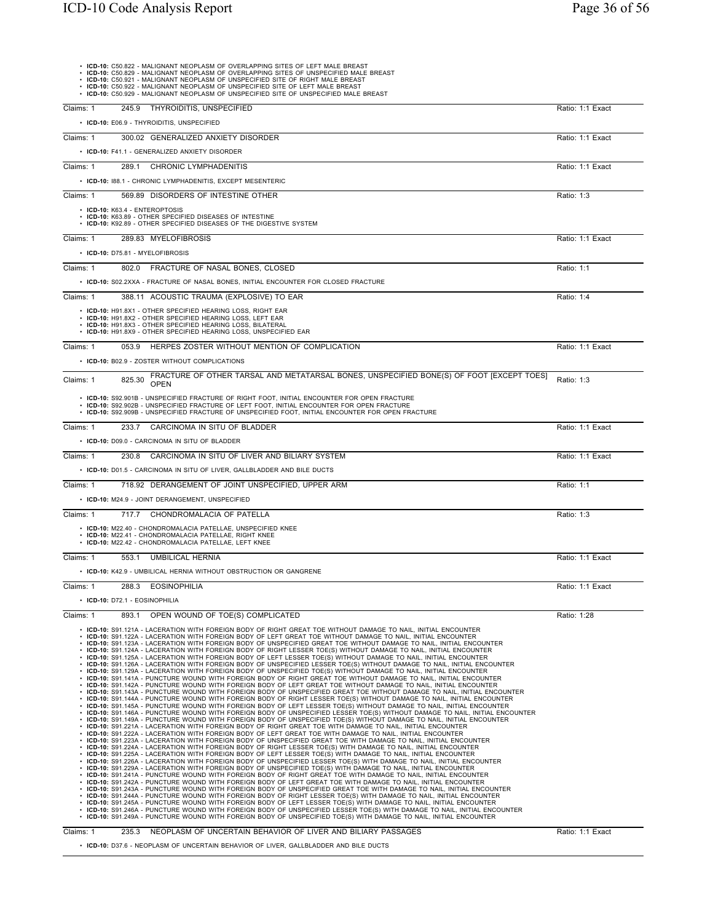- **ICD-10:** C50.822 - MALIGNANT NEOPLASM OF OVERLAPPING SITES OF LEFT MALE BREAST
- **ICD-10:** C50.829 - MALIGNANT NEOPLASM OF OVERLAPPING SITES OF UNSPECIFIED MALE BREAST
- **ICD-10:** C50.921 - MALIGNANT NEOPLASM OF UNSPECIFIED SITE OF RIGHT MALE BREAST
- **ICD-10:** C50.922 - MALIGNANT NEOPLASM OF UNSPECIFIED SITE OF LEFT MALE BREAST
- **ICD-10:** C50.929 - MALIGNANT NEOPLASM OF UNSPECIFIED SITE OF UNSPECIFIED MALE BREAST

---

Claims: 1 | 245.9 THYROIDITIS, UNSPECIFIED | Ratio: 1:1 Exact

- **ICD-10:** E06.9 - THYROIDITIS, UNSPECIFIED

---

Claims: 1 | 300.02 GENERALIZED ANXIETY DISORDER | Ratio: 1:1 Exact

- **ICD-10:** F41.1 - GENERALIZED ANXIETY DISORDER

---

Claims: 1 | 289.1 CHRONIC LYMPHADENITIS | Ratio: 1:1 Exact

- **ICD-10:** I88.1 - CHRONIC LYMPHADENITIS, EXCEPT MESENTERIC

---

Claims: 1 | 569.89 DISORDERS OF INTESTINE OTHER | Ratio: 1:3

- **ICD-10:** K63.4 - ENTEROPTOSIS
- **ICD-10:** K63.89 - OTHER SPECIFIED DISEASES OF INTESTINE
- **ICD-10:** K92.89 - OTHER SPECIFIED DISEASES OF THE DIGESTIVE SYSTEM

---

Claims: 1 | 289.83 MYELOFIBROSIS | Ratio: 1:1 Exact

- **ICD-10:** D75.81 - MYELOFIBROSIS

---

Claims: 1 | 802.0 FRACTURE OF NASAL BONES, CLOSED | Ratio: 1:1

- **ICD-10:** S02.2XXA - FRACTURE OF NASAL BONES, INITIAL ENCOUNTER FOR CLOSED FRACTURE

---

Claims: 1 | 388.11 ACOUSTIC TRAUMA (EXPLOSIVE) TO EAR | Ratio: 1:4

- **ICD-10:** H91.8X1 - OTHER SPECIFIED HEARING LOSS, RIGHT EAR
- **ICD-10:** H91.8X2 - OTHER SPECIFIED HEARING LOSS, LEFT EAR
- **ICD-10:** H91.8X3 - OTHER SPECIFIED HEARING LOSS, BILATERAL
- **ICD-10:** H91.8X9 - OTHER SPECIFIED HEARING LOSS, UNSPECIFIED EAR

---

Claims: 1 | 053.9 HERPES ZOSTER WITHOUT MENTION OF COMPLICATION | Ratio: 1:1 Exact

- **ICD-10:** B02.9 - ZOSTER WITHOUT COMPLICATIONS

---

Claims: 1 | 825.30 FRACTURE OF OTHER TARSAL AND METATARSAL BONES, UNSPECIFIED BONE(S) OF FOOT [EXCEPT TOES] OPEN | Ratio: 1:3

- **ICD-10:** S92.901B - UNSPECIFIED FRACTURE OF RIGHT FOOT, INITIAL ENCOUNTER FOR OPEN FRACTURE
- **ICD-10:** S92.902B - UNSPECIFIED FRACTURE OF LEFT FOOT, INITIAL ENCOUNTER FOR OPEN FRACTURE
- **ICD-10:** S92.909B - UNSPECIFIED FRACTURE OF UNSPECIFIED FOOT, INITIAL ENCOUNTER FOR OPEN FRACTURE

---

Claims: 1 | 233.7 CARCINOMA IN SITU OF BLADDER | Ratio: 1:1 Exact

- **ICD-10:** D09.0 - CARCINOMA IN SITU OF BLADDER

---

Claims: 1 | 230.8 CARCINOMA IN SITU OF LIVER AND BILIARY SYSTEM | Ratio: 1:1 Exact

- **ICD-10:** D01.5 - CARCINOMA IN SITU OF LIVER, GALLBLADDER AND BILE DUCTS

---

Claims: 1 | 718.92 DERANGEMENT OF JOINT UNSPECIFIED, UPPER ARM | Ratio: 1:1

- **ICD-10:** M24.9 - JOINT DERANGEMENT, UNSPECIFIED

---

Claims: 1 | 717.7 CHONDROMALACIA OF PATELLA | Ratio: 1:3

- **ICD-10:** M22.40 - CHONDROMALACIA PATELLAE, UNSPECIFIED KNEE
- **ICD-10:** M22.41 - CHONDROMALACIA PATELLAE, RIGHT KNEE
- **ICD-10:** M22.42 - CHONDROMALACIA PATELLAE, LEFT KNEE

---

Claims: 1 | 553.1 UMBILICAL HERNIA | Ratio: 1:1 Exact

- **ICD-10:** K42.9 - UMBILICAL HERNIA WITHOUT OBSTRUCTION OR GANGRENE

---

Claims: 1 | 288.3 EOSINOPHILIA | Ratio: 1:1 Exact

- **ICD-10:** D72.1 - EOSINOPHILIA

---

Claims: 1 | 893.1 OPEN WOUND OF TOE(S) COMPLICATED | Ratio: 1:28

- **ICD-10:** S91.121A - LACERATION WITH FOREIGN BODY OF RIGHT GREAT TOE WITHOUT DAMAGE TO NAIL, INITIAL ENCOUNTER
- **ICD-10:** S91.122A - LACERATION WITH FOREIGN BODY OF LEFT GREAT TOE WITHOUT DAMAGE TO NAIL, INITIAL ENCOUNTER
- **ICD-10:** S91.123A - LACERATION WITH FOREIGN BODY OF UNSPECIFIED GREAT TOE WITHOUT DAMAGE TO NAIL, INITIAL ENCOUNTER
- **ICD-10:** S91.124A - LACERATION WITH FOREIGN BODY OF RIGHT LESSER TOE(S) WITHOUT DAMAGE TO NAIL, INITIAL ENCOUNTER
- **ICD-10:** S91.125A - LACERATION WITH FOREIGN BODY OF LEFT LESSER TOE(S) WITHOUT DAMAGE TO NAIL, INITIAL ENCOUNTER
- **ICD-10:** S91.126A - LACERATION WITH FOREIGN BODY OF UNSPECIFIED LESSER TOE(S) WITHOUT DAMAGE TO NAIL, INITIAL ENCOUNTER
- **ICD-10:** S91.129A - LACERATION WITH FOREIGN BODY OF UNSPECIFIED TOE(S) WITHOUT DAMAGE TO NAIL, INITIAL ENCOUNTER
- **ICD-10:** S91.141A - PUNCTURE WOUND WITH FOREIGN BODY OF RIGHT GREAT TOE WITHOUT DAMAGE TO NAIL, INITIAL ENCOUNTER
- **ICD-10:** S91.142A - PUNCTURE WOUND WITH FOREIGN BODY OF LEFT GREAT TOE WITHOUT DAMAGE TO NAIL, INITIAL ENCOUNTER
- **ICD-10:** S91.143A - PUNCTURE WOUND WITH FOREIGN BODY OF UNSPECIFIED GREAT TOE WITHOUT DAMAGE TO NAIL, INITIAL ENCOUNTER
- **ICD-10:** S91.144A - PUNCTURE WOUND WITH FOREIGN BODY OF RIGHT LESSER TOE(S) WITHOUT DAMAGE TO NAIL, INITIAL ENCOUNTER
- **ICD-10:** S91.145A - PUNCTURE WOUND WITH FOREIGN BODY OF LEFT LESSER TOE(S) WITHOUT DAMAGE TO NAIL, INITIAL ENCOUNTER
- **ICD-10:** S91.146A - PUNCTURE WOUND WITH FOREIGN BODY OF UNSPECIFIED LESSER TOE(S) WITHOUT DAMAGE TO NAIL, INITIAL ENCOUNTER
- **ICD-10:** S91.149A - PUNCTURE WOUND WITH FOREIGN BODY OF UNSPECIFIED TOE(S) WITHOUT DAMAGE TO NAIL, INITIAL ENCOUNTER
- **ICD-10:** S91.221A - LACERATION WITH FOREIGN BODY OF RIGHT GREAT TOE WITH DAMAGE TO NAIL, INITIAL ENCOUNTER
- **ICD-10:** S91.222A - LACERATION WITH FOREIGN BODY OF LEFT GREAT TOE WITH DAMAGE TO NAIL, INITIAL ENCOUNTER
- **ICD-10:** S91.223A - LACERATION WITH FOREIGN BODY OF UNSPECIFIED GREAT TOE WITH DAMAGE TO NAIL, INITIAL ENCOUNTER
- **ICD-10:** S91.224A - LACERATION WITH FOREIGN BODY OF RIGHT LESSER TOE(S) WITH DAMAGE TO NAIL, INITIAL ENCOUNTER
- **ICD-10:** S91.225A - LACERATION WITH FOREIGN BODY OF LEFT LESSER TOE(S) WITH DAMAGE TO NAIL, INITIAL ENCOUNTER
- **ICD-10:** S91.226A - LACERATION WITH FOREIGN BODY OF UNSPECIFIED LESSER TOE(S) WITH DAMAGE TO NAIL, INITIAL ENCOUNTER
- **ICD-10:** S91.229A - LACERATION WITH FOREIGN BODY OF UNSPECIFIED TOE(S) WITH DAMAGE TO NAIL, INITIAL ENCOUNTER
- **ICD-10:** S91.241A - PUNCTURE WOUND WITH FOREIGN BODY OF RIGHT GREAT TOE WITH DAMAGE TO NAIL, INITIAL ENCOUNTER
- **ICD-10:** S91.242A - PUNCTURE WOUND WITH FOREIGN BODY OF LEFT GREAT TOE WITH DAMAGE TO NAIL, INITIAL ENCOUNTER
- **ICD-10:** S91.243A - PUNCTURE WOUND WITH FOREIGN BODY OF UNSPECIFIED GREAT TOE WITH DAMAGE TO NAIL, INITIAL ENCOUNTER
- **ICD-10:** S91.244A - PUNCTURE WOUND WITH FOREIGN BODY OF RIGHT LESSER TOE(S) WITH DAMAGE TO NAIL, INITIAL ENCOUNTER
- **ICD-10:** S91.245A - PUNCTURE WOUND WITH FOREIGN BODY OF LEFT LESSER TOE(S) WITH DAMAGE TO NAIL, INITIAL ENCOUNTER
- **ICD-10:** S91.246A - PUNCTURE WOUND WITH FOREIGN BODY OF UNSPECIFIED LESSER TOE(S) WITH DAMAGE TO NAIL, INITIAL ENCOUNTER
- **ICD-10:** S91.249A - PUNCTURE WOUND WITH FOREIGN BODY OF UNSPECIFIED TOE(S) WITH DAMAGE TO NAIL, INITIAL ENCOUNTER

---

Claims: 1 | 235.3 NEOPLASM OF UNCERTAIN BEHAVIOR OF LIVER AND BILIARY PASSAGES | Ratio: 1:1 Exact

- **ICD-10:** D37.6 - NEOPLASM OF UNCERTAIN BEHAVIOR OF LIVER, GALLBLADDER AND BILE DUCTS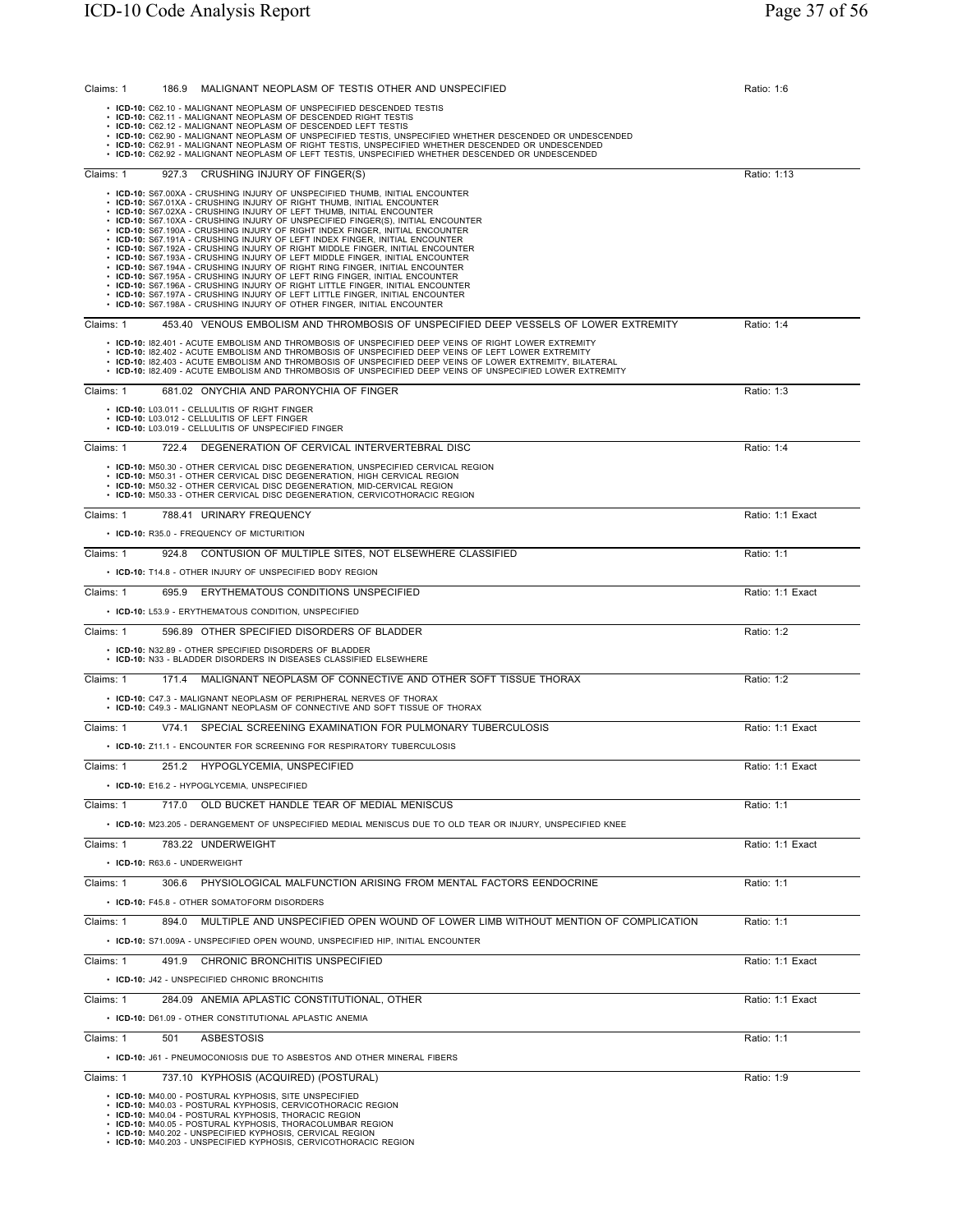Claims: 1 — 186.9 MALIGNANT NEOPLASM OF TESTIS OTHER AND UNSPECIFIED — Ratio: 1:6

- **ICD-10:** C62.10 - MALIGNANT NEOPLASM OF UNSPECIFIED DESCENDED TESTIS
- **ICD-10:** C62.11 - MALIGNANT NEOPLASM OF DESCENDED RIGHT TESTIS
- **ICD-10:** C62.12 - MALIGNANT NEOPLASM OF DESCENDED LEFT TESTIS
- **ICD-10:** C62.90 - MALIGNANT NEOPLASM OF UNSPECIFIED TESTIS, UNSPECIFIED WHETHER DESCENDED OR UNDESCENDED
- **ICD-10:** C62.91 - MALIGNANT NEOPLASM OF RIGHT TESTIS, UNSPECIFIED WHETHER DESCENDED OR UNDESCENDED
- **ICD-10:** C62.92 - MALIGNANT NEOPLASM OF LEFT TESTIS, UNSPECIFIED WHETHER DESCENDED OR UNDESCENDED

Claims: 1 — 927.3 CRUSHING INJURY OF FINGER(S) — Ratio: 1:13

- **ICD-10:** S67.00XA - CRUSHING INJURY OF UNSPECIFIED THUMB, INITIAL ENCOUNTER
- **ICD-10:** S67.01XA - CRUSHING INJURY OF RIGHT THUMB, INITIAL ENCOUNTER
- **ICD-10:** S67.02XA - CRUSHING INJURY OF LEFT THUMB, INITIAL ENCOUNTER
- **ICD-10:** S67.10XA - CRUSHING INJURY OF UNSPECIFIED FINGER(S), INITIAL ENCOUNTER
- **ICD-10:** S67.190A - CRUSHING INJURY OF RIGHT INDEX FINGER, INITIAL ENCOUNTER
- **ICD-10:** S67.191A - CRUSHING INJURY OF LEFT INDEX FINGER, INITIAL ENCOUNTER
- **ICD-10:** S67.192A - CRUSHING INJURY OF RIGHT MIDDLE FINGER, INITIAL ENCOUNTER
- **ICD-10:** S67.193A - CRUSHING INJURY OF LEFT MIDDLE FINGER, INITIAL ENCOUNTER
- **ICD-10:** S67.194A - CRUSHING INJURY OF RIGHT RING FINGER, INITIAL ENCOUNTER
- **ICD-10:** S67.195A - CRUSHING INJURY OF LEFT RING FINGER, INITIAL ENCOUNTER
- **ICD-10:** S67.196A - CRUSHING INJURY OF RIGHT LITTLE FINGER, INITIAL ENCOUNTER
- **ICD-10:** S67.197A - CRUSHING INJURY OF LEFT LITTLE FINGER, INITIAL ENCOUNTER
- **ICD-10:** S67.198A - CRUSHING INJURY OF OTHER FINGER, INITIAL ENCOUNTER

Claims: 1 — 453.40 VENOUS EMBOLISM AND THROMBOSIS OF UNSPECIFIED DEEP VESSELS OF LOWER EXTREMITY — Ratio: 1:4

- **ICD-10:** I82.401 - ACUTE EMBOLISM AND THROMBOSIS OF UNSPECIFIED DEEP VEINS OF RIGHT LOWER EXTREMITY
- **ICD-10:** I82.402 - ACUTE EMBOLISM AND THROMBOSIS OF UNSPECIFIED DEEP VEINS OF LEFT LOWER EXTREMITY
- **ICD-10:** I82.403 - ACUTE EMBOLISM AND THROMBOSIS OF UNSPECIFIED DEEP VEINS OF LOWER EXTREMITY, BILATERAL
- **ICD-10:** I82.409 - ACUTE EMBOLISM AND THROMBOSIS OF UNSPECIFIED DEEP VEINS OF UNSPECIFIED LOWER EXTREMITY

Claims: 1 — 681.02 ONYCHIA AND PARONYCHIA OF FINGER — Ratio: 1:3

- **ICD-10:** L03.011 - CELLULITIS OF RIGHT FINGER
- **ICD-10:** L03.012 - CELLULITIS OF LEFT FINGER
- **ICD-10:** L03.019 - CELLULITIS OF UNSPECIFIED FINGER

Claims: 1 — 722.4 DEGENERATION OF CERVICAL INTERVERTEBRAL DISC — Ratio: 1:4

- **ICD-10:** M50.30 - OTHER CERVICAL DISC DEGENERATION, UNSPECIFIED CERVICAL REGION
- **ICD-10:** M50.31 - OTHER CERVICAL DISC DEGENERATION, HIGH CERVICAL REGION
- **ICD-10:** M50.32 - OTHER CERVICAL DISC DEGENERATION, MID-CERVICAL REGION
- **ICD-10:** M50.33 - OTHER CERVICAL DISC DEGENERATION, CERVICOTHORACIC REGION

Claims: 1 — 788.41 URINARY FREQUENCY — Ratio: 1:1 Exact

- **ICD-10:** R35.0 - FREQUENCY OF MICTURITION

Claims: 1 — 924.8 CONTUSION OF MULTIPLE SITES, NOT ELSEWHERE CLASSIFIED — Ratio: 1:1

- **ICD-10:** T14.8 - OTHER INJURY OF UNSPECIFIED BODY REGION

Claims: 1 — 695.9 ERYTHEMATOUS CONDITIONS UNSPECIFIED — Ratio: 1:1 Exact

- **ICD-10:** L53.9 - ERYTHEMATOUS CONDITION, UNSPECIFIED

Claims: 1 — 596.89 OTHER SPECIFIED DISORDERS OF BLADDER — Ratio: 1:2

- **ICD-10:** N32.89 - OTHER SPECIFIED DISORDERS OF BLADDER
- **ICD-10:** N33 - BLADDER DISORDERS IN DISEASES CLASSIFIED ELSEWHERE

Claims: 1 — 171.4 MALIGNANT NEOPLASM OF CONNECTIVE AND OTHER SOFT TISSUE THORAX — Ratio: 1:2

- **ICD-10:** C47.3 - MALIGNANT NEOPLASM OF PERIPHERAL NERVES OF THORAX
- **ICD-10:** C49.3 - MALIGNANT NEOPLASM OF CONNECTIVE AND SOFT TISSUE OF THORAX

Claims: 1 — V74.1 SPECIAL SCREENING EXAMINATION FOR PULMONARY TUBERCULOSIS — Ratio: 1:1 Exact

- **ICD-10:** Z11.1 - ENCOUNTER FOR SCREENING FOR RESPIRATORY TUBERCULOSIS

Claims: 1 — 251.2 HYPOGLYCEMIA, UNSPECIFIED — Ratio: 1:1 Exact

- **ICD-10:** E16.2 - HYPOGLYCEMIA, UNSPECIFIED

Claims: 1 — 717.0 OLD BUCKET HANDLE TEAR OF MEDIAL MENISCUS — Ratio: 1:1

- **ICD-10:** M23.205 - DERANGEMENT OF UNSPECIFIED MEDIAL MENISCUS DUE TO OLD TEAR OR INJURY, UNSPECIFIED KNEE

Claims: 1 — 783.22 UNDERWEIGHT — Ratio: 1:1 Exact

- **ICD-10:** R63.6 - UNDERWEIGHT

Claims: 1 — 306.6 PHYSIOLOGICAL MALFUNCTION ARISING FROM MENTAL FACTORS EENDOCRINE — Ratio: 1:1

- **ICD-10:** F45.8 - OTHER SOMATOFORM DISORDERS

Claims: 1 — 894.0 MULTIPLE AND UNSPECIFIED OPEN WOUND OF LOWER LIMB WITHOUT MENTION OF COMPLICATION — Ratio: 1:1

- **ICD-10:** S71.009A - UNSPECIFIED OPEN WOUND, UNSPECIFIED HIP, INITIAL ENCOUNTER

Claims: 1 — 491.9 CHRONIC BRONCHITIS UNSPECIFIED — Ratio: 1:1 Exact

- **ICD-10:** J42 - UNSPECIFIED CHRONIC BRONCHITIS

Claims: 1 — 284.09 ANEMIA APLASTIC CONSTITUTIONAL, OTHER — Ratio: 1:1 Exact

- **ICD-10:** D61.09 - OTHER CONSTITUTIONAL APLASTIC ANEMIA

Claims: 1 — 501 ASBESTOSIS — Ratio: 1:1

- **ICD-10:** J61 - PNEUMOCONIOSIS DUE TO ASBESTOS AND OTHER MINERAL FIBERS

Claims: 1 — 737.10 KYPHOSIS (ACQUIRED) (POSTURAL) — Ratio: 1:9

- **ICD-10:** M40.00 - POSTURAL KYPHOSIS, SITE UNSPECIFIED
- **ICD-10:** M40.03 - POSTURAL KYPHOSIS, CERVICOTHORACIC REGION
- **ICD-10:** M40.04 - POSTURAL KYPHOSIS, THORACIC REGION
- **ICD-10:** M40.05 - POSTURAL KYPHOSIS, THORACOLUMBAR REGION
- **ICD-10:** M40.202 - UNSPECIFIED KYPHOSIS, CERVICAL REGION
- **ICD-10:** M40.203 - UNSPECIFIED KYPHOSIS, CERVICOTHORACIC REGION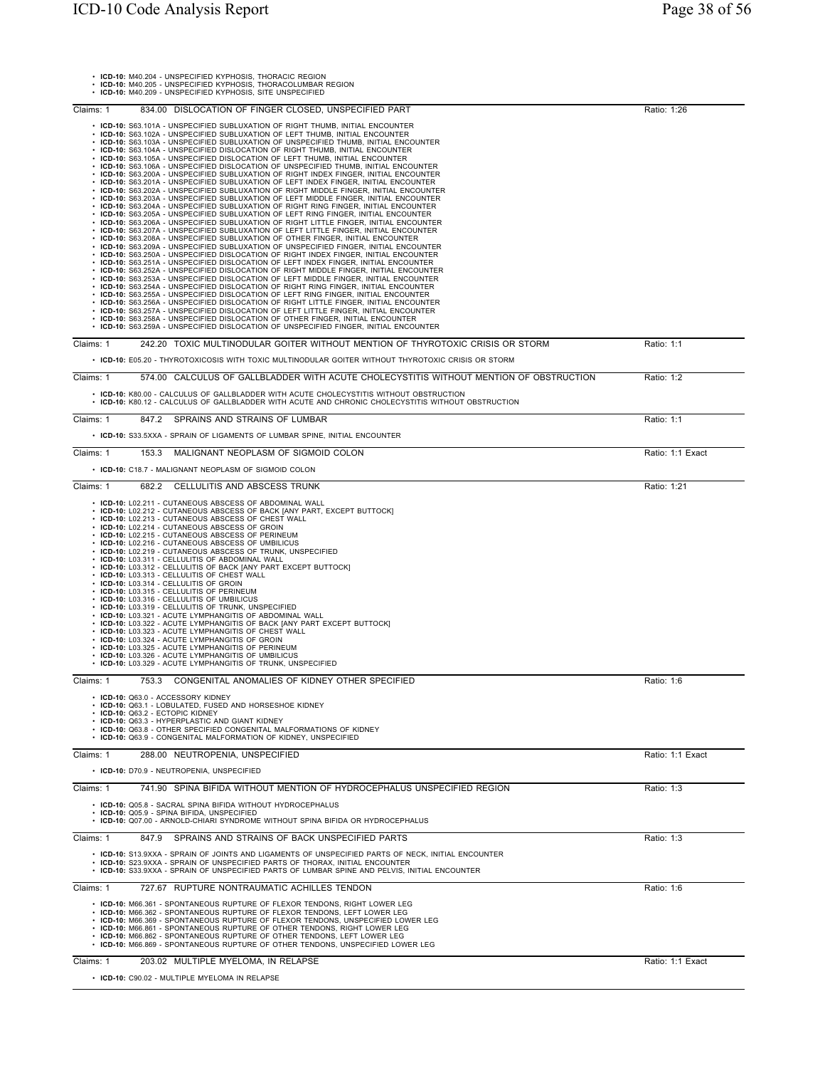- **ICD-10:** M40.204 - UNSPECIFIED KYPHOSIS, THORACIC REGION
- **ICD-10:** M40.205 - UNSPECIFIED KYPHOSIS, THORACOLUMBAR REGION
- **ICD-10:** M40.209 - UNSPECIFIED KYPHOSIS, SITE UNSPECIFIED

---

Claims: 1 — 834.00 DISLOCATION OF FINGER CLOSED, UNSPECIFIED PART — Ratio: 1:26

- **ICD-10:** S63.101A - UNSPECIFIED SUBLUXATION OF RIGHT THUMB, INITIAL ENCOUNTER
- **ICD-10:** S63.102A - UNSPECIFIED SUBLUXATION OF LEFT THUMB, INITIAL ENCOUNTER
- **ICD-10:** S63.103A - UNSPECIFIED SUBLUXATION OF UNSPECIFIED THUMB, INITIAL ENCOUNTER
- **ICD-10:** S63.104A - UNSPECIFIED DISLOCATION OF RIGHT THUMB, INITIAL ENCOUNTER
- **ICD-10:** S63.105A - UNSPECIFIED DISLOCATION OF LEFT THUMB, INITIAL ENCOUNTER
- **ICD-10:** S63.106A - UNSPECIFIED DISLOCATION OF UNSPECIFIED THUMB, INITIAL ENCOUNTER
- **ICD-10:** S63.200A - UNSPECIFIED SUBLUXATION OF RIGHT INDEX FINGER, INITIAL ENCOUNTER
- **ICD-10:** S63.201A - UNSPECIFIED SUBLUXATION OF LEFT INDEX FINGER, INITIAL ENCOUNTER
- **ICD-10:** S63.202A - UNSPECIFIED SUBLUXATION OF RIGHT MIDDLE FINGER, INITIAL ENCOUNTER
- **ICD-10:** S63.203A - UNSPECIFIED SUBLUXATION OF LEFT MIDDLE FINGER, INITIAL ENCOUNTER
- **ICD-10:** S63.204A - UNSPECIFIED SUBLUXATION OF RIGHT RING FINGER, INITIAL ENCOUNTER
- **ICD-10:** S63.205A - UNSPECIFIED SUBLUXATION OF LEFT RING FINGER, INITIAL ENCOUNTER
- **ICD-10:** S63.206A - UNSPECIFIED SUBLUXATION OF RIGHT LITTLE FINGER, INITIAL ENCOUNTER
- **ICD-10:** S63.207A - UNSPECIFIED SUBLUXATION OF LEFT LITTLE FINGER, INITIAL ENCOUNTER
- **ICD-10:** S63.208A - UNSPECIFIED SUBLUXATION OF OTHER FINGER, INITIAL ENCOUNTER
- **ICD-10:** S63.209A - UNSPECIFIED SUBLUXATION OF UNSPECIFIED FINGER, INITIAL ENCOUNTER
- **ICD-10:** S63.250A - UNSPECIFIED DISLOCATION OF RIGHT INDEX FINGER, INITIAL ENCOUNTER
- **ICD-10:** S63.251A - UNSPECIFIED DISLOCATION OF LEFT INDEX FINGER, INITIAL ENCOUNTER
- **ICD-10:** S63.252A - UNSPECIFIED DISLOCATION OF RIGHT MIDDLE FINGER, INITIAL ENCOUNTER
- **ICD-10:** S63.253A - UNSPECIFIED DISLOCATION OF LEFT MIDDLE FINGER, INITIAL ENCOUNTER
- **ICD-10:** S63.254A - UNSPECIFIED DISLOCATION OF RIGHT RING FINGER, INITIAL ENCOUNTER
- **ICD-10:** S63.255A - UNSPECIFIED DISLOCATION OF LEFT RING FINGER, INITIAL ENCOUNTER
- **ICD-10:** S63.256A - UNSPECIFIED DISLOCATION OF RIGHT LITTLE FINGER, INITIAL ENCOUNTER
- **ICD-10:** S63.257A - UNSPECIFIED DISLOCATION OF LEFT LITTLE FINGER, INITIAL ENCOUNTER
- **ICD-10:** S63.258A - UNSPECIFIED DISLOCATION OF OTHER FINGER, INITIAL ENCOUNTER
- **ICD-10:** S63.259A - UNSPECIFIED DISLOCATION OF UNSPECIFIED FINGER, INITIAL ENCOUNTER

---

Claims: 1 — 242.20 TOXIC MULTINODULAR GOITER WITHOUT MENTION OF THYROTOXIC CRISIS OR STORM — Ratio: 1:1

- **ICD-10:** E05.20 - THYROTOXICOSIS WITH TOXIC MULTINODULAR GOITER WITHOUT THYROTOXIC CRISIS OR STORM

---

Claims: 1 — 574.00 CALCULUS OF GALLBLADDER WITH ACUTE CHOLECYSTITIS WITHOUT MENTION OF OBSTRUCTION — Ratio: 1:2

- **ICD-10:** K80.00 - CALCULUS OF GALLBLADDER WITH ACUTE CHOLECYSTITIS WITHOUT OBSTRUCTION
- **ICD-10:** K80.12 - CALCULUS OF GALLBLADDER WITH ACUTE AND CHRONIC CHOLECYSTITIS WITHOUT OBSTRUCTION

---

Claims: 1 — 847.2 SPRAINS AND STRAINS OF LUMBAR — Ratio: 1:1

- **ICD-10:** S33.5XXA - SPRAIN OF LIGAMENTS OF LUMBAR SPINE, INITIAL ENCOUNTER

---

Claims: 1 — 153.3 MALIGNANT NEOPLASM OF SIGMOID COLON — Ratio: 1:1 Exact

- **ICD-10:** C18.7 - MALIGNANT NEOPLASM OF SIGMOID COLON

---

Claims: 1 — 682.2 CELLULITIS AND ABSCESS TRUNK — Ratio: 1:21

- **ICD-10:** L02.211 - CUTANEOUS ABSCESS OF ABDOMINAL WALL
- **ICD-10:** L02.212 - CUTANEOUS ABSCESS OF BACK [ANY PART, EXCEPT BUTTOCK]
- **ICD-10:** L02.213 - CUTANEOUS ABSCESS OF CHEST WALL
- **ICD-10:** L02.214 - CUTANEOUS ABSCESS OF GROIN
- **ICD-10:** L02.215 - CUTANEOUS ABSCESS OF PERINEUM
- **ICD-10:** L02.216 - CUTANEOUS ABSCESS OF UMBILICUS
- **ICD-10:** L02.219 - CUTANEOUS ABSCESS OF TRUNK, UNSPECIFIED
- **ICD-10:** L03.311 - CELLULITIS OF ABDOMINAL WALL
- **ICD-10:** L03.312 - CELLULITIS OF BACK [ANY PART EXCEPT BUTTOCK]
- **ICD-10:** L03.313 - CELLULITIS OF CHEST WALL
- **ICD-10:** L03.314 - CELLULITIS OF GROIN
- **ICD-10:** L03.315 - CELLULITIS OF PERINEUM
- **ICD-10:** L03.316 - CELLULITIS OF UMBILICUS
- **ICD-10:** L03.319 - CELLULITIS OF TRUNK, UNSPECIFIED
- **ICD-10:** L03.321 - ACUTE LYMPHANGITIS OF ABDOMINAL WALL
- **ICD-10:** L03.322 - ACUTE LYMPHANGITIS OF BACK [ANY PART EXCEPT BUTTOCK]
- **ICD-10:** L03.323 - ACUTE LYMPHANGITIS OF CHEST WALL
- **ICD-10:** L03.324 - ACUTE LYMPHANGITIS OF GROIN
- **ICD-10:** L03.325 - ACUTE LYMPHANGITIS OF PERINEUM
- **ICD-10:** L03.326 - ACUTE LYMPHANGITIS OF UMBILICUS
- **ICD-10:** L03.329 - ACUTE LYMPHANGITIS OF TRUNK, UNSPECIFIED

---

Claims: 1 — 753.3 CONGENITAL ANOMALIES OF KIDNEY OTHER SPECIFIED — Ratio: 1:6

- **ICD-10:** Q63.0 - ACCESSORY KIDNEY
- **ICD-10:** Q63.1 - LOBULATED, FUSED AND HORSESHOE KIDNEY
- **ICD-10:** Q63.2 - ECTOPIC KIDNEY
- **ICD-10:** Q63.3 - HYPERPLASTIC AND GIANT KIDNEY
- **ICD-10:** Q63.8 - OTHER SPECIFIED CONGENITAL MALFORMATIONS OF KIDNEY
- **ICD-10:** Q63.9 - CONGENITAL MALFORMATION OF KIDNEY, UNSPECIFIED

---

Claims: 1 — 288.00 NEUTROPENIA, UNSPECIFIED — Ratio: 1:1 Exact

- **ICD-10:** D70.9 - NEUTROPENIA, UNSPECIFIED

---

Claims: 1 — 741.90 SPINA BIFIDA WITHOUT MENTION OF HYDROCEPHALUS UNSPECIFIED REGION — Ratio: 1:3

- **ICD-10:** Q05.8 - SACRAL SPINA BIFIDA WITHOUT HYDROCEPHALUS
- **ICD-10:** Q05.9 - SPINA BIFIDA, UNSPECIFIED
- **ICD-10:** Q07.00 - ARNOLD-CHIARI SYNDROME WITHOUT SPINA BIFIDA OR HYDROCEPHALUS

---

Claims: 1 — 847.9 SPRAINS AND STRAINS OF BACK UNSPECIFIED PARTS — Ratio: 1:3

- **ICD-10:** S13.9XXA - SPRAIN OF JOINTS AND LIGAMENTS OF UNSPECIFIED PARTS OF NECK, INITIAL ENCOUNTER
- **ICD-10:** S23.9XXA - SPRAIN OF UNSPECIFIED PARTS OF THORAX, INITIAL ENCOUNTER
- **ICD-10:** S33.9XXA - SPRAIN OF UNSPECIFIED PARTS OF LUMBAR SPINE AND PELVIS, INITIAL ENCOUNTER

---

Claims: 1 — 727.67 RUPTURE NONTRAUMATIC ACHILLES TENDON — Ratio: 1:6

- **ICD-10:** M66.361 - SPONTANEOUS RUPTURE OF FLEXOR TENDONS, RIGHT LOWER LEG
- **ICD-10:** M66.362 - SPONTANEOUS RUPTURE OF FLEXOR TENDONS, LEFT LOWER LEG
- **ICD-10:** M66.369 - SPONTANEOUS RUPTURE OF FLEXOR TENDONS, UNSPECIFIED LOWER LEG
- **ICD-10:** M66.861 - SPONTANEOUS RUPTURE OF OTHER TENDONS, RIGHT LOWER LEG
- **ICD-10:** M66.862 - SPONTANEOUS RUPTURE OF OTHER TENDONS, LEFT LOWER LEG
- **ICD-10:** M66.869 - SPONTANEOUS RUPTURE OF OTHER TENDONS, UNSPECIFIED LOWER LEG

---

Claims: 1 — 203.02 MULTIPLE MYELOMA, IN RELAPSE — Ratio: 1:1 Exact

- **ICD-10:** C90.02 - MULTIPLE MYELOMA IN RELAPSE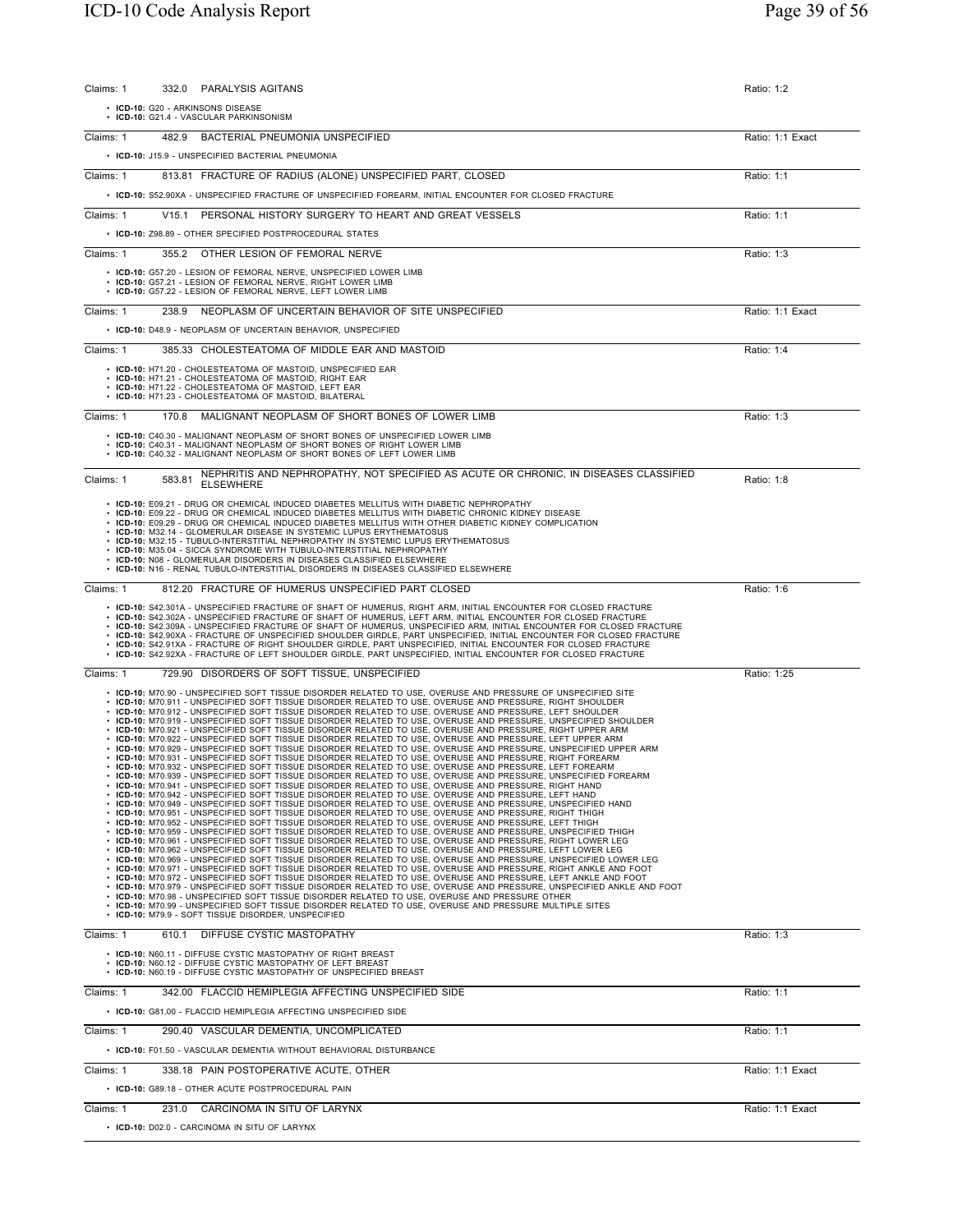Claims: 1 332.0 PARALYSIS AGITANS — Ratio: 1:2

- **ICD-10:** G20 - ARKINSONS DISEASE
- **ICD-10:** G21.4 - VASCULAR PARKINSONISM

---

Claims: 1 482.9 BACTERIAL PNEUMONIA UNSPECIFIED — Ratio: 1:1 Exact

- **ICD-10:** J15.9 - UNSPECIFIED BACTERIAL PNEUMONIA

---

Claims: 1 813.81 FRACTURE OF RADIUS (ALONE) UNSPECIFIED PART, CLOSED — Ratio: 1:1

- **ICD-10:** S52.90XA - UNSPECIFIED FRACTURE OF UNSPECIFIED FOREARM, INITIAL ENCOUNTER FOR CLOSED FRACTURE

---

Claims: 1 V15.1 PERSONAL HISTORY SURGERY TO HEART AND GREAT VESSELS — Ratio: 1:1

- **ICD-10:** Z98.89 - OTHER SPECIFIED POSTPROCEDURAL STATES

---

Claims: 1 355.2 OTHER LESION OF FEMORAL NERVE — Ratio: 1:3

- **ICD-10:** G57.20 - LESION OF FEMORAL NERVE, UNSPECIFIED LOWER LIMB
- **ICD-10:** G57.21 - LESION OF FEMORAL NERVE, RIGHT LOWER LIMB
- **ICD-10:** G57.22 - LESION OF FEMORAL NERVE, LEFT LOWER LIMB

---

Claims: 1 238.9 NEOPLASM OF UNCERTAIN BEHAVIOR OF SITE UNSPECIFIED — Ratio: 1:1 Exact

- **ICD-10:** D48.9 - NEOPLASM OF UNCERTAIN BEHAVIOR, UNSPECIFIED

---

Claims: 1 385.33 CHOLESTEATOMA OF MIDDLE EAR AND MASTOID — Ratio: 1:4

- **ICD-10:** H71.20 - CHOLESTEATOMA OF MASTOID, UNSPECIFIED EAR
- **ICD-10:** H71.21 - CHOLESTEATOMA OF MASTOID, RIGHT EAR
- **ICD-10:** H71.22 - CHOLESTEATOMA OF MASTOID, LEFT EAR
- **ICD-10:** H71.23 - CHOLESTEATOMA OF MASTOID, BILATERAL

---

Claims: 1 170.8 MALIGNANT NEOPLASM OF SHORT BONES OF LOWER LIMB — Ratio: 1:3

- **ICD-10:** C40.30 - MALIGNANT NEOPLASM OF SHORT BONES OF UNSPECIFIED LOWER LIMB
- **ICD-10:** C40.31 - MALIGNANT NEOPLASM OF SHORT BONES OF RIGHT LOWER LIMB
- **ICD-10:** C40.32 - MALIGNANT NEOPLASM OF SHORT BONES OF LEFT LOWER LIMB

---

Claims: 1 583.81 NEPHRITIS AND NEPHROPATHY, NOT SPECIFIED AS ACUTE OR CHRONIC, IN DISEASES CLASSIFIED ELSEWHERE — Ratio: 1:8

- **ICD-10:** E09.21 - DRUG OR CHEMICAL INDUCED DIABETES MELLITUS WITH DIABETIC NEPHROPATHY
- **ICD-10:** E09.22 - DRUG OR CHEMICAL INDUCED DIABETES MELLITUS WITH DIABETIC CHRONIC KIDNEY DISEASE
- **ICD-10:** E09.29 - DRUG OR CHEMICAL INDUCED DIABETES MELLITUS WITH OTHER DIABETIC KIDNEY COMPLICATION
- **ICD-10:** M32.14 - GLOMERULAR DISEASE IN SYSTEMIC LUPUS ERYTHEMATOSUS
- **ICD-10:** M32.15 - TUBULO-INTERSTITIAL NEPHROPATHY IN SYSTEMIC LUPUS ERYTHEMATOSUS
- **ICD-10:** M35.04 - SICCA SYNDROME WITH TUBULO-INTERSTITIAL NEPHROPATHY
- **ICD-10:** N08 - GLOMERULAR DISORDERS IN DISEASES CLASSIFIED ELSEWHERE
- **ICD-10:** N16 - RENAL TUBULO-INTERSTITIAL DISORDERS IN DISEASES CLASSIFIED ELSEWHERE

---

Claims: 1 812.20 FRACTURE OF HUMERUS UNSPECIFIED PART CLOSED — Ratio: 1:6

- **ICD-10:** S42.301A - UNSPECIFIED FRACTURE OF SHAFT OF HUMERUS, RIGHT ARM, INITIAL ENCOUNTER FOR CLOSED FRACTURE
- **ICD-10:** S42.302A - UNSPECIFIED FRACTURE OF SHAFT OF HUMERUS, LEFT ARM, INITIAL ENCOUNTER FOR CLOSED FRACTURE
- **ICD-10:** S42.309A - UNSPECIFIED FRACTURE OF SHAFT OF HUMERUS, UNSPECIFIED ARM, INITIAL ENCOUNTER FOR CLOSED FRACTURE
- **ICD-10:** S42.90XA - FRACTURE OF UNSPECIFIED SHOULDER GIRDLE, PART UNSPECIFIED, INITIAL ENCOUNTER FOR CLOSED FRACTURE
- **ICD-10:** S42.91XA - FRACTURE OF RIGHT SHOULDER GIRDLE, PART UNSPECIFIED, INITIAL ENCOUNTER FOR CLOSED FRACTURE
- **ICD-10:** S42.92XA - FRACTURE OF LEFT SHOULDER GIRDLE, PART UNSPECIFIED, INITIAL ENCOUNTER FOR CLOSED FRACTURE

---

Claims: 1 729.90 DISORDERS OF SOFT TISSUE, UNSPECIFIED — Ratio: 1:25

- **ICD-10:** M70.90 - UNSPECIFIED SOFT TISSUE DISORDER RELATED TO USE, OVERUSE AND PRESSURE OF UNSPECIFIED SITE
- **ICD-10:** M70.911 - UNSPECIFIED SOFT TISSUE DISORDER RELATED TO USE, OVERUSE AND PRESSURE, RIGHT SHOULDER
- **ICD-10:** M70.912 - UNSPECIFIED SOFT TISSUE DISORDER RELATED TO USE, OVERUSE AND PRESSURE, LEFT SHOULDER
- **ICD-10:** M70.919 - UNSPECIFIED SOFT TISSUE DISORDER RELATED TO USE, OVERUSE AND PRESSURE, UNSPECIFIED SHOULDER
- **ICD-10:** M70.921 - UNSPECIFIED SOFT TISSUE DISORDER RELATED TO USE, OVERUSE AND PRESSURE, RIGHT UPPER ARM
- **ICD-10:** M70.922 - UNSPECIFIED SOFT TISSUE DISORDER RELATED TO USE, OVERUSE AND PRESSURE, LEFT UPPER ARM
- **ICD-10:** M70.929 - UNSPECIFIED SOFT TISSUE DISORDER RELATED TO USE, OVERUSE AND PRESSURE, UNSPECIFIED UPPER ARM
- **ICD-10:** M70.931 - UNSPECIFIED SOFT TISSUE DISORDER RELATED TO USE, OVERUSE AND PRESSURE, RIGHT FOREARM
- **ICD-10:** M70.932 - UNSPECIFIED SOFT TISSUE DISORDER RELATED TO USE, OVERUSE AND PRESSURE, LEFT FOREARM
- **ICD-10:** M70.939 - UNSPECIFIED SOFT TISSUE DISORDER RELATED TO USE, OVERUSE AND PRESSURE, UNSPECIFIED FOREARM
- **ICD-10:** M70.941 - UNSPECIFIED SOFT TISSUE DISORDER RELATED TO USE, OVERUSE AND PRESSURE, RIGHT HAND
- **ICD-10:** M70.942 - UNSPECIFIED SOFT TISSUE DISORDER RELATED TO USE, OVERUSE AND PRESSURE, LEFT HAND
- **ICD-10:** M70.949 - UNSPECIFIED SOFT TISSUE DISORDER RELATED TO USE, OVERUSE AND PRESSURE, UNSPECIFIED HAND
- **ICD-10:** M70.951 - UNSPECIFIED SOFT TISSUE DISORDER RELATED TO USE, OVERUSE AND PRESSURE, RIGHT THIGH
- **ICD-10:** M70.952 - UNSPECIFIED SOFT TISSUE DISORDER RELATED TO USE, OVERUSE AND PRESSURE, LEFT THIGH
- **ICD-10:** M70.959 - UNSPECIFIED SOFT TISSUE DISORDER RELATED TO USE, OVERUSE AND PRESSURE, UNSPECIFIED THIGH
- **ICD-10:** M70.961 - UNSPECIFIED SOFT TISSUE DISORDER RELATED TO USE, OVERUSE AND PRESSURE, RIGHT LOWER LEG
- **ICD-10:** M70.962 - UNSPECIFIED SOFT TISSUE DISORDER RELATED TO USE, OVERUSE AND PRESSURE, LEFT LOWER LEG
- **ICD-10:** M70.969 - UNSPECIFIED SOFT TISSUE DISORDER RELATED TO USE, OVERUSE AND PRESSURE, UNSPECIFIED LOWER LEG
- **ICD-10:** M70.971 - UNSPECIFIED SOFT TISSUE DISORDER RELATED TO USE, OVERUSE AND PRESSURE, RIGHT ANKLE AND FOOT
- **ICD-10:** M70.972 - UNSPECIFIED SOFT TISSUE DISORDER RELATED TO USE, OVERUSE AND PRESSURE, LEFT ANKLE AND FOOT
- **ICD-10:** M70.979 - UNSPECIFIED SOFT TISSUE DISORDER RELATED TO USE, OVERUSE AND PRESSURE, UNSPECIFIED ANKLE AND FOOT
- **ICD-10:** M70.98 - UNSPECIFIED SOFT TISSUE DISORDER RELATED TO USE, OVERUSE AND PRESSURE OTHER
- **ICD-10:** M70.99 - UNSPECIFIED SOFT TISSUE DISORDER RELATED TO USE, OVERUSE AND PRESSURE MULTIPLE SITES
- **ICD-10:** M79.9 - SOFT TISSUE DISORDER, UNSPECIFIED

---

Claims: 1 610.1 DIFFUSE CYSTIC MASTOPATHY — Ratio: 1:3

- **ICD-10:** N60.11 - DIFFUSE CYSTIC MASTOPATHY OF RIGHT BREAST
- **ICD-10:** N60.12 - DIFFUSE CYSTIC MASTOPATHY OF LEFT BREAST
- **ICD-10:** N60.19 - DIFFUSE CYSTIC MASTOPATHY OF UNSPECIFIED BREAST

---

Claims: 1 342.00 FLACCID HEMIPLEGIA AFFECTING UNSPECIFIED SIDE — Ratio: 1:1

- **ICD-10:** G81.00 - FLACCID HEMIPLEGIA AFFECTING UNSPECIFIED SIDE

---

Claims: 1 290.40 VASCULAR DEMENTIA, UNCOMPLICATED — Ratio: 1:1

- **ICD-10:** F01.50 - VASCULAR DEMENTIA WITHOUT BEHAVIORAL DISTURBANCE

---

Claims: 1 338.18 PAIN POSTOPERATIVE ACUTE, OTHER — Ratio: 1:1 Exact

- **ICD-10:** G89.18 - OTHER ACUTE POSTPROCEDURAL PAIN

---

Claims: 1 231.0 CARCINOMA IN SITU OF LARYNX — Ratio: 1:1 Exact

- **ICD-10:** D02.0 - CARCINOMA IN SITU OF LARYNX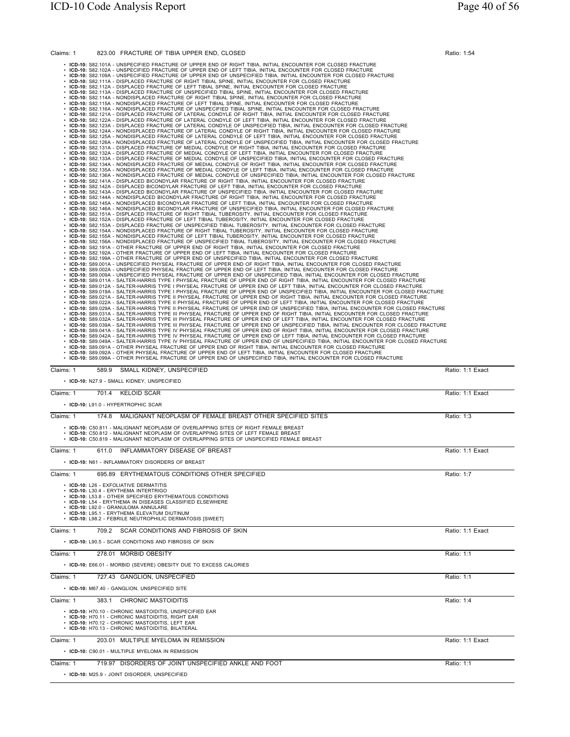Claims: 1 823.00 FRACTURE OF TIBIA UPPER END, CLOSED Ratio: 1:54

- **ICD-10:** S82.101A - UNSPECIFIED FRACTURE OF UPPER END OF RIGHT TIBIA, INITIAL ENCOUNTER FOR CLOSED FRACTURE
- **ICD-10:** S82.102A - UNSPECIFIED FRACTURE OF UPPER END OF LEFT TIBIA, INITIAL ENCOUNTER FOR CLOSED FRACTURE
- **ICD-10:** S82.109A - UNSPECIFIED FRACTURE OF UPPER END OF UNSPECIFIED TIBIA, INITIAL ENCOUNTER FOR CLOSED FRACTURE
- **ICD-10:** S82.111A - DISPLACED FRACTURE OF RIGHT TIBIAL SPINE, INITIAL ENCOUNTER FOR CLOSED FRACTURE
- **ICD-10:** S82.112A - DISPLACED FRACTURE OF LEFT TIBIAL SPINE, INITIAL ENCOUNTER FOR CLOSED FRACTURE
- **ICD-10:** S82.113A - DISPLACED FRACTURE OF UNSPECIFIED TIBIAL SPINE, INITIAL ENCOUNTER FOR CLOSED FRACTURE
- **ICD-10:** S82.114A - NONDISPLACED FRACTURE OF RIGHT TIBIAL SPINE, INITIAL ENCOUNTER FOR CLOSED FRACTURE
- **ICD-10:** S82.115A - NONDISPLACED FRACTURE OF LEFT TIBIAL SPINE, INITIAL ENCOUNTER FOR CLOSED FRACTURE
- **ICD-10:** S82.116A - NONDISPLACED FRACTURE OF UNSPECIFIED TIBIAL SPINE, INITIAL ENCOUNTER FOR CLOSED FRACTURE
- **ICD-10:** S82.121A - DISPLACED FRACTURE OF LATERAL CONDYLE OF RIGHT TIBIA, INITIAL ENCOUNTER FOR CLOSED FRACTURE
- **ICD-10:** S82.122A - DISPLACED FRACTURE OF LATERAL CONDYLE OF LEFT TIBIA, INITIAL ENCOUNTER FOR CLOSED FRACTURE
- **ICD-10:** S82.123A - DISPLACED FRACTURE OF LATERAL CONDYLE OF UNSPECIFIED TIBIA, INITIAL ENCOUNTER FOR CLOSED FRACTURE
- **ICD-10:** S82.124A - NONDISPLACED FRACTURE OF LATERAL CONDYLE OF RIGHT TIBIA, INITIAL ENCOUNTER FOR CLOSED FRACTURE
- **ICD-10:** S82.125A - NONDISPLACED FRACTURE OF LATERAL CONDYLE OF LEFT TIBIA, INITIAL ENCOUNTER FOR CLOSED FRACTURE
- **ICD-10:** S82.126A - NONDISPLACED FRACTURE OF LATERAL CONDYLE OF UNSPECIFIED TIBIA, INITIAL ENCOUNTER FOR CLOSED FRACTURE
- **ICD-10:** S82.131A - DISPLACED FRACTURE OF MEDIAL CONDYLE OF RIGHT TIBIA, INITIAL ENCOUNTER FOR CLOSED FRACTURE
- **ICD-10:** S82.132A - DISPLACED FRACTURE OF MEDIAL CONDYLE OF LEFT TIBIA, INITIAL ENCOUNTER FOR CLOSED FRACTURE
- **ICD-10:** S82.133A - DISPLACED FRACTURE OF MEDIAL CONDYLE OF UNSPECIFIED TIBIA, INITIAL ENCOUNTER FOR CLOSED FRACTURE
- **ICD-10:** S82.134A - NONDISPLACED FRACTURE OF MEDIAL CONDYLE OF RIGHT TIBIA, INITIAL ENCOUNTER FOR CLOSED FRACTURE
- **ICD-10:** S82.135A - NONDISPLACED FRACTURE OF MEDIAL CONDYLE OF LEFT TIBIA, INITIAL ENCOUNTER FOR CLOSED FRACTURE
- **ICD-10:** S82.136A - NONDISPLACED FRACTURE OF MEDIAL CONDYLE OF UNSPECIFIED TIBIA, INITIAL ENCOUNTER FOR CLOSED FRACTURE
- **ICD-10:** S82.141A - DISPLACED BICONDYLAR FRACTURE OF RIGHT TIBIA, INITIAL ENCOUNTER FOR CLOSED FRACTURE
- **ICD-10:** S82.142A - DISPLACED BICONDYLAR FRACTURE OF LEFT TIBIA, INITIAL ENCOUNTER FOR CLOSED FRACTURE
- **ICD-10:** S82.143A - DISPLACED BICONDYLAR FRACTURE OF UNSPECIFIED TIBIA, INITIAL ENCOUNTER FOR CLOSED FRACTURE
- **ICD-10:** S82.144A - NONDISPLACED BICONDYLAR FRACTURE OF RIGHT TIBIA, INITIAL ENCOUNTER FOR CLOSED FRACTURE
- **ICD-10:** S82.145A - NONDISPLACED BICONDYLAR FRACTURE OF LEFT TIBIA, INITIAL ENCOUNTER FOR CLOSED FRACTURE
- **ICD-10:** S82.146A - NONDISPLACED BICONDYLAR FRACTURE OF UNSPECIFIED TIBIA, INITIAL ENCOUNTER FOR CLOSED FRACTURE
- **ICD-10:** S82.151A - DISPLACED FRACTURE OF RIGHT TIBIAL TUBEROSITY, INITIAL ENCOUNTER FOR CLOSED FRACTURE
- **ICD-10:** S82.152A - DISPLACED FRACTURE OF LEFT TIBIAL TUBEROSITY, INITIAL ENCOUNTER FOR CLOSED FRACTURE
- **ICD-10:** S82.153A - DISPLACED FRACTURE OF UNSPECIFIED TIBIAL TUBEROSITY, INITIAL ENCOUNTER FOR CLOSED FRACTURE
- **ICD-10:** S82.154A - NONDISPLACED FRACTURE OF RIGHT TIBIAL TUBEROSITY, INITIAL ENCOUNTER FOR CLOSED FRACTURE
- **ICD-10:** S82.155A - NONDISPLACED FRACTURE OF LEFT TIBIAL TUBEROSITY, INITIAL ENCOUNTER FOR CLOSED FRACTURE
- **ICD-10:** S82.156A - NONDISPLACED FRACTURE OF UNSPECIFIED TIBIAL TUBEROSITY, INITIAL ENCOUNTER FOR CLOSED FRACTURE
- **ICD-10:** S82.191A - OTHER FRACTURE OF UPPER END OF RIGHT TIBIA, INITIAL ENCOUNTER FOR CLOSED FRACTURE
- **ICD-10:** S82.192A - OTHER FRACTURE OF UPPER END OF LEFT TIBIA, INITIAL ENCOUNTER FOR CLOSED FRACTURE
- **ICD-10:** S82.199A - OTHER FRACTURE OF UPPER END OF UNSPECIFIED TIBIA, INITIAL ENCOUNTER FOR CLOSED FRACTURE
- **ICD-10:** S89.001A - UNSPECIFIED PHYSEAL FRACTURE OF UPPER END OF RIGHT TIBIA, INITIAL ENCOUNTER FOR CLOSED FRACTURE
- **ICD-10:** S89.002A - UNSPECIFIED PHYSEAL FRACTURE OF UPPER END OF LEFT TIBIA, INITIAL ENCOUNTER FOR CLOSED FRACTURE
- **ICD-10:** S89.009A - UNSPECIFIED PHYSEAL FRACTURE OF UPPER END OF UNSPECIFIED TIBIA, INITIAL ENCOUNTER FOR CLOSED FRACTURE
- **ICD-10:** S89.011A - SALTER-HARRIS TYPE I PHYSEAL FRACTURE OF UPPER END OF RIGHT TIBIA, INITIAL ENCOUNTER FOR CLOSED FRACTURE
- **ICD-10:** S89.012A - SALTER-HARRIS TYPE I PHYSEAL FRACTURE OF UPPER END OF LEFT TIBIA, INITIAL ENCOUNTER FOR CLOSED FRACTURE
- **ICD-10:** S89.019A - SALTER-HARRIS TYPE I PHYSEAL FRACTURE OF UPPER END OF UNSPECIFIED TIBIA, INITIAL ENCOUNTER FOR CLOSED FRACTURE
- **ICD-10:** S89.021A - SALTER-HARRIS TYPE II PHYSEAL FRACTURE OF UPPER END OF RIGHT TIBIA, INITIAL ENCOUNTER FOR CLOSED FRACTURE
- **ICD-10:** S89.022A - SALTER-HARRIS TYPE II PHYSEAL FRACTURE OF UPPER END OF LEFT TIBIA, INITIAL ENCOUNTER FOR CLOSED FRACTURE
- **ICD-10:** S89.029A - SALTER-HARRIS TYPE II PHYSEAL FRACTURE OF UPPER END OF UNSPECIFIED TIBIA, INITIAL ENCOUNTER FOR CLOSED FRACTURE
- **ICD-10:** S89.031A - SALTER-HARRIS TYPE III PHYSEAL FRACTURE OF UPPER END OF RIGHT TIBIA, INITIAL ENCOUNTER FOR CLOSED FRACTURE
- **ICD-10:** S89.032A - SALTER-HARRIS TYPE III PHYSEAL FRACTURE OF UPPER END OF LEFT TIBIA, INITIAL ENCOUNTER FOR CLOSED FRACTURE
- **ICD-10:** S89.039A - SALTER-HARRIS TYPE III PHYSEAL FRACTURE OF UPPER END OF UNSPECIFIED TIBIA, INITIAL ENCOUNTER FOR CLOSED FRACTURE
- **ICD-10:** S89.041A - SALTER-HARRIS TYPE IV PHYSEAL FRACTURE OF UPPER END OF RIGHT TIBIA, INITIAL ENCOUNTER FOR CLOSED FRACTURE
- **ICD-10:** S89.042A - SALTER-HARRIS TYPE IV PHYSEAL FRACTURE OF UPPER END OF LEFT TIBIA, INITIAL ENCOUNTER FOR CLOSED FRACTURE
- **ICD-10:** S89.049A - SALTER-HARRIS TYPE IV PHYSEAL FRACTURE OF UPPER END OF UNSPECIFIED TIBIA, INITIAL ENCOUNTER FOR CLOSED FRACTURE
- **ICD-10:** S89.091A - OTHER PHYSEAL FRACTURE OF UPPER END OF RIGHT TIBIA, INITIAL ENCOUNTER FOR CLOSED FRACTURE
- **ICD-10:** S89.092A - OTHER PHYSEAL FRACTURE OF UPPER END OF LEFT TIBIA, INITIAL ENCOUNTER FOR CLOSED FRACTURE
- **ICD-10:** S89.099A - OTHER PHYSEAL FRACTURE OF UPPER END OF UNSPECIFIED TIBIA, INITIAL ENCOUNTER FOR CLOSED FRACTURE

---

Claims: 1 589.9 SMALL KIDNEY, UNSPECIFIED Ratio: 1:1 Exact

- **ICD-10:** N27.9 - SMALL KIDNEY, UNSPECIFIED

---

Claims: 1 701.4 KELOID SCAR Ratio: 1:1 Exact

- **ICD-10:** L91.0 - HYPERTROPHIC SCAR

---

Claims: 1 174.8 MALIGNANT NEOPLASM OF FEMALE BREAST OTHER SPECIFIED SITES Ratio: 1:3

- **ICD-10:** C50.811 - MALIGNANT NEOPLASM OF OVERLAPPING SITES OF RIGHT FEMALE BREAST
- **ICD-10:** C50.812 - MALIGNANT NEOPLASM OF OVERLAPPING SITES OF LEFT FEMALE BREAST
- **ICD-10:** C50.819 - MALIGNANT NEOPLASM OF OVERLAPPING SITES OF UNSPECIFIED FEMALE BREAST

---

Claims: 1 611.0 INFLAMMATORY DISEASE OF BREAST Ratio: 1:1 Exact

- **ICD-10:** N61 - INFLAMMATORY DISORDERS OF BREAST

---

Claims: 1 695.89 ERYTHEMATOUS CONDITIONS OTHER SPECIFIED Ratio: 1:7

- **ICD-10:** L26 - EXFOLIATIVE DERMATITIS
- **ICD-10:** L30.4 - ERYTHEMA INTERTRIGO
- **ICD-10:** L53.8 - OTHER SPECIFIED ERYTHEMATOUS CONDITIONS
- **ICD-10:** L54 - ERYTHEMA IN DISEASES CLASSIFIED ELSEWHERE
- **ICD-10:** L92.0 - GRANULOMA ANNULARE
- **ICD-10:** L95.1 - ERYTHEMA ELEVATUM DIUTINUM
- **ICD-10:** L98.2 - FEBRILE NEUTROPHILIC DERMATOSIS [SWEET]

---

Claims: 1 709.2 SCAR CONDITIONS AND FIBROSIS OF SKIN Ratio: 1:1 Exact

- **ICD-10:** L90.5 - SCAR CONDITIONS AND FIBROSIS OF SKIN

---

Claims: 1 278.01 MORBID OBESITY Ratio: 1:1

- **ICD-10:** E66.01 - MORBID (SEVERE) OBESITY DUE TO EXCESS CALORIES

---

Claims: 1 727.43 GANGLION, UNSPECIFIED Ratio: 1:1

- **ICD-10:** M67.40 - GANGLION, UNSPECIFIED SITE

---

Claims: 1 383.1 CHRONIC MASTOIDITIS Ratio: 1:4

- **ICD-10:** H70.10 - CHRONIC MASTOIDITIS, UNSPECIFIED EAR
- **ICD-10:** H70.11 - CHRONIC MASTOIDITIS, RIGHT EAR
- **ICD-10:** H70.12 - CHRONIC MASTOIDITIS, LEFT EAR
- **ICD-10:** H70.13 - CHRONIC MASTOIDITIS, BILATERAL

---

Claims: 1 203.01 MULTIPLE MYELOMA IN REMISSION Ratio: 1:1 Exact

- **ICD-10:** C90.01 - MULTIPLE MYELOMA IN REMISSION

---

Claims: 1 719.97 DISORDERS OF JOINT UNSPECIFIED ANKLE AND FOOT Ratio: 1:1

- **ICD-10:** M25.9 - JOINT DISORDER, UNSPECIFIED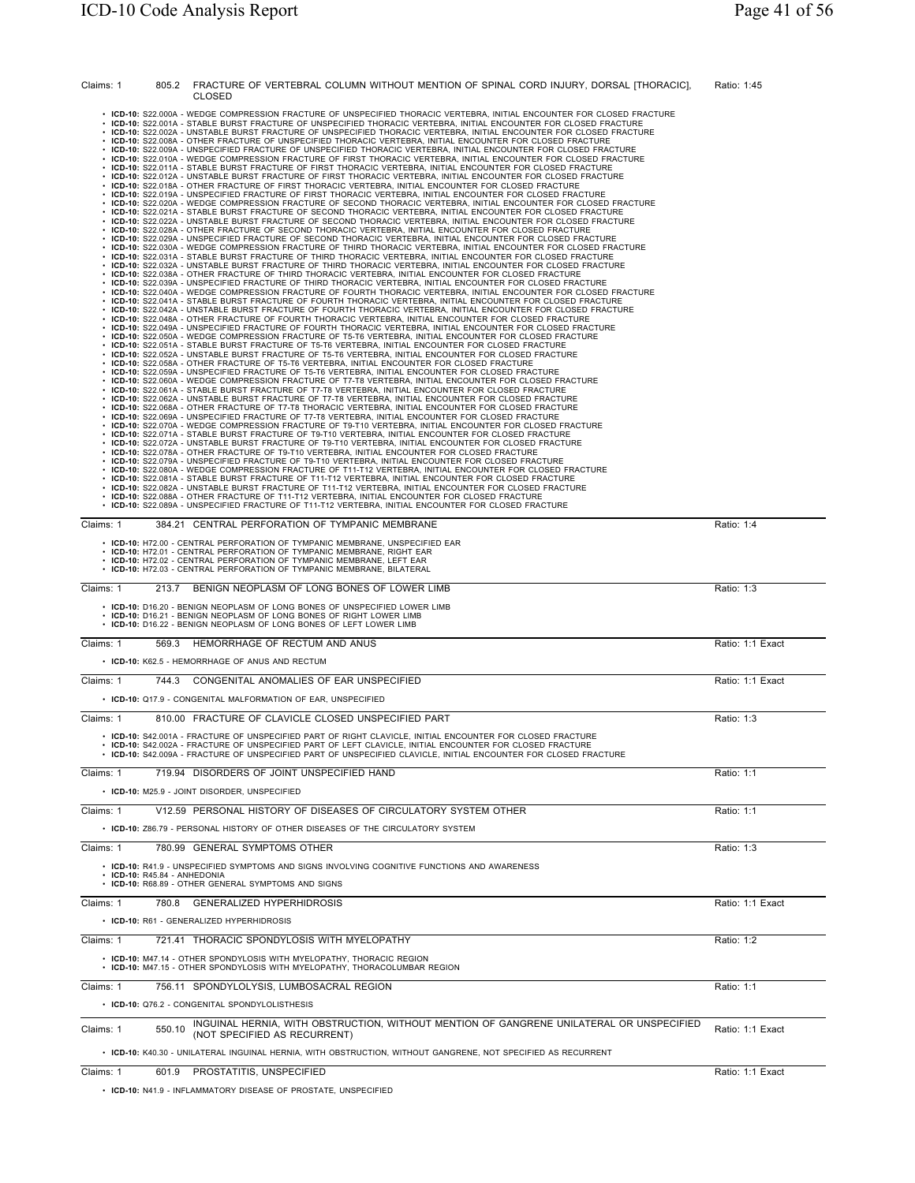Claims: 1 | 805.2 FRACTURE OF VERTEBRAL COLUMN WITHOUT MENTION OF SPINAL CORD INJURY, DORSAL [THORACIC], CLOSED | Ratio: 1:45

- **ICD-10:** S22.000A - WEDGE COMPRESSION FRACTURE OF UNSPECIFIED THORACIC VERTEBRA, INITIAL ENCOUNTER FOR CLOSED FRACTURE
- **ICD-10:** S22.001A - STABLE BURST FRACTURE OF UNSPECIFIED THORACIC VERTEBRA, INITIAL ENCOUNTER FOR CLOSED FRACTURE
- **ICD-10:** S22.002A - UNSTABLE BURST FRACTURE OF UNSPECIFIED THORACIC VERTEBRA, INITIAL ENCOUNTER FOR CLOSED FRACTURE
- **ICD-10:** S22.008A - OTHER FRACTURE OF UNSPECIFIED THORACIC VERTEBRA, INITIAL ENCOUNTER FOR CLOSED FRACTURE
- **ICD-10:** S22.009A - UNSPECIFIED FRACTURE OF UNSPECIFIED THORACIC VERTEBRA, INITIAL ENCOUNTER FOR CLOSED FRACTURE
- **ICD-10:** S22.010A - WEDGE COMPRESSION FRACTURE OF FIRST THORACIC VERTEBRA, INITIAL ENCOUNTER FOR CLOSED FRACTURE
- **ICD-10:** S22.011A - STABLE BURST FRACTURE OF FIRST THORACIC VERTEBRA, INITIAL ENCOUNTER FOR CLOSED FRACTURE
- **ICD-10:** S22.012A - UNSTABLE BURST FRACTURE OF FIRST THORACIC VERTEBRA, INITIAL ENCOUNTER FOR CLOSED FRACTURE
- **ICD-10:** S22.018A - OTHER FRACTURE OF FIRST THORACIC VERTEBRA, INITIAL ENCOUNTER FOR CLOSED FRACTURE
- **ICD-10:** S22.019A - UNSPECIFIED FRACTURE OF FIRST THORACIC VERTEBRA, INITIAL ENCOUNTER FOR CLOSED FRACTURE
- **ICD-10:** S22.020A - WEDGE COMPRESSION FRACTURE OF SECOND THORACIC VERTEBRA, INITIAL ENCOUNTER FOR CLOSED FRACTURE
- **ICD-10:** S22.021A - STABLE BURST FRACTURE OF SECOND THORACIC VERTEBRA, INITIAL ENCOUNTER FOR CLOSED FRACTURE
- **ICD-10:** S22.022A - UNSTABLE BURST FRACTURE OF SECOND THORACIC VERTEBRA, INITIAL ENCOUNTER FOR CLOSED FRACTURE
- **ICD-10:** S22.028A - OTHER FRACTURE OF SECOND THORACIC VERTEBRA, INITIAL ENCOUNTER FOR CLOSED FRACTURE
- **ICD-10:** S22.029A - UNSPECIFIED FRACTURE OF SECOND THORACIC VERTEBRA, INITIAL ENCOUNTER FOR CLOSED FRACTURE
- **ICD-10:** S22.030A - WEDGE COMPRESSION FRACTURE OF THIRD THORACIC VERTEBRA, INITIAL ENCOUNTER FOR CLOSED FRACTURE
- **ICD-10:** S22.031A - STABLE BURST FRACTURE OF THIRD THORACIC VERTEBRA, INITIAL ENCOUNTER FOR CLOSED FRACTURE
- **ICD-10:** S22.032A - UNSTABLE BURST FRACTURE OF THIRD THORACIC VERTEBRA, INITIAL ENCOUNTER FOR CLOSED FRACTURE
- **ICD-10:** S22.038A - OTHER FRACTURE OF THIRD THORACIC VERTEBRA, INITIAL ENCOUNTER FOR CLOSED FRACTURE
- **ICD-10:** S22.039A - UNSPECIFIED FRACTURE OF THIRD THORACIC VERTEBRA, INITIAL ENCOUNTER FOR CLOSED FRACTURE
- **ICD-10:** S22.040A - WEDGE COMPRESSION FRACTURE OF FOURTH THORACIC VERTEBRA, INITIAL ENCOUNTER FOR CLOSED FRACTURE
- **ICD-10:** S22.041A - STABLE BURST FRACTURE OF FOURTH THORACIC VERTEBRA, INITIAL ENCOUNTER FOR CLOSED FRACTURE
- **ICD-10:** S22.042A - UNSTABLE BURST FRACTURE OF FOURTH THORACIC VERTEBRA, INITIAL ENCOUNTER FOR CLOSED FRACTURE
- **ICD-10:** S22.048A - OTHER FRACTURE OF FOURTH THORACIC VERTEBRA, INITIAL ENCOUNTER FOR CLOSED FRACTURE
- **ICD-10:** S22.049A - UNSPECIFIED FRACTURE OF FOURTH THORACIC VERTEBRA, INITIAL ENCOUNTER FOR CLOSED FRACTURE
- **ICD-10:** S22.050A - WEDGE COMPRESSION FRACTURE OF T5-T6 VERTEBRA, INITIAL ENCOUNTER FOR CLOSED FRACTURE
- **ICD-10:** S22.051A - STABLE BURST FRACTURE OF T5-T6 VERTEBRA, INITIAL ENCOUNTER FOR CLOSED FRACTURE
- **ICD-10:** S22.052A - UNSTABLE BURST FRACTURE OF T5-T6 VERTEBRA, INITIAL ENCOUNTER FOR CLOSED FRACTURE
- **ICD-10:** S22.058A - OTHER FRACTURE OF T5-T6 VERTEBRA, INITIAL ENCOUNTER FOR CLOSED FRACTURE
- **ICD-10:** S22.059A - UNSPECIFIED FRACTURE OF T5-T6 VERTEBRA, INITIAL ENCOUNTER FOR CLOSED FRACTURE
- **ICD-10:** S22.060A - WEDGE COMPRESSION FRACTURE OF T7-T8 VERTEBRA, INITIAL ENCOUNTER FOR CLOSED FRACTURE
- **ICD-10:** S22.061A - STABLE BURST FRACTURE OF T7-T8 VERTEBRA, INITIAL ENCOUNTER FOR CLOSED FRACTURE
- **ICD-10:** S22.062A - UNSTABLE BURST FRACTURE OF T7-T8 VERTEBRA, INITIAL ENCOUNTER FOR CLOSED FRACTURE
- **ICD-10:** S22.068A - OTHER FRACTURE OF T7-T8 THORACIC VERTEBRA, INITIAL ENCOUNTER FOR CLOSED FRACTURE
- **ICD-10:** S22.069A - UNSPECIFIED FRACTURE OF T7-T8 VERTEBRA, INITIAL ENCOUNTER FOR CLOSED FRACTURE
- **ICD-10:** S22.070A - WEDGE COMPRESSION FRACTURE OF T9-T10 VERTEBRA, INITIAL ENCOUNTER FOR CLOSED FRACTURE
- **ICD-10:** S22.071A - STABLE BURST FRACTURE OF T9-T10 VERTEBRA, INITIAL ENCOUNTER FOR CLOSED FRACTURE
- **ICD-10:** S22.072A - UNSTABLE BURST FRACTURE OF T9-T10 VERTEBRA, INITIAL ENCOUNTER FOR CLOSED FRACTURE
- **ICD-10:** S22.078A - OTHER FRACTURE OF T9-T10 VERTEBRA, INITIAL ENCOUNTER FOR CLOSED FRACTURE
- **ICD-10:** S22.079A - UNSPECIFIED FRACTURE OF T9-T10 VERTEBRA, INITIAL ENCOUNTER FOR CLOSED FRACTURE
- **ICD-10:** S22.080A - WEDGE COMPRESSION FRACTURE OF T11-T12 VERTEBRA, INITIAL ENCOUNTER FOR CLOSED FRACTURE
- **ICD-10:** S22.081A - STABLE BURST FRACTURE OF T11-T12 VERTEBRA, INITIAL ENCOUNTER FOR CLOSED FRACTURE
- **ICD-10:** S22.082A - UNSTABLE BURST FRACTURE OF T11-T12 VERTEBRA, INITIAL ENCOUNTER FOR CLOSED FRACTURE
- **ICD-10:** S22.088A - OTHER FRACTURE OF T11-T12 VERTEBRA, INITIAL ENCOUNTER FOR CLOSED FRACTURE
- **ICD-10:** S22.089A - UNSPECIFIED FRACTURE OF T11-T12 VERTEBRA, INITIAL ENCOUNTER FOR CLOSED FRACTURE

Claims: 1 | 384.21 CENTRAL PERFORATION OF TYMPANIC MEMBRANE | Ratio: 1:4

- **ICD-10:** H72.00 - CENTRAL PERFORATION OF TYMPANIC MEMBRANE, UNSPECIFIED EAR
- **ICD-10:** H72.01 - CENTRAL PERFORATION OF TYMPANIC MEMBRANE, RIGHT EAR
- **ICD-10:** H72.02 - CENTRAL PERFORATION OF TYMPANIC MEMBRANE, LEFT EAR
- **ICD-10:** H72.03 - CENTRAL PERFORATION OF TYMPANIC MEMBRANE, BILATERAL

Claims: 1 | 213.7 BENIGN NEOPLASM OF LONG BONES OF LOWER LIMB | Ratio: 1:3

- **ICD-10:** D16.20 - BENIGN NEOPLASM OF LONG BONES OF UNSPECIFIED LOWER LIMB
- **ICD-10:** D16.21 - BENIGN NEOPLASM OF LONG BONES OF RIGHT LOWER LIMB
- **ICD-10:** D16.22 - BENIGN NEOPLASM OF LONG BONES OF LEFT LOWER LIMB

Claims: 1 | 569.3 HEMORRHAGE OF RECTUM AND ANUS | Ratio: 1:1 Exact

- **ICD-10:** K62.5 - HEMORRHAGE OF ANUS AND RECTUM

Claims: 1 | 744.3 CONGENITAL ANOMALIES OF EAR UNSPECIFIED | Ratio: 1:1 Exact

- **ICD-10:** Q17.9 - CONGENITAL MALFORMATION OF EAR, UNSPECIFIED

Claims: 1 | 810.00 FRACTURE OF CLAVICLE CLOSED UNSPECIFIED PART | Ratio: 1:3

- **ICD-10:** S42.001A - FRACTURE OF UNSPECIFIED PART OF RIGHT CLAVICLE, INITIAL ENCOUNTER FOR CLOSED FRACTURE
- **ICD-10:** S42.002A - FRACTURE OF UNSPECIFIED PART OF LEFT CLAVICLE, INITIAL ENCOUNTER FOR CLOSED FRACTURE
- **ICD-10:** S42.009A - FRACTURE OF UNSPECIFIED PART OF UNSPECIFIED CLAVICLE, INITIAL ENCOUNTER FOR CLOSED FRACTURE

Claims: 1 | 719.94 DISORDERS OF JOINT UNSPECIFIED HAND | Ratio: 1:1

- **ICD-10:** M25.9 - JOINT DISORDER, UNSPECIFIED

Claims: 1 | V12.59 PERSONAL HISTORY OF DISEASES OF CIRCULATORY SYSTEM OTHER | Ratio: 1:1

- **ICD-10:** Z86.79 - PERSONAL HISTORY OF OTHER DISEASES OF THE CIRCULATORY SYSTEM

Claims: 1 | 780.99 GENERAL SYMPTOMS OTHER | Ratio: 1:3

- **ICD-10:** R41.9 - UNSPECIFIED SYMPTOMS AND SIGNS INVOLVING COGNITIVE FUNCTIONS AND AWARENESS
- **ICD-10:** R45.84 - ANHEDONIA
- **ICD-10:** R68.89 - OTHER GENERAL SYMPTOMS AND SIGNS

Claims: 1 | 780.8 GENERALIZED HYPERHIDROSIS | Ratio: 1:1 Exact

- **ICD-10:** R61 - GENERALIZED HYPERHIDROSIS

Claims: 1 | 721.41 THORACIC SPONDYLOSIS WITH MYELOPATHY | Ratio: 1:2

- **ICD-10:** M47.14 - OTHER SPONDYLOSIS WITH MYELOPATHY, THORACIC REGION
- **ICD-10:** M47.15 - OTHER SPONDYLOSIS WITH MYELOPATHY, THORACOLUMBAR REGION

Claims: 1 | 756.11 SPONDYLOLYSIS, LUMBOSACRAL REGION | Ratio: 1:1

- **ICD-10:** Q76.2 - CONGENITAL SPONDYLOLISTHESIS

Claims: 1 | 550.10 INGUINAL HERNIA, WITH OBSTRUCTION, WITHOUT MENTION OF GANGRENE UNILATERAL OR UNSPECIFIED (NOT SPECIFIED AS RECURRENT) | Ratio: 1:1 Exact

- **ICD-10:** K40.30 - UNILATERAL INGUINAL HERNIA, WITH OBSTRUCTION, WITHOUT GANGRENE, NOT SPECIFIED AS RECURRENT

Claims: 1 | 601.9 PROSTATITIS, UNSPECIFIED | Ratio: 1:1 Exact

- **ICD-10:** N41.9 - INFLAMMATORY DISEASE OF PROSTATE, UNSPECIFIED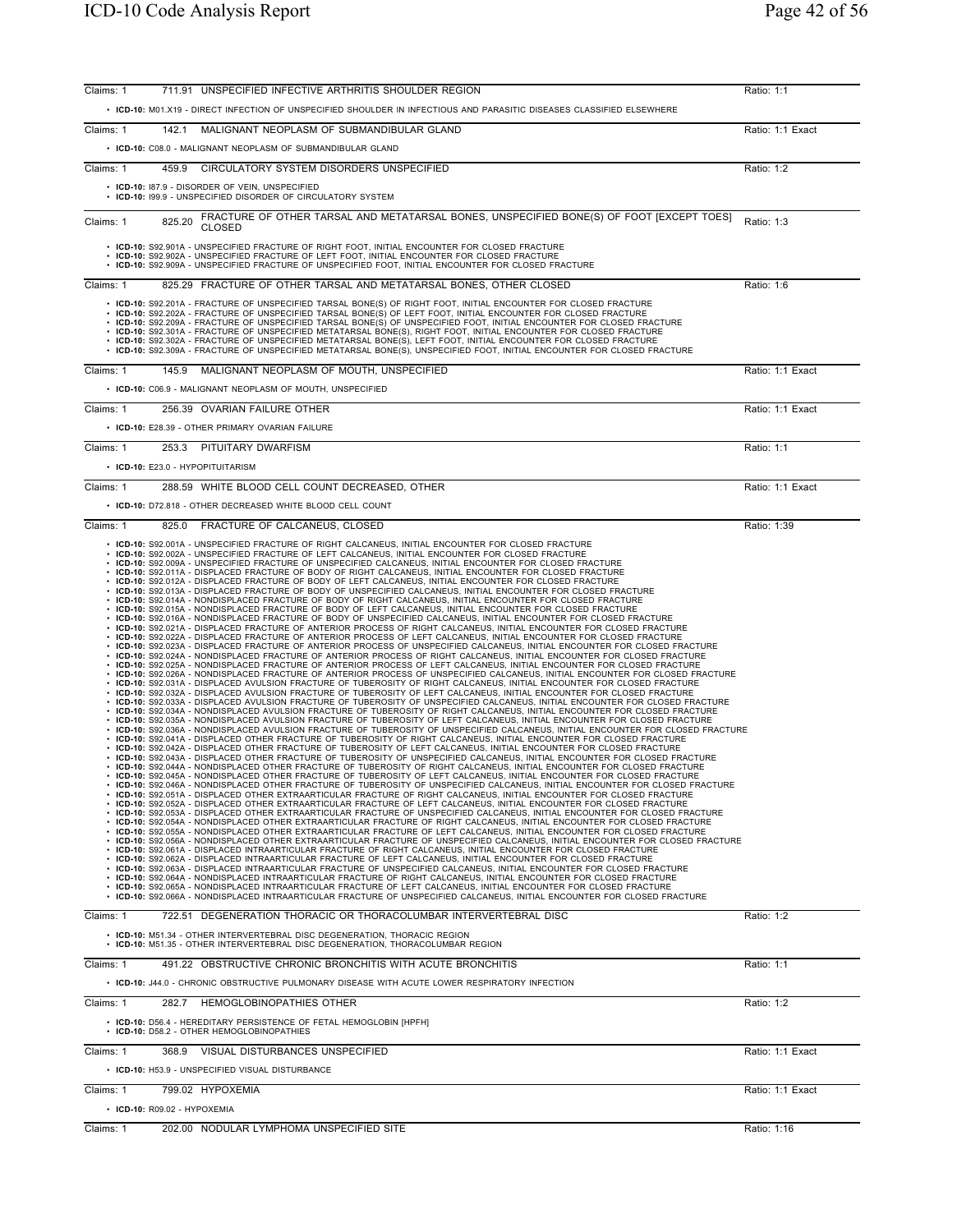Claims: 1 | 711.91 UNSPECIFIED INFECTIVE ARTHRITIS SHOULDER REGION | Ratio: 1:1

- **ICD-10:** M01.X19 - DIRECT INFECTION OF UNSPECIFIED SHOULDER IN INFECTIOUS AND PARASITIC DISEASES CLASSIFIED ELSEWHERE

Claims: 1 | 142.1 MALIGNANT NEOPLASM OF SUBMANDIBULAR GLAND | Ratio: 1:1 Exact

- **ICD-10:** C08.0 - MALIGNANT NEOPLASM OF SUBMANDIBULAR GLAND

Claims: 1 | 459.9 CIRCULATORY SYSTEM DISORDERS UNSPECIFIED | Ratio: 1:2

- **ICD-10:** I87.9 - DISORDER OF VEIN, UNSPECIFIED
- **ICD-10:** I99.9 - UNSPECIFIED DISORDER OF CIRCULATORY SYSTEM

Claims: 1 | 825.20 FRACTURE OF OTHER TARSAL AND METATARSAL BONES, UNSPECIFIED BONE(S) OF FOOT [EXCEPT TOES] CLOSED | Ratio: 1:3

- **ICD-10:** S92.901A - UNSPECIFIED FRACTURE OF RIGHT FOOT, INITIAL ENCOUNTER FOR CLOSED FRACTURE
- **ICD-10:** S92.902A - UNSPECIFIED FRACTURE OF LEFT FOOT, INITIAL ENCOUNTER FOR CLOSED FRACTURE
- **ICD-10:** S92.909A - UNSPECIFIED FRACTURE OF UNSPECIFIED FOOT, INITIAL ENCOUNTER FOR CLOSED FRACTURE

Claims: 1 | 825.29 FRACTURE OF OTHER TARSAL AND METATARSAL BONES, OTHER CLOSED | Ratio: 1:6

- **ICD-10:** S92.201A - FRACTURE OF UNSPECIFIED TARSAL BONE(S) OF RIGHT FOOT, INITIAL ENCOUNTER FOR CLOSED FRACTURE
- **ICD-10:** S92.202A - FRACTURE OF UNSPECIFIED TARSAL BONE(S) OF LEFT FOOT, INITIAL ENCOUNTER FOR CLOSED FRACTURE
- **ICD-10:** S92.209A - FRACTURE OF UNSPECIFIED TARSAL BONE(S) OF UNSPECIFIED FOOT, INITIAL ENCOUNTER FOR CLOSED FRACTURE
- **ICD-10:** S92.301A - FRACTURE OF UNSPECIFIED METATARSAL BONE(S), RIGHT FOOT, INITIAL ENCOUNTER FOR CLOSED FRACTURE
- **ICD-10:** S92.302A - FRACTURE OF UNSPECIFIED METATARSAL BONE(S), LEFT FOOT, INITIAL ENCOUNTER FOR CLOSED FRACTURE
- **ICD-10:** S92.309A - FRACTURE OF UNSPECIFIED METATARSAL BONE(S), UNSPECIFIED FOOT, INITIAL ENCOUNTER FOR CLOSED FRACTURE

Claims: 1 | 145.9 MALIGNANT NEOPLASM OF MOUTH, UNSPECIFIED | Ratio: 1:1 Exact

- **ICD-10:** C06.9 - MALIGNANT NEOPLASM OF MOUTH, UNSPECIFIED

Claims: 1 | 256.39 OVARIAN FAILURE OTHER | Ratio: 1:1 Exact

- **ICD-10:** E28.39 - OTHER PRIMARY OVARIAN FAILURE

Claims: 1 | 253.3 PITUITARY DWARFISM | Ratio: 1:1

- **ICD-10:** E23.0 - HYPOPITUITARISM

Claims: 1 | 288.59 WHITE BLOOD CELL COUNT DECREASED, OTHER | Ratio: 1:1 Exact

- **ICD-10:** D72.818 - OTHER DECREASED WHITE BLOOD CELL COUNT

Claims: 1 | 825.0 FRACTURE OF CALCANEUS, CLOSED | Ratio: 1:39

- **ICD-10:** S92.001A - UNSPECIFIED FRACTURE OF RIGHT CALCANEUS, INITIAL ENCOUNTER FOR CLOSED FRACTURE
- **ICD-10:** S92.002A - UNSPECIFIED FRACTURE OF LEFT CALCANEUS, INITIAL ENCOUNTER FOR CLOSED FRACTURE
- **ICD-10:** S92.009A - UNSPECIFIED FRACTURE OF UNSPECIFIED CALCANEUS, INITIAL ENCOUNTER FOR CLOSED FRACTURE
- **ICD-10:** S92.011A - DISPLACED FRACTURE OF BODY OF RIGHT CALCANEUS, INITIAL ENCOUNTER FOR CLOSED FRACTURE
- **ICD-10:** S92.012A - DISPLACED FRACTURE OF BODY OF LEFT CALCANEUS, INITIAL ENCOUNTER FOR CLOSED FRACTURE
- **ICD-10:** S92.013A - DISPLACED FRACTURE OF BODY OF UNSPECIFIED CALCANEUS, INITIAL ENCOUNTER FOR CLOSED FRACTURE
- **ICD-10:** S92.014A - NONDISPLACED FRACTURE OF BODY OF RIGHT CALCANEUS, INITIAL ENCOUNTER FOR CLOSED FRACTURE
- **ICD-10:** S92.015A - NONDISPLACED FRACTURE OF BODY OF LEFT CALCANEUS, INITIAL ENCOUNTER FOR CLOSED FRACTURE
- **ICD-10:** S92.016A - NONDISPLACED FRACTURE OF BODY OF UNSPECIFIED CALCANEUS, INITIAL ENCOUNTER FOR CLOSED FRACTURE
- **ICD-10:** S92.021A - DISPLACED FRACTURE OF ANTERIOR PROCESS OF RIGHT CALCANEUS, INITIAL ENCOUNTER FOR CLOSED FRACTURE
- **ICD-10:** S92.022A - DISPLACED FRACTURE OF ANTERIOR PROCESS OF LEFT CALCANEUS, INITIAL ENCOUNTER FOR CLOSED FRACTURE
- **ICD-10:** S92.023A - DISPLACED FRACTURE OF ANTERIOR PROCESS OF UNSPECIFIED CALCANEUS, INITIAL ENCOUNTER FOR CLOSED FRACTURE
- **ICD-10:** S92.024A - NONDISPLACED FRACTURE OF ANTERIOR PROCESS OF RIGHT CALCANEUS, INITIAL ENCOUNTER FOR CLOSED FRACTURE
- **ICD-10:** S92.025A - NONDISPLACED FRACTURE OF ANTERIOR PROCESS OF LEFT CALCANEUS, INITIAL ENCOUNTER FOR CLOSED FRACTURE
- **ICD-10:** S92.026A - NONDISPLACED FRACTURE OF ANTERIOR PROCESS OF UNSPECIFIED CALCANEUS, INITIAL ENCOUNTER FOR CLOSED FRACTURE
- **ICD-10:** S92.031A - DISPLACED AVULSION FRACTURE OF TUBEROSITY OF RIGHT CALCANEUS, INITIAL ENCOUNTER FOR CLOSED FRACTURE
- **ICD-10:** S92.032A - DISPLACED AVULSION FRACTURE OF TUBEROSITY OF LEFT CALCANEUS, INITIAL ENCOUNTER FOR CLOSED FRACTURE
- **ICD-10:** S92.033A - DISPLACED AVULSION FRACTURE OF TUBEROSITY OF UNSPECIFIED CALCANEUS, INITIAL ENCOUNTER FOR CLOSED FRACTURE
- **ICD-10:** S92.034A - NONDISPLACED AVULSION FRACTURE OF TUBEROSITY OF RIGHT CALCANEUS, INITIAL ENCOUNTER FOR CLOSED FRACTURE
- **ICD-10:** S92.035A - NONDISPLACED AVULSION FRACTURE OF TUBEROSITY OF LEFT CALCANEUS, INITIAL ENCOUNTER FOR CLOSED FRACTURE
- **ICD-10:** S92.036A - NONDISPLACED AVULSION FRACTURE OF TUBEROSITY OF UNSPECIFIED CALCANEUS, INITIAL ENCOUNTER FOR CLOSED FRACTURE
- **ICD-10:** S92.041A - DISPLACED OTHER FRACTURE OF TUBEROSITY OF RIGHT CALCANEUS, INITIAL ENCOUNTER FOR CLOSED FRACTURE
- **ICD-10:** S92.042A - DISPLACED OTHER FRACTURE OF TUBEROSITY OF LEFT CALCANEUS, INITIAL ENCOUNTER FOR CLOSED FRACTURE
- **ICD-10:** S92.043A - DISPLACED OTHER FRACTURE OF TUBEROSITY OF UNSPECIFIED CALCANEUS, INITIAL ENCOUNTER FOR CLOSED FRACTURE
- **ICD-10:** S92.044A - NONDISPLACED OTHER FRACTURE OF TUBEROSITY OF RIGHT CALCANEUS, INITIAL ENCOUNTER FOR CLOSED FRACTURE
- **ICD-10:** S92.045A - NONDISPLACED OTHER FRACTURE OF TUBEROSITY OF LEFT CALCANEUS, INITIAL ENCOUNTER FOR CLOSED FRACTURE
- **ICD-10:** S92.046A - NONDISPLACED OTHER FRACTURE OF TUBEROSITY OF UNSPECIFIED CALCANEUS, INITIAL ENCOUNTER FOR CLOSED FRACTURE
- **ICD-10:** S92.051A - DISPLACED OTHER EXTRAARTICULAR FRACTURE OF RIGHT CALCANEUS, INITIAL ENCOUNTER FOR CLOSED FRACTURE
- **ICD-10:** S92.052A - DISPLACED OTHER EXTRAARTICULAR FRACTURE OF LEFT CALCANEUS, INITIAL ENCOUNTER FOR CLOSED FRACTURE
- **ICD-10:** S92.053A - DISPLACED OTHER EXTRAARTICULAR FRACTURE OF UNSPECIFIED CALCANEUS, INITIAL ENCOUNTER FOR CLOSED FRACTURE
- **ICD-10:** S92.054A - NONDISPLACED OTHER EXTRAARTICULAR FRACTURE OF RIGHT CALCANEUS, INITIAL ENCOUNTER FOR CLOSED FRACTURE
- **ICD-10:** S92.055A - NONDISPLACED OTHER EXTRAARTICULAR FRACTURE OF LEFT CALCANEUS, INITIAL ENCOUNTER FOR CLOSED FRACTURE
- **ICD-10:** S92.056A - NONDISPLACED OTHER EXTRAARTICULAR FRACTURE OF UNSPECIFIED CALCANEUS, INITIAL ENCOUNTER FOR CLOSED FRACTURE
- **ICD-10:** S92.061A - DISPLACED INTRAARTICULAR FRACTURE OF RIGHT CALCANEUS, INITIAL ENCOUNTER FOR CLOSED FRACTURE
- **ICD-10:** S92.062A - DISPLACED INTRAARTICULAR FRACTURE OF LEFT CALCANEUS, INITIAL ENCOUNTER FOR CLOSED FRACTURE
- **ICD-10:** S92.063A - DISPLACED INTRAARTICULAR FRACTURE OF UNSPECIFIED CALCANEUS, INITIAL ENCOUNTER FOR CLOSED FRACTURE
- **ICD-10:** S92.064A - NONDISPLACED INTRAARTICULAR FRACTURE OF RIGHT CALCANEUS, INITIAL ENCOUNTER FOR CLOSED FRACTURE
- **ICD-10:** S92.065A - NONDISPLACED INTRAARTICULAR FRACTURE OF LEFT CALCANEUS, INITIAL ENCOUNTER FOR CLOSED FRACTURE
- **ICD-10:** S92.066A - NONDISPLACED INTRAARTICULAR FRACTURE OF UNSPECIFIED CALCANEUS, INITIAL ENCOUNTER FOR CLOSED FRACTURE

Claims: 1 | 722.51 DEGENERATION THORACIC OR THORACOLUMBAR INTERVERTEBRAL DISC | Ratio: 1:2

- **ICD-10:** M51.34 - OTHER INTERVERTEBRAL DISC DEGENERATION, THORACIC REGION
- **ICD-10:** M51.35 - OTHER INTERVERTEBRAL DISC DEGENERATION, THORACOLUMBAR REGION

Claims: 1 | 491.22 OBSTRUCTIVE CHRONIC BRONCHITIS WITH ACUTE BRONCHITIS | Ratio: 1:1

- **ICD-10:** J44.0 - CHRONIC OBSTRUCTIVE PULMONARY DISEASE WITH ACUTE LOWER RESPIRATORY INFECTION

Claims: 1 | 282.7 HEMOGLOBINOPATHIES OTHER | Ratio: 1:2

- **ICD-10:** D56.4 - HEREDITARY PERSISTENCE OF FETAL HEMOGLOBIN [HPFH]
- **ICD-10:** D58.2 - OTHER HEMOGLOBINOPATHIES

Claims: 1 | 368.9 VISUAL DISTURBANCES UNSPECIFIED | Ratio: 1:1 Exact

- **ICD-10:** H53.9 - UNSPECIFIED VISUAL DISTURBANCE

Claims: 1 | 799.02 HYPOXEMIA | Ratio: 1:1 Exact

- **ICD-10:** R09.02 - HYPOXEMIA

Claims: 1 | 202.00 NODULAR LYMPHOMA UNSPECIFIED SITE | Ratio: 1:16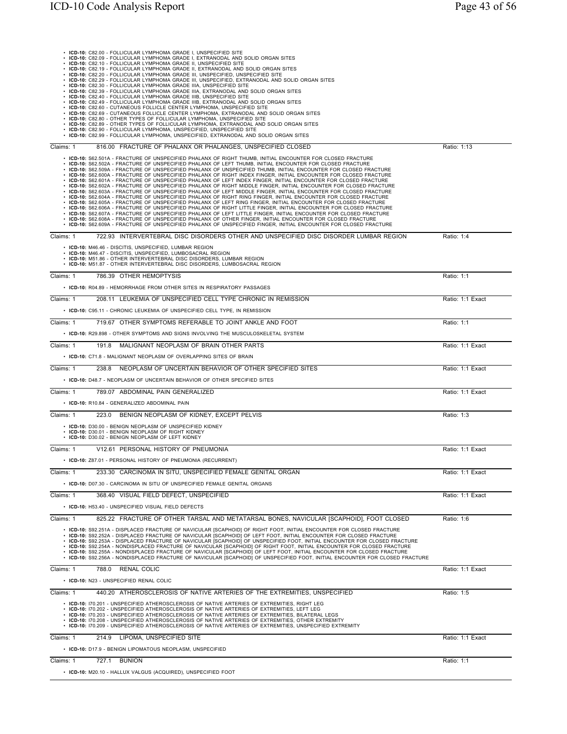- **ICD-10:** C82.00 - FOLLICULAR LYMPHOMA GRADE I, UNSPECIFIED SITE
- **ICD-10:** C82.09 - FOLLICULAR LYMPHOMA GRADE I, EXTRANODAL AND SOLID ORGAN SITES
- **ICD-10:** C82.10 - FOLLICULAR LYMPHOMA GRADE II, UNSPECIFIED SITE
- **ICD-10:** C82.19 - FOLLICULAR LYMPHOMA GRADE II, EXTRANODAL AND SOLID ORGAN SITES
- **ICD-10:** C82.20 - FOLLICULAR LYMPHOMA GRADE III, UNSPECIFIED, UNSPECIFIED SITE
- **ICD-10:** C82.29 - FOLLICULAR LYMPHOMA GRADE III, UNSPECIFIED, EXTRANODAL AND SOLID ORGAN SITES
- **ICD-10:** C82.30 - FOLLICULAR LYMPHOMA GRADE IIIA, UNSPECIFIED SITE
- **ICD-10:** C82.39 - FOLLICULAR LYMPHOMA GRADE IIIA, EXTRANODAL AND SOLID ORGAN SITES
- **ICD-10:** C82.40 - FOLLICULAR LYMPHOMA GRADE IIIB, UNSPECIFIED SITE
- **ICD-10:** C82.49 - FOLLICULAR LYMPHOMA GRADE IIIB, EXTRANODAL AND SOLID ORGAN SITES
- **ICD-10:** C82.60 - CUTANEOUS FOLLICLE CENTER LYMPHOMA, UNSPECIFIED SITE
- **ICD-10:** C82.69 - CUTANEOUS FOLLICLE CENTER LYMPHOMA, EXTRANODAL AND SOLID ORGAN SITES
- **ICD-10:** C82.80 - OTHER TYPES OF FOLLICULAR LYMPHOMA, UNSPECIFIED SITE
- **ICD-10:** C82.89 - OTHER TYPES OF FOLLICULAR LYMPHOMA, EXTRANODAL AND SOLID ORGAN SITES
- **ICD-10:** C82.90 - FOLLICULAR LYMPHOMA, UNSPECIFIED, UNSPECIFIED SITE
- **ICD-10:** C82.99 - FOLLICULAR LYMPHOMA, UNSPECIFIED, EXTRANODAL AND SOLID ORGAN SITES

---

Claims: 1 | 816.00 FRACTURE OF PHALANX OR PHALANGES, UNSPECIFIED CLOSED | Ratio: 1:13

- **ICD-10:** S62.501A - FRACTURE OF UNSPECIFIED PHALANX OF RIGHT THUMB, INITIAL ENCOUNTER FOR CLOSED FRACTURE
- **ICD-10:** S62.502A - FRACTURE OF UNSPECIFIED PHALANX OF LEFT THUMB, INITIAL ENCOUNTER FOR CLOSED FRACTURE
- **ICD-10:** S62.509A - FRACTURE OF UNSPECIFIED PHALANX OF UNSPECIFIED THUMB, INITIAL ENCOUNTER FOR CLOSED FRACTURE
- **ICD-10:** S62.600A - FRACTURE OF UNSPECIFIED PHALANX OF RIGHT INDEX FINGER, INITIAL ENCOUNTER FOR CLOSED FRACTURE
- **ICD-10:** S62.601A - FRACTURE OF UNSPECIFIED PHALANX OF LEFT INDEX FINGER, INITIAL ENCOUNTER FOR CLOSED FRACTURE
- **ICD-10:** S62.602A - FRACTURE OF UNSPECIFIED PHALANX OF RIGHT MIDDLE FINGER, INITIAL ENCOUNTER FOR CLOSED FRACTURE
- **ICD-10:** S62.603A - FRACTURE OF UNSPECIFIED PHALANX OF LEFT MIDDLE FINGER, INITIAL ENCOUNTER FOR CLOSED FRACTURE
- **ICD-10:** S62.604A - FRACTURE OF UNSPECIFIED PHALANX OF RIGHT RING FINGER, INITIAL ENCOUNTER FOR CLOSED FRACTURE
- **ICD-10:** S62.605A - FRACTURE OF UNSPECIFIED PHALANX OF LEFT RING FINGER, INITIAL ENCOUNTER FOR CLOSED FRACTURE
- **ICD-10:** S62.606A - FRACTURE OF UNSPECIFIED PHALANX OF RIGHT LITTLE FINGER, INITIAL ENCOUNTER FOR CLOSED FRACTURE
- **ICD-10:** S62.607A - FRACTURE OF UNSPECIFIED PHALANX OF LEFT LITTLE FINGER, INITIAL ENCOUNTER FOR CLOSED FRACTURE
- **ICD-10:** S62.608A - FRACTURE OF UNSPECIFIED PHALANX OF OTHER FINGER, INITIAL ENCOUNTER FOR CLOSED FRACTURE
- **ICD-10:** S62.609A - FRACTURE OF UNSPECIFIED PHALANX OF UNSPECIFIED FINGER, INITIAL ENCOUNTER FOR CLOSED FRACTURE

---

Claims: 1 | 722.93 INTERVERTEBRAL DISC DISORDERS OTHER AND UNSPECIFIED DISC DISORDER LUMBAR REGION | Ratio: 1:4

- **ICD-10:** M46.46 - DISCITIS, UNSPECIFIED, LUMBAR REGION
- **ICD-10:** M46.47 - DISCITIS, UNSPECIFIED, LUMBOSACRAL REGION
- **ICD-10:** M51.86 - OTHER INTERVERTEBRAL DISC DISORDERS, LUMBAR REGION
- **ICD-10:** M51.87 - OTHER INTERVERTEBRAL DISC DISORDERS, LUMBOSACRAL REGION

---

Claims: 1 | 786.39 OTHER HEMOPTYSIS | Ratio: 1:1

- **ICD-10:** R04.89 - HEMORRHAGE FROM OTHER SITES IN RESPIRATORY PASSAGES

---

Claims: 1 | 208.11 LEUKEMIA OF UNSPECIFIED CELL TYPE CHRONIC IN REMISSION | Ratio: 1:1 Exact

- **ICD-10:** C95.11 - CHRONIC LEUKEMIA OF UNSPECIFIED CELL TYPE, IN REMISSION

---

Claims: 1 | 719.67 OTHER SYMPTOMS REFERABLE TO JOINT ANKLE AND FOOT | Ratio: 1:1

- **ICD-10:** R29.898 - OTHER SYMPTOMS AND SIGNS INVOLVING THE MUSCULOSKELETAL SYSTEM

---

Claims: 1 | 191.8 MALIGNANT NEOPLASM OF BRAIN OTHER PARTS | Ratio: 1:1 Exact

- **ICD-10:** C71.8 - MALIGNANT NEOPLASM OF OVERLAPPING SITES OF BRAIN

---

Claims: 1 | 238.8 NEOPLASM OF UNCERTAIN BEHAVIOR OF OTHER SPECIFIED SITES | Ratio: 1:1 Exact

- **ICD-10:** D48.7 - NEOPLASM OF UNCERTAIN BEHAVIOR OF OTHER SPECIFIED SITES

---

Claims: 1 | 789.07 ABDOMINAL PAIN GENERALIZED | Ratio: 1:1 Exact

- **ICD-10:** R10.84 - GENERALIZED ABDOMINAL PAIN

---

Claims: 1 | 223.0 BENIGN NEOPLASM OF KIDNEY, EXCEPT PELVIS | Ratio: 1:3

- **ICD-10:** D30.00 - BENIGN NEOPLASM OF UNSPECIFIED KIDNEY
- **ICD-10:** D30.01 - BENIGN NEOPLASM OF RIGHT KIDNEY
- **ICD-10:** D30.02 - BENIGN NEOPLASM OF LEFT KIDNEY

---

Claims: 1 | V12.61 PERSONAL HISTORY OF PNEUMONIA | Ratio: 1:1 Exact

- **ICD-10:** Z87.01 - PERSONAL HISTORY OF PNEUMONIA (RECURRENT)

---

Claims: 1 | 233.30 CARCINOMA IN SITU, UNSPECIFIED FEMALE GENITAL ORGAN | Ratio: 1:1 Exact

- **ICD-10:** D07.30 - CARCINOMA IN SITU OF UNSPECIFIED FEMALE GENITAL ORGANS

---

Claims: 1 | 368.40 VISUAL FIELD DEFECT, UNSPECIFIED | Ratio: 1:1 Exact

- **ICD-10:** H53.40 - UNSPECIFIED VISUAL FIELD DEFECTS

---

Claims: 1 | 825.22 FRACTURE OF OTHER TARSAL AND METATARSAL BONES, NAVICULAR [SCAPHOID], FOOT CLOSED | Ratio: 1:6

- **ICD-10:** S92.251A - DISPLACED FRACTURE OF NAVICULAR [SCAPHOID] OF RIGHT FOOT, INITIAL ENCOUNTER FOR CLOSED FRACTURE
- **ICD-10:** S92.252A - DISPLACED FRACTURE OF NAVICULAR [SCAPHOID] OF LEFT FOOT, INITIAL ENCOUNTER FOR CLOSED FRACTURE
- **ICD-10:** S92.253A - DISPLACED FRACTURE OF NAVICULAR [SCAPHOID] OF UNSPECIFIED FOOT, INITIAL ENCOUNTER FOR CLOSED FRACTURE
- **ICD-10:** S92.254A - NONDISPLACED FRACTURE OF NAVICULAR [SCAPHOID] OF RIGHT FOOT, INITIAL ENCOUNTER FOR CLOSED FRACTURE
- **ICD-10:** S92.255A - NONDISPLACED FRACTURE OF NAVICULAR [SCAPHOID] OF LEFT FOOT, INITIAL ENCOUNTER FOR CLOSED FRACTURE
- **ICD-10:** S92.256A - NONDISPLACED FRACTURE OF NAVICULAR [SCAPHOID] OF UNSPECIFIED FOOT, INITIAL ENCOUNTER FOR CLOSED FRACTURE

---

Claims: 1 | 788.0 RENAL COLIC | Ratio: 1:1 Exact

- **ICD-10:** N23 - UNSPECIFIED RENAL COLIC

---

Claims: 1 | 440.20 ATHEROSCLEROSIS OF NATIVE ARTERIES OF THE EXTREMITIES, UNSPECIFIED | Ratio: 1:5

- **ICD-10:** I70.201 - UNSPECIFIED ATHEROSCLEROSIS OF NATIVE ARTERIES OF EXTREMITIES, RIGHT LEG
- **ICD-10:** I70.202 - UNSPECIFIED ATHEROSCLEROSIS OF NATIVE ARTERIES OF EXTREMITIES, LEFT LEG
- **ICD-10:** I70.203 - UNSPECIFIED ATHEROSCLEROSIS OF NATIVE ARTERIES OF EXTREMITIES, BILATERAL LEGS
- **ICD-10:** I70.208 - UNSPECIFIED ATHEROSCLEROSIS OF NATIVE ARTERIES OF EXTREMITIES, OTHER EXTREMITY
- **ICD-10:** I70.209 - UNSPECIFIED ATHEROSCLEROSIS OF NATIVE ARTERIES OF EXTREMITIES, UNSPECIFIED EXTREMITY

---

Claims: 1 | 214.9 LIPOMA, UNSPECIFIED SITE | Ratio: 1:1 Exact

- **ICD-10:** D17.9 - BENIGN LIPOMATOUS NEOPLASM, UNSPECIFIED

---

Claims: 1 | 727.1 BUNION | Ratio: 1:1

- **ICD-10:** M20.10 - HALLUX VALGUS (ACQUIRED), UNSPECIFIED FOOT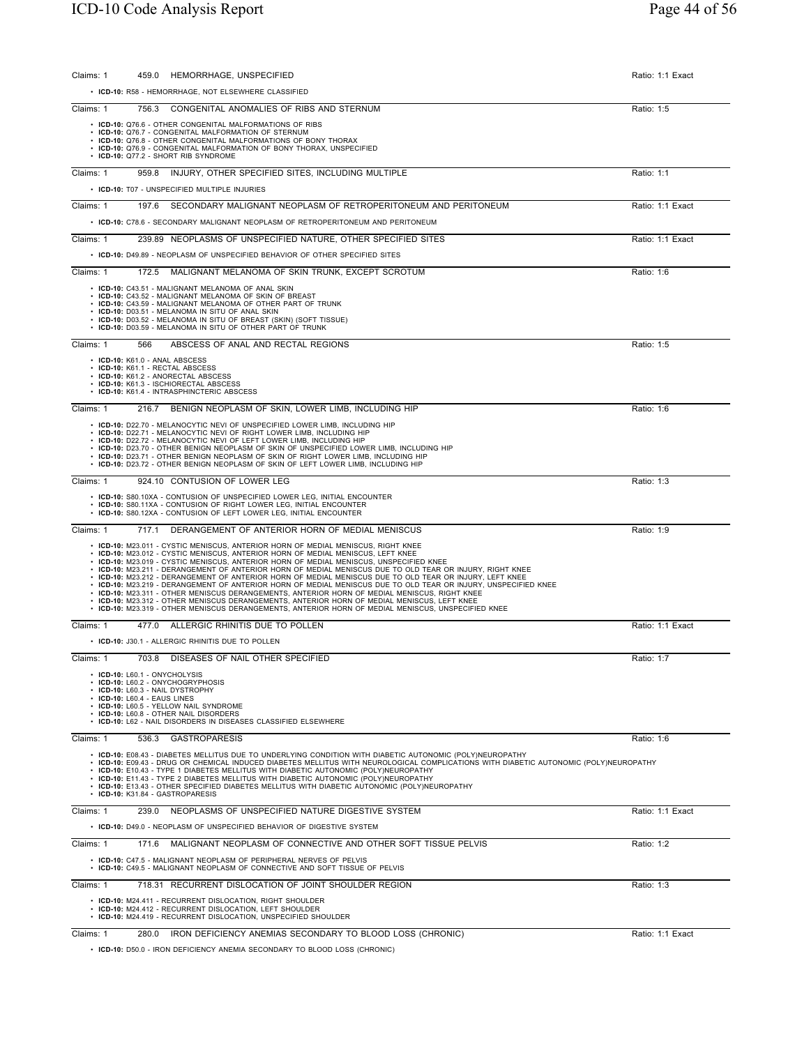Claims: 1 459.0 HEMORRHAGE, UNSPECIFIED Ratio: 1:1 Exact

- **ICD-10:** R58 - HEMORRHAGE, NOT ELSEWHERE CLASSIFIED

---

Claims: 1 756.3 CONGENITAL ANOMALIES OF RIBS AND STERNUM Ratio: 1:5

- **ICD-10:** Q76.6 - OTHER CONGENITAL MALFORMATIONS OF RIBS
- **ICD-10:** Q76.7 - CONGENITAL MALFORMATION OF STERNUM
- **ICD-10:** Q76.8 - OTHER CONGENITAL MALFORMATIONS OF BONY THORAX
- **ICD-10:** Q76.9 - CONGENITAL MALFORMATION OF BONY THORAX, UNSPECIFIED
- **ICD-10:** Q77.2 - SHORT RIB SYNDROME

---

Claims: 1 959.8 INJURY, OTHER SPECIFIED SITES, INCLUDING MULTIPLE Ratio: 1:1

- **ICD-10:** T07 - UNSPECIFIED MULTIPLE INJURIES

---

Claims: 1 197.6 SECONDARY MALIGNANT NEOPLASM OF RETROPERITONEUM AND PERITONEUM Ratio: 1:1 Exact

- **ICD-10:** C78.6 - SECONDARY MALIGNANT NEOPLASM OF RETROPERITONEUM AND PERITONEUM

---

Claims: 1 239.89 NEOPLASMS OF UNSPECIFIED NATURE, OTHER SPECIFIED SITES Ratio: 1:1 Exact

- **ICD-10:** D49.89 - NEOPLASM OF UNSPECIFIED BEHAVIOR OF OTHER SPECIFIED SITES

---

Claims: 1 172.5 MALIGNANT MELANOMA OF SKIN TRUNK, EXCEPT SCROTUM Ratio: 1:6

- **ICD-10:** C43.51 - MALIGNANT MELANOMA OF ANAL SKIN
- **ICD-10:** C43.52 - MALIGNANT MELANOMA OF SKIN OF BREAST
- **ICD-10:** C43.59 - MALIGNANT MELANOMA OF OTHER PART OF TRUNK
- **ICD-10:** D03.51 - MELANOMA IN SITU OF ANAL SKIN
- **ICD-10:** D03.52 - MELANOMA IN SITU OF BREAST (SKIN) (SOFT TISSUE)
- **ICD-10:** D03.59 - MELANOMA IN SITU OF OTHER PART OF TRUNK

---

Claims: 1 566 ABSCESS OF ANAL AND RECTAL REGIONS Ratio: 1:5

- **ICD-10:** K61.0 - ANAL ABSCESS
- **ICD-10:** K61.1 - RECTAL ABSCESS
- **ICD-10:** K61.2 - ANORECTAL ABSCESS
- **ICD-10:** K61.3 - ISCHIORECTAL ABSCESS
- **ICD-10:** K61.4 - INTRASPHINCTERIC ABSCESS

---

Claims: 1 216.7 BENIGN NEOPLASM OF SKIN, LOWER LIMB, INCLUDING HIP Ratio: 1:6

- **ICD-10:** D22.70 - MELANOCYTIC NEVI OF UNSPECIFIED LOWER LIMB, INCLUDING HIP
- **ICD-10:** D22.71 - MELANOCYTIC NEVI OF RIGHT LOWER LIMB, INCLUDING HIP
- **ICD-10:** D22.72 - MELANOCYTIC NEVI OF LEFT LOWER LIMB, INCLUDING HIP
- **ICD-10:** D23.70 - OTHER BENIGN NEOPLASM OF SKIN OF UNSPECIFIED LOWER LIMB, INCLUDING HIP
- **ICD-10:** D23.71 - OTHER BENIGN NEOPLASM OF SKIN OF RIGHT LOWER LIMB, INCLUDING HIP
- **ICD-10:** D23.72 - OTHER BENIGN NEOPLASM OF SKIN OF LEFT LOWER LIMB, INCLUDING HIP

---

Claims: 1 924.10 CONTUSION OF LOWER LEG Ratio: 1:3

- **ICD-10:** S80.10XA - CONTUSION OF UNSPECIFIED LOWER LEG, INITIAL ENCOUNTER
- **ICD-10:** S80.11XA - CONTUSION OF RIGHT LOWER LEG, INITIAL ENCOUNTER
- **ICD-10:** S80.12XA - CONTUSION OF LEFT LOWER LEG, INITIAL ENCOUNTER

---

Claims: 1 717.1 DERANGEMENT OF ANTERIOR HORN OF MEDIAL MENISCUS Ratio: 1:9

- **ICD-10:** M23.011 - CYSTIC MENISCUS, ANTERIOR HORN OF MEDIAL MENISCUS, RIGHT KNEE
- **ICD-10:** M23.012 - CYSTIC MENISCUS, ANTERIOR HORN OF MEDIAL MENISCUS, LEFT KNEE
- **ICD-10:** M23.019 - CYSTIC MENISCUS, ANTERIOR HORN OF MEDIAL MENISCUS, UNSPECIFIED KNEE
- **ICD-10:** M23.211 - DERANGEMENT OF ANTERIOR HORN OF MEDIAL MENISCUS DUE TO OLD TEAR OR INJURY, RIGHT KNEE
- **ICD-10:** M23.212 - DERANGEMENT OF ANTERIOR HORN OF MEDIAL MENISCUS DUE TO OLD TEAR OR INJURY, LEFT KNEE
- **ICD-10:** M23.219 - DERANGEMENT OF ANTERIOR HORN OF MEDIAL MENISCUS DUE TO OLD TEAR OR INJURY, UNSPECIFIED KNEE
- **ICD-10:** M23.311 - OTHER MENISCUS DERANGEMENTS, ANTERIOR HORN OF MEDIAL MENISCUS, RIGHT KNEE
- **ICD-10:** M23.312 - OTHER MENISCUS DERANGEMENTS, ANTERIOR HORN OF MEDIAL MENISCUS, LEFT KNEE
- **ICD-10:** M23.319 - OTHER MENISCUS DERANGEMENTS, ANTERIOR HORN OF MEDIAL MENISCUS, UNSPECIFIED KNEE

---

Claims: 1 477.0 ALLERGIC RHINITIS DUE TO POLLEN Ratio: 1:1 Exact

- **ICD-10:** J30.1 - ALLERGIC RHINITIS DUE TO POLLEN

---

Claims: 1 703.8 DISEASES OF NAIL OTHER SPECIFIED Ratio: 1:7

- **ICD-10:** L60.1 - ONYCHOLYSIS
- **ICD-10:** L60.2 - ONYCHOGRYPHOSIS
- **ICD-10:** L60.3 - NAIL DYSTROPHY
- **ICD-10:** L60.4 - EAUS LINES
- **ICD-10:** L60.5 - YELLOW NAIL SYNDROME
- **ICD-10:** L60.8 - OTHER NAIL DISORDERS
- **ICD-10:** L62 - NAIL DISORDERS IN DISEASES CLASSIFIED ELSEWHERE

---

Claims: 1 536.3 GASTROPARESIS Ratio: 1:6

- **ICD-10:** E08.43 - DIABETES MELLITUS DUE TO UNDERLYING CONDITION WITH DIABETIC AUTONOMIC (POLY)NEUROPATHY
- **ICD-10:** E09.43 - DRUG OR CHEMICAL INDUCED DIABETES MELLITUS WITH NEUROLOGICAL COMPLICATIONS WITH DIABETIC AUTONOMIC (POLY)NEUROPATHY
- **ICD-10:** E10.43 - TYPE 1 DIABETES MELLITUS WITH DIABETIC AUTONOMIC (POLY)NEUROPATHY
- **ICD-10:** E11.43 - TYPE 2 DIABETES MELLITUS WITH DIABETIC AUTONOMIC (POLY)NEUROPATHY
- **ICD-10:** E13.43 - OTHER SPECIFIED DIABETES MELLITUS WITH DIABETIC AUTONOMIC (POLY)NEUROPATHY
- **ICD-10:** K31.84 - GASTROPARESIS

---

Claims: 1 239.0 NEOPLASMS OF UNSPECIFIED NATURE DIGESTIVE SYSTEM Ratio: 1:1 Exact

- **ICD-10:** D49.0 - NEOPLASM OF UNSPECIFIED BEHAVIOR OF DIGESTIVE SYSTEM

---

Claims: 1 171.6 MALIGNANT NEOPLASM OF CONNECTIVE AND OTHER SOFT TISSUE PELVIS Ratio: 1:2

- **ICD-10:** C47.5 - MALIGNANT NEOPLASM OF PERIPHERAL NERVES OF PELVIS
- **ICD-10:** C49.5 - MALIGNANT NEOPLASM OF CONNECTIVE AND SOFT TISSUE OF PELVIS

---

Claims: 1 718.31 RECURRENT DISLOCATION OF JOINT SHOULDER REGION Ratio: 1:3

- **ICD-10:** M24.411 - RECURRENT DISLOCATION, RIGHT SHOULDER
- **ICD-10:** M24.412 - RECURRENT DISLOCATION, LEFT SHOULDER
- **ICD-10:** M24.419 - RECURRENT DISLOCATION, UNSPECIFIED SHOULDER

---

Claims: 1 280.0 IRON DEFICIENCY ANEMIAS SECONDARY TO BLOOD LOSS (CHRONIC) Ratio: 1:1 Exact

- **ICD-10:** D50.0 - IRON DEFICIENCY ANEMIA SECONDARY TO BLOOD LOSS (CHRONIC)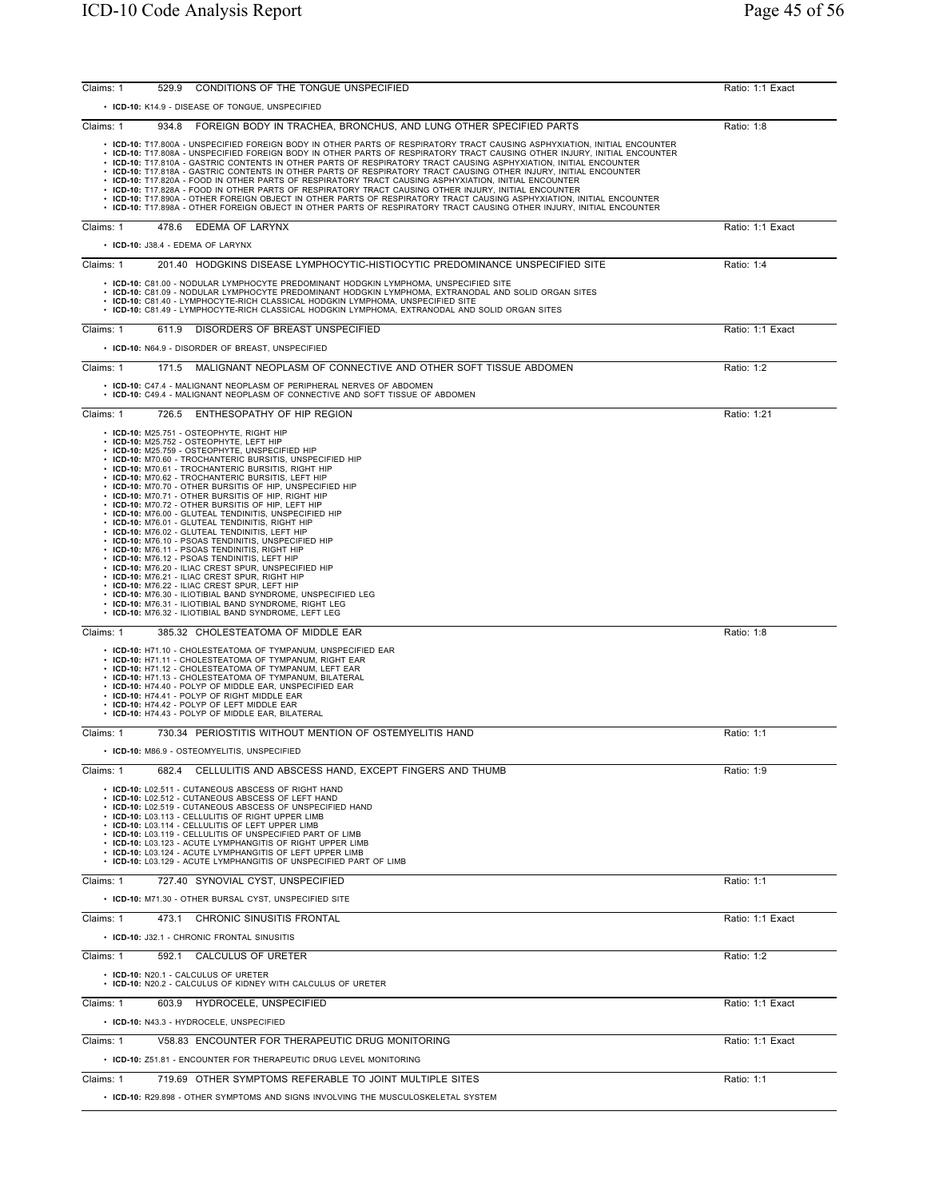Claims: 1 529.9 CONDITIONS OF THE TONGUE UNSPECIFIED — Ratio: 1:1 Exact

- **ICD-10:** K14.9 - DISEASE OF TONGUE, UNSPECIFIED

Claims: 1 934.8 FOREIGN BODY IN TRACHEA, BRONCHUS, AND LUNG OTHER SPECIFIED PARTS — Ratio: 1:8

- **ICD-10:** T17.800A - UNSPECIFIED FOREIGN BODY IN OTHER PARTS OF RESPIRATORY TRACT CAUSING ASPHYXIATION, INITIAL ENCOUNTER
- **ICD-10:** T17.808A - UNSPECIFIED FOREIGN BODY IN OTHER PARTS OF RESPIRATORY TRACT CAUSING OTHER INJURY, INITIAL ENCOUNTER
- **ICD-10:** T17.810A - GASTRIC CONTENTS IN OTHER PARTS OF RESPIRATORY TRACT CAUSING ASPHYXIATION, INITIAL ENCOUNTER
- **ICD-10:** T17.818A - GASTRIC CONTENTS IN OTHER PARTS OF RESPIRATORY TRACT CAUSING OTHER INJURY, INITIAL ENCOUNTER
- **ICD-10:** T17.820A - FOOD IN OTHER PARTS OF RESPIRATORY TRACT CAUSING ASPHYXIATION, INITIAL ENCOUNTER
- **ICD-10:** T17.828A - FOOD IN OTHER PARTS OF RESPIRATORY TRACT CAUSING OTHER INJURY, INITIAL ENCOUNTER
- **ICD-10:** T17.890A - OTHER FOREIGN OBJECT IN OTHER PARTS OF RESPIRATORY TRACT CAUSING ASPHYXIATION, INITIAL ENCOUNTER
- **ICD-10:** T17.898A - OTHER FOREIGN OBJECT IN OTHER PARTS OF RESPIRATORY TRACT CAUSING OTHER INJURY, INITIAL ENCOUNTER

Claims: 1 478.6 EDEMA OF LARYNX — Ratio: 1:1 Exact

- **ICD-10:** J38.4 - EDEMA OF LARYNX

Claims: 1 201.40 HODGKINS DISEASE LYMPHOCYTIC-HISTIOCYTIC PREDOMINANCE UNSPECIFIED SITE — Ratio: 1:4

- **ICD-10:** C81.00 - NODULAR LYMPHOCYTE PREDOMINANT HODGKIN LYMPHOMA, UNSPECIFIED SITE
- **ICD-10:** C81.09 - NODULAR LYMPHOCYTE PREDOMINANT HODGKIN LYMPHOMA, EXTRANODAL AND SOLID ORGAN SITES
- **ICD-10:** C81.40 - LYMPHOCYTE-RICH CLASSICAL HODGKIN LYMPHOMA, UNSPECIFIED SITE
- **ICD-10:** C81.49 - LYMPHOCYTE-RICH CLASSICAL HODGKIN LYMPHOMA, EXTRANODAL AND SOLID ORGAN SITES

Claims: 1 611.9 DISORDERS OF BREAST UNSPECIFIED — Ratio: 1:1 Exact

- **ICD-10:** N64.9 - DISORDER OF BREAST, UNSPECIFIED

Claims: 1 171.5 MALIGNANT NEOPLASM OF CONNECTIVE AND OTHER SOFT TISSUE ABDOMEN — Ratio: 1:2

- **ICD-10:** C47.4 - MALIGNANT NEOPLASM OF PERIPHERAL NERVES OF ABDOMEN
- **ICD-10:** C49.4 - MALIGNANT NEOPLASM OF CONNECTIVE AND SOFT TISSUE OF ABDOMEN

Claims: 1 726.5 ENTHESOPATHY OF HIP REGION — Ratio: 1:21

- **ICD-10:** M25.751 - OSTEOPHYTE, RIGHT HIP
- **ICD-10:** M25.752 - OSTEOPHYTE, LEFT HIP
- **ICD-10:** M25.759 - OSTEOPHYTE, UNSPECIFIED HIP
- **ICD-10:** M70.60 - TROCHANTERIC BURSITIS, UNSPECIFIED HIP
- **ICD-10:** M70.61 - TROCHANTERIC BURSITIS, RIGHT HIP
- **ICD-10:** M70.62 - TROCHANTERIC BURSITIS, LEFT HIP
- **ICD-10:** M70.70 - OTHER BURSITIS OF HIP, UNSPECIFIED HIP
- **ICD-10:** M70.71 - OTHER BURSITIS OF HIP, RIGHT HIP
- **ICD-10:** M70.72 - OTHER BURSITIS OF HIP, LEFT HIP
- **ICD-10:** M76.00 - GLUTEAL TENDINITIS, UNSPECIFIED HIP
- **ICD-10:** M76.01 - GLUTEAL TENDINITIS, RIGHT HIP
- **ICD-10:** M76.02 - GLUTEAL TENDINITIS, LEFT HIP
- **ICD-10:** M76.10 - PSOAS TENDINITIS, UNSPECIFIED HIP
- **ICD-10:** M76.11 - PSOAS TENDINITIS, RIGHT HIP
- **ICD-10:** M76.12 - PSOAS TENDINITIS, LEFT HIP
- **ICD-10:** M76.20 - ILIAC CREST SPUR, UNSPECIFIED HIP
- **ICD-10:** M76.21 - ILIAC CREST SPUR, RIGHT HIP
- **ICD-10:** M76.22 - ILIAC CREST SPUR, LEFT HIP
- **ICD-10:** M76.30 - ILIOTIBIAL BAND SYNDROME, UNSPECIFIED LEG
- **ICD-10:** M76.31 - ILIOTIBIAL BAND SYNDROME, RIGHT LEG
- **ICD-10:** M76.32 - ILIOTIBIAL BAND SYNDROME, LEFT LEG

Claims: 1 385.32 CHOLESTEATOMA OF MIDDLE EAR — Ratio: 1:8

- **ICD-10:** H71.10 - CHOLESTEATOMA OF TYMPANUM, UNSPECIFIED EAR
- **ICD-10:** H71.11 - CHOLESTEATOMA OF TYMPANUM, RIGHT EAR
- **ICD-10:** H71.12 - CHOLESTEATOMA OF TYMPANUM, LEFT EAR
- **ICD-10:** H71.13 - CHOLESTEATOMA OF TYMPANUM, BILATERAL
- **ICD-10:** H74.40 - POLYP OF MIDDLE EAR, UNSPECIFIED EAR
- **ICD-10:** H74.41 - POLYP OF RIGHT MIDDLE EAR
- **ICD-10:** H74.42 - POLYP OF LEFT MIDDLE EAR
- **ICD-10:** H74.43 - POLYP OF MIDDLE EAR, BILATERAL

Claims: 1 730.34 PERIOSTITIS WITHOUT MENTION OF OSTEMYELITIS HAND — Ratio: 1:1

- **ICD-10:** M86.9 - OSTEOMYELITIS, UNSPECIFIED

Claims: 1 682.4 CELLULITIS AND ABSCESS HAND, EXCEPT FINGERS AND THUMB — Ratio: 1:9

- **ICD-10:** L02.511 - CUTANEOUS ABSCESS OF RIGHT HAND
- **ICD-10:** L02.512 - CUTANEOUS ABSCESS OF LEFT HAND
- **ICD-10:** L02.519 - CUTANEOUS ABSCESS OF UNSPECIFIED HAND
- **ICD-10:** L03.113 - CELLULITIS OF RIGHT UPPER LIMB
- **ICD-10:** L03.114 - CELLULITIS OF LEFT UPPER LIMB
- **ICD-10:** L03.119 - CELLULITIS OF UNSPECIFIED PART OF LIMB
- **ICD-10:** L03.123 - ACUTE LYMPHANGITIS OF RIGHT UPPER LIMB
- **ICD-10:** L03.124 - ACUTE LYMPHANGITIS OF LEFT UPPER LIMB
- **ICD-10:** L03.129 - ACUTE LYMPHANGITIS OF UNSPECIFIED PART OF LIMB

Claims: 1 727.40 SYNOVIAL CYST, UNSPECIFIED — Ratio: 1:1

- **ICD-10:** M71.30 - OTHER BURSAL CYST, UNSPECIFIED SITE

Claims: 1 473.1 CHRONIC SINUSITIS FRONTAL — Ratio: 1:1 Exact

- **ICD-10:** J32.1 - CHRONIC FRONTAL SINUSITIS

Claims: 1 592.1 CALCULUS OF URETER — Ratio: 1:2

- **ICD-10:** N20.1 - CALCULUS OF URETER
- **ICD-10:** N20.2 - CALCULUS OF KIDNEY WITH CALCULUS OF URETER

Claims: 1 603.9 HYDROCELE, UNSPECIFIED — Ratio: 1:1 Exact

- **ICD-10:** N43.3 - HYDROCELE, UNSPECIFIED

Claims: 1 V58.83 ENCOUNTER FOR THERAPEUTIC DRUG MONITORING — Ratio: 1:1 Exact

- **ICD-10:** Z51.81 - ENCOUNTER FOR THERAPEUTIC DRUG LEVEL MONITORING

Claims: 1 719.69 OTHER SYMPTOMS REFERABLE TO JOINT MULTIPLE SITES — Ratio: 1:1

- **ICD-10:** R29.898 - OTHER SYMPTOMS AND SIGNS INVOLVING THE MUSCULOSKELETAL SYSTEM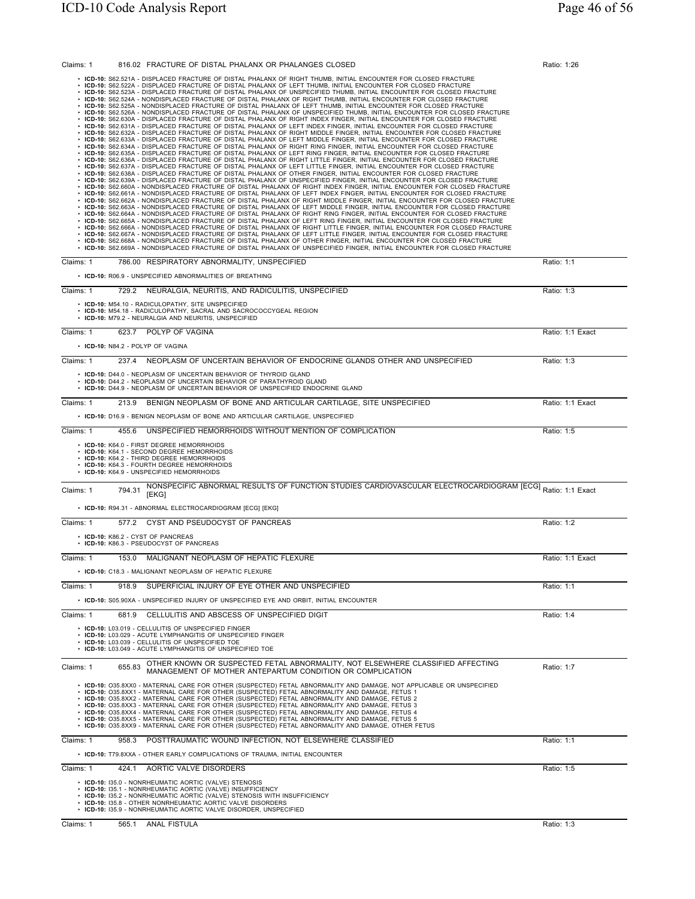Claims: 1 | 816.02 FRACTURE OF DISTAL PHALANX OR PHALANGES CLOSED | Ratio: 1:26

- **ICD-10:** S62.521A - DISPLACED FRACTURE OF DISTAL PHALANX OF RIGHT THUMB, INITIAL ENCOUNTER FOR CLOSED FRACTURE
- **ICD-10:** S62.522A - DISPLACED FRACTURE OF DISTAL PHALANX OF LEFT THUMB, INITIAL ENCOUNTER FOR CLOSED FRACTURE
- **ICD-10:** S62.523A - DISPLACED FRACTURE OF DISTAL PHALANX OF UNSPECIFIED THUMB, INITIAL ENCOUNTER FOR CLOSED FRACTURE
- **ICD-10:** S62.524A - NONDISPLACED FRACTURE OF DISTAL PHALANX OF RIGHT THUMB, INITIAL ENCOUNTER FOR CLOSED FRACTURE
- **ICD-10:** S62.525A - NONDISPLACED FRACTURE OF DISTAL PHALANX OF LEFT THUMB, INITIAL ENCOUNTER FOR CLOSED FRACTURE
- **ICD-10:** S62.526A - NONDISPLACED FRACTURE OF DISTAL PHALANX OF UNSPECIFIED THUMB, INITIAL ENCOUNTER FOR CLOSED FRACTURE
- **ICD-10:** S62.630A - DISPLACED FRACTURE OF DISTAL PHALANX OF RIGHT INDEX FINGER, INITIAL ENCOUNTER FOR CLOSED FRACTURE
- **ICD-10:** S62.631A - DISPLACED FRACTURE OF DISTAL PHALANX OF LEFT INDEX FINGER, INITIAL ENCOUNTER FOR CLOSED FRACTURE
- **ICD-10:** S62.632A - DISPLACED FRACTURE OF DISTAL PHALANX OF RIGHT MIDDLE FINGER, INITIAL ENCOUNTER FOR CLOSED FRACTURE
- **ICD-10:** S62.633A - DISPLACED FRACTURE OF DISTAL PHALANX OF LEFT MIDDLE FINGER, INITIAL ENCOUNTER FOR CLOSED FRACTURE
- **ICD-10:** S62.634A - DISPLACED FRACTURE OF DISTAL PHALANX OF RIGHT RING FINGER, INITIAL ENCOUNTER FOR CLOSED FRACTURE
- **ICD-10:** S62.635A - DISPLACED FRACTURE OF DISTAL PHALANX OF LEFT RING FINGER, INITIAL ENCOUNTER FOR CLOSED FRACTURE
- **ICD-10:** S62.636A - DISPLACED FRACTURE OF DISTAL PHALANX OF RIGHT LITTLE FINGER, INITIAL ENCOUNTER FOR CLOSED FRACTURE
- **ICD-10:** S62.637A - DISPLACED FRACTURE OF DISTAL PHALANX OF LEFT LITTLE FINGER, INITIAL ENCOUNTER FOR CLOSED FRACTURE
- **ICD-10:** S62.638A - DISPLACED FRACTURE OF DISTAL PHALANX OF OTHER FINGER, INITIAL ENCOUNTER FOR CLOSED FRACTURE
- **ICD-10:** S62.639A - DISPLACED FRACTURE OF DISTAL PHALANX OF UNSPECIFIED FINGER, INITIAL ENCOUNTER FOR CLOSED FRACTURE
- **ICD-10:** S62.660A - NONDISPLACED FRACTURE OF DISTAL PHALANX OF RIGHT INDEX FINGER, INITIAL ENCOUNTER FOR CLOSED FRACTURE
- **ICD-10:** S62.661A - NONDISPLACED FRACTURE OF DISTAL PHALANX OF LEFT INDEX FINGER, INITIAL ENCOUNTER FOR CLOSED FRACTURE
- **ICD-10:** S62.662A - NONDISPLACED FRACTURE OF DISTAL PHALANX OF RIGHT MIDDLE FINGER, INITIAL ENCOUNTER FOR CLOSED FRACTURE
- **ICD-10:** S62.663A - NONDISPLACED FRACTURE OF DISTAL PHALANX OF LEFT MIDDLE FINGER, INITIAL ENCOUNTER FOR CLOSED FRACTURE
- **ICD-10:** S62.664A - NONDISPLACED FRACTURE OF DISTAL PHALANX OF RIGHT RING FINGER, INITIAL ENCOUNTER FOR CLOSED FRACTURE
- **ICD-10:** S62.665A - NONDISPLACED FRACTURE OF DISTAL PHALANX OF LEFT RING FINGER, INITIAL ENCOUNTER FOR CLOSED FRACTURE
- **ICD-10:** S62.666A - NONDISPLACED FRACTURE OF DISTAL PHALANX OF RIGHT LITTLE FINGER, INITIAL ENCOUNTER FOR CLOSED FRACTURE
- **ICD-10:** S62.667A - NONDISPLACED FRACTURE OF DISTAL PHALANX OF LEFT LITTLE FINGER, INITIAL ENCOUNTER FOR CLOSED FRACTURE
- **ICD-10:** S62.668A - NONDISPLACED FRACTURE OF DISTAL PHALANX OF OTHER FINGER, INITIAL ENCOUNTER FOR CLOSED FRACTURE
- **ICD-10:** S62.669A - NONDISPLACED FRACTURE OF DISTAL PHALANX OF UNSPECIFIED FINGER, INITIAL ENCOUNTER FOR CLOSED FRACTURE

Claims: 1 | 786.00 RESPIRATORY ABNORMALITY, UNSPECIFIED | Ratio: 1:1

- **ICD-10:** R06.9 - UNSPECIFIED ABNORMALITIES OF BREATHING

Claims: 1 | 729.2 NEURALGIA, NEURITIS, AND RADICULITIS, UNSPECIFIED | Ratio: 1:3

- **ICD-10:** M54.10 - RADICULOPATHY, SITE UNSPECIFIED
- **ICD-10:** M54.18 - RADICULOPATHY, SACRAL AND SACROCOCCYGEAL REGION
- **ICD-10:** M79.2 - NEURALGIA AND NEURITIS, UNSPECIFIED

Claims: 1 | 623.7 POLYP OF VAGINA | Ratio: 1:1 Exact

- **ICD-10:** N84.2 - POLYP OF VAGINA

Claims: 1 | 237.4 NEOPLASM OF UNCERTAIN BEHAVIOR OF ENDOCRINE GLANDS OTHER AND UNSPECIFIED | Ratio: 1:3

- **ICD-10:** D44.0 - NEOPLASM OF UNCERTAIN BEHAVIOR OF THYROID GLAND
- **ICD-10:** D44.2 - NEOPLASM OF UNCERTAIN BEHAVIOR OF PARATHYROID GLAND
- **ICD-10:** D44.9 - NEOPLASM OF UNCERTAIN BEHAVIOR OF UNSPECIFIED ENDOCRINE GLAND

Claims: 1 | 213.9 BENIGN NEOPLASM OF BONE AND ARTICULAR CARTILAGE, SITE UNSPECIFIED | Ratio: 1:1 Exact

- **ICD-10:** D16.9 - BENIGN NEOPLASM OF BONE AND ARTICULAR CARTILAGE, UNSPECIFIED

Claims: 1 | 455.6 UNSPECIFIED HEMORRHOIDS WITHOUT MENTION OF COMPLICATION | Ratio: 1:5

- **ICD-10:** K64.0 - FIRST DEGREE HEMORRHOIDS
- **ICD-10:** K64.1 - SECOND DEGREE HEMORRHOIDS
- **ICD-10:** K64.2 - THIRD DEGREE HEMORRHOIDS
- **ICD-10:** K64.3 - FOURTH DEGREE HEMORRHOIDS
- **ICD-10:** K64.9 - UNSPECIFIED HEMORRHOIDS

Claims: 1 | 794.31 NONSPECIFIC ABNORMAL RESULTS OF FUNCTION STUDIES CARDIOVASCULAR ELECTROCARDIOGRAM [ECG] [EKG] | Ratio: 1:1 Exact

- **ICD-10:** R94.31 - ABNORMAL ELECTROCARDIOGRAM [ECG] [EKG]

Claims: 1 | 577.2 CYST AND PSEUDOCYST OF PANCREAS | Ratio: 1:2

- **ICD-10:** K86.2 - CYST OF PANCREAS
- **ICD-10:** K86.3 - PSEUDOCYST OF PANCREAS

Claims: 1 | 153.0 MALIGNANT NEOPLASM OF HEPATIC FLEXURE | Ratio: 1:1 Exact

- **ICD-10:** C18.3 - MALIGNANT NEOPLASM OF HEPATIC FLEXURE

Claims: 1 | 918.9 SUPERFICIAL INJURY OF EYE OTHER AND UNSPECIFIED | Ratio: 1:1

- **ICD-10:** S05.90XA - UNSPECIFIED INJURY OF UNSPECIFIED EYE AND ORBIT, INITIAL ENCOUNTER

Claims: 1 | 681.9 CELLULITIS AND ABSCESS OF UNSPECIFIED DIGIT | Ratio: 1:4

- **ICD-10:** L03.019 - CELLULITIS OF UNSPECIFIED FINGER
- **ICD-10:** L03.029 - ACUTE LYMPHANGITIS OF UNSPECIFIED FINGER
- **ICD-10:** L03.039 - CELLULITIS OF UNSPECIFIED TOE
- **ICD-10:** L03.049 - ACUTE LYMPHANGITIS OF UNSPECIFIED TOE

Claims: 1 | 655.83 OTHER KNOWN OR SUSPECTED FETAL ABNORMALITY, NOT ELSEWHERE CLASSIFIED AFFECTING MANAGEMENT OF MOTHER ANTEPARTUM CONDITION OR COMPLICATION | Ratio: 1:7

- **ICD-10:** O35.8XX0 - MATERNAL CARE FOR OTHER (SUSPECTED) FETAL ABNORMALITY AND DAMAGE, NOT APPLICABLE OR UNSPECIFIED
- **ICD-10:** O35.8XX1 - MATERNAL CARE FOR OTHER (SUSPECTED) FETAL ABNORMALITY AND DAMAGE, FETUS 1
- **ICD-10:** O35.8XX2 - MATERNAL CARE FOR OTHER (SUSPECTED) FETAL ABNORMALITY AND DAMAGE, FETUS 2
- **ICD-10:** O35.8XX3 - MATERNAL CARE FOR OTHER (SUSPECTED) FETAL ABNORMALITY AND DAMAGE, FETUS 3
- **ICD-10:** O35.8XX4 - MATERNAL CARE FOR OTHER (SUSPECTED) FETAL ABNORMALITY AND DAMAGE, FETUS 4
- **ICD-10:** O35.8XX5 - MATERNAL CARE FOR OTHER (SUSPECTED) FETAL ABNORMALITY AND DAMAGE, FETUS 5
- **ICD-10:** O35.8XX9 - MATERNAL CARE FOR OTHER (SUSPECTED) FETAL ABNORMALITY AND DAMAGE, OTHER FETUS

Claims: 1 | 958.3 POSTTRAUMATIC WOUND INFECTION, NOT ELSEWHERE CLASSIFIED | Ratio: 1:1

- **ICD-10:** T79.8XXA - OTHER EARLY COMPLICATIONS OF TRAUMA, INITIAL ENCOUNTER

Claims: 1 | 424.1 AORTIC VALVE DISORDERS | Ratio: 1:5

- **ICD-10:** I35.0 - NONRHEUMATIC AORTIC (VALVE) STENOSIS
- **ICD-10:** I35.1 - NONRHEUMATIC AORTIC (VALVE) INSUFFICIENCY
- **ICD-10:** I35.2 - NONRHEUMATIC AORTIC (VALVE) STENOSIS WITH INSUFFICIENCY
- **ICD-10:** I35.8 - OTHER NONRHEUMATIC AORTIC VALVE DISORDERS
- **ICD-10:** I35.9 - NONRHEUMATIC AORTIC VALVE DISORDER, UNSPECIFIED

Claims: 1 | 565.1 ANAL FISTULA | Ratio: 1:3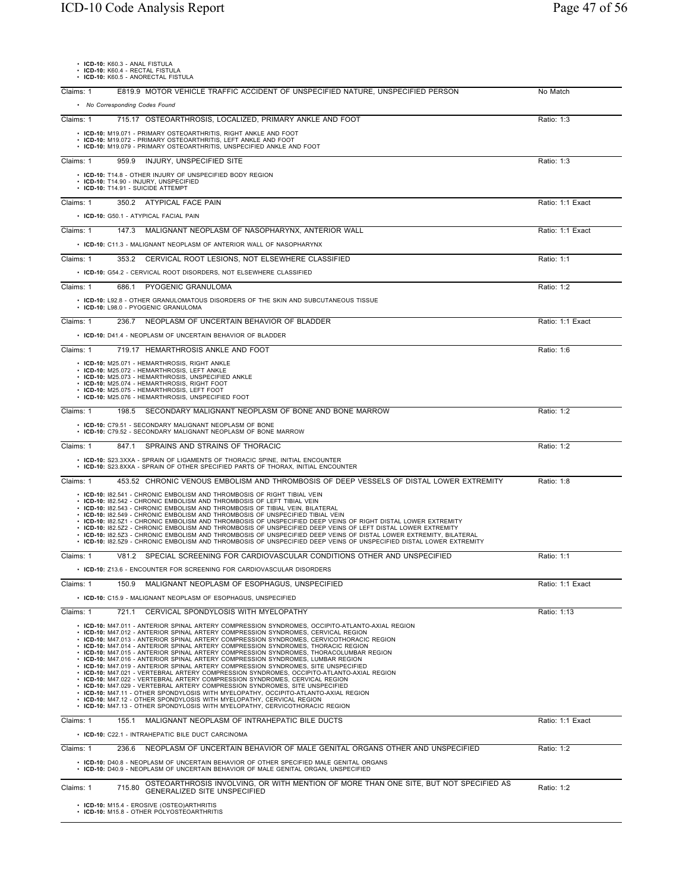- **ICD-10:** K60.3 - ANAL FISTULA
- **ICD-10:** K60.4 - RECTAL FISTULA
- **ICD-10:** K60.5 - ANORECTAL FISTULA

---

Claims: 1 E819.9 MOTOR VEHICLE TRAFFIC ACCIDENT OF UNSPECIFIED NATURE, UNSPECIFIED PERSON — No Match

- *No Corresponding Codes Found*

---

Claims: 1 715.17 OSTEOARTHROSIS, LOCALIZED, PRIMARY ANKLE AND FOOT — Ratio: 1:3

- **ICD-10:** M19.071 - PRIMARY OSTEOARTHRITIS, RIGHT ANKLE AND FOOT
- **ICD-10:** M19.072 - PRIMARY OSTEOARTHRITIS, LEFT ANKLE AND FOOT
- **ICD-10:** M19.079 - PRIMARY OSTEOARTHRITIS, UNSPECIFIED ANKLE AND FOOT

---

Claims: 1 959.9 INJURY, UNSPECIFIED SITE — Ratio: 1:3

- **ICD-10:** T14.8 - OTHER INJURY OF UNSPECIFIED BODY REGION
- **ICD-10:** T14.90 - INJURY, UNSPECIFIED
- **ICD-10:** T14.91 - SUICIDE ATTEMPT

---

Claims: 1 350.2 ATYPICAL FACE PAIN — Ratio: 1:1 Exact

- **ICD-10:** G50.1 - ATYPICAL FACIAL PAIN

---

Claims: 1 147.3 MALIGNANT NEOPLASM OF NASOPHARYNX, ANTERIOR WALL — Ratio: 1:1 Exact

- **ICD-10:** C11.3 - MALIGNANT NEOPLASM OF ANTERIOR WALL OF NASOPHARYNX

---

Claims: 1 353.2 CERVICAL ROOT LESIONS, NOT ELSEWHERE CLASSIFIED — Ratio: 1:1

- **ICD-10:** G54.2 - CERVICAL ROOT DISORDERS, NOT ELSEWHERE CLASSIFIED

---

Claims: 1 686.1 PYOGENIC GRANULOMA — Ratio: 1:2

- **ICD-10:** L92.8 - OTHER GRANULOMATOUS DISORDERS OF THE SKIN AND SUBCUTANEOUS TISSUE
- **ICD-10:** L98.0 - PYOGENIC GRANULOMA

---

Claims: 1 236.7 NEOPLASM OF UNCERTAIN BEHAVIOR OF BLADDER — Ratio: 1:1 Exact

- **ICD-10:** D41.4 - NEOPLASM OF UNCERTAIN BEHAVIOR OF BLADDER

---

Claims: 1 719.17 HEMARTHROSIS ANKLE AND FOOT — Ratio: 1:6

- **ICD-10:** M25.071 - HEMARTHROSIS, RIGHT ANKLE
- **ICD-10:** M25.072 - HEMARTHROSIS, LEFT ANKLE
- **ICD-10:** M25.073 - HEMARTHROSIS, UNSPECIFIED ANKLE
- **ICD-10:** M25.074 - HEMARTHROSIS, RIGHT FOOT
- **ICD-10:** M25.075 - HEMARTHROSIS, LEFT FOOT
- **ICD-10:** M25.076 - HEMARTHROSIS, UNSPECIFIED FOOT

---

Claims: 1 198.5 SECONDARY MALIGNANT NEOPLASM OF BONE AND BONE MARROW — Ratio: 1:2

- **ICD-10:** C79.51 - SECONDARY MALIGNANT NEOPLASM OF BONE
- **ICD-10:** C79.52 - SECONDARY MALIGNANT NEOPLASM OF BONE MARROW

---

Claims: 1 847.1 SPRAINS AND STRAINS OF THORACIC — Ratio: 1:2

- **ICD-10:** S23.3XXA - SPRAIN OF LIGAMENTS OF THORACIC SPINE, INITIAL ENCOUNTER
- **ICD-10:** S23.8XXA - SPRAIN OF OTHER SPECIFIED PARTS OF THORAX, INITIAL ENCOUNTER

---

Claims: 1 453.52 CHRONIC VENOUS EMBOLISM AND THROMBOSIS OF DEEP VESSELS OF DISTAL LOWER EXTREMITY — Ratio: 1:8

- **ICD-10:** I82.541 - CHRONIC EMBOLISM AND THROMBOSIS OF RIGHT TIBIAL VEIN
- **ICD-10:** I82.542 - CHRONIC EMBOLISM AND THROMBOSIS OF LEFT TIBIAL VEIN
- **ICD-10:** I82.543 - CHRONIC EMBOLISM AND THROMBOSIS OF TIBIAL VEIN, BILATERAL
- **ICD-10:** I82.549 - CHRONIC EMBOLISM AND THROMBOSIS OF UNSPECIFIED TIBIAL VEIN
- **ICD-10:** I82.5Z1 - CHRONIC EMBOLISM AND THROMBOSIS OF UNSPECIFIED DEEP VEINS OF RIGHT DISTAL LOWER EXTREMITY
- **ICD-10:** I82.5Z2 - CHRONIC EMBOLISM AND THROMBOSIS OF UNSPECIFIED DEEP VEINS OF LEFT DISTAL LOWER EXTREMITY
- **ICD-10:** I82.5Z3 - CHRONIC EMBOLISM AND THROMBOSIS OF UNSPECIFIED DEEP VEINS OF DISTAL LOWER EXTREMITY, BILATERAL
- **ICD-10:** I82.5Z9 - CHRONIC EMBOLISM AND THROMBOSIS OF UNSPECIFIED DEEP VEINS OF UNSPECIFIED DISTAL LOWER EXTREMITY

---

Claims: 1 V81.2 SPECIAL SCREENING FOR CARDIOVASCULAR CONDITIONS OTHER AND UNSPECIFIED — Ratio: 1:1

- **ICD-10:** Z13.6 - ENCOUNTER FOR SCREENING FOR CARDIOVASCULAR DISORDERS

---

Claims: 1 150.9 MALIGNANT NEOPLASM OF ESOPHAGUS, UNSPECIFIED — Ratio: 1:1 Exact

- **ICD-10:** C15.9 - MALIGNANT NEOPLASM OF ESOPHAGUS, UNSPECIFIED

---

Claims: 1 721.1 CERVICAL SPONDYLOSIS WITH MYELOPATHY — Ratio: 1:13

- **ICD-10:** M47.011 - ANTERIOR SPINAL ARTERY COMPRESSION SYNDROMES, OCCIPITO-ATLANTO-AXIAL REGION
- **ICD-10:** M47.012 - ANTERIOR SPINAL ARTERY COMPRESSION SYNDROMES, CERVICAL REGION
- **ICD-10:** M47.013 - ANTERIOR SPINAL ARTERY COMPRESSION SYNDROMES, CERVICOTHORACIC REGION
- **ICD-10:** M47.014 - ANTERIOR SPINAL ARTERY COMPRESSION SYNDROMES, THORACIC REGION
- **ICD-10:** M47.015 - ANTERIOR SPINAL ARTERY COMPRESSION SYNDROMES, THORACOLUMBAR REGION
- **ICD-10:** M47.016 - ANTERIOR SPINAL ARTERY COMPRESSION SYNDROMES, LUMBAR REGION
- **ICD-10:** M47.019 - ANTERIOR SPINAL ARTERY COMPRESSION SYNDROMES, SITE UNSPECIFIED
- **ICD-10:** M47.021 - VERTEBRAL ARTERY COMPRESSION SYNDROMES, OCCIPITO-ATLANTO-AXIAL REGION
- **ICD-10:** M47.022 - VERTEBRAL ARTERY COMPRESSION SYNDROMES, CERVICAL REGION
- **ICD-10:** M47.029 - VERTEBRAL ARTERY COMPRESSION SYNDROMES, SITE UNSPECIFIED
- **ICD-10:** M47.11 - OTHER SPONDYLOSIS WITH MYELOPATHY, OCCIPITO-ATLANTO-AXIAL REGION
- **ICD-10:** M47.12 - OTHER SPONDYLOSIS WITH MYELOPATHY, CERVICAL REGION
- **ICD-10:** M47.13 - OTHER SPONDYLOSIS WITH MYELOPATHY, CERVICOTHORACIC REGION

---

Claims: 1 155.1 MALIGNANT NEOPLASM OF INTRAHEPATIC BILE DUCTS — Ratio: 1:1 Exact

- **ICD-10:** C22.1 - INTRAHEPATIC BILE DUCT CARCINOMA

---

Claims: 1 236.6 NEOPLASM OF UNCERTAIN BEHAVIOR OF MALE GENITAL ORGANS OTHER AND UNSPECIFIED — Ratio: 1:2

- **ICD-10:** D40.8 - NEOPLASM OF UNCERTAIN BEHAVIOR OF OTHER SPECIFIED MALE GENITAL ORGANS
- **ICD-10:** D40.9 - NEOPLASM OF UNCERTAIN BEHAVIOR OF MALE GENITAL ORGAN, UNSPECIFIED

---

Claims: 1 715.80 OSTEOARTHROSIS INVOLVING, OR WITH MENTION OF MORE THAN ONE SITE, BUT NOT SPECIFIED AS GENERALIZED SITE UNSPECIFIED — Ratio: 1:2

- **ICD-10:** M15.4 - EROSIVE (OSTEO)ARTHRITIS
- **ICD-10:** M15.8 - OTHER POLYOSTEOARTHRITIS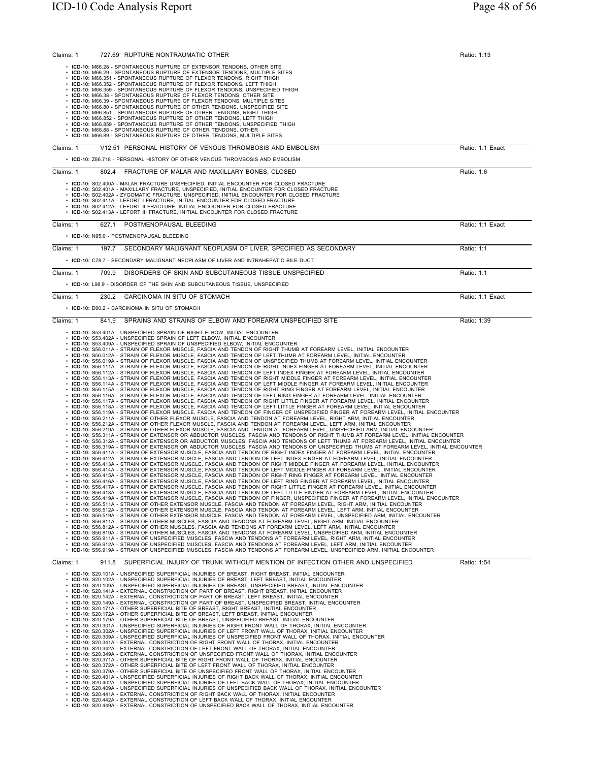Claims: 1 727.69 RUPTURE NONTRAUMATIC OTHER Ratio: 1:13

- **ICD-10:** M66.28 - SPONTANEOUS RUPTURE OF EXTENSOR TENDONS, OTHER SITE
- **ICD-10:** M66.29 - SPONTANEOUS RUPTURE OF EXTENSOR TENDONS, MULTIPLE SITES
- **ICD-10:** M66.351 - SPONTANEOUS RUPTURE OF FLEXOR TENDONS, RIGHT THIGH
- **ICD-10:** M66.352 - SPONTANEOUS RUPTURE OF FLEXOR TENDONS, LEFT THIGH
- **ICD-10:** M66.359 - SPONTANEOUS RUPTURE OF FLEXOR TENDONS, UNSPECIFIED THIGH
- **ICD-10:** M66.38 - SPONTANEOUS RUPTURE OF FLEXOR TENDONS, OTHER SITE
- **ICD-10:** M66.39 - SPONTANEOUS RUPTURE OF FLEXOR TENDONS, MULTIPLE SITES
- **ICD-10:** M66.80 - SPONTANEOUS RUPTURE OF OTHER TENDONS, UNSPECIFIED SITE
- **ICD-10:** M66.851 - SPONTANEOUS RUPTURE OF OTHER TENDONS, RIGHT THIGH
- **ICD-10:** M66.852 - SPONTANEOUS RUPTURE OF OTHER TENDONS, LEFT THIGH
- **ICD-10:** M66.859 - SPONTANEOUS RUPTURE OF OTHER TENDONS, UNSPECIFIED THIGH
- **ICD-10:** M66.88 - SPONTANEOUS RUPTURE OF OTHER TENDONS, OTHER
- **ICD-10:** M66.89 - SPONTANEOUS RUPTURE OF OTHER TENDONS, MULTIPLE SITES

Claims: 1 V12.51 PERSONAL HISTORY OF VENOUS THROMBOSIS AND EMBOLISM Ratio: 1:1 Exact

- **ICD-10:** Z86.718 - PERSONAL HISTORY OF OTHER VENOUS THROMBOSIS AND EMBOLISM

Claims: 1 802.4 FRACTURE OF MALAR AND MAXILLARY BONES, CLOSED Ratio: 1:6

- **ICD-10:** S02.400A - MALAR FRACTURE UNSPECIFIED, INITIAL ENCOUNTER FOR CLOSED FRACTURE
- **ICD-10:** S02.401A - MAXILLARY FRACTURE, UNSPECIFIED, INITIAL ENCOUNTER FOR CLOSED FRACTURE
- **ICD-10:** S02.402A - ZYGOMATIC FRACTURE, UNSPECIFIED, INITIAL ENCOUNTER FOR CLOSED FRACTURE
- **ICD-10:** S02.411A - LEFORT I FRACTURE, INITIAL ENCOUNTER FOR CLOSED FRACTURE
- **ICD-10:** S02.412A - LEFORT II FRACTURE, INITIAL ENCOUNTER FOR CLOSED FRACTURE
- **ICD-10:** S02.413A - LEFORT III FRACTURE, INITIAL ENCOUNTER FOR CLOSED FRACTURE

Claims: 1 627.1 POSTMENOPAUSAL BLEEDING Ratio: 1:1 Exact

- **ICD-10:** N95.0 - POSTMENOPAUSAL BLEEDING

Claims: 1 197.7 SECONDARY MALIGNANT NEOPLASM OF LIVER, SPECIFIED AS SECONDARY Ratio: 1:1

- **ICD-10:** C78.7 - SECONDARY MALIGNANT NEOPLASM OF LIVER AND INTRAHEPATIC BILE DUCT

Claims: 1 709.9 DISORDERS OF SKIN AND SUBCUTANEOUS TISSUE UNSPECIFIED Ratio: 1:1

- **ICD-10:** L98.9 - DISORDER OF THE SKIN AND SUBCUTANEOUS TISSUE, UNSPECIFIED

Claims: 1 230.2 CARCINOMA IN SITU OF STOMACH Ratio: 1:1 Exact

- **ICD-10:** D00.2 - CARCINOMA IN SITU OF STOMACH

Claims: 1 841.9 SPRAINS AND STRAINS OF ELBOW AND FOREARM UNSPECIFIED SITE Ratio: 1:39

- **ICD-10:** S53.401A - UNSPECIFIED SPRAIN OF RIGHT ELBOW, INITIAL ENCOUNTER
- **ICD-10:** S53.402A - UNSPECIFIED SPRAIN OF LEFT ELBOW, INITIAL ENCOUNTER
- **ICD-10:** S53.409A - UNSPECIFIED SPRAIN OF UNSPECIFIED ELBOW, INITIAL ENCOUNTER
- **ICD-10:** S56.011A - STRAIN OF FLEXOR MUSCLE, FASCIA AND TENDON OF RIGHT THUMB AT FOREARM LEVEL, INITIAL ENCOUNTER
- **ICD-10:** S56.012A - STRAIN OF FLEXOR MUSCLE, FASCIA AND TENDON OF LEFT THUMB AT FOREARM LEVEL, INITIAL ENCOUNTER
- **ICD-10:** S56.019A - STRAIN OF FLEXOR MUSCLE, FASCIA AND TENDON OF UNSPECIFIED THUMB AT FOREARM LEVEL, INITIAL ENCOUNTER
- **ICD-10:** S56.111A - STRAIN OF FLEXOR MUSCLE, FASCIA AND TENDON OF RIGHT INDEX FINGER AT FOREARM LEVEL, INITIAL ENCOUNTER
- **ICD-10:** S56.112A - STRAIN OF FLEXOR MUSCLE, FASCIA AND TENDON OF LEFT INDEX FINGER AT FOREARM LEVEL, INITIAL ENCOUNTER
- **ICD-10:** S56.113A - STRAIN OF FLEXOR MUSCLE, FASCIA AND TENDON OF RIGHT MIDDLE FINGER AT FOREARM LEVEL, INITIAL ENCOUNTER
- **ICD-10:** S56.114A - STRAIN OF FLEXOR MUSCLE, FASCIA AND TENDON OF LEFT MIDDLE FINGER AT FOREARM LEVEL, INITIAL ENCOUNTER
- **ICD-10:** S56.115A - STRAIN OF FLEXOR MUSCLE, FASCIA AND TENDON OF RIGHT RING FINGER AT FOREARM LEVEL, INITIAL ENCOUNTER
- **ICD-10:** S56.116A - STRAIN OF FLEXOR MUSCLE, FASCIA AND TENDON OF LEFT RING FINGER AT FOREARM LEVEL, INITIAL ENCOUNTER
- **ICD-10:** S56.117A - STRAIN OF FLEXOR MUSCLE, FASCIA AND TENDON OF RIGHT LITTLE FINGER AT FOREARM LEVEL, INITIAL ENCOUNTER
- **ICD-10:** S56.118A - STRAIN OF FLEXOR MUSCLE, FASCIA AND TENDON OF LEFT LITTLE FINGER AT FOREARM LEVEL, INITIAL ENCOUNTER
- **ICD-10:** S56.119A - STRAIN OF FLEXOR MUSCLE, FASCIA AND TENDON OF FINGER OF UNSPECIFIED FINGER AT FOREARM LEVEL, INITIAL ENCOUNTER
- **ICD-10:** S56.211A - STRAIN OF OTHER FLEXOR MUSCLE, FASCIA AND TENDON AT FOREARM LEVEL, RIGHT ARM, INITIAL ENCOUNTER
- **ICD-10:** S56.212A - STRAIN OF OTHER FLEXOR MUSCLE, FASCIA AND TENDON AT FOREARM LEVEL, LEFT ARM, INITIAL ENCOUNTER
- **ICD-10:** S56.219A - STRAIN OF OTHER FLEXOR MUSCLE, FASCIA AND TENDON AT FOREARM LEVEL, UNSPECIFIED ARM, INITIAL ENCOUNTER
- **ICD-10:** S56.311A - STRAIN OF EXTENSOR OR ABDUCTOR MUSCLES, FASCIA AND TENDONS OF RIGHT THUMB AT FOREARM LEVEL, INITIAL ENCOUNTER
- **ICD-10:** S56.312A - STRAIN OF EXTENSOR OR ABDUCTOR MUSCLES, FASCIA AND TENDONS OF LEFT THUMB AT FOREARM LEVEL, INITIAL ENCOUNTER
- **ICD-10:** S56.319A - STRAIN OF EXTENSOR OR ABDUCTOR MUSCLES, FASCIA AND TENDONS OF UNSPECIFIED THUMB AT FOREARM LEVEL, INITIAL ENCOUNTER
- **ICD-10:** S56.411A - STRAIN OF EXTENSOR MUSCLE, FASCIA AND TENDON OF RIGHT INDEX FINGER AT FOREARM LEVEL, INITIAL ENCOUNTER
- **ICD-10:** S56.412A - STRAIN OF EXTENSOR MUSCLE, FASCIA AND TENDON OF LEFT INDEX FINGER AT FOREARM LEVEL, INITIAL ENCOUNTER
- **ICD-10:** S56.413A - STRAIN OF EXTENSOR MUSCLE, FASCIA AND TENDON OF RIGHT MIDDLE FINGER AT FOREARM LEVEL, INITIAL ENCOUNTER
- **ICD-10:** S56.414A - STRAIN OF EXTENSOR MUSCLE, FASCIA AND TENDON OF LEFT MIDDLE FINGER AT FOREARM LEVEL, INITIAL ENCOUNTER
- **ICD-10:** S56.415A - STRAIN OF EXTENSOR MUSCLE, FASCIA AND TENDON OF RIGHT RING FINGER AT FOREARM LEVEL, INITIAL ENCOUNTER
- **ICD-10:** S56.416A - STRAIN OF EXTENSOR MUSCLE, FASCIA AND TENDON OF LEFT RING FINGER AT FOREARM LEVEL, INITIAL ENCOUNTER
- **ICD-10:** S56.417A - STRAIN OF EXTENSOR MUSCLE, FASCIA AND TENDON OF RIGHT LITTLE FINGER AT FOREARM LEVEL, INITIAL ENCOUNTER
- **ICD-10:** S56.418A - STRAIN OF EXTENSOR MUSCLE, FASCIA AND TENDON OF LEFT LITTLE FINGER AT FOREARM LEVEL, INITIAL ENCOUNTER
- **ICD-10:** S56.419A - STRAIN OF EXTENSOR MUSCLE, FASCIA AND TENDON OF FINGER, UNSPECIFIED FINGER AT FOREARM LEVEL, INITIAL ENCOUNTER
- **ICD-10:** S56.511A - STRAIN OF OTHER EXTENSOR MUSCLE, FASCIA AND TENDON AT FOREARM LEVEL, RIGHT ARM, INITIAL ENCOUNTER
- **ICD-10:** S56.512A - STRAIN OF OTHER EXTENSOR MUSCLE, FASCIA AND TENDON AT FOREARM LEVEL, LEFT ARM, INITIAL ENCOUNTER
- **ICD-10:** S56.519A - STRAIN OF OTHER EXTENSOR MUSCLE, FASCIA AND TENDON AT FOREARM LEVEL, UNSPECIFIED ARM, INITIAL ENCOUNTER
- **ICD-10:** S56.811A - STRAIN OF OTHER MUSCLES, FASCIA AND TENDONS AT FOREARM LEVEL, RIGHT ARM, INITIAL ENCOUNTER
- **ICD-10:** S56.812A - STRAIN OF OTHER MUSCLES, FASCIA AND TENDONS AT FOREARM LEVEL, LEFT ARM, INITIAL ENCOUNTER
- **ICD-10:** S56.819A - STRAIN OF OTHER MUSCLES, FASCIA AND TENDONS AT FOREARM LEVEL, UNSPECIFIED ARM, INITIAL ENCOUNTER
- **ICD-10:** S56.911A - STRAIN OF UNSPECIFIED MUSCLES, FASCIA AND TENDONS AT FOREARM LEVEL, RIGHT ARM, INITIAL ENCOUNTER
- **ICD-10:** S56.912A - STRAIN OF UNSPECIFIED MUSCLES, FASCIA AND TENDONS AT FOREARM LEVEL, LEFT ARM, INITIAL ENCOUNTER
- **ICD-10:** S56.919A - STRAIN OF UNSPECIFIED MUSCLES, FASCIA AND TENDONS AT FOREARM LEVEL, UNSPECIFIED ARM, INITIAL ENCOUNTER

Claims: 1 911.8 SUPERFICIAL INJURY OF TRUNK WITHOUT MENTION OF INFECTION OTHER AND UNSPECIFIED Ratio: 1:54

- **ICD-10:** S20.101A - UNSPECIFIED SUPERFICIAL INJURIES OF BREAST, RIGHT BREAST, INITIAL ENCOUNTER
- **ICD-10:** S20.102A - UNSPECIFIED SUPERFICIAL INJURIES OF BREAST, LEFT BREAST, INITIAL ENCOUNTER
- **ICD-10:** S20.109A - UNSPECIFIED SUPERFICIAL INJURIES OF BREAST, UNSPECIFIED BREAST, INITIAL ENCOUNTER
- **ICD-10:** S20.141A - EXTERNAL CONSTRICTION OF PART OF BREAST, RIGHT BREAST, INITIAL ENCOUNTER
- **ICD-10:** S20.142A - EXTERNAL CONSTRICTION OF PART OF BREAST, LEFT BREAST, INITIAL ENCOUNTER
- **ICD-10:** S20.149A - EXTERNAL CONSTRICTION OF PART OF BREAST, UNSPECIFIED BREAST, INITIAL ENCOUNTER
- **ICD-10:** S20.171A - OTHER SUPERFICIAL BITE OF BREAST, RIGHT BREAST, INITIAL ENCOUNTER
- **ICD-10:** S20.172A - OTHER SUPERFICIAL BITE OF BREAST, LEFT BREAST, INITIAL ENCOUNTER
- **ICD-10:** S20.179A - OTHER SUPERFICIAL BITE OF BREAST, UNSPECIFIED BREAST, INITIAL ENCOUNTER
- **ICD-10:** S20.301A - UNSPECIFIED SUPERFICIAL INJURIES OF RIGHT FRONT WALL OF THORAX, INITIAL ENCOUNTER
- **ICD-10:** S20.302A - UNSPECIFIED SUPERFICIAL INJURIES OF LEFT FRONT WALL OF THORAX, INITIAL ENCOUNTER
- **ICD-10:** S20.309A - UNSPECIFIED SUPERFICIAL INJURIES OF UNSPECIFIED FRONT WALL OF THORAX, INITIAL ENCOUNTER
- **ICD-10:** S20.341A - EXTERNAL CONSTRICTION OF RIGHT FRONT WALL OF THORAX, INITIAL ENCOUNTER
- **ICD-10:** S20.342A - EXTERNAL CONSTRICTION OF LEFT FRONT WALL OF THORAX, INITIAL ENCOUNTER
- **ICD-10:** S20.349A - EXTERNAL CONSTRICTION OF UNSPECIFIED FRONT WALL OF THORAX, INITIAL ENCOUNTER
- **ICD-10:** S20.371A - OTHER SUPERFICIAL BITE OF RIGHT FRONT WALL OF THORAX, INITIAL ENCOUNTER
- **ICD-10:** S20.372A - OTHER SUPERFICIAL BITE OF LEFT FRONT WALL OF THORAX, INITIAL ENCOUNTER
- **ICD-10:** S20.379A - OTHER SUPERFICIAL BITE OF UNSPECIFIED FRONT WALL OF THORAX, INITIAL ENCOUNTER
- **ICD-10:** S20.401A - UNSPECIFIED SUPERFICIAL INJURIES OF RIGHT BACK WALL OF THORAX, INITIAL ENCOUNTER
- **ICD-10:** S20.402A - UNSPECIFIED SUPERFICIAL INJURIES OF LEFT BACK WALL OF THORAX, INITIAL ENCOUNTER
- **ICD-10:** S20.409A - UNSPECIFIED SUPERFICIAL INJURIES OF UNSPECIFIED BACK WALL OF THORAX, INITIAL ENCOUNTER
- **ICD-10:** S20.441A - EXTERNAL CONSTRICTION OF RIGHT BACK WALL OF THORAX, INITIAL ENCOUNTER
- **ICD-10:** S20.442A - EXTERNAL CONSTRICTION OF LEFT BACK WALL OF THORAX, INITIAL ENCOUNTER
- **ICD-10:** S20.449A - EXTERNAL CONSTRICTION OF UNSPECIFIED BACK WALL OF THORAX, INITIAL ENCOUNTER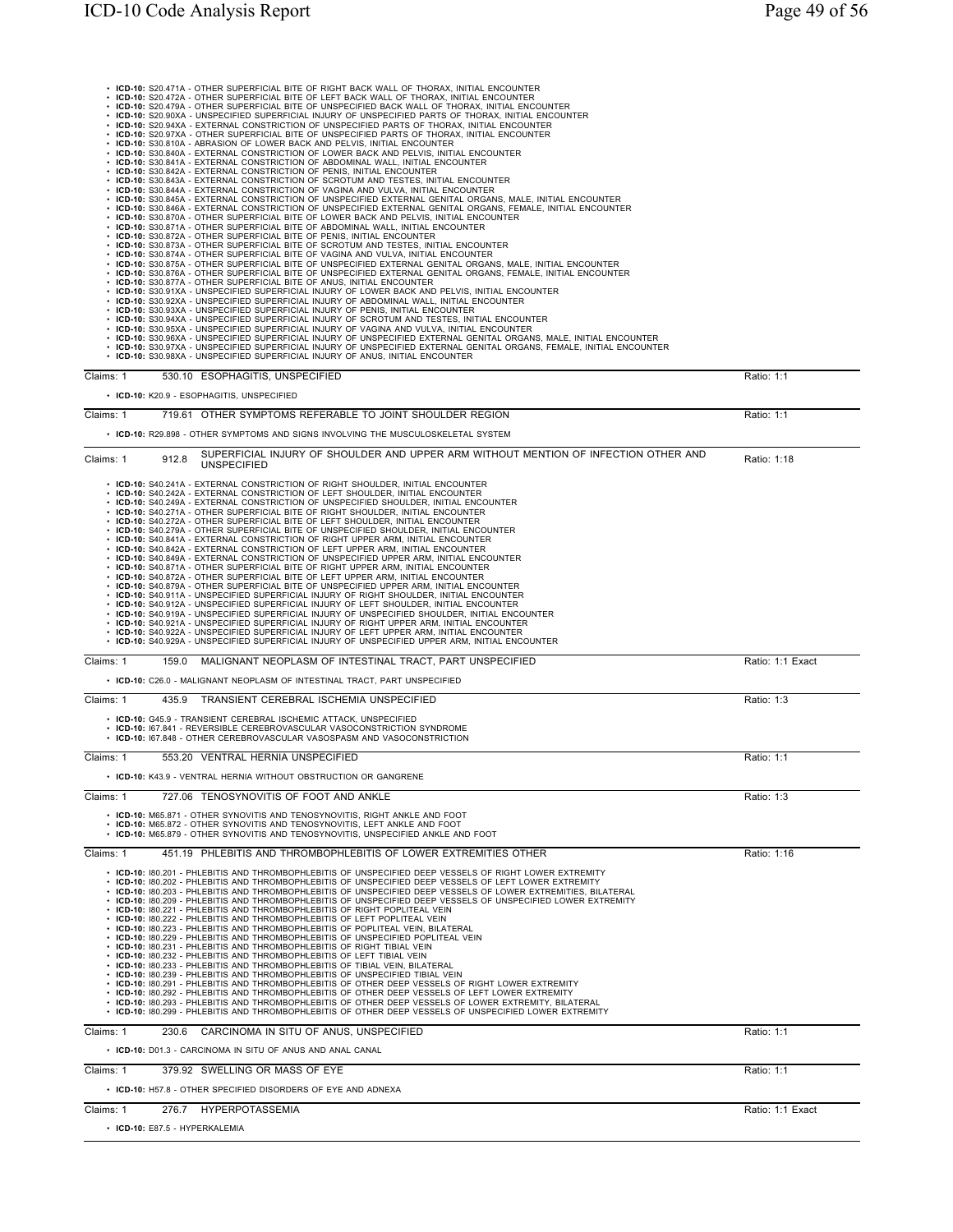- **ICD-10:** S20.471A - OTHER SUPERFICIAL BITE OF RIGHT BACK WALL OF THORAX, INITIAL ENCOUNTER
- **ICD-10:** S20.472A - OTHER SUPERFICIAL BITE OF LEFT BACK WALL OF THORAX, INITIAL ENCOUNTER
- **ICD-10:** S20.479A - OTHER SUPERFICIAL BITE OF UNSPECIFIED BACK WALL OF THORAX, INITIAL ENCOUNTER
- **ICD-10:** S20.90XA - UNSPECIFIED SUPERFICIAL INJURY OF UNSPECIFIED PARTS OF THORAX, INITIAL ENCOUNTER
- **ICD-10:** S20.94XA - EXTERNAL CONSTRICTION OF UNSPECIFIED PARTS OF THORAX, INITIAL ENCOUNTER
- **ICD-10:** S20.97XA - OTHER SUPERFICIAL BITE OF UNSPECIFIED PARTS OF THORAX, INITIAL ENCOUNTER
- **ICD-10:** S30.810A - ABRASION OF LOWER BACK AND PELVIS, INITIAL ENCOUNTER
- **ICD-10:** S30.840A - EXTERNAL CONSTRICTION OF LOWER BACK AND PELVIS, INITIAL ENCOUNTER
- **ICD-10:** S30.841A - EXTERNAL CONSTRICTION OF ABDOMINAL WALL, INITIAL ENCOUNTER
- **ICD-10:** S30.842A - EXTERNAL CONSTRICTION OF PENIS, INITIAL ENCOUNTER
- **ICD-10:** S30.843A - EXTERNAL CONSTRICTION OF SCROTUM AND TESTES, INITIAL ENCOUNTER
- **ICD-10:** S30.844A - EXTERNAL CONSTRICTION OF VAGINA AND VULVA, INITIAL ENCOUNTER
- **ICD-10:** S30.845A - EXTERNAL CONSTRICTION OF UNSPECIFIED EXTERNAL GENITAL ORGANS, MALE, INITIAL ENCOUNTER
- **ICD-10:** S30.846A - EXTERNAL CONSTRICTION OF UNSPECIFIED EXTERNAL GENITAL ORGANS, FEMALE, INITIAL ENCOUNTER
- **ICD-10:** S30.870A - OTHER SUPERFICIAL BITE OF LOWER BACK AND PELVIS, INITIAL ENCOUNTER
- **ICD-10:** S30.871A - OTHER SUPERFICIAL BITE OF ABDOMINAL WALL, INITIAL ENCOUNTER
- **ICD-10:** S30.872A - OTHER SUPERFICIAL BITE OF PENIS, INITIAL ENCOUNTER
- **ICD-10:** S30.873A - OTHER SUPERFICIAL BITE OF SCROTUM AND TESTES, INITIAL ENCOUNTER
- **ICD-10:** S30.874A - OTHER SUPERFICIAL BITE OF VAGINA AND VULVA, INITIAL ENCOUNTER
- **ICD-10:** S30.875A - OTHER SUPERFICIAL BITE OF UNSPECIFIED EXTERNAL GENITAL ORGANS, MALE, INITIAL ENCOUNTER
- **ICD-10:** S30.876A - OTHER SUPERFICIAL BITE OF UNSPECIFIED EXTERNAL GENITAL ORGANS, FEMALE, INITIAL ENCOUNTER
- **ICD-10:** S30.877A - OTHER SUPERFICIAL BITE OF ANUS, INITIAL ENCOUNTER
- **ICD-10:** S30.91XA - UNSPECIFIED SUPERFICIAL INJURY OF LOWER BACK AND PELVIS, INITIAL ENCOUNTER
- **ICD-10:** S30.92XA - UNSPECIFIED SUPERFICIAL INJURY OF ABDOMINAL WALL, INITIAL ENCOUNTER
- **ICD-10:** S30.93XA - UNSPECIFIED SUPERFICIAL INJURY OF PENIS, INITIAL ENCOUNTER
- **ICD-10:** S30.94XA - UNSPECIFIED SUPERFICIAL INJURY OF SCROTUM AND TESTES, INITIAL ENCOUNTER
- **ICD-10:** S30.95XA - UNSPECIFIED SUPERFICIAL INJURY OF VAGINA AND VULVA, INITIAL ENCOUNTER
- **ICD-10:** S30.96XA - UNSPECIFIED SUPERFICIAL INJURY OF UNSPECIFIED EXTERNAL GENITAL ORGANS, MALE, INITIAL ENCOUNTER
- **ICD-10:** S30.97XA - UNSPECIFIED SUPERFICIAL INJURY OF UNSPECIFIED EXTERNAL GENITAL ORGANS, FEMALE, INITIAL ENCOUNTER
- **ICD-10:** S30.98XA - UNSPECIFIED SUPERFICIAL INJURY OF ANUS, INITIAL ENCOUNTER

Claims: 1 | 530.10 ESOPHAGITIS, UNSPECIFIED | Ratio: 1:1

- **ICD-10:** K20.9 - ESOPHAGITIS, UNSPECIFIED

Claims: 1 | 719.61 OTHER SYMPTOMS REFERABLE TO JOINT SHOULDER REGION | Ratio: 1:1

- **ICD-10:** R29.898 - OTHER SYMPTOMS AND SIGNS INVOLVING THE MUSCULOSKELETAL SYSTEM

Claims: 1 | 912.8 SUPERFICIAL INJURY OF SHOULDER AND UPPER ARM WITHOUT MENTION OF INFECTION OTHER AND UNSPECIFIED | Ratio: 1:18

- **ICD-10:** S40.241A - EXTERNAL CONSTRICTION OF RIGHT SHOULDER, INITIAL ENCOUNTER
- **ICD-10:** S40.242A - EXTERNAL CONSTRICTION OF LEFT SHOULDER, INITIAL ENCOUNTER
- **ICD-10:** S40.249A - EXTERNAL CONSTRICTION OF UNSPECIFIED SHOULDER, INITIAL ENCOUNTER
- **ICD-10:** S40.271A - OTHER SUPERFICIAL BITE OF RIGHT SHOULDER, INITIAL ENCOUNTER
- **ICD-10:** S40.272A - OTHER SUPERFICIAL BITE OF LEFT SHOULDER, INITIAL ENCOUNTER
- **ICD-10:** S40.279A - OTHER SUPERFICIAL BITE OF UNSPECIFIED SHOULDER, INITIAL ENCOUNTER
- **ICD-10:** S40.841A - EXTERNAL CONSTRICTION OF RIGHT UPPER ARM, INITIAL ENCOUNTER
- **ICD-10:** S40.842A - EXTERNAL CONSTRICTION OF LEFT UPPER ARM, INITIAL ENCOUNTER
- **ICD-10:** S40.849A - EXTERNAL CONSTRICTION OF UNSPECIFIED UPPER ARM, INITIAL ENCOUNTER
- **ICD-10:** S40.871A - OTHER SUPERFICIAL BITE OF RIGHT UPPER ARM, INITIAL ENCOUNTER
- **ICD-10:** S40.872A - OTHER SUPERFICIAL BITE OF LEFT UPPER ARM, INITIAL ENCOUNTER
- **ICD-10:** S40.879A - OTHER SUPERFICIAL BITE OF UNSPECIFIED UPPER ARM, INITIAL ENCOUNTER
- **ICD-10:** S40.911A - UNSPECIFIED SUPERFICIAL INJURY OF RIGHT SHOULDER, INITIAL ENCOUNTER
- **ICD-10:** S40.912A - UNSPECIFIED SUPERFICIAL INJURY OF LEFT SHOULDER, INITIAL ENCOUNTER
- **ICD-10:** S40.919A - UNSPECIFIED SUPERFICIAL INJURY OF UNSPECIFIED SHOULDER, INITIAL ENCOUNTER
- **ICD-10:** S40.921A - UNSPECIFIED SUPERFICIAL INJURY OF RIGHT UPPER ARM, INITIAL ENCOUNTER
- **ICD-10:** S40.922A - UNSPECIFIED SUPERFICIAL INJURY OF LEFT UPPER ARM, INITIAL ENCOUNTER
- **ICD-10:** S40.929A - UNSPECIFIED SUPERFICIAL INJURY OF UNSPECIFIED UPPER ARM, INITIAL ENCOUNTER

Claims: 1 | 159.0 MALIGNANT NEOPLASM OF INTESTINAL TRACT, PART UNSPECIFIED | Ratio: 1:1 Exact

- **ICD-10:** C26.0 - MALIGNANT NEOPLASM OF INTESTINAL TRACT, PART UNSPECIFIED

Claims: 1 | 435.9 TRANSIENT CEREBRAL ISCHEMIA UNSPECIFIED | Ratio: 1:3

- **ICD-10:** G45.9 - TRANSIENT CEREBRAL ISCHEMIC ATTACK, UNSPECIFIED
- **ICD-10:** I67.841 - REVERSIBLE CEREBROVASCULAR VASOCONSTRICTION SYNDROME
- **ICD-10:** I67.848 - OTHER CEREBROVASCULAR VASOSPASM AND VASOCONSTRICTION

Claims: 1 | 553.20 VENTRAL HERNIA UNSPECIFIED | Ratio: 1:1

- **ICD-10:** K43.9 - VENTRAL HERNIA WITHOUT OBSTRUCTION OR GANGRENE

Claims: 1 | 727.06 TENOSYNOVITIS OF FOOT AND ANKLE | Ratio: 1:3

- **ICD-10:** M65.871 - OTHER SYNOVITIS AND TENOSYNOVITIS, RIGHT ANKLE AND FOOT
- **ICD-10:** M65.872 - OTHER SYNOVITIS AND TENOSYNOVITIS, LEFT ANKLE AND FOOT
- **ICD-10:** M65.879 - OTHER SYNOVITIS AND TENOSYNOVITIS, UNSPECIFIED ANKLE AND FOOT

Claims: 1 | 451.19 PHLEBITIS AND THROMBOPHLEBITIS OF LOWER EXTREMITIES OTHER | Ratio: 1:16

- **ICD-10:** I80.201 - PHLEBITIS AND THROMBOPHLEBITIS OF UNSPECIFIED DEEP VESSELS OF RIGHT LOWER EXTREMITY
- **ICD-10:** I80.202 - PHLEBITIS AND THROMBOPHLEBITIS OF UNSPECIFIED DEEP VESSELS OF LEFT LOWER EXTREMITY
- **ICD-10:** I80.203 - PHLEBITIS AND THROMBOPHLEBITIS OF UNSPECIFIED DEEP VESSELS OF LOWER EXTREMITIES, BILATERAL
- **ICD-10:** I80.209 - PHLEBITIS AND THROMBOPHLEBITIS OF UNSPECIFIED DEEP VESSELS OF UNSPECIFIED LOWER EXTREMITY
- **ICD-10:** I80.221 - PHLEBITIS AND THROMBOPHLEBITIS OF RIGHT POPLITEAL VEIN
- **ICD-10:** I80.222 - PHLEBITIS AND THROMBOPHLEBITIS OF LEFT POPLITEAL VEIN
- **ICD-10:** I80.223 - PHLEBITIS AND THROMBOPHLEBITIS OF POPLITEAL VEIN, BILATERAL
- **ICD-10:** I80.229 - PHLEBITIS AND THROMBOPHLEBITIS OF UNSPECIFIED POPLITEAL VEIN
- **ICD-10:** I80.231 - PHLEBITIS AND THROMBOPHLEBITIS OF RIGHT TIBIAL VEIN
- **ICD-10:** I80.232 - PHLEBITIS AND THROMBOPHLEBITIS OF LEFT TIBIAL VEIN
- **ICD-10:** I80.233 - PHLEBITIS AND THROMBOPHLEBITIS OF TIBIAL VEIN, BILATERAL
- **ICD-10:** I80.239 - PHLEBITIS AND THROMBOPHLEBITIS OF UNSPECIFIED TIBIAL VEIN
- **ICD-10:** I80.291 - PHLEBITIS AND THROMBOPHLEBITIS OF OTHER DEEP VESSELS OF RIGHT LOWER EXTREMITY
- **ICD-10:** I80.292 - PHLEBITIS AND THROMBOPHLEBITIS OF OTHER DEEP VESSELS OF LEFT LOWER EXTREMITY
- **ICD-10:** I80.293 - PHLEBITIS AND THROMBOPHLEBITIS OF OTHER DEEP VESSELS OF LOWER EXTREMITY, BILATERAL
- **ICD-10:** I80.299 - PHLEBITIS AND THROMBOPHLEBITIS OF OTHER DEEP VESSELS OF UNSPECIFIED LOWER EXTREMITY

Claims: 1 | 230.6 CARCINOMA IN SITU OF ANUS, UNSPECIFIED | Ratio: 1:1

- **ICD-10:** D01.3 - CARCINOMA IN SITU OF ANUS AND ANAL CANAL

Claims: 1 | 379.92 SWELLING OR MASS OF EYE | Ratio: 1:1

- **ICD-10:** H57.8 - OTHER SPECIFIED DISORDERS OF EYE AND ADNEXA

Claims: 1 | 276.7 HYPERPOTASSEMIA | Ratio: 1:1 Exact

- **ICD-10:** E87.5 - HYPERKALEMIA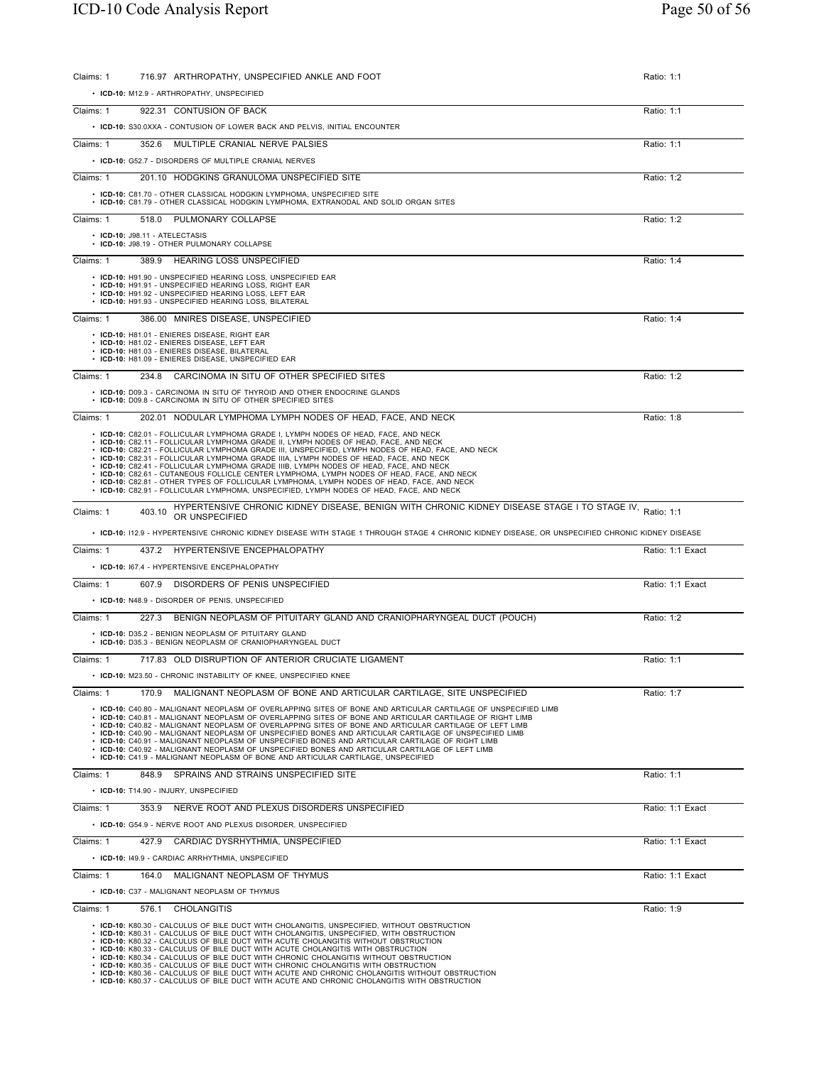Claims: 1 — 716.97 ARTHROPATHY, UNSPECIFIED ANKLE AND FOOT — Ratio: 1:1

- **ICD-10:** M12.9 - ARTHROPATHY, UNSPECIFIED

Claims: 1 — 922.31 CONTUSION OF BACK — Ratio: 1:1

- **ICD-10:** S30.0XXA - CONTUSION OF LOWER BACK AND PELVIS, INITIAL ENCOUNTER

Claims: 1 — 352.6 MULTIPLE CRANIAL NERVE PALSIES — Ratio: 1:1

- **ICD-10:** G52.7 - DISORDERS OF MULTIPLE CRANIAL NERVES

Claims: 1 — 201.10 HODGKINS GRANULOMA UNSPECIFIED SITE — Ratio: 1:2

- **ICD-10:** C81.70 - OTHER CLASSICAL HODGKIN LYMPHOMA, UNSPECIFIED SITE
- **ICD-10:** C81.79 - OTHER CLASSICAL HODGKIN LYMPHOMA, EXTRANODAL AND SOLID ORGAN SITES

Claims: 1 — 518.0 PULMONARY COLLAPSE — Ratio: 1:2

- **ICD-10:** J98.11 - ATELECTASIS
- **ICD-10:** J98.19 - OTHER PULMONARY COLLAPSE

Claims: 1 — 389.9 HEARING LOSS UNSPECIFIED — Ratio: 1:4

- **ICD-10:** H91.90 - UNSPECIFIED HEARING LOSS, UNSPECIFIED EAR
- **ICD-10:** H91.91 - UNSPECIFIED HEARING LOSS, RIGHT EAR
- **ICD-10:** H91.92 - UNSPECIFIED HEARING LOSS, LEFT EAR
- **ICD-10:** H91.93 - UNSPECIFIED HEARING LOSS, BILATERAL

Claims: 1 — 386.00 MNIRES DISEASE, UNSPECIFIED — Ratio: 1:4

- **ICD-10:** H81.01 - ENIERES DISEASE, RIGHT EAR
- **ICD-10:** H81.02 - ENIERES DISEASE, LEFT EAR
- **ICD-10:** H81.03 - ENIERES DISEASE, BILATERAL
- **ICD-10:** H81.09 - ENIERES DISEASE, UNSPECIFIED EAR

Claims: 1 — 234.8 CARCINOMA IN SITU OF OTHER SPECIFIED SITES — Ratio: 1:2

- **ICD-10:** D09.3 - CARCINOMA IN SITU OF THYROID AND OTHER ENDOCRINE GLANDS
- **ICD-10:** D09.8 - CARCINOMA IN SITU OF OTHER SPECIFIED SITES

Claims: 1 — 202.01 NODULAR LYMPHOMA LYMPH NODES OF HEAD, FACE, AND NECK — Ratio: 1:8

- **ICD-10:** C82.01 - FOLLICULAR LYMPHOMA GRADE I, LYMPH NODES OF HEAD, FACE, AND NECK
- **ICD-10:** C82.11 - FOLLICULAR LYMPHOMA GRADE II, LYMPH NODES OF HEAD, FACE, AND NECK
- **ICD-10:** C82.21 - FOLLICULAR LYMPHOMA GRADE III, UNSPECIFIED, LYMPH NODES OF HEAD, FACE, AND NECK
- **ICD-10:** C82.31 - FOLLICULAR LYMPHOMA GRADE IIIA, LYMPH NODES OF HEAD, FACE, AND NECK
- **ICD-10:** C82.41 - FOLLICULAR LYMPHOMA GRADE IIIB, LYMPH NODES OF HEAD, FACE, AND NECK
- **ICD-10:** C82.61 - CUTANEOUS FOLLICLE CENTER LYMPHOMA, LYMPH NODES OF HEAD, FACE, AND NECK
- **ICD-10:** C82.81 - OTHER TYPES OF FOLLICULAR LYMPHOMA, LYMPH NODES OF HEAD, FACE, AND NECK
- **ICD-10:** C82.91 - FOLLICULAR LYMPHOMA, UNSPECIFIED, LYMPH NODES OF HEAD, FACE, AND NECK

Claims: 1 — 403.10 HYPERTENSIVE CHRONIC KIDNEY DISEASE, BENIGN WITH CHRONIC KIDNEY DISEASE STAGE I TO STAGE IV, OR UNSPECIFIED — Ratio: 1:1

- **ICD-10:** I12.9 - HYPERTENSIVE CHRONIC KIDNEY DISEASE WITH STAGE 1 THROUGH STAGE 4 CHRONIC KIDNEY DISEASE, OR UNSPECIFIED CHRONIC KIDNEY DISEASE

Claims: 1 — 437.2 HYPERTENSIVE ENCEPHALOPATHY — Ratio: 1:1 Exact

- **ICD-10:** I67.4 - HYPERTENSIVE ENCEPHALOPATHY

Claims: 1 — 607.9 DISORDERS OF PENIS UNSPECIFIED — Ratio: 1:1 Exact

- **ICD-10:** N48.9 - DISORDER OF PENIS, UNSPECIFIED

Claims: 1 — 227.3 BENIGN NEOPLASM OF PITUITARY GLAND AND CRANIOPHARYNGEAL DUCT (POUCH) — Ratio: 1:2

- **ICD-10:** D35.2 - BENIGN NEOPLASM OF PITUITARY GLAND
- **ICD-10:** D35.3 - BENIGN NEOPLASM OF CRANIOPHARYNGEAL DUCT

Claims: 1 — 717.83 OLD DISRUPTION OF ANTERIOR CRUCIATE LIGAMENT — Ratio: 1:1

- **ICD-10:** M23.50 - CHRONIC INSTABILITY OF KNEE, UNSPECIFIED KNEE

Claims: 1 — 170.9 MALIGNANT NEOPLASM OF BONE AND ARTICULAR CARTILAGE, SITE UNSPECIFIED — Ratio: 1:7

- **ICD-10:** C40.80 - MALIGNANT NEOPLASM OF OVERLAPPING SITES OF BONE AND ARTICULAR CARTILAGE OF UNSPECIFIED LIMB
- **ICD-10:** C40.81 - MALIGNANT NEOPLASM OF OVERLAPPING SITES OF BONE AND ARTICULAR CARTILAGE OF RIGHT LIMB
- **ICD-10:** C40.82 - MALIGNANT NEOPLASM OF OVERLAPPING SITES OF BONE AND ARTICULAR CARTILAGE OF LEFT LIMB
- **ICD-10:** C40.90 - MALIGNANT NEOPLASM OF UNSPECIFIED BONES AND ARTICULAR CARTILAGE OF UNSPECIFIED LIMB
- **ICD-10:** C40.91 - MALIGNANT NEOPLASM OF UNSPECIFIED BONES AND ARTICULAR CARTILAGE OF RIGHT LIMB
- **ICD-10:** C40.92 - MALIGNANT NEOPLASM OF UNSPECIFIED BONES AND ARTICULAR CARTILAGE OF LEFT LIMB
- **ICD-10:** C41.9 - MALIGNANT NEOPLASM OF BONE AND ARTICULAR CARTILAGE, UNSPECIFIED

Claims: 1 — 848.9 SPRAINS AND STRAINS UNSPECIFIED SITE — Ratio: 1:1

- **ICD-10:** T14.90 - INJURY, UNSPECIFIED

Claims: 1 — 353.9 NERVE ROOT AND PLEXUS DISORDERS UNSPECIFIED — Ratio: 1:1 Exact

- **ICD-10:** G54.9 - NERVE ROOT AND PLEXUS DISORDER, UNSPECIFIED

Claims: 1 — 427.9 CARDIAC DYSRHYTHMIA, UNSPECIFIED — Ratio: 1:1 Exact

- **ICD-10:** I49.9 - CARDIAC ARRHYTHMIA, UNSPECIFIED

Claims: 1 — 164.0 MALIGNANT NEOPLASM OF THYMUS — Ratio: 1:1 Exact

- **ICD-10:** C37 - MALIGNANT NEOPLASM OF THYMUS

Claims: 1 — 576.1 CHOLANGITIS — Ratio: 1:9

- **ICD-10:** K80.30 - CALCULUS OF BILE DUCT WITH CHOLANGITIS, UNSPECIFIED, WITHOUT OBSTRUCTION
- **ICD-10:** K80.31 - CALCULUS OF BILE DUCT WITH CHOLANGITIS, UNSPECIFIED, WITH OBSTRUCTION
- **ICD-10:** K80.32 - CALCULUS OF BILE DUCT WITH ACUTE CHOLANGITIS WITHOUT OBSTRUCTION
- **ICD-10:** K80.33 - CALCULUS OF BILE DUCT WITH ACUTE CHOLANGITIS WITH OBSTRUCTION
- **ICD-10:** K80.34 - CALCULUS OF BILE DUCT WITH CHRONIC CHOLANGITIS WITHOUT OBSTRUCTION
- **ICD-10:** K80.35 - CALCULUS OF BILE DUCT WITH CHRONIC CHOLANGITIS WITH OBSTRUCTION
- **ICD-10:** K80.36 - CALCULUS OF BILE DUCT WITH ACUTE AND CHRONIC CHOLANGITIS WITHOUT OBSTRUCTION
- **ICD-10:** K80.37 - CALCULUS OF BILE DUCT WITH ACUTE AND CHRONIC CHOLANGITIS WITH OBSTRUCTION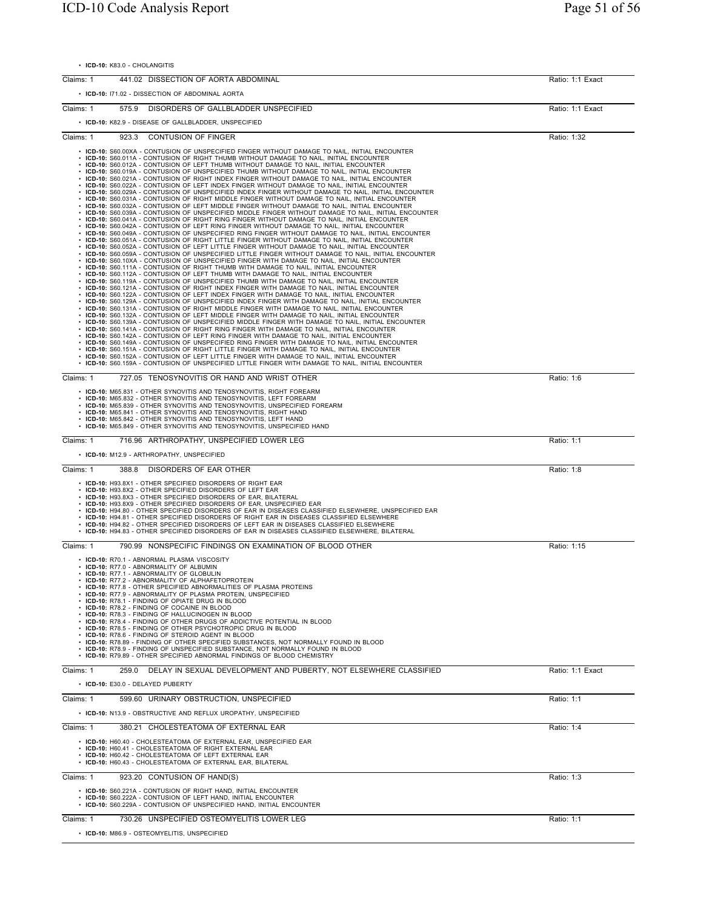- **ICD-10:** K83.0 - CHOLANGITIS

---

Claims: 1 &nbsp;&nbsp; 441.02 DISSECTION OF AORTA ABDOMINAL &nbsp;&nbsp; Ratio: 1:1 Exact

- **ICD-10:** I71.02 - DISSECTION OF ABDOMINAL AORTA

---

Claims: 1 &nbsp;&nbsp; 575.9 DISORDERS OF GALLBLADDER UNSPECIFIED &nbsp;&nbsp; Ratio: 1:1 Exact

- **ICD-10:** K82.9 - DISEASE OF GALLBLADDER, UNSPECIFIED

---

Claims: 1 &nbsp;&nbsp; 923.3 CONTUSION OF FINGER &nbsp;&nbsp; Ratio: 1:32

- **ICD-10:** S60.00XA - CONTUSION OF UNSPECIFIED FINGER WITHOUT DAMAGE TO NAIL, INITIAL ENCOUNTER
- **ICD-10:** S60.011A - CONTUSION OF RIGHT THUMB WITHOUT DAMAGE TO NAIL, INITIAL ENCOUNTER
- **ICD-10:** S60.012A - CONTUSION OF LEFT THUMB WITHOUT DAMAGE TO NAIL, INITIAL ENCOUNTER
- **ICD-10:** S60.019A - CONTUSION OF UNSPECIFIED THUMB WITHOUT DAMAGE TO NAIL, INITIAL ENCOUNTER
- **ICD-10:** S60.021A - CONTUSION OF RIGHT INDEX FINGER WITHOUT DAMAGE TO NAIL, INITIAL ENCOUNTER
- **ICD-10:** S60.022A - CONTUSION OF LEFT INDEX FINGER WITHOUT DAMAGE TO NAIL, INITIAL ENCOUNTER
- **ICD-10:** S60.029A - CONTUSION OF UNSPECIFIED INDEX FINGER WITHOUT DAMAGE TO NAIL, INITIAL ENCOUNTER
- **ICD-10:** S60.031A - CONTUSION OF RIGHT MIDDLE FINGER WITHOUT DAMAGE TO NAIL, INITIAL ENCOUNTER
- **ICD-10:** S60.032A - CONTUSION OF LEFT MIDDLE FINGER WITHOUT DAMAGE TO NAIL, INITIAL ENCOUNTER
- **ICD-10:** S60.039A - CONTUSION OF UNSPECIFIED MIDDLE FINGER WITHOUT DAMAGE TO NAIL, INITIAL ENCOUNTER
- **ICD-10:** S60.041A - CONTUSION OF RIGHT RING FINGER WITHOUT DAMAGE TO NAIL, INITIAL ENCOUNTER
- **ICD-10:** S60.042A - CONTUSION OF LEFT RING FINGER WITHOUT DAMAGE TO NAIL, INITIAL ENCOUNTER
- **ICD-10:** S60.049A - CONTUSION OF UNSPECIFIED RING FINGER WITHOUT DAMAGE TO NAIL, INITIAL ENCOUNTER
- **ICD-10:** S60.051A - CONTUSION OF RIGHT LITTLE FINGER WITHOUT DAMAGE TO NAIL, INITIAL ENCOUNTER
- **ICD-10:** S60.052A - CONTUSION OF LEFT LITTLE FINGER WITHOUT DAMAGE TO NAIL, INITIAL ENCOUNTER
- **ICD-10:** S60.059A - CONTUSION OF UNSPECIFIED LITTLE FINGER WITHOUT DAMAGE TO NAIL, INITIAL ENCOUNTER
- **ICD-10:** S60.10XA - CONTUSION OF UNSPECIFIED FINGER WITH DAMAGE TO NAIL, INITIAL ENCOUNTER
- **ICD-10:** S60.111A - CONTUSION OF RIGHT THUMB WITH DAMAGE TO NAIL, INITIAL ENCOUNTER
- **ICD-10:** S60.112A - CONTUSION OF LEFT THUMB WITH DAMAGE TO NAIL, INITIAL ENCOUNTER
- **ICD-10:** S60.119A - CONTUSION OF UNSPECIFIED THUMB WITH DAMAGE TO NAIL, INITIAL ENCOUNTER
- **ICD-10:** S60.121A - CONTUSION OF RIGHT INDEX FINGER WITH DAMAGE TO NAIL, INITIAL ENCOUNTER
- **ICD-10:** S60.122A - CONTUSION OF LEFT INDEX FINGER WITH DAMAGE TO NAIL, INITIAL ENCOUNTER
- **ICD-10:** S60.129A - CONTUSION OF UNSPECIFIED INDEX FINGER WITH DAMAGE TO NAIL, INITIAL ENCOUNTER
- **ICD-10:** S60.131A - CONTUSION OF RIGHT MIDDLE FINGER WITH DAMAGE TO NAIL, INITIAL ENCOUNTER
- **ICD-10:** S60.132A - CONTUSION OF LEFT MIDDLE FINGER WITH DAMAGE TO NAIL, INITIAL ENCOUNTER
- **ICD-10:** S60.139A - CONTUSION OF UNSPECIFIED MIDDLE FINGER WITH DAMAGE TO NAIL, INITIAL ENCOUNTER
- **ICD-10:** S60.141A - CONTUSION OF RIGHT RING FINGER WITH DAMAGE TO NAIL, INITIAL ENCOUNTER
- **ICD-10:** S60.142A - CONTUSION OF LEFT RING FINGER WITH DAMAGE TO NAIL, INITIAL ENCOUNTER
- **ICD-10:** S60.149A - CONTUSION OF UNSPECIFIED RING FINGER WITH DAMAGE TO NAIL, INITIAL ENCOUNTER
- **ICD-10:** S60.151A - CONTUSION OF RIGHT LITTLE FINGER WITH DAMAGE TO NAIL, INITIAL ENCOUNTER
- **ICD-10:** S60.152A - CONTUSION OF LEFT LITTLE FINGER WITH DAMAGE TO NAIL, INITIAL ENCOUNTER
- **ICD-10:** S60.159A - CONTUSION OF UNSPECIFIED LITTLE FINGER WITH DAMAGE TO NAIL, INITIAL ENCOUNTER

---

Claims: 1 &nbsp;&nbsp; 727.05 TENOSYNOVITIS OR HAND AND WRIST OTHER &nbsp;&nbsp; Ratio: 1:6

- **ICD-10:** M65.831 - OTHER SYNOVITIS AND TENOSYNOVITIS, RIGHT FOREARM
- **ICD-10:** M65.832 - OTHER SYNOVITIS AND TENOSYNOVITIS, LEFT FOREARM
- **ICD-10:** M65.839 - OTHER SYNOVITIS AND TENOSYNOVITIS, UNSPECIFIED FOREARM
- **ICD-10:** M65.841 - OTHER SYNOVITIS AND TENOSYNOVITIS, RIGHT HAND
- **ICD-10:** M65.842 - OTHER SYNOVITIS AND TENOSYNOVITIS, LEFT HAND
- **ICD-10:** M65.849 - OTHER SYNOVITIS AND TENOSYNOVITIS, UNSPECIFIED HAND

---

Claims: 1 &nbsp;&nbsp; 716.96 ARTHROPATHY, UNSPECIFIED LOWER LEG &nbsp;&nbsp; Ratio: 1:1

- **ICD-10:** M12.9 - ARTHROPATHY, UNSPECIFIED

---

Claims: 1 &nbsp;&nbsp; 388.8 DISORDERS OF EAR OTHER &nbsp;&nbsp; Ratio: 1:8

- **ICD-10:** H93.8X1 - OTHER SPECIFIED DISORDERS OF RIGHT EAR
- **ICD-10:** H93.8X2 - OTHER SPECIFIED DISORDERS OF LEFT EAR
- **ICD-10:** H93.8X3 - OTHER SPECIFIED DISORDERS OF EAR, BILATERAL
- **ICD-10:** H93.8X9 - OTHER SPECIFIED DISORDERS OF EAR, UNSPECIFIED EAR
- **ICD-10:** H94.80 - OTHER SPECIFIED DISORDERS OF EAR IN DISEASES CLASSIFIED ELSEWHERE, UNSPECIFIED EAR
- **ICD-10:** H94.81 - OTHER SPECIFIED DISORDERS OF RIGHT EAR IN DISEASES CLASSIFIED ELSEWHERE
- **ICD-10:** H94.82 - OTHER SPECIFIED DISORDERS OF LEFT EAR IN DISEASES CLASSIFIED ELSEWHERE
- **ICD-10:** H94.83 - OTHER SPECIFIED DISORDERS OF EAR IN DISEASES CLASSIFIED ELSEWHERE, BILATERAL

---

Claims: 1 &nbsp;&nbsp; 790.99 NONSPECIFIC FINDINGS ON EXAMINATION OF BLOOD OTHER &nbsp;&nbsp; Ratio: 1:15

- **ICD-10:** R70.1 - ABNORMAL PLASMA VISCOSITY
- **ICD-10:** R77.0 - ABNORMALITY OF ALBUMIN
- **ICD-10:** R77.1 - ABNORMALITY OF GLOBULIN
- **ICD-10:** R77.2 - ABNORMALITY OF ALPHAFETOPROTEIN
- **ICD-10:** R77.8 - OTHER SPECIFIED ABNORMALITIES OF PLASMA PROTEINS
- **ICD-10:** R77.9 - ABNORMALITY OF PLASMA PROTEIN, UNSPECIFIED
- **ICD-10:** R78.1 - FINDING OF OPIATE DRUG IN BLOOD
- **ICD-10:** R78.2 - FINDING OF COCAINE IN BLOOD
- **ICD-10:** R78.3 - FINDING OF HALLUCINOGEN IN BLOOD
- **ICD-10:** R78.4 - FINDING OF OTHER DRUGS OF ADDICTIVE POTENTIAL IN BLOOD
- **ICD-10:** R78.5 - FINDING OF OTHER PSYCHOTROPIC DRUG IN BLOOD
- **ICD-10:** R78.6 - FINDING OF STEROID AGENT IN BLOOD
- **ICD-10:** R78.89 - FINDING OF OTHER SPECIFIED SUBSTANCES, NOT NORMALLY FOUND IN BLOOD
- **ICD-10:** R78.9 - FINDING OF UNSPECIFIED SUBSTANCE, NOT NORMALLY FOUND IN BLOOD
- **ICD-10:** R79.89 - OTHER SPECIFIED ABNORMAL FINDINGS OF BLOOD CHEMISTRY

---

Claims: 1 &nbsp;&nbsp; 259.0 DELAY IN SEXUAL DEVELOPMENT AND PUBERTY, NOT ELSEWHERE CLASSIFIED &nbsp;&nbsp; Ratio: 1:1 Exact

- **ICD-10:** E30.0 - DELAYED PUBERTY

---

Claims: 1 &nbsp;&nbsp; 599.60 URINARY OBSTRUCTION, UNSPECIFIED &nbsp;&nbsp; Ratio: 1:1

- **ICD-10:** N13.9 - OBSTRUCTIVE AND REFLUX UROPATHY, UNSPECIFIED

---

Claims: 1 &nbsp;&nbsp; 380.21 CHOLESTEATOMA OF EXTERNAL EAR &nbsp;&nbsp; Ratio: 1:4

- **ICD-10:** H60.40 - CHOLESTEATOMA OF EXTERNAL EAR, UNSPECIFIED EAR
- **ICD-10:** H60.41 - CHOLESTEATOMA OF RIGHT EXTERNAL EAR
- **ICD-10:** H60.42 - CHOLESTEATOMA OF LEFT EXTERNAL EAR
- **ICD-10:** H60.43 - CHOLESTEATOMA OF EXTERNAL EAR, BILATERAL

---

Claims: 1 &nbsp;&nbsp; 923.20 CONTUSION OF HAND(S) &nbsp;&nbsp; Ratio: 1:3

- **ICD-10:** S60.221A - CONTUSION OF RIGHT HAND, INITIAL ENCOUNTER
- **ICD-10:** S60.222A - CONTUSION OF LEFT HAND, INITIAL ENCOUNTER
- **ICD-10:** S60.229A - CONTUSION OF UNSPECIFIED HAND, INITIAL ENCOUNTER

---

Claims: 1 &nbsp;&nbsp; 730.26 UNSPECIFIED OSTEOMYELITIS LOWER LEG &nbsp;&nbsp; Ratio: 1:1

- **ICD-10:** M86.9 - OSTEOMYELITIS, UNSPECIFIED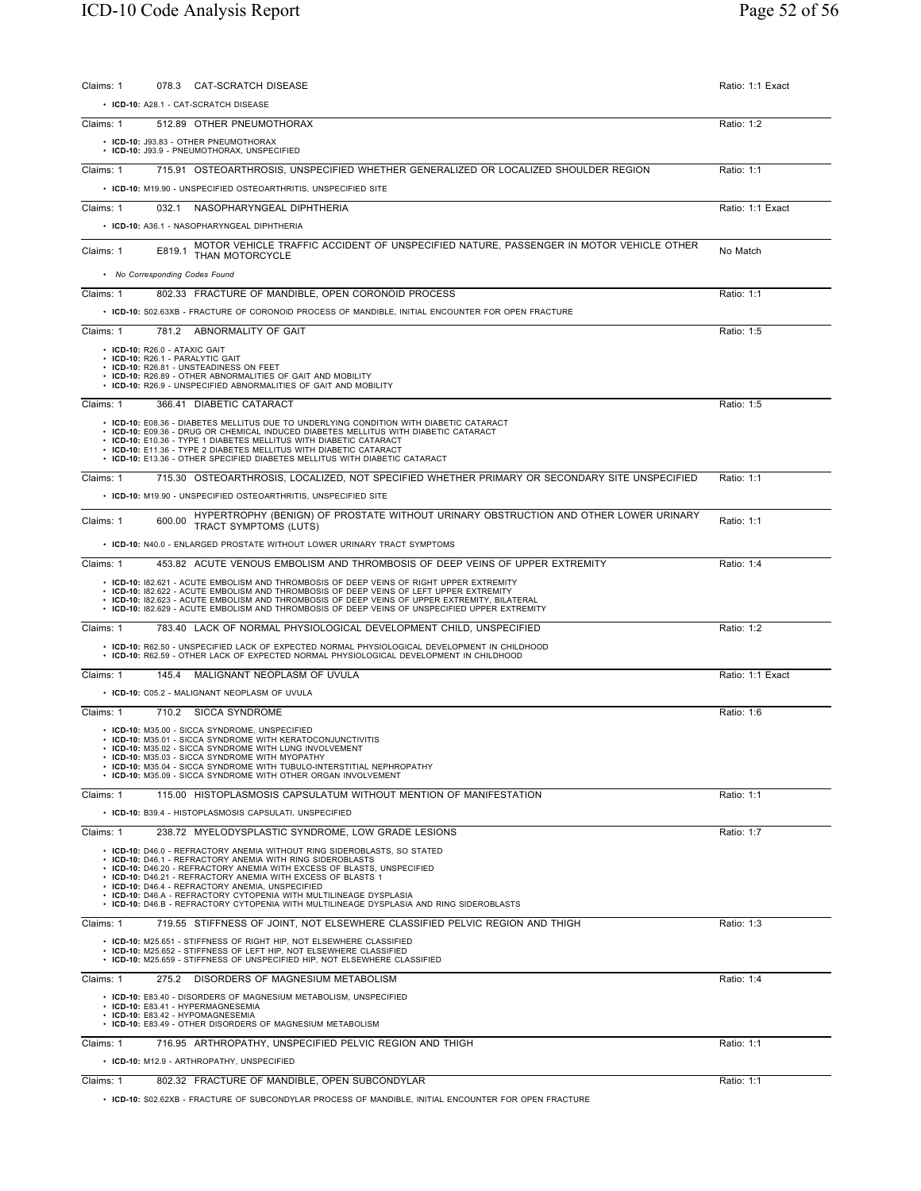Claims: 1 078.3 CAT-SCRATCH DISEASE — Ratio: 1:1 Exact

- **ICD-10:** A28.1 - CAT-SCRATCH DISEASE

Claims: 1 512.89 OTHER PNEUMOTHORAX — Ratio: 1:2

- **ICD-10:** J93.83 - OTHER PNEUMOTHORAX
- **ICD-10:** J93.9 - PNEUMOTHORAX, UNSPECIFIED

Claims: 1 715.91 OSTEOARTHROSIS, UNSPECIFIED WHETHER GENERALIZED OR LOCALIZED SHOULDER REGION — Ratio: 1:1

- **ICD-10:** M19.90 - UNSPECIFIED OSTEOARTHRITIS, UNSPECIFIED SITE

Claims: 1 032.1 NASOPHARYNGEAL DIPHTHERIA — Ratio: 1:1 Exact

- **ICD-10:** A36.1 - NASOPHARYNGEAL DIPHTHERIA

Claims: 1 E819.1 MOTOR VEHICLE TRAFFIC ACCIDENT OF UNSPECIFIED NATURE, PASSENGER IN MOTOR VEHICLE OTHER THAN MOTORCYCLE — No Match

- *No Corresponding Codes Found*

Claims: 1 802.33 FRACTURE OF MANDIBLE, OPEN CORONOID PROCESS — Ratio: 1:1

- **ICD-10:** S02.63XB - FRACTURE OF CORONOID PROCESS OF MANDIBLE, INITIAL ENCOUNTER FOR OPEN FRACTURE

Claims: 1 781.2 ABNORMALITY OF GAIT — Ratio: 1:5

- **ICD-10:** R26.0 - ATAXIC GAIT
- **ICD-10:** R26.1 - PARALYTIC GAIT
- **ICD-10:** R26.81 - UNSTEADINESS ON FEET
- **ICD-10:** R26.89 - OTHER ABNORMALITIES OF GAIT AND MOBILITY
- **ICD-10:** R26.9 - UNSPECIFIED ABNORMALITIES OF GAIT AND MOBILITY

Claims: 1 366.41 DIABETIC CATARACT — Ratio: 1:5

- **ICD-10:** E08.36 - DIABETES MELLITUS DUE TO UNDERLYING CONDITION WITH DIABETIC CATARACT
- **ICD-10:** E09.36 - DRUG OR CHEMICAL INDUCED DIABETES MELLITUS WITH DIABETIC CATARACT
- **ICD-10:** E10.36 - TYPE 1 DIABETES MELLITUS WITH DIABETIC CATARACT
- **ICD-10:** E11.36 - TYPE 2 DIABETES MELLITUS WITH DIABETIC CATARACT
- **ICD-10:** E13.36 - OTHER SPECIFIED DIABETES MELLITUS WITH DIABETIC CATARACT

Claims: 1 715.30 OSTEOARTHROSIS, LOCALIZED, NOT SPECIFIED WHETHER PRIMARY OR SECONDARY SITE UNSPECIFIED — Ratio: 1:1

- **ICD-10:** M19.90 - UNSPECIFIED OSTEOARTHRITIS, UNSPECIFIED SITE

Claims: 1 600.00 HYPERTROPHY (BENIGN) OF PROSTATE WITHOUT URINARY OBSTRUCTION AND OTHER LOWER URINARY TRACT SYMPTOMS (LUTS) — Ratio: 1:1

- **ICD-10:** N40.0 - ENLARGED PROSTATE WITHOUT LOWER URINARY TRACT SYMPTOMS

Claims: 1 453.82 ACUTE VENOUS EMBOLISM AND THROMBOSIS OF DEEP VEINS OF UPPER EXTREMITY — Ratio: 1:4

- **ICD-10:** I82.621 - ACUTE EMBOLISM AND THROMBOSIS OF DEEP VEINS OF RIGHT UPPER EXTREMITY
- **ICD-10:** I82.622 - ACUTE EMBOLISM AND THROMBOSIS OF DEEP VEINS OF LEFT UPPER EXTREMITY
- **ICD-10:** I82.623 - ACUTE EMBOLISM AND THROMBOSIS OF DEEP VEINS OF UPPER EXTREMITY, BILATERAL
- **ICD-10:** I82.629 - ACUTE EMBOLISM AND THROMBOSIS OF DEEP VEINS OF UNSPECIFIED UPPER EXTREMITY

Claims: 1 783.40 LACK OF NORMAL PHYSIOLOGICAL DEVELOPMENT CHILD, UNSPECIFIED — Ratio: 1:2

- **ICD-10:** R62.50 - UNSPECIFIED LACK OF EXPECTED NORMAL PHYSIOLOGICAL DEVELOPMENT IN CHILDHOOD
- **ICD-10:** R62.59 - OTHER LACK OF EXPECTED NORMAL PHYSIOLOGICAL DEVELOPMENT IN CHILDHOOD

Claims: 1 145.4 MALIGNANT NEOPLASM OF UVULA — Ratio: 1:1 Exact

- **ICD-10:** C05.2 - MALIGNANT NEOPLASM OF UVULA

Claims: 1 710.2 SICCA SYNDROME — Ratio: 1:6

- **ICD-10:** M35.00 - SICCA SYNDROME, UNSPECIFIED
- **ICD-10:** M35.01 - SICCA SYNDROME WITH KERATOCONJUNCTIVITIS
- **ICD-10:** M35.02 - SICCA SYNDROME WITH LUNG INVOLVEMENT
- **ICD-10:** M35.03 - SICCA SYNDROME WITH MYOPATHY
- **ICD-10:** M35.04 - SICCA SYNDROME WITH TUBULO-INTERSTITIAL NEPHROPATHY
- **ICD-10:** M35.09 - SICCA SYNDROME WITH OTHER ORGAN INVOLVEMENT

Claims: 1 115.00 HISTOPLASMOSIS CAPSULATUM WITHOUT MENTION OF MANIFESTATION — Ratio: 1:1

- **ICD-10:** B39.4 - HISTOPLASMOSIS CAPSULATI, UNSPECIFIED

Claims: 1 238.72 MYELODYSPLASTIC SYNDROME, LOW GRADE LESIONS — Ratio: 1:7

- **ICD-10:** D46.0 - REFRACTORY ANEMIA WITHOUT RING SIDEROBLASTS, SO STATED
- **ICD-10:** D46.1 - REFRACTORY ANEMIA WITH RING SIDEROBLASTS
- **ICD-10:** D46.20 - REFRACTORY ANEMIA WITH EXCESS OF BLASTS, UNSPECIFIED
- **ICD-10:** D46.21 - REFRACTORY ANEMIA WITH EXCESS OF BLASTS 1
- **ICD-10:** D46.4 - REFRACTORY ANEMIA, UNSPECIFIED
- **ICD-10:** D46.A - REFRACTORY CYTOPENIA WITH MULTILINEAGE DYSPLASIA
- **ICD-10:** D46.B - REFRACTORY CYTOPENIA WITH MULTILINEAGE DYSPLASIA AND RING SIDEROBLASTS

Claims: 1 719.55 STIFFNESS OF JOINT, NOT ELSEWHERE CLASSIFIED PELVIC REGION AND THIGH — Ratio: 1:3

- **ICD-10:** M25.651 - STIFFNESS OF RIGHT HIP, NOT ELSEWHERE CLASSIFIED
- **ICD-10:** M25.652 - STIFFNESS OF LEFT HIP, NOT ELSEWHERE CLASSIFIED
- **ICD-10:** M25.659 - STIFFNESS OF UNSPECIFIED HIP, NOT ELSEWHERE CLASSIFIED

Claims: 1 275.2 DISORDERS OF MAGNESIUM METABOLISM — Ratio: 1:4

- **ICD-10:** E83.40 - DISORDERS OF MAGNESIUM METABOLISM, UNSPECIFIED
- **ICD-10:** E83.41 - HYPERMAGNESEMIA
- **ICD-10:** E83.42 - HYPOMAGNESEMIA
- **ICD-10:** E83.49 - OTHER DISORDERS OF MAGNESIUM METABOLISM

Claims: 1 716.95 ARTHROPATHY, UNSPECIFIED PELVIC REGION AND THIGH — Ratio: 1:1

- **ICD-10:** M12.9 - ARTHROPATHY, UNSPECIFIED

Claims: 1 802.32 FRACTURE OF MANDIBLE, OPEN SUBCONDYLAR — Ratio: 1:1

- **ICD-10:** S02.62XB - FRACTURE OF SUBCONDYLAR PROCESS OF MANDIBLE, INITIAL ENCOUNTER FOR OPEN FRACTURE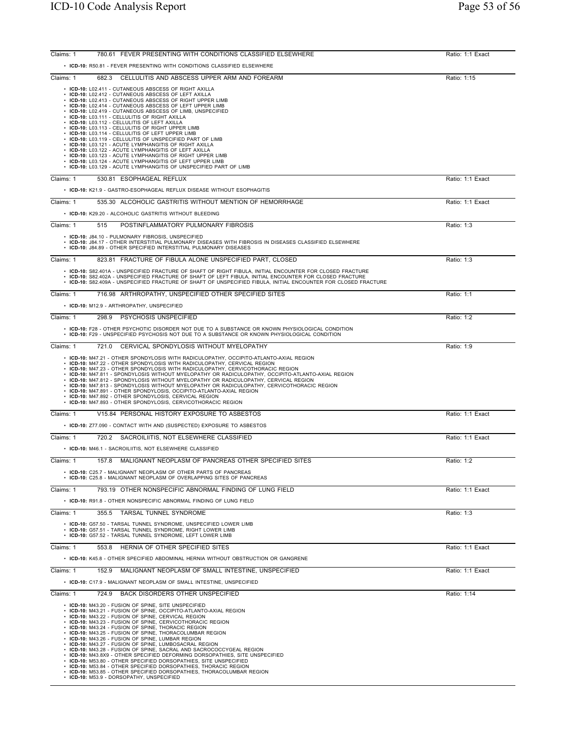Claims: 1 — 780.61 FEVER PRESENTING WITH CONDITIONS CLASSIFIED ELSEWHERE — Ratio: 1:1 Exact

- **ICD-10:** R50.81 - FEVER PRESENTING WITH CONDITIONS CLASSIFIED ELSEWHERE

---

Claims: 1 — 682.3 CELLULITIS AND ABSCESS UPPER ARM AND FOREARM — Ratio: 1:15

- **ICD-10:** L02.411 - CUTANEOUS ABSCESS OF RIGHT AXILLA
- **ICD-10:** L02.412 - CUTANEOUS ABSCESS OF LEFT AXILLA
- **ICD-10:** L02.413 - CUTANEOUS ABSCESS OF RIGHT UPPER LIMB
- **ICD-10:** L02.414 - CUTANEOUS ABSCESS OF LEFT UPPER LIMB
- **ICD-10:** L02.419 - CUTANEOUS ABSCESS OF LIMB, UNSPECIFIED
- **ICD-10:** L03.111 - CELLULITIS OF RIGHT AXILLA
- **ICD-10:** L03.112 - CELLULITIS OF LEFT AXILLA
- **ICD-10:** L03.113 - CELLULITIS OF RIGHT UPPER LIMB
- **ICD-10:** L03.114 - CELLULITIS OF LEFT UPPER LIMB
- **ICD-10:** L03.119 - CELLULITIS OF UNSPECIFIED PART OF LIMB
- **ICD-10:** L03.121 - ACUTE LYMPHANGITIS OF RIGHT AXILLA
- **ICD-10:** L03.122 - ACUTE LYMPHANGITIS OF LEFT AXILLA
- **ICD-10:** L03.123 - ACUTE LYMPHANGITIS OF RIGHT UPPER LIMB
- **ICD-10:** L03.124 - ACUTE LYMPHANGITIS OF LEFT UPPER LIMB
- **ICD-10:** L03.129 - ACUTE LYMPHANGITIS OF UNSPECIFIED PART OF LIMB

---

Claims: 1 — 530.81 ESOPHAGEAL REFLUX — Ratio: 1:1 Exact

- **ICD-10:** K21.9 - GASTRO-ESOPHAGEAL REFLUX DISEASE WITHOUT ESOPHAGITIS

---

Claims: 1 — 535.30 ALCOHOLIC GASTRITIS WITHOUT MENTION OF HEMORRHAGE — Ratio: 1:1 Exact

- **ICD-10:** K29.20 - ALCOHOLIC GASTRITIS WITHOUT BLEEDING

---

Claims: 1 — 515 POSTINFLAMMATORY PULMONARY FIBROSIS — Ratio: 1:3

- **ICD-10:** J84.10 - PULMONARY FIBROSIS, UNSPECIFIED
- **ICD-10:** J84.17 - OTHER INTERSTITIAL PULMONARY DISEASES WITH FIBROSIS IN DISEASES CLASSIFIED ELSEWHERE
- **ICD-10:** J84.89 - OTHER SPECIFIED INTERSTITIAL PULMONARY DISEASES

---

Claims: 1 — 823.81 FRACTURE OF FIBULA ALONE UNSPECIFIED PART, CLOSED — Ratio: 1:3

- **ICD-10:** S82.401A - UNSPECIFIED FRACTURE OF SHAFT OF RIGHT FIBULA, INITIAL ENCOUNTER FOR CLOSED FRACTURE
- **ICD-10:** S82.402A - UNSPECIFIED FRACTURE OF SHAFT OF LEFT FIBULA, INITIAL ENCOUNTER FOR CLOSED FRACTURE
- **ICD-10:** S82.409A - UNSPECIFIED FRACTURE OF SHAFT OF UNSPECIFIED FIBULA, INITIAL ENCOUNTER FOR CLOSED FRACTURE

---

Claims: 1 — 716.98 ARTHROPATHY, UNSPECIFIED OTHER SPECIFIED SITES — Ratio: 1:1

- **ICD-10:** M12.9 - ARTHROPATHY, UNSPECIFIED

---

Claims: 1 — 298.9 PSYCHOSIS UNSPECIFIED — Ratio: 1:2

- **ICD-10:** F28 - OTHER PSYCHOTIC DISORDER NOT DUE TO A SUBSTANCE OR KNOWN PHYSIOLOGICAL CONDITION
- **ICD-10:** F29 - UNSPECIFIED PSYCHOSIS NOT DUE TO A SUBSTANCE OR KNOWN PHYSIOLOGICAL CONDITION

---

Claims: 1 — 721.0 CERVICAL SPONDYLOSIS WITHOUT MYELOPATHY — Ratio: 1:9

- **ICD-10:** M47.21 - OTHER SPONDYLOSIS WITH RADICULOPATHY, OCCIPITO-ATLANTO-AXIAL REGION
- **ICD-10:** M47.22 - OTHER SPONDYLOSIS WITH RADICULOPATHY, CERVICAL REGION
- **ICD-10:** M47.23 - OTHER SPONDYLOSIS WITH RADICULOPATHY, CERVICOTHORACIC REGION
- **ICD-10:** M47.811 - SPONDYLOSIS WITHOUT MYELOPATHY OR RADICULOPATHY, OCCIPITO-ATLANTO-AXIAL REGION
- **ICD-10:** M47.812 - SPONDYLOSIS WITHOUT MYELOPATHY OR RADICULOPATHY, CERVICAL REGION
- **ICD-10:** M47.813 - SPONDYLOSIS WITHOUT MYELOPATHY OR RADICULOPATHY, CERVICOTHORACIC REGION
- **ICD-10:** M47.891 - OTHER SPONDYLOSIS, OCCIPITO-ATLANTO-AXIAL REGION
- **ICD-10:** M47.892 - OTHER SPONDYLOSIS, CERVICAL REGION
- **ICD-10:** M47.893 - OTHER SPONDYLOSIS, CERVICOTHORACIC REGION

---

Claims: 1 — V15.84 PERSONAL HISTORY EXPOSURE TO ASBESTOS — Ratio: 1:1 Exact

- **ICD-10:** Z77.090 - CONTACT WITH AND (SUSPECTED) EXPOSURE TO ASBESTOS

---

Claims: 1 — 720.2 SACROILIITIS, NOT ELSEWHERE CLASSIFIED — Ratio: 1:1 Exact

- **ICD-10:** M46.1 - SACROILIITIS, NOT ELSEWHERE CLASSIFIED

---

Claims: 1 — 157.8 MALIGNANT NEOPLASM OF PANCREAS OTHER SPECIFIED SITES — Ratio: 1:2

- **ICD-10:** C25.7 - MALIGNANT NEOPLASM OF OTHER PARTS OF PANCREAS
- **ICD-10:** C25.8 - MALIGNANT NEOPLASM OF OVERLAPPING SITES OF PANCREAS

---

Claims: 1 — 793.19 OTHER NONSPECIFIC ABNORMAL FINDING OF LUNG FIELD — Ratio: 1:1 Exact

- **ICD-10:** R91.8 - OTHER NONSPECIFIC ABNORMAL FINDING OF LUNG FIELD

---

Claims: 1 — 355.5 TARSAL TUNNEL SYNDROME — Ratio: 1:3

- **ICD-10:** G57.50 - TARSAL TUNNEL SYNDROME, UNSPECIFIED LOWER LIMB
- **ICD-10:** G57.51 - TARSAL TUNNEL SYNDROME, RIGHT LOWER LIMB
- **ICD-10:** G57.52 - TARSAL TUNNEL SYNDROME, LEFT LOWER LIMB

---

Claims: 1 — 553.8 HERNIA OF OTHER SPECIFIED SITES — Ratio: 1:1 Exact

- **ICD-10:** K45.8 - OTHER SPECIFIED ABDOMINAL HERNIA WITHOUT OBSTRUCTION OR GANGRENE

---

Claims: 1 — 152.9 MALIGNANT NEOPLASM OF SMALL INTESTINE, UNSPECIFIED — Ratio: 1:1 Exact

- **ICD-10:** C17.9 - MALIGNANT NEOPLASM OF SMALL INTESTINE, UNSPECIFIED

---

Claims: 1 — 724.9 BACK DISORDERS OTHER UNSPECIFIED — Ratio: 1:14

- **ICD-10:** M43.20 - FUSION OF SPINE, SITE UNSPECIFIED
- **ICD-10:** M43.21 - FUSION OF SPINE, OCCIPITO-ATLANTO-AXIAL REGION
- **ICD-10:** M43.22 - FUSION OF SPINE, CERVICAL REGION
- **ICD-10:** M43.23 - FUSION OF SPINE, CERVICOTHORACIC REGION
- **ICD-10:** M43.24 - FUSION OF SPINE, THORACIC REGION
- **ICD-10:** M43.25 - FUSION OF SPINE, THORACOLUMBAR REGION
- **ICD-10:** M43.26 - FUSION OF SPINE, LUMBAR REGION
- **ICD-10:** M43.27 - FUSION OF SPINE, LUMBOSACRAL REGION
- **ICD-10:** M43.28 - FUSION OF SPINE, SACRAL AND SACROCOCCYGEAL REGION
- **ICD-10:** M43.8X9 - OTHER SPECIFIED DEFORMING DORSOPATHIES, SITE UNSPECIFIED
- **ICD-10:** M53.80 - OTHER SPECIFIED DORSOPATHIES, SITE UNSPECIFIED
- **ICD-10:** M53.84 - OTHER SPECIFIED DORSOPATHIES, THORACIC REGION
- **ICD-10:** M53.85 - OTHER SPECIFIED DORSOPATHIES, THORACOLUMBAR REGION
- **ICD-10:** M53.9 - DORSOPATHY, UNSPECIFIED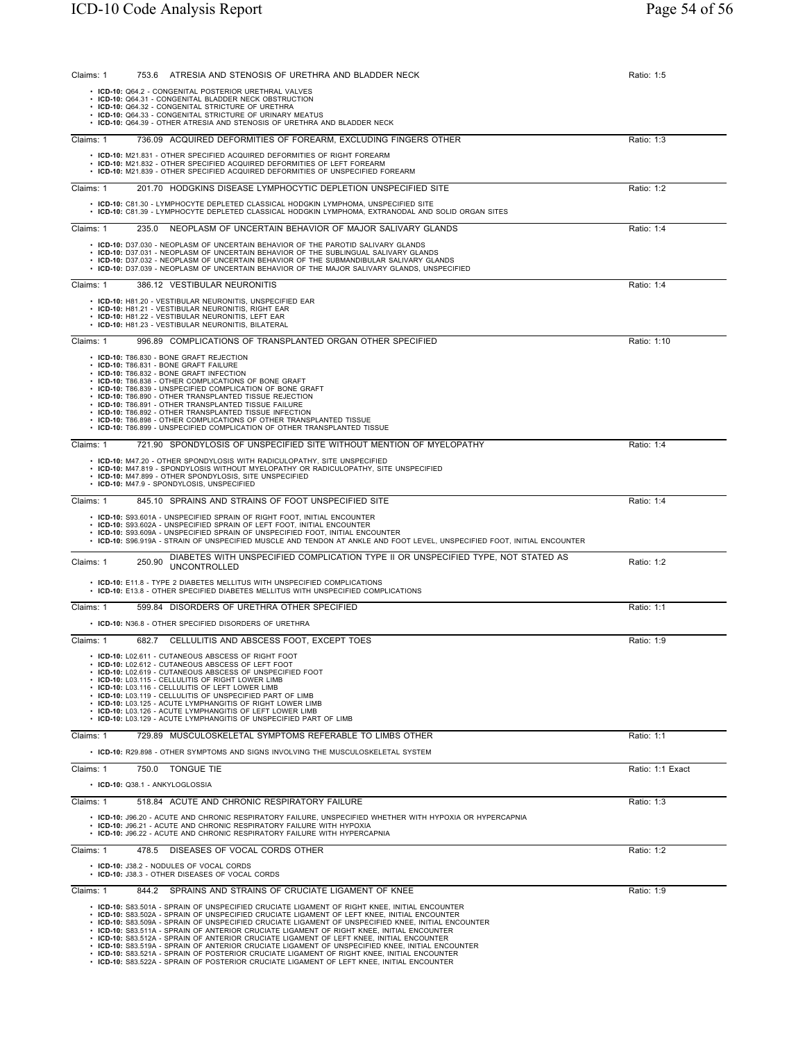**Claims: 1** | **753.6 ATRESIA AND STENOSIS OF URETHRA AND BLADDER NECK** | Ratio: 1:5

- **ICD-10:** Q64.2 - CONGENITAL POSTERIOR URETHRAL VALVES
- **ICD-10:** Q64.31 - CONGENITAL BLADDER NECK OBSTRUCTION
- **ICD-10:** Q64.32 - CONGENITAL STRICTURE OF URETHRA
- **ICD-10:** Q64.33 - CONGENITAL STRICTURE OF URINARY MEATUS
- **ICD-10:** Q64.39 - OTHER ATRESIA AND STENOSIS OF URETHRA AND BLADDER NECK

---

**Claims: 1** | **736.09 ACQUIRED DEFORMITIES OF FOREARM, EXCLUDING FINGERS OTHER** | Ratio: 1:3

- **ICD-10:** M21.831 - OTHER SPECIFIED ACQUIRED DEFORMITIES OF RIGHT FOREARM
- **ICD-10:** M21.832 - OTHER SPECIFIED ACQUIRED DEFORMITIES OF LEFT FOREARM
- **ICD-10:** M21.839 - OTHER SPECIFIED ACQUIRED DEFORMITIES OF UNSPECIFIED FOREARM

---

**Claims: 1** | **201.70 HODGKINS DISEASE LYMPHOCYTIC DEPLETION UNSPECIFIED SITE** | Ratio: 1:2

- **ICD-10:** C81.30 - LYMPHOCYTE DEPLETED CLASSICAL HODGKIN LYMPHOMA, UNSPECIFIED SITE
- **ICD-10:** C81.39 - LYMPHOCYTE DEPLETED CLASSICAL HODGKIN LYMPHOMA, EXTRANODAL AND SOLID ORGAN SITES

---

**Claims: 1** | **235.0 NEOPLASM OF UNCERTAIN BEHAVIOR OF MAJOR SALIVARY GLANDS** | Ratio: 1:4

- **ICD-10:** D37.030 - NEOPLASM OF UNCERTAIN BEHAVIOR OF THE PAROTID SALIVARY GLANDS
- **ICD-10:** D37.031 - NEOPLASM OF UNCERTAIN BEHAVIOR OF THE SUBLINGUAL SALIVARY GLANDS
- **ICD-10:** D37.032 - NEOPLASM OF UNCERTAIN BEHAVIOR OF THE SUBMANDIBULAR SALIVARY GLANDS
- **ICD-10:** D37.039 - NEOPLASM OF UNCERTAIN BEHAVIOR OF THE MAJOR SALIVARY GLANDS, UNSPECIFIED

---

**Claims: 1** | **386.12 VESTIBULAR NEURONITIS** | Ratio: 1:4

- **ICD-10:** H81.20 - VESTIBULAR NEURONITIS, UNSPECIFIED EAR
- **ICD-10:** H81.21 - VESTIBULAR NEURONITIS, RIGHT EAR
- **ICD-10:** H81.22 - VESTIBULAR NEURONITIS, LEFT EAR
- **ICD-10:** H81.23 - VESTIBULAR NEURONITIS, BILATERAL

---

**Claims: 1** | **996.89 COMPLICATIONS OF TRANSPLANTED ORGAN OTHER SPECIFIED** | Ratio: 1:10

- **ICD-10:** T86.830 - BONE GRAFT REJECTION
- **ICD-10:** T86.831 - BONE GRAFT FAILURE
- **ICD-10:** T86.832 - BONE GRAFT INFECTION
- **ICD-10:** T86.838 - OTHER COMPLICATIONS OF BONE GRAFT
- **ICD-10:** T86.839 - UNSPECIFIED COMPLICATION OF BONE GRAFT
- **ICD-10:** T86.890 - OTHER TRANSPLANTED TISSUE REJECTION
- **ICD-10:** T86.891 - OTHER TRANSPLANTED TISSUE FAILURE
- **ICD-10:** T86.892 - OTHER TRANSPLANTED TISSUE INFECTION
- **ICD-10:** T86.898 - OTHER COMPLICATIONS OF OTHER TRANSPLANTED TISSUE
- **ICD-10:** T86.899 - UNSPECIFIED COMPLICATION OF OTHER TRANSPLANTED TISSUE

---

**Claims: 1** | **721.90 SPONDYLOSIS OF UNSPECIFIED SITE WITHOUT MENTION OF MYELOPATHY** | Ratio: 1:4

- **ICD-10:** M47.20 - OTHER SPONDYLOSIS WITH RADICULOPATHY, SITE UNSPECIFIED
- **ICD-10:** M47.819 - SPONDYLOSIS WITHOUT MYELOPATHY OR RADICULOPATHY, SITE UNSPECIFIED
- **ICD-10:** M47.899 - OTHER SPONDYLOSIS, SITE UNSPECIFIED
- **ICD-10:** M47.9 - SPONDYLOSIS, UNSPECIFIED

---

**Claims: 1** | **845.10 SPRAINS AND STRAINS OF FOOT UNSPECIFIED SITE** | Ratio: 1:4

- **ICD-10:** S93.601A - UNSPECIFIED SPRAIN OF RIGHT FOOT, INITIAL ENCOUNTER
- **ICD-10:** S93.602A - UNSPECIFIED SPRAIN OF LEFT FOOT, INITIAL ENCOUNTER
- **ICD-10:** S93.609A - UNSPECIFIED SPRAIN OF UNSPECIFIED FOOT, INITIAL ENCOUNTER
- **ICD-10:** S96.919A - STRAIN OF UNSPECIFIED MUSCLE AND TENDON AT ANKLE AND FOOT LEVEL, UNSPECIFIED FOOT, INITIAL ENCOUNTER

---

**Claims: 1** | **250.90 DIABETES WITH UNSPECIFIED COMPLICATION TYPE II OR UNSPECIFIED TYPE, NOT STATED AS UNCONTROLLED** | Ratio: 1:2

- **ICD-10:** E11.8 - TYPE 2 DIABETES MELLITUS WITH UNSPECIFIED COMPLICATIONS
- **ICD-10:** E13.8 - OTHER SPECIFIED DIABETES MELLITUS WITH UNSPECIFIED COMPLICATIONS

---

**Claims: 1** | **599.84 DISORDERS OF URETHRA OTHER SPECIFIED** | Ratio: 1:1

- **ICD-10:** N36.8 - OTHER SPECIFIED DISORDERS OF URETHRA

---

**Claims: 1** | **682.7 CELLULITIS AND ABSCESS FOOT, EXCEPT TOES** | Ratio: 1:9

- **ICD-10:** L02.611 - CUTANEOUS ABSCESS OF RIGHT FOOT
- **ICD-10:** L02.612 - CUTANEOUS ABSCESS OF LEFT FOOT
- **ICD-10:** L02.619 - CUTANEOUS ABSCESS OF UNSPECIFIED FOOT
- **ICD-10:** L03.115 - CELLULITIS OF RIGHT LOWER LIMB
- **ICD-10:** L03.116 - CELLULITIS OF LEFT LOWER LIMB
- **ICD-10:** L03.119 - CELLULITIS OF UNSPECIFIED PART OF LIMB
- **ICD-10:** L03.125 - ACUTE LYMPHANGITIS OF RIGHT LOWER LIMB
- **ICD-10:** L03.126 - ACUTE LYMPHANGITIS OF LEFT LOWER LIMB
- **ICD-10:** L03.129 - ACUTE LYMPHANGITIS OF UNSPECIFIED PART OF LIMB

---

**Claims: 1** | **729.89 MUSCULOSKELETAL SYMPTOMS REFERABLE TO LIMBS OTHER** | Ratio: 1:1

- **ICD-10:** R29.898 - OTHER SYMPTOMS AND SIGNS INVOLVING THE MUSCULOSKELETAL SYSTEM

---

**Claims: 1** | **750.0 TONGUE TIE** | Ratio: 1:1 Exact

- **ICD-10:** Q38.1 - ANKYLOGLOSSIA

---

**Claims: 1** | **518.84 ACUTE AND CHRONIC RESPIRATORY FAILURE** | Ratio: 1:3

- **ICD-10:** J96.20 - ACUTE AND CHRONIC RESPIRATORY FAILURE, UNSPECIFIED WHETHER WITH HYPOXIA OR HYPERCAPNIA
- **ICD-10:** J96.21 - ACUTE AND CHRONIC RESPIRATORY FAILURE WITH HYPOXIA
- **ICD-10:** J96.22 - ACUTE AND CHRONIC RESPIRATORY FAILURE WITH HYPERCAPNIA

---

**Claims: 1** | **478.5 DISEASES OF VOCAL CORDS OTHER** | Ratio: 1:2

- **ICD-10:** J38.2 - NODULES OF VOCAL CORDS
- **ICD-10:** J38.3 - OTHER DISEASES OF VOCAL CORDS

---

**Claims: 1** | **844.2 SPRAINS AND STRAINS OF CRUCIATE LIGAMENT OF KNEE** | Ratio: 1:9

- **ICD-10:** S83.501A - SPRAIN OF UNSPECIFIED CRUCIATE LIGAMENT OF RIGHT KNEE, INITIAL ENCOUNTER
- **ICD-10:** S83.502A - SPRAIN OF UNSPECIFIED CRUCIATE LIGAMENT OF LEFT KNEE, INITIAL ENCOUNTER
- **ICD-10:** S83.509A - SPRAIN OF UNSPECIFIED CRUCIATE LIGAMENT OF UNSPECIFIED KNEE, INITIAL ENCOUNTER
- **ICD-10:** S83.511A - SPRAIN OF ANTERIOR CRUCIATE LIGAMENT OF RIGHT KNEE, INITIAL ENCOUNTER
- **ICD-10:** S83.512A - SPRAIN OF ANTERIOR CRUCIATE LIGAMENT OF LEFT KNEE, INITIAL ENCOUNTER
- **ICD-10:** S83.519A - SPRAIN OF ANTERIOR CRUCIATE LIGAMENT OF UNSPECIFIED KNEE, INITIAL ENCOUNTER
- **ICD-10:** S83.521A - SPRAIN OF POSTERIOR CRUCIATE LIGAMENT OF RIGHT KNEE, INITIAL ENCOUNTER
- **ICD-10:** S83.522A - SPRAIN OF POSTERIOR CRUCIATE LIGAMENT OF LEFT KNEE, INITIAL ENCOUNTER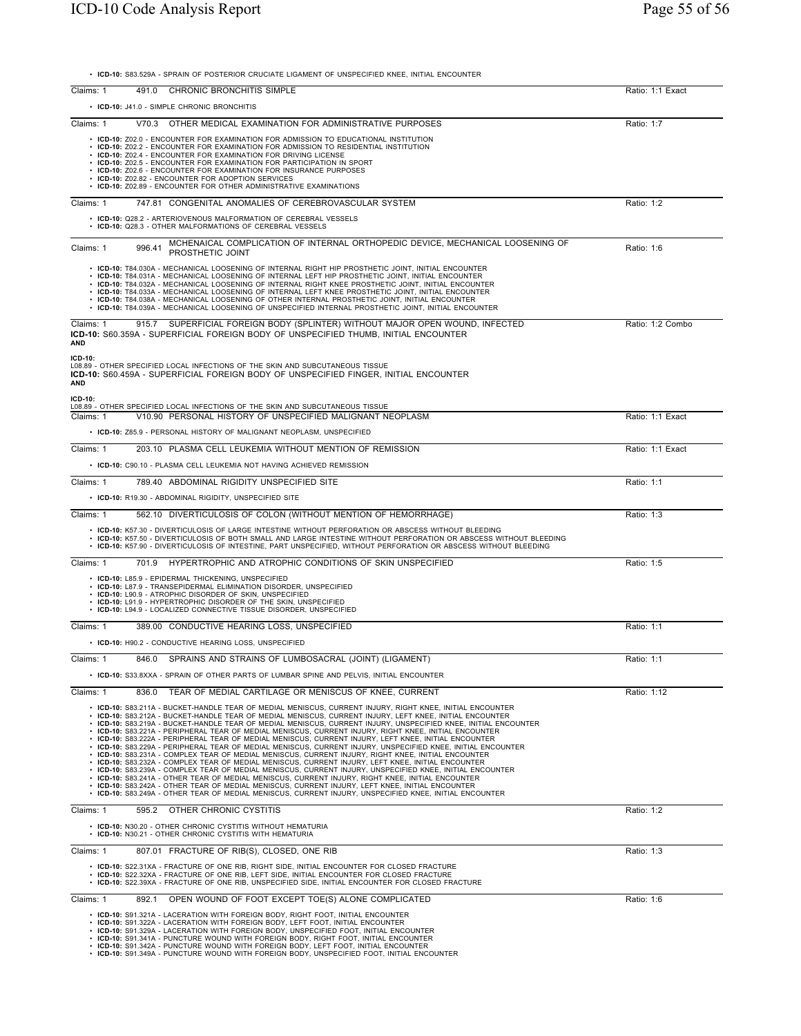- **ICD-10:** S83.529A - SPRAIN OF POSTERIOR CRUCIATE LIGAMENT OF UNSPECIFIED KNEE, INITIAL ENCOUNTER

Claims: 1 491.0 CHRONIC BRONCHITIS SIMPLE — Ratio: 1:1 Exact

- **ICD-10:** J41.0 - SIMPLE CHRONIC BRONCHITIS

Claims: 1 V70.3 OTHER MEDICAL EXAMINATION FOR ADMINISTRATIVE PURPOSES — Ratio: 1:7

- **ICD-10:** Z02.0 - ENCOUNTER FOR EXAMINATION FOR ADMISSION TO EDUCATIONAL INSTITUTION
- **ICD-10:** Z02.2 - ENCOUNTER FOR EXAMINATION FOR ADMISSION TO RESIDENTIAL INSTITUTION
- **ICD-10:** Z02.4 - ENCOUNTER FOR EXAMINATION FOR DRIVING LICENSE
- **ICD-10:** Z02.5 - ENCOUNTER FOR EXAMINATION FOR PARTICIPATION IN SPORT
- **ICD-10:** Z02.6 - ENCOUNTER FOR EXAMINATION FOR INSURANCE PURPOSES
- **ICD-10:** Z02.82 - ENCOUNTER FOR ADOPTION SERVICES
- **ICD-10:** Z02.89 - ENCOUNTER FOR OTHER ADMINISTRATIVE EXAMINATIONS

Claims: 1 747.81 CONGENITAL ANOMALIES OF CEREBROVASCULAR SYSTEM — Ratio: 1:2

- **ICD-10:** Q28.2 - ARTERIOVENOUS MALFORMATION OF CEREBRAL VESSELS
- **ICD-10:** Q28.3 - OTHER MALFORMATIONS OF CEREBRAL VESSELS

Claims: 1 996.41 MCHENAICAL COMPLICATION OF INTERNAL ORTHOPEDIC DEVICE, MECHANICAL LOOSENING OF PROSTHETIC JOINT — Ratio: 1:6

- **ICD-10:** T84.030A - MECHANICAL LOOSENING OF INTERNAL RIGHT HIP PROSTHETIC JOINT, INITIAL ENCOUNTER
- **ICD-10:** T84.031A - MECHANICAL LOOSENING OF INTERNAL LEFT HIP PROSTHETIC JOINT, INITIAL ENCOUNTER
- **ICD-10:** T84.032A - MECHANICAL LOOSENING OF INTERNAL RIGHT KNEE PROSTHETIC JOINT, INITIAL ENCOUNTER
- **ICD-10:** T84.033A - MECHANICAL LOOSENING OF INTERNAL LEFT KNEE PROSTHETIC JOINT, INITIAL ENCOUNTER
- **ICD-10:** T84.038A - MECHANICAL LOOSENING OF OTHER INTERNAL PROSTHETIC JOINT, INITIAL ENCOUNTER
- **ICD-10:** T84.039A - MECHANICAL LOOSENING OF UNSPECIFIED INTERNAL PROSTHETIC JOINT, INITIAL ENCOUNTER

Claims: 1 915.7 SUPERFICIAL FOREIGN BODY (SPLINTER) WITHOUT MAJOR OPEN WOUND, INFECTED — Ratio: 1:2 Combo

**ICD-10:** S60.359A - SUPERFICIAL FOREIGN BODY OF UNSPECIFIED THUMB, INITIAL ENCOUNTER
**AND**

**ICD-10:**
L08.89 - OTHER SPECIFIED LOCAL INFECTIONS OF THE SKIN AND SUBCUTANEOUS TISSUE
**ICD-10:** S60.459A - SUPERFICIAL FOREIGN BODY OF UNSPECIFIED FINGER, INITIAL ENCOUNTER
**AND**

**ICD-10:**
L08.89 - OTHER SPECIFIED LOCAL INFECTIONS OF THE SKIN AND SUBCUTANEOUS TISSUE

Claims: 1 V10.90 PERSONAL HISTORY OF UNSPECIFIED MALIGNANT NEOPLASM — Ratio: 1:1 Exact

- **ICD-10:** Z85.9 - PERSONAL HISTORY OF MALIGNANT NEOPLASM, UNSPECIFIED

Claims: 1 203.10 PLASMA CELL LEUKEMIA WITHOUT MENTION OF REMISSION — Ratio: 1:1 Exact

- **ICD-10:** C90.10 - PLASMA CELL LEUKEMIA NOT HAVING ACHIEVED REMISSION

Claims: 1 789.40 ABDOMINAL RIGIDITY UNSPECIFIED SITE — Ratio: 1:1

- **ICD-10:** R19.30 - ABDOMINAL RIGIDITY, UNSPECIFIED SITE

Claims: 1 562.10 DIVERTICULOSIS OF COLON (WITHOUT MENTION OF HEMORRHAGE) — Ratio: 1:3

- **ICD-10:** K57.30 - DIVERTICULOSIS OF LARGE INTESTINE WITHOUT PERFORATION OR ABSCESS WITHOUT BLEEDING
- **ICD-10:** K57.50 - DIVERTICULOSIS OF BOTH SMALL AND LARGE INTESTINE WITHOUT PERFORATION OR ABSCESS WITHOUT BLEEDING
- **ICD-10:** K57.90 - DIVERTICULOSIS OF INTESTINE, PART UNSPECIFIED, WITHOUT PERFORATION OR ABSCESS WITHOUT BLEEDING

Claims: 1 701.9 HYPERTROPHIC AND ATROPHIC CONDITIONS OF SKIN UNSPECIFIED — Ratio: 1:5

- **ICD-10:** L85.9 - EPIDERMAL THICKENING, UNSPECIFIED
- **ICD-10:** L87.9 - TRANSEPIDERMAL ELIMINATION DISORDER, UNSPECIFIED
- **ICD-10:** L90.9 - ATROPHIC DISORDER OF SKIN, UNSPECIFIED
- **ICD-10:** L91.9 - HYPERTROPHIC DISORDER OF THE SKIN, UNSPECIFIED
- **ICD-10:** L94.9 - LOCALIZED CONNECTIVE TISSUE DISORDER, UNSPECIFIED

Claims: 1 389.00 CONDUCTIVE HEARING LOSS, UNSPECIFIED — Ratio: 1:1

- **ICD-10:** H90.2 - CONDUCTIVE HEARING LOSS, UNSPECIFIED

Claims: 1 846.0 SPRAINS AND STRAINS OF LUMBOSACRAL (JOINT) (LIGAMENT) — Ratio: 1:1

- **ICD-10:** S33.8XXA - SPRAIN OF OTHER PARTS OF LUMBAR SPINE AND PELVIS, INITIAL ENCOUNTER

Claims: 1 836.0 TEAR OF MEDIAL CARTILAGE OR MENISCUS OF KNEE, CURRENT — Ratio: 1:12

- **ICD-10:** S83.211A - BUCKET-HANDLE TEAR OF MEDIAL MENISCUS, CURRENT INJURY, RIGHT KNEE, INITIAL ENCOUNTER
- **ICD-10:** S83.212A - BUCKET-HANDLE TEAR OF MEDIAL MENISCUS, CURRENT INJURY, LEFT KNEE, INITIAL ENCOUNTER
- **ICD-10:** S83.219A - BUCKET-HANDLE TEAR OF MEDIAL MENISCUS, CURRENT INJURY, UNSPECIFIED KNEE, INITIAL ENCOUNTER
- **ICD-10:** S83.221A - PERIPHERAL TEAR OF MEDIAL MENISCUS, CURRENT INJURY, RIGHT KNEE, INITIAL ENCOUNTER
- **ICD-10:** S83.222A - PERIPHERAL TEAR OF MEDIAL MENISCUS, CURRENT INJURY, LEFT KNEE, INITIAL ENCOUNTER
- **ICD-10:** S83.229A - PERIPHERAL TEAR OF MEDIAL MENISCUS, CURRENT INJURY, UNSPECIFIED KNEE, INITIAL ENCOUNTER
- **ICD-10:** S83.231A - COMPLEX TEAR OF MEDIAL MENISCUS, CURRENT INJURY, RIGHT KNEE, INITIAL ENCOUNTER
- **ICD-10:** S83.232A - COMPLEX TEAR OF MEDIAL MENISCUS, CURRENT INJURY, LEFT KNEE, INITIAL ENCOUNTER
- **ICD-10:** S83.239A - COMPLEX TEAR OF MEDIAL MENISCUS, CURRENT INJURY, UNSPECIFIED KNEE, INITIAL ENCOUNTER
- **ICD-10:** S83.241A - OTHER TEAR OF MEDIAL MENISCUS, CURRENT INJURY, RIGHT KNEE, INITIAL ENCOUNTER
- **ICD-10:** S83.242A - OTHER TEAR OF MEDIAL MENISCUS, CURRENT INJURY, LEFT KNEE, INITIAL ENCOUNTER
- **ICD-10:** S83.249A - OTHER TEAR OF MEDIAL MENISCUS, CURRENT INJURY, UNSPECIFIED KNEE, INITIAL ENCOUNTER

Claims: 1 595.2 OTHER CHRONIC CYSTITIS — Ratio: 1:2

- **ICD-10:** N30.20 - OTHER CHRONIC CYSTITIS WITHOUT HEMATURIA
- **ICD-10:** N30.21 - OTHER CHRONIC CYSTITIS WITH HEMATURIA

Claims: 1 807.01 FRACTURE OF RIB(S), CLOSED, ONE RIB — Ratio: 1:3

- **ICD-10:** S22.31XA - FRACTURE OF ONE RIB, RIGHT SIDE, INITIAL ENCOUNTER FOR CLOSED FRACTURE
- **ICD-10:** S22.32XA - FRACTURE OF ONE RIB, LEFT SIDE, INITIAL ENCOUNTER FOR CLOSED FRACTURE
- **ICD-10:** S22.39XA - FRACTURE OF ONE RIB, UNSPECIFIED SIDE, INITIAL ENCOUNTER FOR CLOSED FRACTURE

Claims: 1 892.1 OPEN WOUND OF FOOT EXCEPT TOE(S) ALONE COMPLICATED — Ratio: 1:6

- **ICD-10:** S91.321A - LACERATION WITH FOREIGN BODY, RIGHT FOOT, INITIAL ENCOUNTER
- **ICD-10:** S91.322A - LACERATION WITH FOREIGN BODY, LEFT FOOT, INITIAL ENCOUNTER
- **ICD-10:** S91.329A - LACERATION WITH FOREIGN BODY, UNSPECIFIED FOOT, INITIAL ENCOUNTER
- **ICD-10:** S91.341A - PUNCTURE WOUND WITH FOREIGN BODY, RIGHT FOOT, INITIAL ENCOUNTER
- **ICD-10:** S91.342A - PUNCTURE WOUND WITH FOREIGN BODY, LEFT FOOT, INITIAL ENCOUNTER
- **ICD-10:** S91.349A - PUNCTURE WOUND WITH FOREIGN BODY, UNSPECIFIED FOOT, INITIAL ENCOUNTER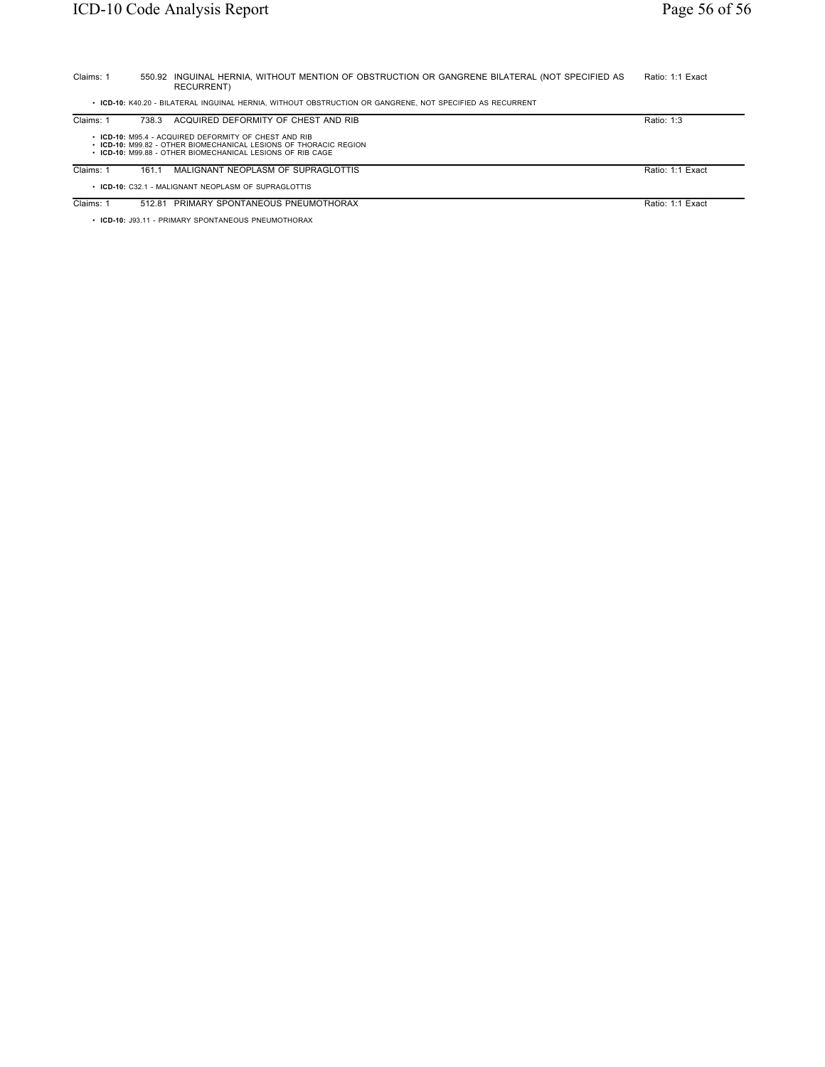Claims: 1 550.92 INGUINAL HERNIA, WITHOUT MENTION OF OBSTRUCTION OR GANGRENE BILATERAL (NOT SPECIFIED AS RECURRENT) Ratio: 1:1 Exact

- **ICD-10:** K40.20 - BILATERAL INGUINAL HERNIA, WITHOUT OBSTRUCTION OR GANGRENE, NOT SPECIFIED AS RECURRENT

---

Claims: 1 738.3 ACQUIRED DEFORMITY OF CHEST AND RIB Ratio: 1:3

- **ICD-10:** M95.4 - ACQUIRED DEFORMITY OF CHEST AND RIB
- **ICD-10:** M99.82 - OTHER BIOMECHANICAL LESIONS OF THORACIC REGION
- **ICD-10:** M99.88 - OTHER BIOMECHANICAL LESIONS OF RIB CAGE

---

Claims: 1 161.1 MALIGNANT NEOPLASM OF SUPRAGLOTTIS Ratio: 1:1 Exact

- **ICD-10:** C32.1 - MALIGNANT NEOPLASM OF SUPRAGLOTTIS

---

Claims: 1 512.81 PRIMARY SPONTANEOUS PNEUMOTHORAX Ratio: 1:1 Exact

- **ICD-10:** J93.11 - PRIMARY SPONTANEOUS PNEUMOTHORAX